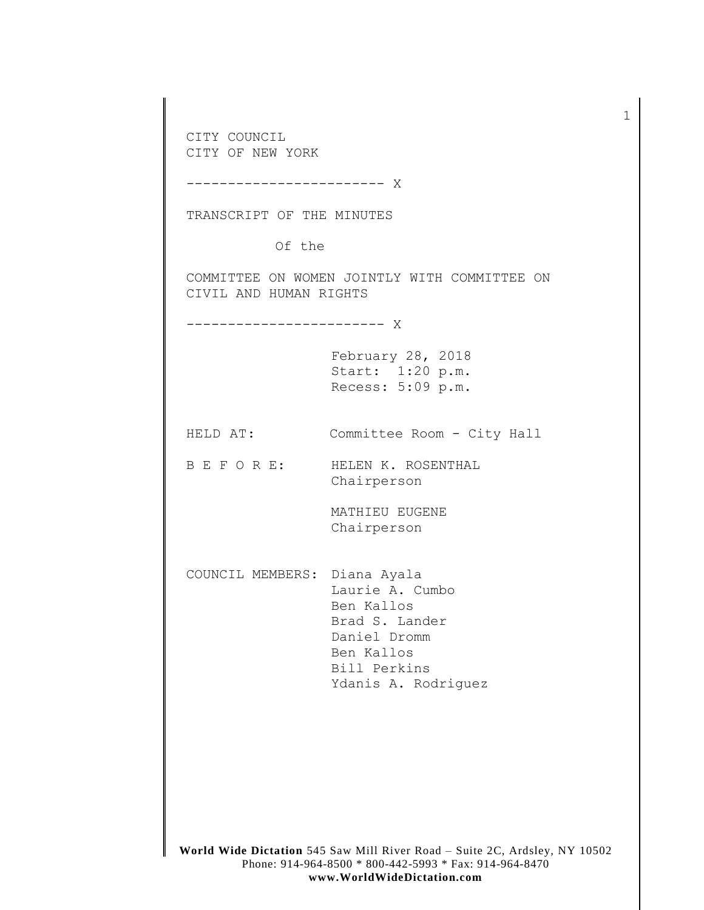CITY COUNCIL
CITY OF NEW YORK

------------------------ X

TRANSCRIPT OF THE MINUTES

Of the

COMMITTEE ON WOMEN JOINTLY WITH COMMITTEE ON CIVIL AND HUMAN RIGHTS

------------------------ X

February 28, 2018
Start: 1:20 p.m.
Recess: 5:09 p.m.

HELD AT: Committee Room - City Hall

B E F O R E: HELEN K. ROSENTHAL
Chairperson

MATHIEU EUGENE
Chairperson

COUNCIL MEMBERS: Diana Ayala
Laurie A. Cumbo
Ben Kallos
Brad S. Lander
Daniel Dromm
Ben Kallos
Bill Perkins
Ydanis A. Rodriguez

**World Wide Dictation** 545 Saw Mill River Road – Suite 2C, Ardsley, NY 10502
Phone: 914-964-8500 * 800-442-5993 * Fax: 914-964-8470
**www.WorldWideDictation.com**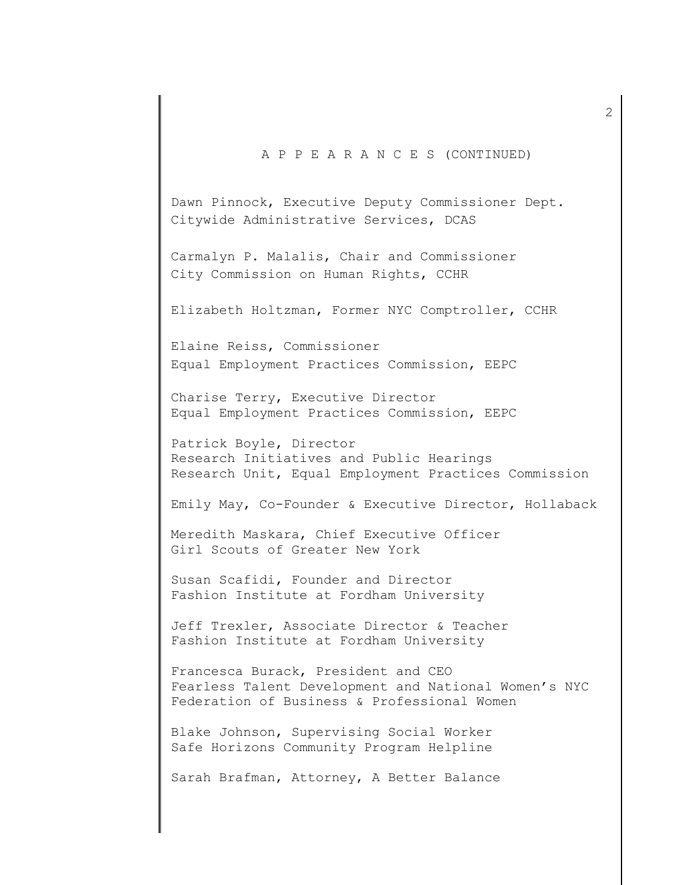A P P E A R A N C E S (CONTINUED)

Dawn Pinnock, Executive Deputy Commissioner Dept.
Citywide Administrative Services, DCAS

Carmalyn P. Malalis, Chair and Commissioner
City Commission on Human Rights, CCHR

Elizabeth Holtzman, Former NYC Comptroller, CCHR

Elaine Reiss, Commissioner
Equal Employment Practices Commission, EEPC

Charise Terry, Executive Director
Equal Employment Practices Commission, EEPC

Patrick Boyle, Director
Research Initiatives and Public Hearings
Research Unit, Equal Employment Practices Commission

Emily May, Co-Founder & Executive Director, Hollaback

Meredith Maskara, Chief Executive Officer
Girl Scouts of Greater New York

Susan Scafidi, Founder and Director
Fashion Institute at Fordham University

Jeff Trexler, Associate Director & Teacher
Fashion Institute at Fordham University

Francesca Burack, President and CEO
Fearless Talent Development and National Women's NYC
Federation of Business & Professional Women

Blake Johnson, Supervising Social Worker
Safe Horizons Community Program Helpline

Sarah Brafman, Attorney, A Better Balance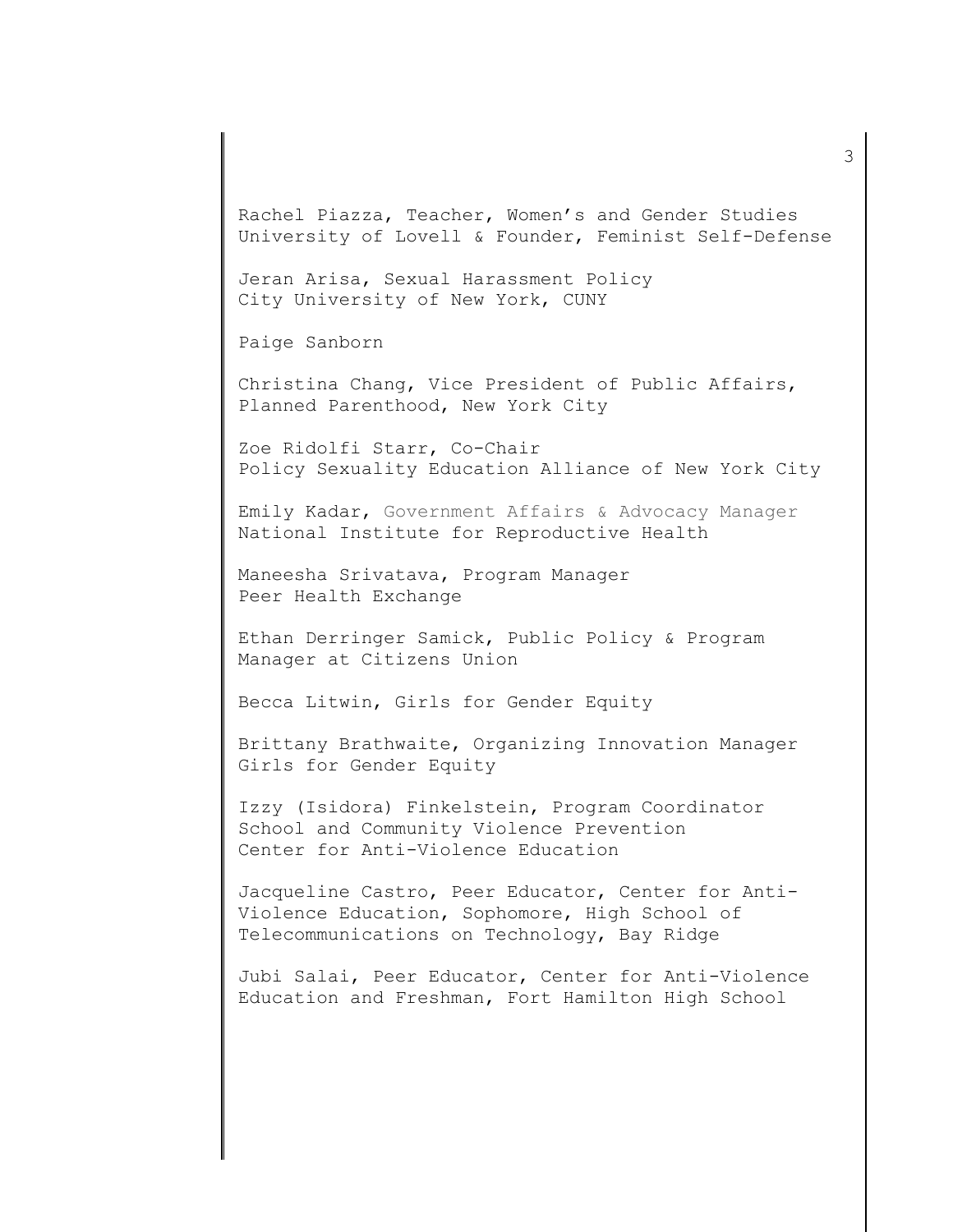Rachel Piazza, Teacher, Women's and Gender Studies
University of Lovell & Founder, Feminist Self-Defense

Jeran Arisa, Sexual Harassment Policy
City University of New York, CUNY

Paige Sanborn

Christina Chang, Vice President of Public Affairs,
Planned Parenthood, New York City

Zoe Ridolfi Starr, Co-Chair
Policy Sexuality Education Alliance of New York City

Emily Kadar, Government Affairs & Advocacy Manager
National Institute for Reproductive Health

Maneesha Srivatava, Program Manager
Peer Health Exchange

Ethan Derringer Samick, Public Policy & Program
Manager at Citizens Union

Becca Litwin, Girls for Gender Equity

Brittany Brathwaite, Organizing Innovation Manager
Girls for Gender Equity

Izzy (Isidora) Finkelstein, Program Coordinator
School and Community Violence Prevention
Center for Anti-Violence Education

Jacqueline Castro, Peer Educator, Center for Anti-Violence Education, Sophomore, High School of
Telecommunications on Technology, Bay Ridge

Jubi Salai, Peer Educator, Center for Anti-Violence
Education and Freshman, Fort Hamilton High School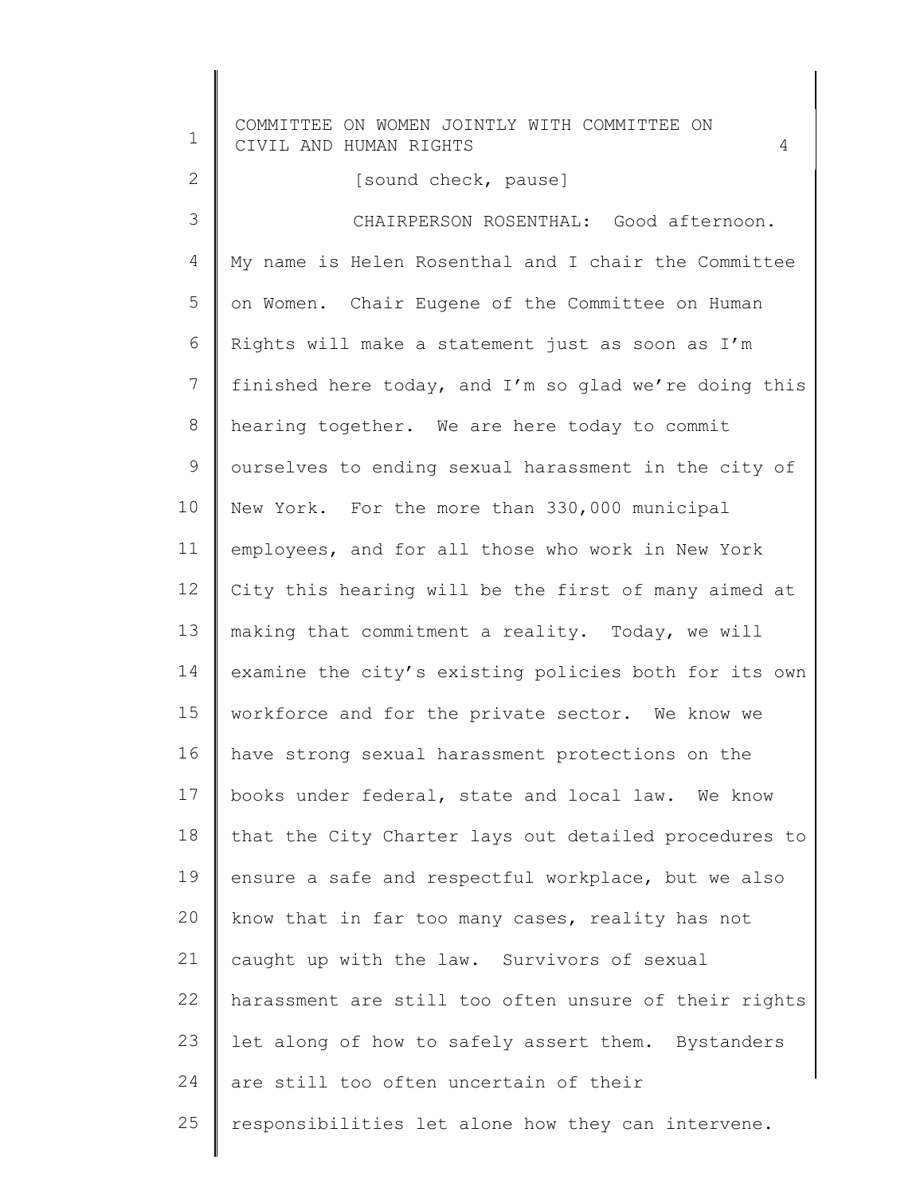[sound check, pause]

CHAIRPERSON ROSENTHAL: Good afternoon. My name is Helen Rosenthal and I chair the Committee on Women. Chair Eugene of the Committee on Human Rights will make a statement just as soon as I'm finished here today, and I'm so glad we're doing this hearing together. We are here today to commit ourselves to ending sexual harassment in the city of New York. For the more than 330,000 municipal employees, and for all those who work in New York City this hearing will be the first of many aimed at making that commitment a reality. Today, we will examine the city's existing policies both for its own workforce and for the private sector. We know we have strong sexual harassment protections on the books under federal, state and local law. We know that the City Charter lays out detailed procedures to ensure a safe and respectful workplace, but we also know that in far too many cases, reality has not caught up with the law. Survivors of sexual harassment are still too often unsure of their rights let along of how to safely assert them. Bystanders are still too often uncertain of their responsibilities let alone how they can intervene.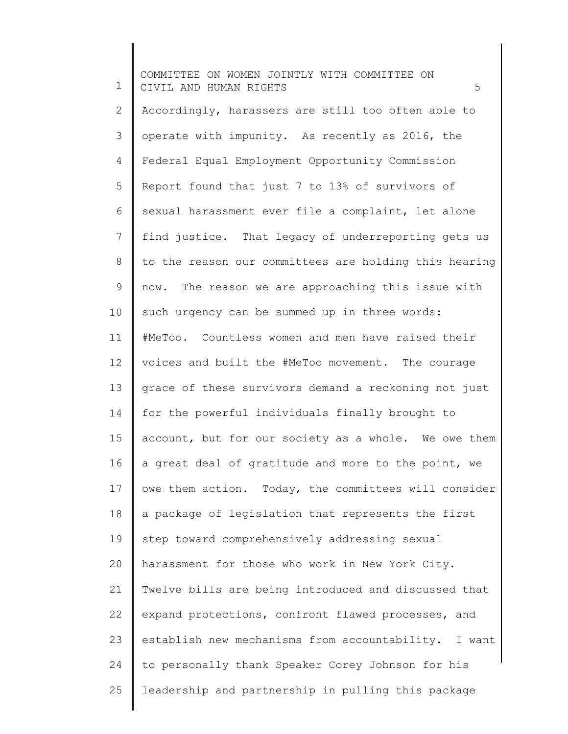Accordingly, harassers are still too often able to operate with impunity. As recently as 2016, the Federal Equal Employment Opportunity Commission Report found that just 7 to 13% of survivors of sexual harassment ever file a complaint, let alone find justice. That legacy of underreporting gets us to the reason our committees are holding this hearing now. The reason we are approaching this issue with such urgency can be summed up in three words: #MeToo. Countless women and men have raised their voices and built the #MeToo movement. The courage grace of these survivors demand a reckoning not just for the powerful individuals finally brought to account, but for our society as a whole. We owe them a great deal of gratitude and more to the point, we owe them action. Today, the committees will consider a package of legislation that represents the first step toward comprehensively addressing sexual harassment for those who work in New York City. Twelve bills are being introduced and discussed that expand protections, confront flawed processes, and establish new mechanisms from accountability. I want to personally thank Speaker Corey Johnson for his leadership and partnership in pulling this package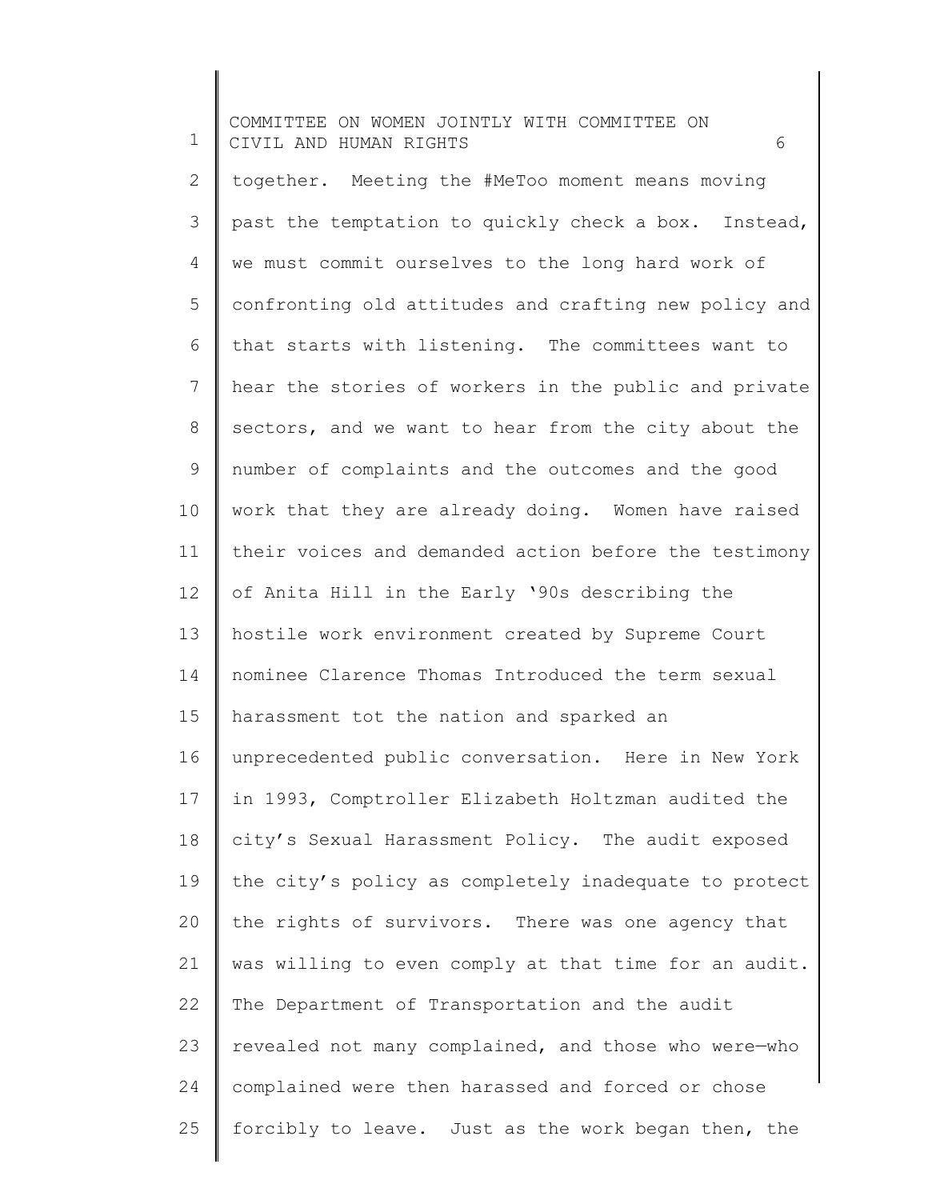together. Meeting the #MeToo moment means moving past the temptation to quickly check a box. Instead, we must commit ourselves to the long hard work of confronting old attitudes and crafting new policy and that starts with listening. The committees want to hear the stories of workers in the public and private sectors, and we want to hear from the city about the number of complaints and the outcomes and the good work that they are already doing. Women have raised their voices and demanded action before the testimony of Anita Hill in the Early '90s describing the hostile work environment created by Supreme Court nominee Clarence Thomas Introduced the term sexual harassment tot the nation and sparked an unprecedented public conversation. Here in New York in 1993, Comptroller Elizabeth Holtzman audited the city's Sexual Harassment Policy. The audit exposed the city's policy as completely inadequate to protect the rights of survivors. There was one agency that was willing to even comply at that time for an audit. The Department of Transportation and the audit revealed not many complained, and those who were—who complained were then harassed and forced or chose forcibly to leave. Just as the work began then, the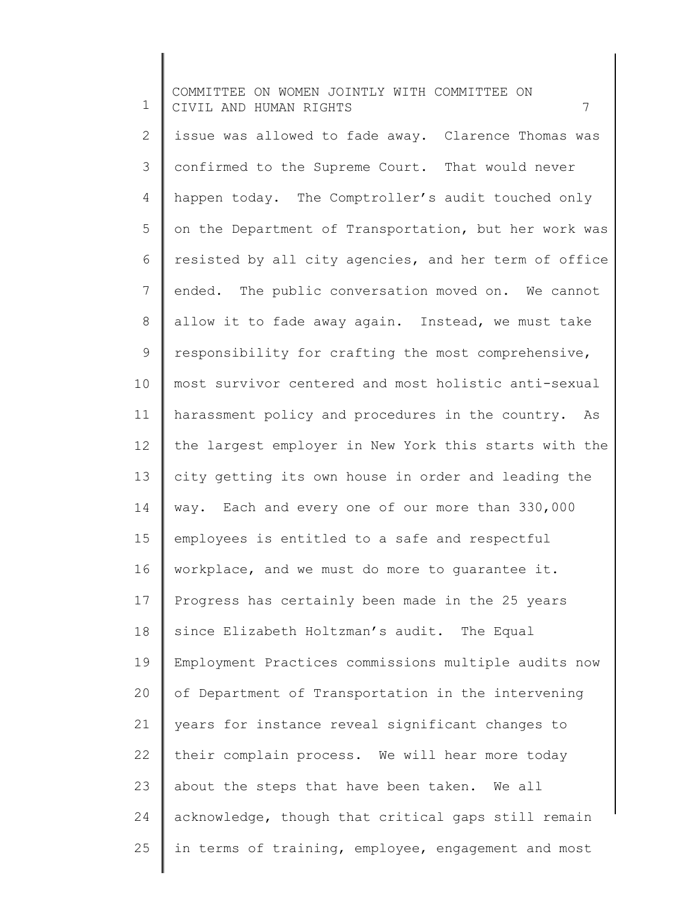issue was allowed to fade away. Clarence Thomas was confirmed to the Supreme Court. That would never happen today. The Comptroller's audit touched only on the Department of Transportation, but her work was resisted by all city agencies, and her term of office ended. The public conversation moved on. We cannot allow it to fade away again. Instead, we must take responsibility for crafting the most comprehensive, most survivor centered and most holistic anti-sexual harassment policy and procedures in the country. As the largest employer in New York this starts with the city getting its own house in order and leading the way. Each and every one of our more than 330,000 employees is entitled to a safe and respectful workplace, and we must do more to guarantee it. Progress has certainly been made in the 25 years since Elizabeth Holtzman's audit. The Equal Employment Practices commissions multiple audits now of Department of Transportation in the intervening years for instance reveal significant changes to their complain process. We will hear more today about the steps that have been taken. We all acknowledge, though that critical gaps still remain in terms of training, employee, engagement and most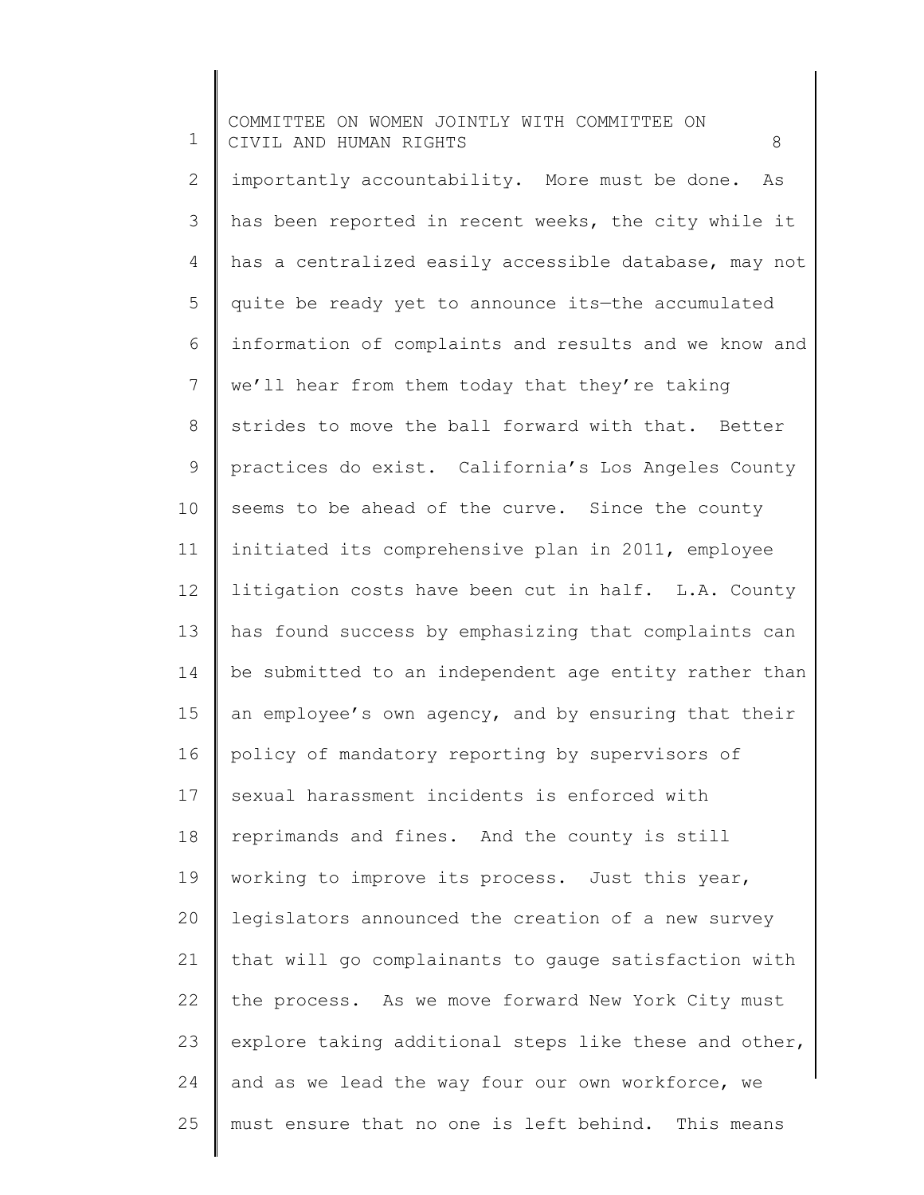importantly accountability. More must be done. As has been reported in recent weeks, the city while it has a centralized easily accessible database, may not quite be ready yet to announce its—the accumulated information of complaints and results and we know and we'll hear from them today that they're taking strides to move the ball forward with that. Better practices do exist. California's Los Angeles County seems to be ahead of the curve. Since the county initiated its comprehensive plan in 2011, employee litigation costs have been cut in half. L.A. County has found success by emphasizing that complaints can be submitted to an independent age entity rather than an employee's own agency, and by ensuring that their policy of mandatory reporting by supervisors of sexual harassment incidents is enforced with reprimands and fines. And the county is still working to improve its process. Just this year, legislators announced the creation of a new survey that will go complainants to gauge satisfaction with the process. As we move forward New York City must explore taking additional steps like these and other, and as we lead the way four our own workforce, we must ensure that no one is left behind. This means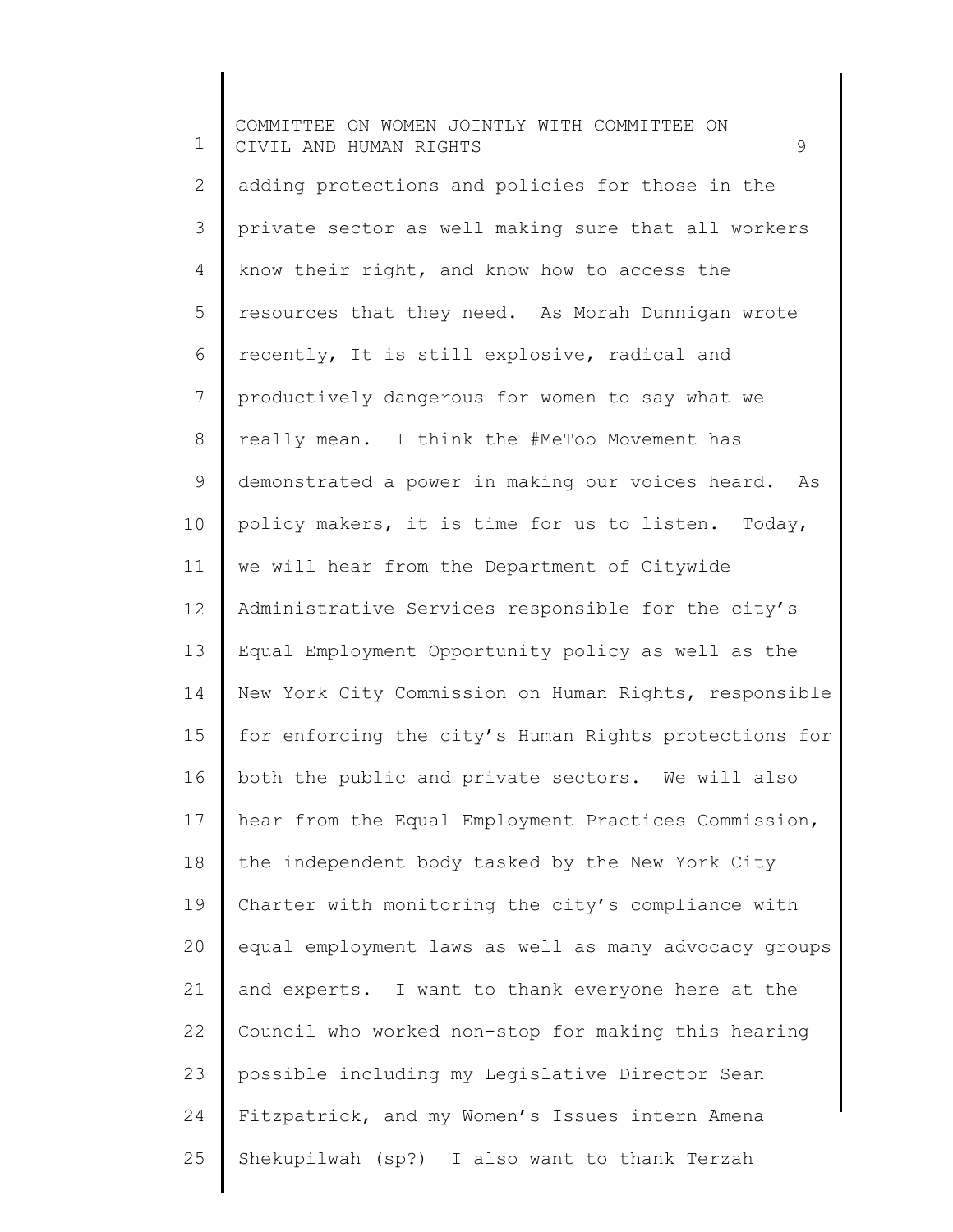adding protections and policies for those in the private sector as well making sure that all workers know their right, and know how to access the resources that they need. As Morah Dunnigan wrote recently, It is still explosive, radical and productively dangerous for women to say what we really mean. I think the #MeToo Movement has demonstrated a power in making our voices heard. As policy makers, it is time for us to listen. Today, we will hear from the Department of Citywide Administrative Services responsible for the city's Equal Employment Opportunity policy as well as the New York City Commission on Human Rights, responsible for enforcing the city's Human Rights protections for both the public and private sectors. We will also hear from the Equal Employment Practices Commission, the independent body tasked by the New York City Charter with monitoring the city's compliance with equal employment laws as well as many advocacy groups and experts. I want to thank everyone here at the Council who worked non-stop for making this hearing possible including my Legislative Director Sean Fitzpatrick, and my Women's Issues intern Amena Shekupilwah (sp?) I also want to thank Terzah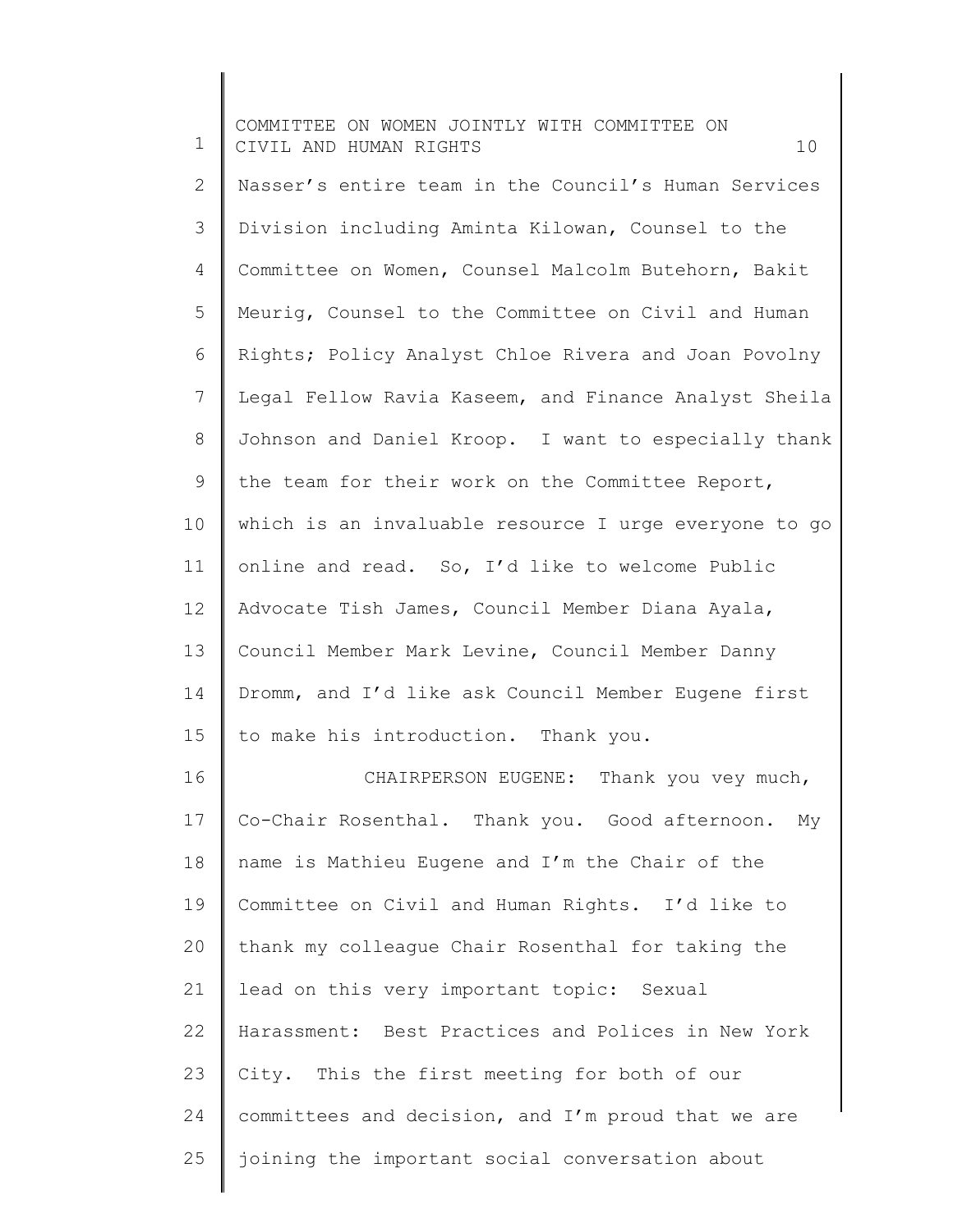Nasser's entire team in the Council's Human Services Division including Aminta Kilowan, Counsel to the Committee on Women, Counsel Malcolm Butehorn, Bakit Meurig, Counsel to the Committee on Civil and Human Rights; Policy Analyst Chloe Rivera and Joan Povolny Legal Fellow Ravia Kaseem, and Finance Analyst Sheila Johnson and Daniel Kroop. I want to especially thank the team for their work on the Committee Report, which is an invaluable resource I urge everyone to go online and read. So, I'd like to welcome Public Advocate Tish James, Council Member Diana Ayala, Council Member Mark Levine, Council Member Danny Dromm, and I'd like ask Council Member Eugene first to make his introduction. Thank you.

CHAIRPERSON EUGENE: Thank you vey much, Co-Chair Rosenthal. Thank you. Good afternoon. My name is Mathieu Eugene and I'm the Chair of the Committee on Civil and Human Rights. I'd like to thank my colleague Chair Rosenthal for taking the lead on this very important topic: Sexual Harassment: Best Practices and Polices in New York City. This the first meeting for both of our committees and decision, and I'm proud that we are joining the important social conversation about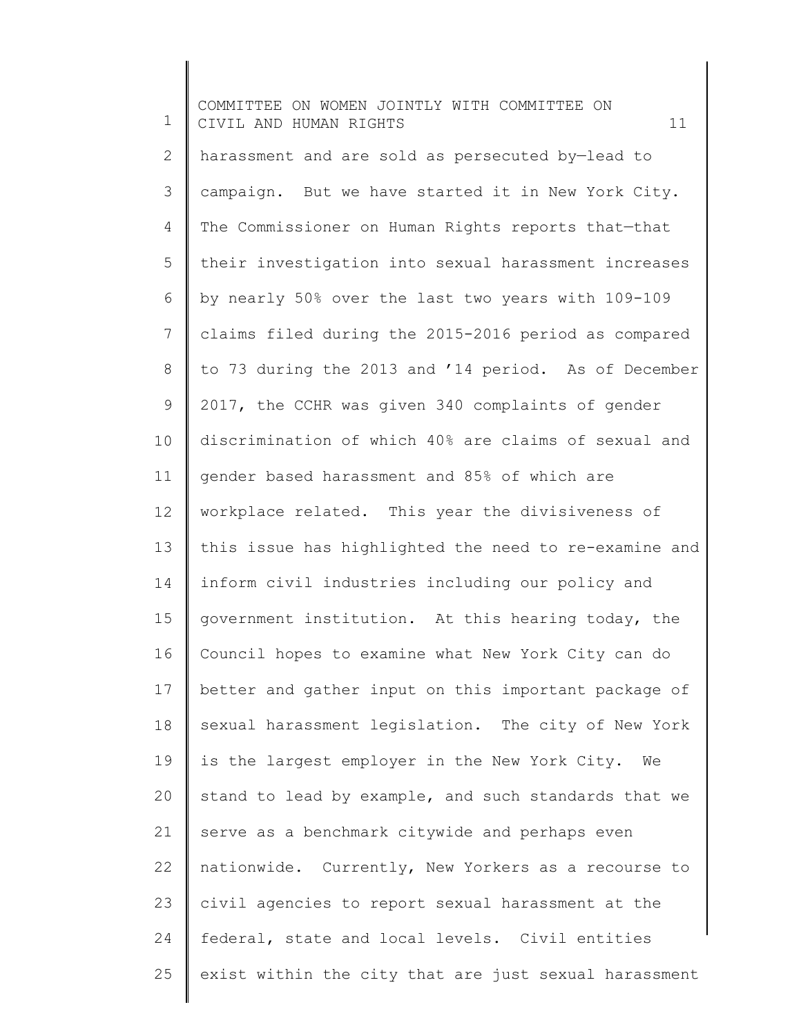harassment and are sold as persecuted by—lead to campaign. But we have started it in New York City. The Commissioner on Human Rights reports that—that their investigation into sexual harassment increases by nearly 50% over the last two years with 109-109 claims filed during the 2015-2016 period as compared to 73 during the 2013 and '14 period. As of December 2017, the CCHR was given 340 complaints of gender discrimination of which 40% are claims of sexual and gender based harassment and 85% of which are workplace related. This year the divisiveness of this issue has highlighted the need to re-examine and inform civil industries including our policy and government institution. At this hearing today, the Council hopes to examine what New York City can do better and gather input on this important package of sexual harassment legislation. The city of New York is the largest employer in the New York City. We stand to lead by example, and such standards that we serve as a benchmark citywide and perhaps even nationwide. Currently, New Yorkers as a recourse to civil agencies to report sexual harassment at the federal, state and local levels. Civil entities exist within the city that are just sexual harassment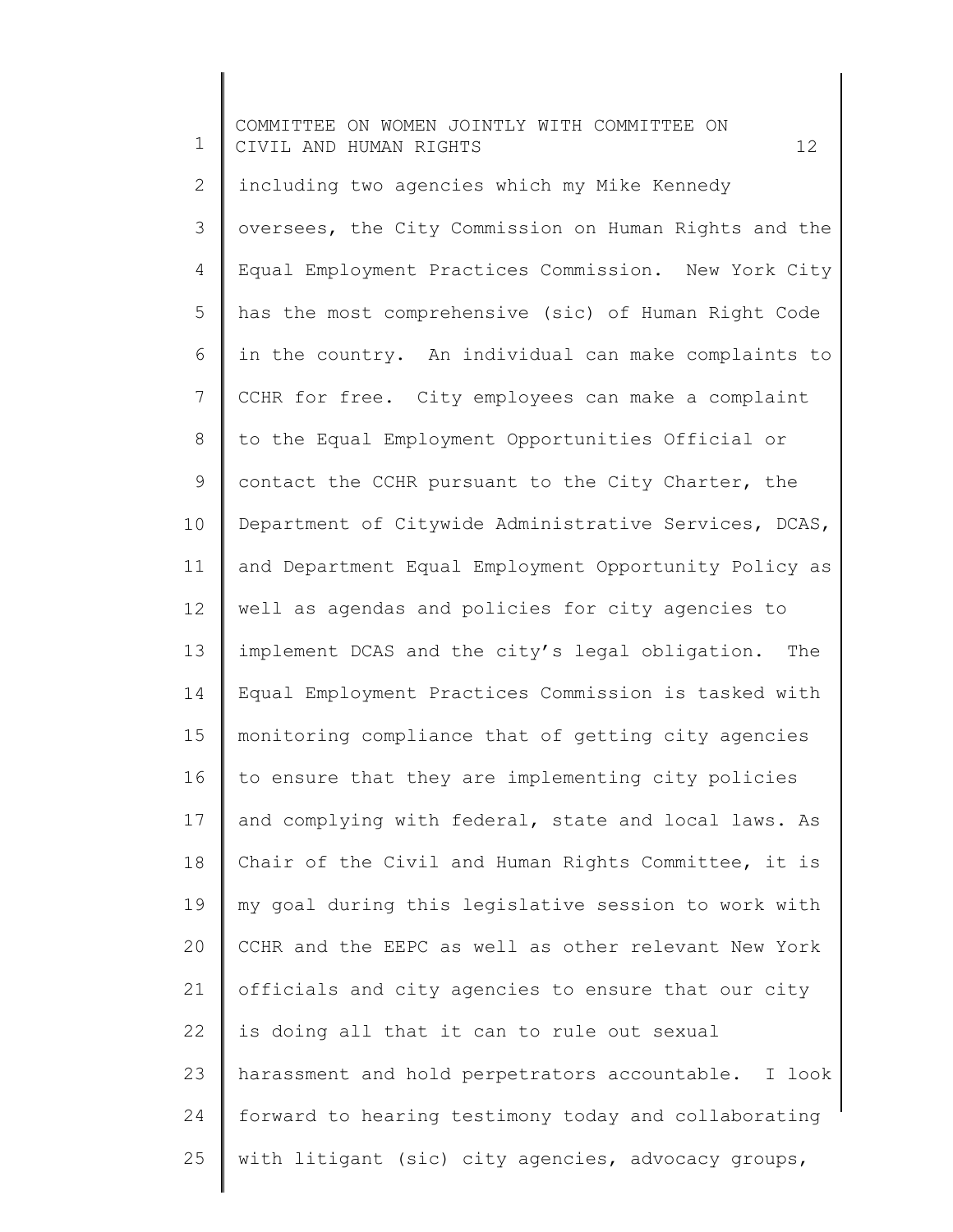including two agencies which my Mike Kennedy oversees, the City Commission on Human Rights and the Equal Employment Practices Commission. New York City has the most comprehensive (sic) of Human Right Code in the country. An individual can make complaints to CCHR for free. City employees can make a complaint to the Equal Employment Opportunities Official or contact the CCHR pursuant to the City Charter, the Department of Citywide Administrative Services, DCAS, and Department Equal Employment Opportunity Policy as well as agendas and policies for city agencies to implement DCAS and the city's legal obligation. The Equal Employment Practices Commission is tasked with monitoring compliance that of getting city agencies to ensure that they are implementing city policies and complying with federal, state and local laws. As Chair of the Civil and Human Rights Committee, it is my goal during this legislative session to work with CCHR and the EEPC as well as other relevant New York officials and city agencies to ensure that our city is doing all that it can to rule out sexual harassment and hold perpetrators accountable. I look forward to hearing testimony today and collaborating with litigant (sic) city agencies, advocacy groups,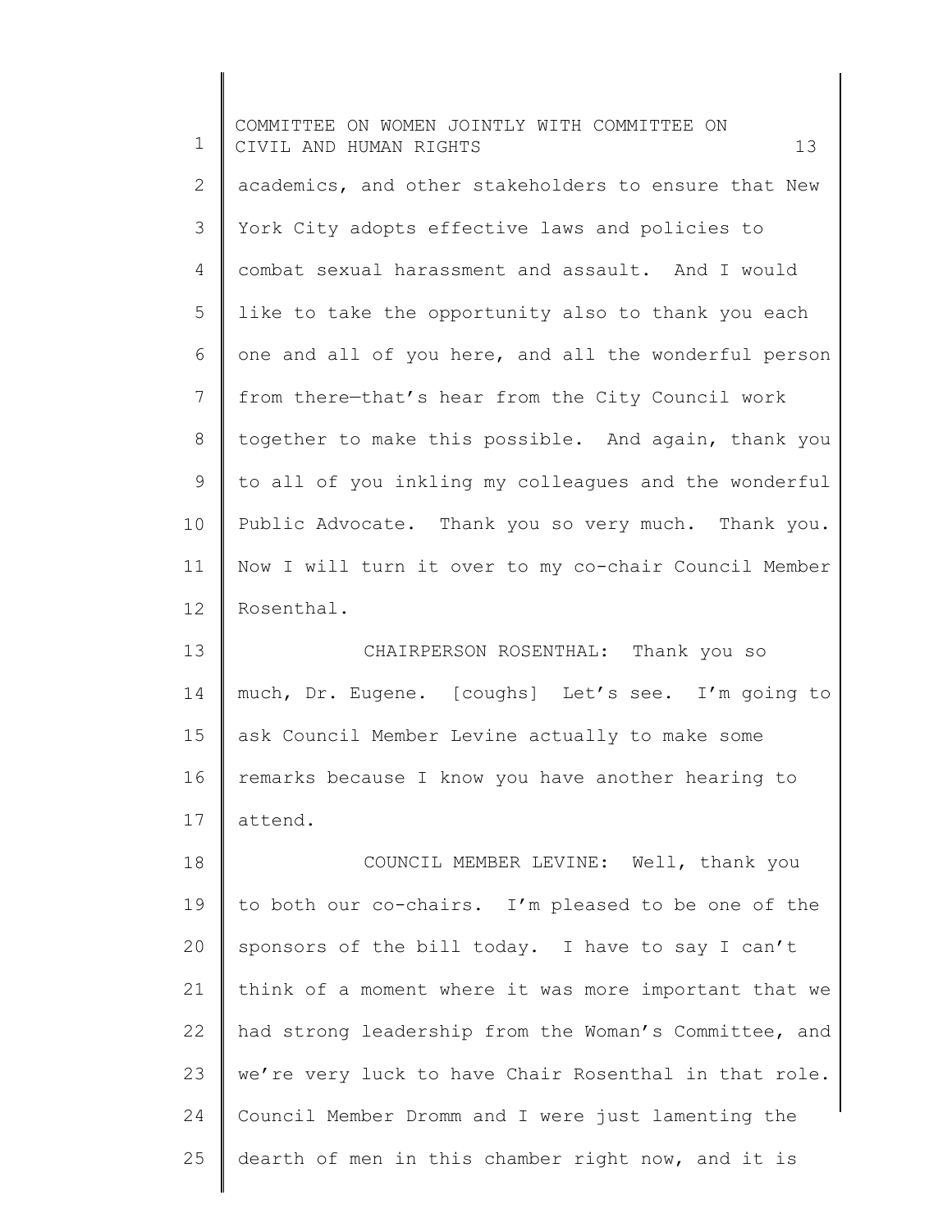academics, and other stakeholders to ensure that New York City adopts effective laws and policies to combat sexual harassment and assault. And I would like to take the opportunity also to thank you each one and all of you here, and all the wonderful person from there—that's hear from the City Council work together to make this possible. And again, thank you to all of you inkling my colleagues and the wonderful Public Advocate. Thank you so very much. Thank you. Now I will turn it over to my co-chair Council Member Rosenthal.

CHAIRPERSON ROSENTHAL: Thank you so much, Dr. Eugene. [coughs] Let's see. I'm going to ask Council Member Levine actually to make some remarks because I know you have another hearing to attend.

COUNCIL MEMBER LEVINE: Well, thank you to both our co-chairs. I'm pleased to be one of the sponsors of the bill today. I have to say I can't think of a moment where it was more important that we had strong leadership from the Woman's Committee, and we're very luck to have Chair Rosenthal in that role. Council Member Dromm and I were just lamenting the dearth of men in this chamber right now, and it is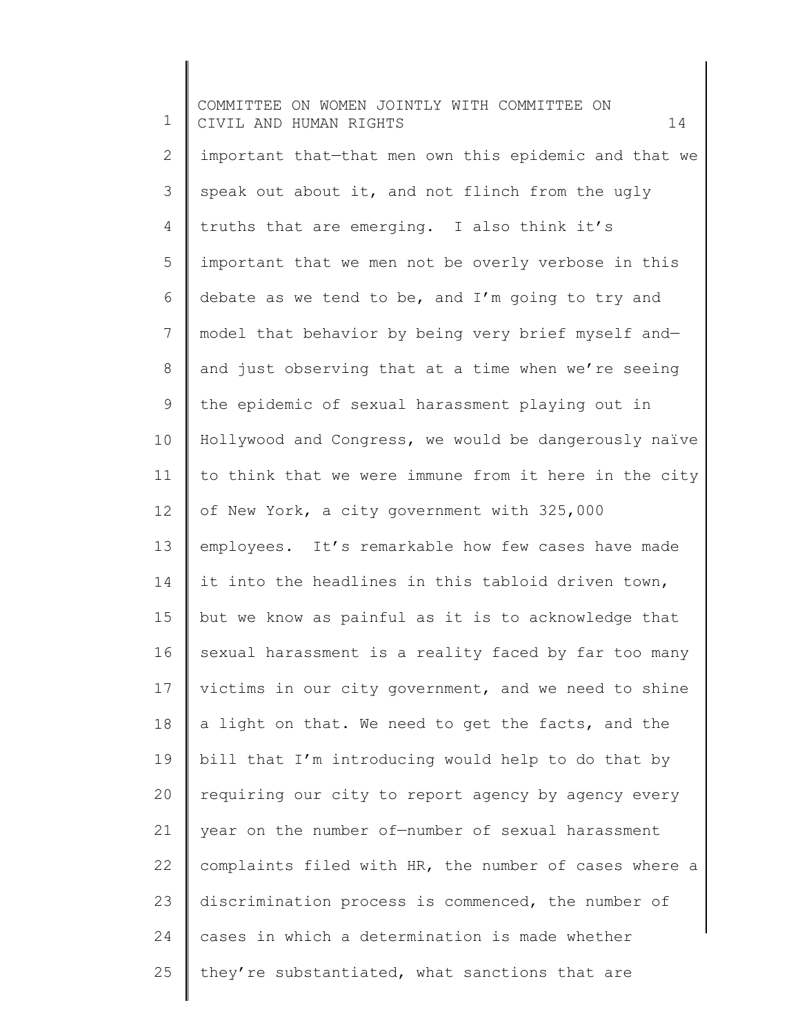important that—that men own this epidemic and that we speak out about it, and not flinch from the ugly truths that are emerging. I also think it's important that we men not be overly verbose in this debate as we tend to be, and I'm going to try and model that behavior by being very brief myself and—and just observing that at a time when we're seeing the epidemic of sexual harassment playing out in Hollywood and Congress, we would be dangerously naïve to think that we were immune from it here in the city of New York, a city government with 325,000 employees. It's remarkable how few cases have made it into the headlines in this tabloid driven town, but we know as painful as it is to acknowledge that sexual harassment is a reality faced by far too many victims in our city government, and we need to shine a light on that. We need to get the facts, and the bill that I'm introducing would help to do that by requiring our city to report agency by agency every year on the number of—number of sexual harassment complaints filed with HR, the number of cases where a discrimination process is commenced, the number of cases in which a determination is made whether they're substantiated, what sanctions that are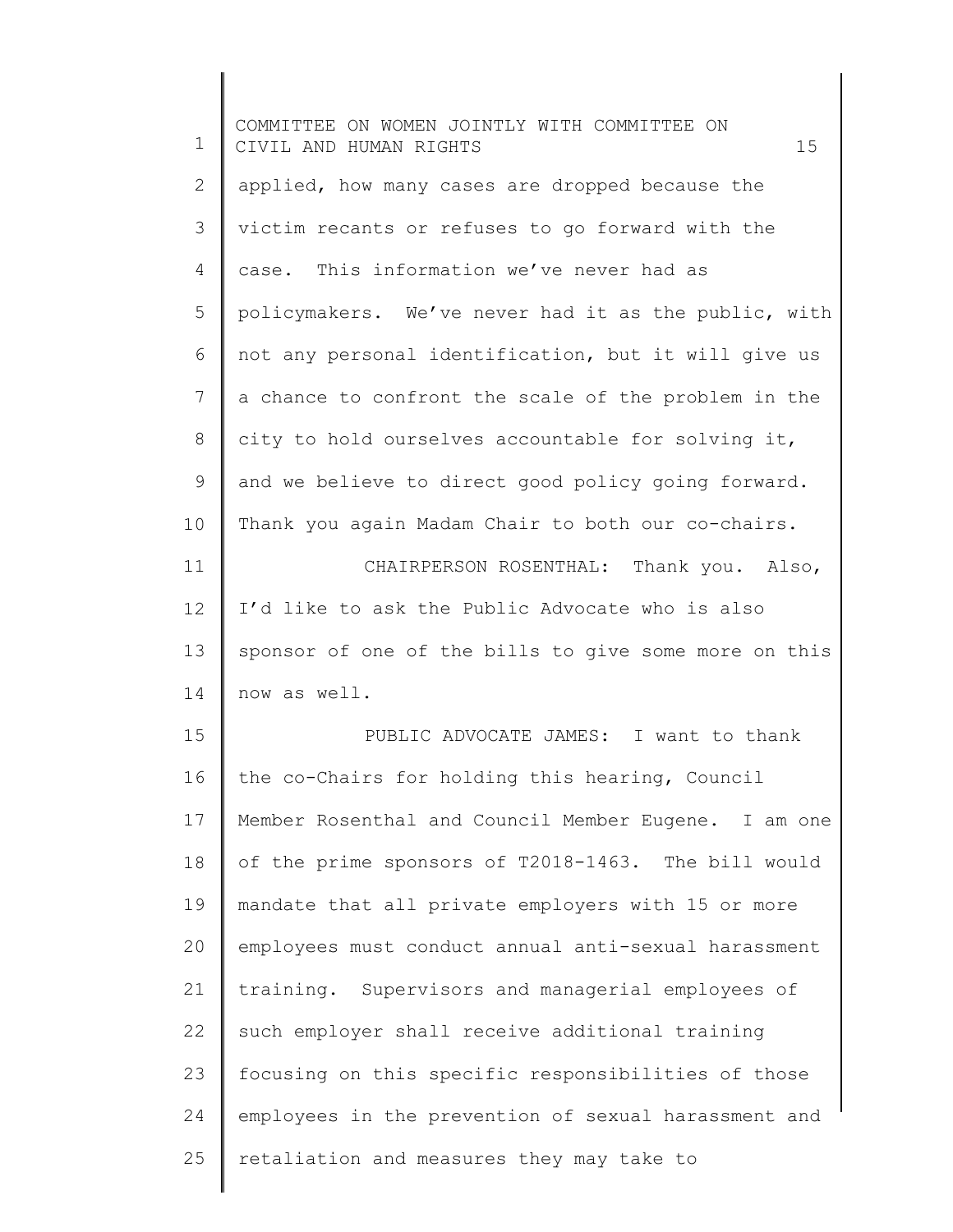applied, how many cases are dropped because the victim recants or refuses to go forward with the case. This information we've never had as policymakers. We've never had it as the public, with not any personal identification, but it will give us a chance to confront the scale of the problem in the city to hold ourselves accountable for solving it, and we believe to direct good policy going forward. Thank you again Madam Chair to both our co-chairs.

CHAIRPERSON ROSENTHAL: Thank you. Also, I'd like to ask the Public Advocate who is also sponsor of one of the bills to give some more on this now as well.

PUBLIC ADVOCATE JAMES: I want to thank the co-Chairs for holding this hearing, Council Member Rosenthal and Council Member Eugene. I am one of the prime sponsors of T2018-1463. The bill would mandate that all private employers with 15 or more employees must conduct annual anti-sexual harassment training. Supervisors and managerial employees of such employer shall receive additional training focusing on this specific responsibilities of those employees in the prevention of sexual harassment and retaliation and measures they may take to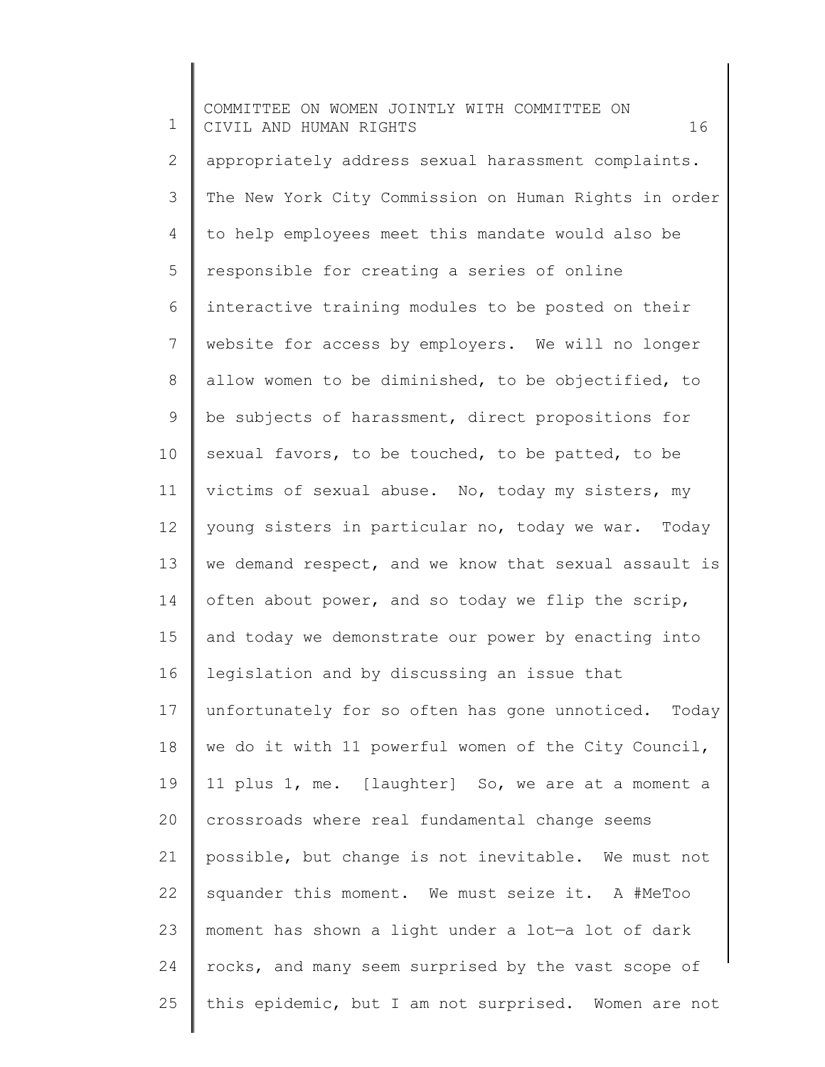appropriately address sexual harassment complaints. The New York City Commission on Human Rights in order to help employees meet this mandate would also be responsible for creating a series of online interactive training modules to be posted on their website for access by employers. We will no longer allow women to be diminished, to be objectified, to be subjects of harassment, direct propositions for sexual favors, to be touched, to be patted, to be victims of sexual abuse. No, today my sisters, my young sisters in particular no, today we war. Today we demand respect, and we know that sexual assault is often about power, and so today we flip the scrip, and today we demonstrate our power by enacting into legislation and by discussing an issue that unfortunately for so often has gone unnoticed. Today we do it with 11 powerful women of the City Council, 11 plus 1, me. [laughter] So, we are at a moment a crossroads where real fundamental change seems possible, but change is not inevitable. We must not squander this moment. We must seize it. A #MeToo moment has shown a light under a lot—a lot of dark rocks, and many seem surprised by the vast scope of this epidemic, but I am not surprised. Women are not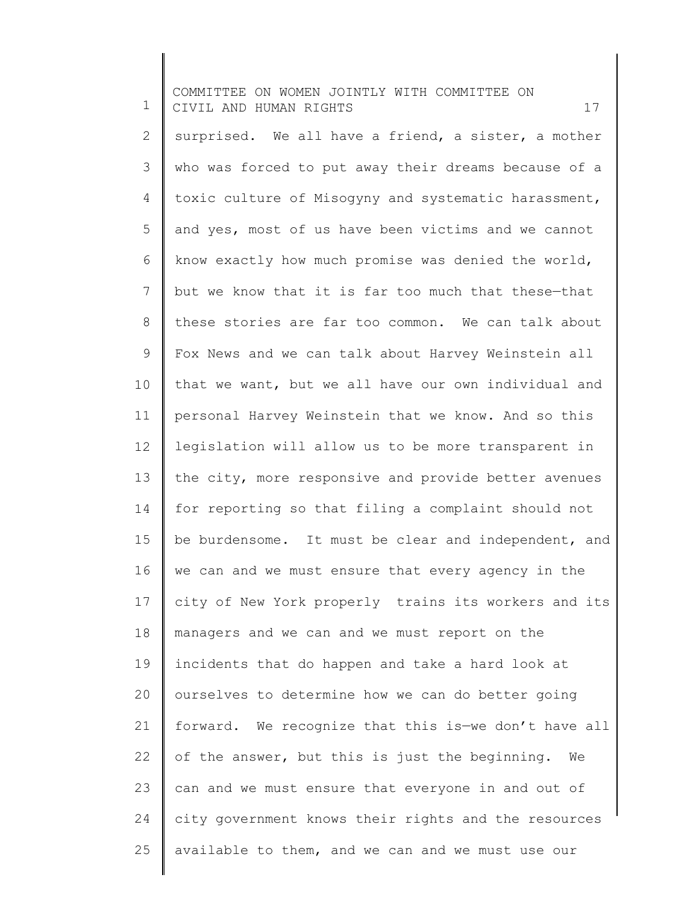surprised. We all have a friend, a sister, a mother who was forced to put away their dreams because of a toxic culture of Misogyny and systematic harassment, and yes, most of us have been victims and we cannot know exactly how much promise was denied the world, but we know that it is far too much that these—that these stories are far too common. We can talk about Fox News and we can talk about Harvey Weinstein all that we want, but we all have our own individual and personal Harvey Weinstein that we know. And so this legislation will allow us to be more transparent in the city, more responsive and provide better avenues for reporting so that filing a complaint should not be burdensome. It must be clear and independent, and we can and we must ensure that every agency in the city of New York properly trains its workers and its managers and we can and we must report on the incidents that do happen and take a hard look at ourselves to determine how we can do better going forward. We recognize that this is—we don't have all of the answer, but this is just the beginning. We can and we must ensure that everyone in and out of city government knows their rights and the resources available to them, and we can and we must use our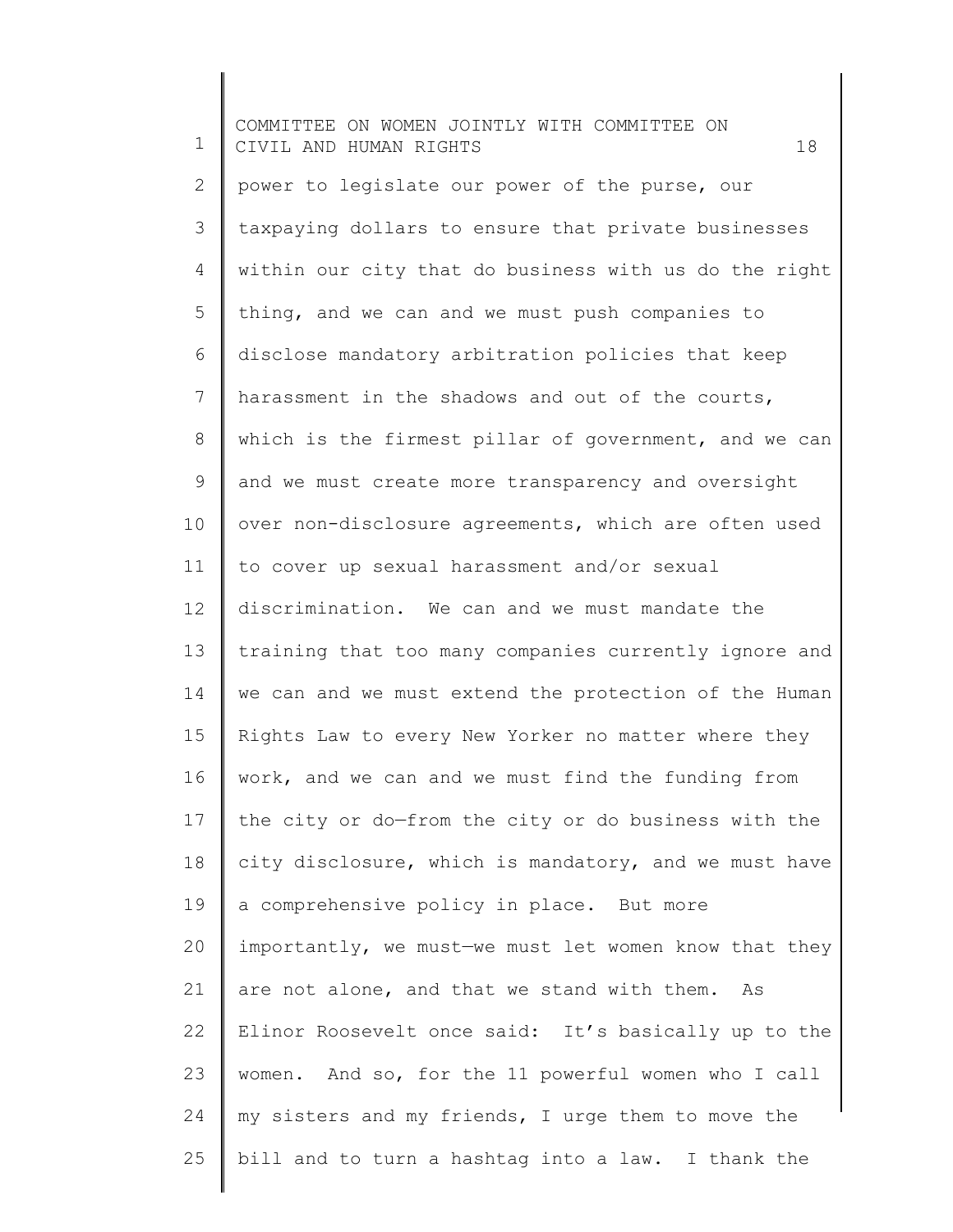power to legislate our power of the purse, our taxpaying dollars to ensure that private businesses within our city that do business with us do the right thing, and we can and we must push companies to disclose mandatory arbitration policies that keep harassment in the shadows and out of the courts, which is the firmest pillar of government, and we can and we must create more transparency and oversight over non-disclosure agreements, which are often used to cover up sexual harassment and/or sexual discrimination. We can and we must mandate the training that too many companies currently ignore and we can and we must extend the protection of the Human Rights Law to every New Yorker no matter where they work, and we can and we must find the funding from the city or do—from the city or do business with the city disclosure, which is mandatory, and we must have a comprehensive policy in place. But more importantly, we must—we must let women know that they are not alone, and that we stand with them. As Elinor Roosevelt once said: It's basically up to the women. And so, for the 11 powerful women who I call my sisters and my friends, I urge them to move the bill and to turn a hashtag into a law. I thank the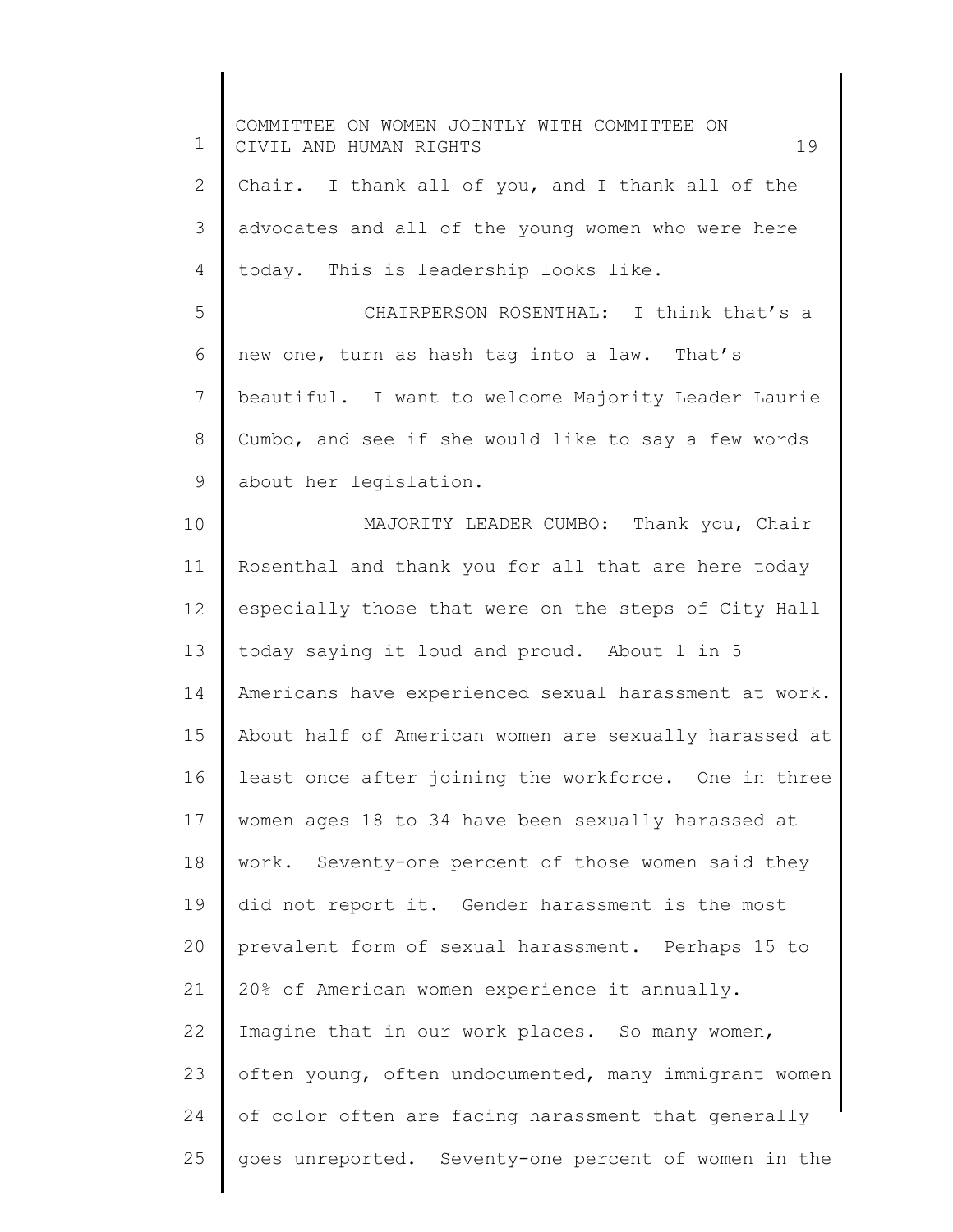Chair. I thank all of you, and I thank all of the advocates and all of the young women who were here today. This is leadership looks like.

CHAIRPERSON ROSENTHAL: I think that's a new one, turn as hash tag into a law. That's beautiful. I want to welcome Majority Leader Laurie Cumbo, and see if she would like to say a few words about her legislation.

MAJORITY LEADER CUMBO: Thank you, Chair Rosenthal and thank you for all that are here today especially those that were on the steps of City Hall today saying it loud and proud. About 1 in 5 Americans have experienced sexual harassment at work. About half of American women are sexually harassed at least once after joining the workforce. One in three women ages 18 to 34 have been sexually harassed at work. Seventy-one percent of those women said they did not report it. Gender harassment is the most prevalent form of sexual harassment. Perhaps 15 to 20% of American women experience it annually. Imagine that in our work places. So many women, often young, often undocumented, many immigrant women of color often are facing harassment that generally goes unreported. Seventy-one percent of women in the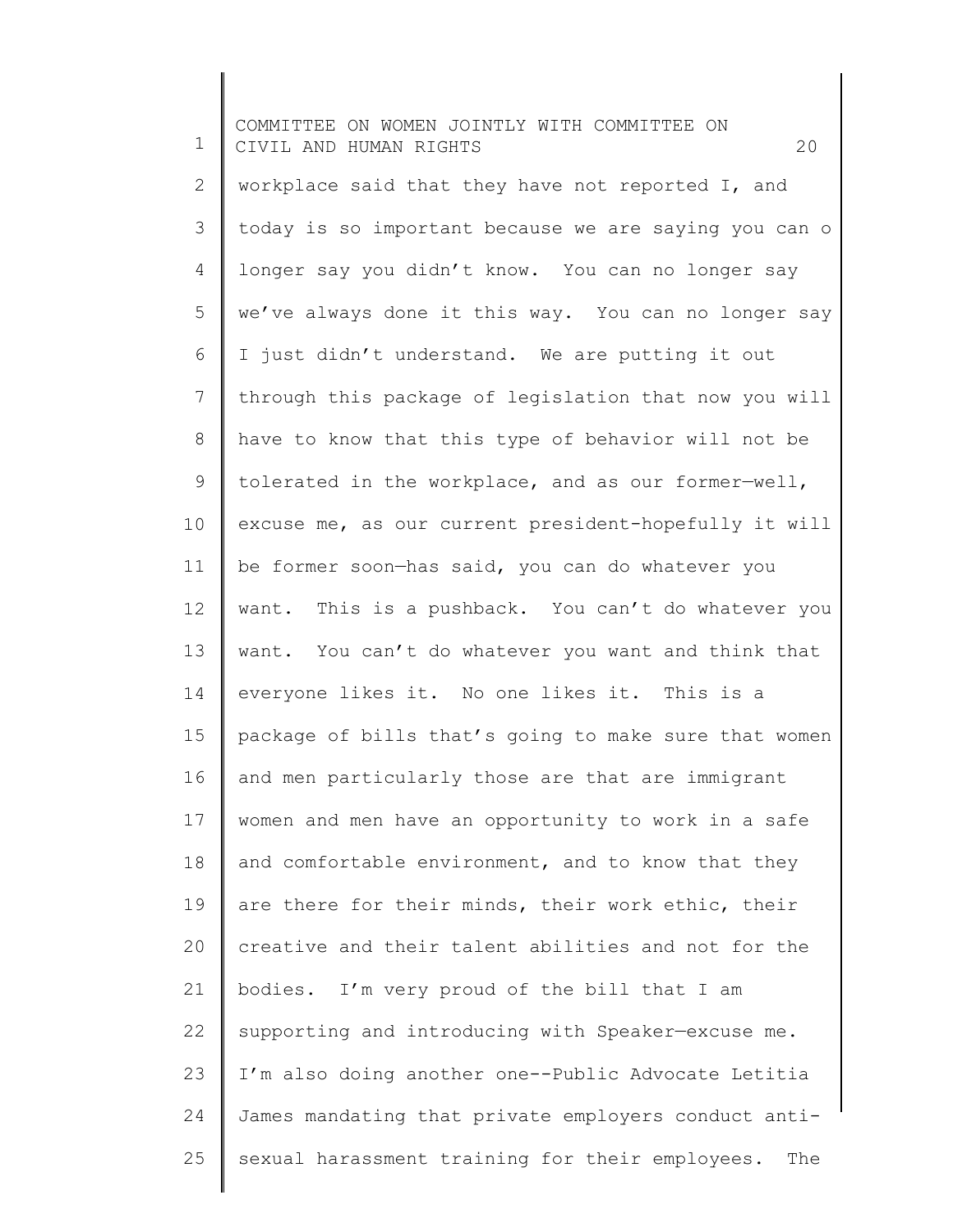workplace said that they have not reported I, and today is so important because we are saying you can o longer say you didn't know. You can no longer say we've always done it this way. You can no longer say I just didn't understand. We are putting it out through this package of legislation that now you will have to know that this type of behavior will not be tolerated in the workplace, and as our former—well, excuse me, as our current president-hopefully it will be former soon—has said, you can do whatever you want. This is a pushback. You can't do whatever you want. You can't do whatever you want and think that everyone likes it. No one likes it. This is a package of bills that's going to make sure that women and men particularly those are that are immigrant women and men have an opportunity to work in a safe and comfortable environment, and to know that they are there for their minds, their work ethic, their creative and their talent abilities and not for the bodies. I'm very proud of the bill that I am supporting and introducing with Speaker—excuse me. I'm also doing another one--Public Advocate Letitia James mandating that private employers conduct anti-sexual harassment training for their employees. The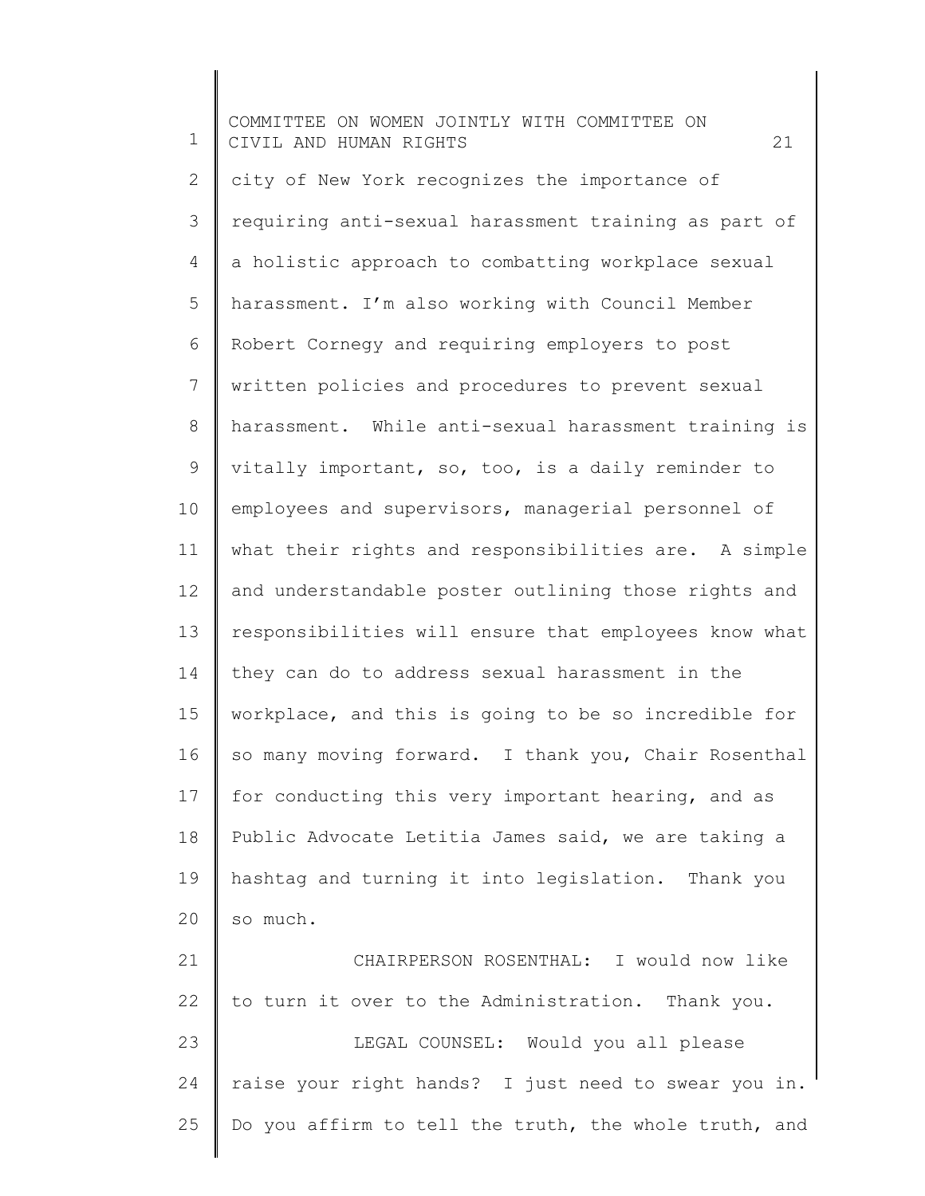city of New York recognizes the importance of requiring anti-sexual harassment training as part of a holistic approach to combatting workplace sexual harassment. I'm also working with Council Member Robert Cornegy and requiring employers to post written policies and procedures to prevent sexual harassment. While anti-sexual harassment training is vitally important, so, too, is a daily reminder to employees and supervisors, managerial personnel of what their rights and responsibilities are. A simple and understandable poster outlining those rights and responsibilities will ensure that employees know what they can do to address sexual harassment in the workplace, and this is going to be so incredible for so many moving forward. I thank you, Chair Rosenthal for conducting this very important hearing, and as Public Advocate Letitia James said, we are taking a hashtag and turning it into legislation. Thank you so much.

CHAIRPERSON ROSENTHAL: I would now like to turn it over to the Administration. Thank you.

LEGAL COUNSEL: Would you all please raise your right hands? I just need to swear you in. Do you affirm to tell the truth, the whole truth, and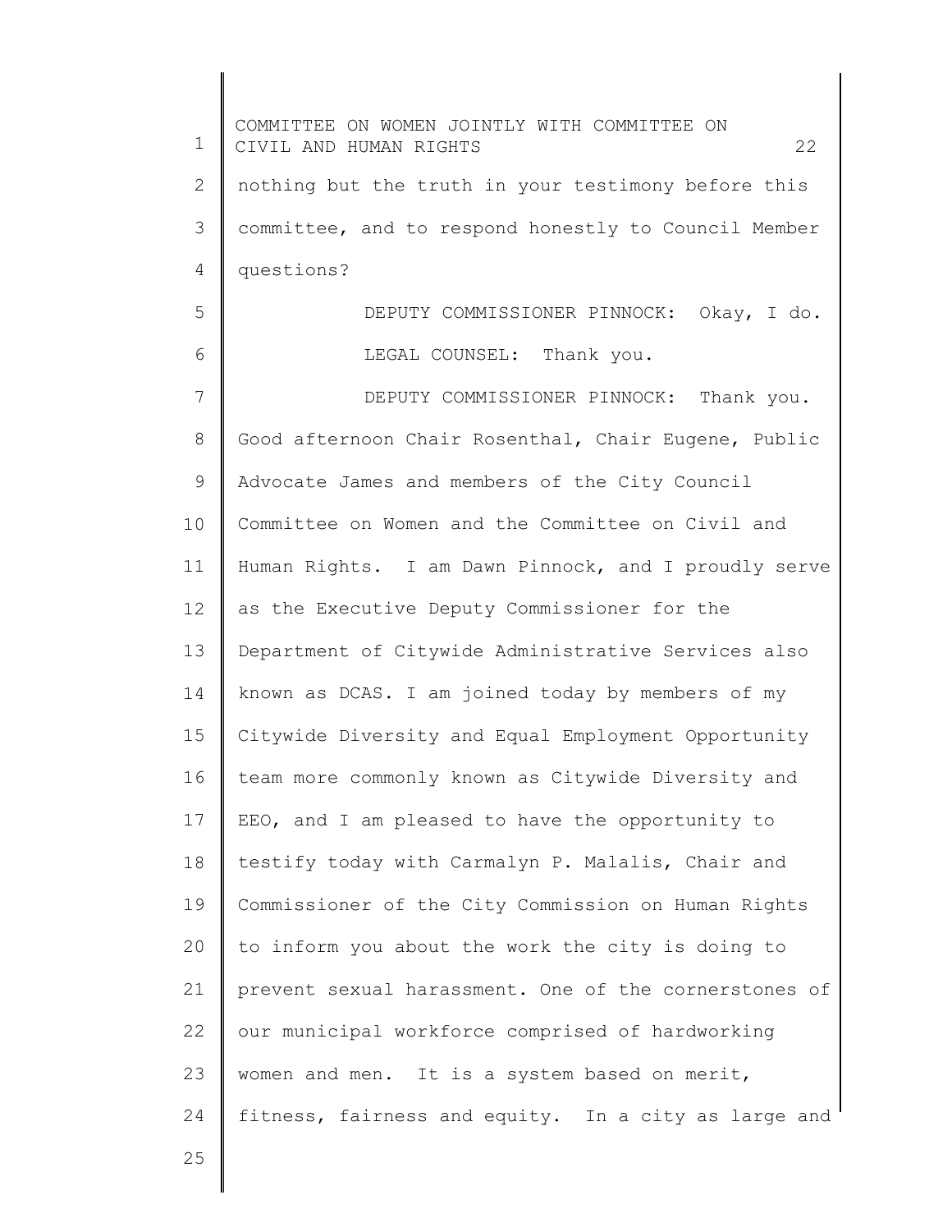nothing but the truth in your testimony before this committee, and to respond honestly to Council Member questions?

DEPUTY COMMISSIONER PINNOCK: Okay, I do.

LEGAL COUNSEL: Thank you.

DEPUTY COMMISSIONER PINNOCK: Thank you. Good afternoon Chair Rosenthal, Chair Eugene, Public Advocate James and members of the City Council Committee on Women and the Committee on Civil and Human Rights. I am Dawn Pinnock, and I proudly serve as the Executive Deputy Commissioner for the Department of Citywide Administrative Services also known as DCAS. I am joined today by members of my Citywide Diversity and Equal Employment Opportunity team more commonly known as Citywide Diversity and EEO, and I am pleased to have the opportunity to testify today with Carmalyn P. Malalis, Chair and Commissioner of the City Commission on Human Rights to inform you about the work the city is doing to prevent sexual harassment. One of the cornerstones of our municipal workforce comprised of hardworking women and men. It is a system based on merit, fitness, fairness and equity. In a city as large and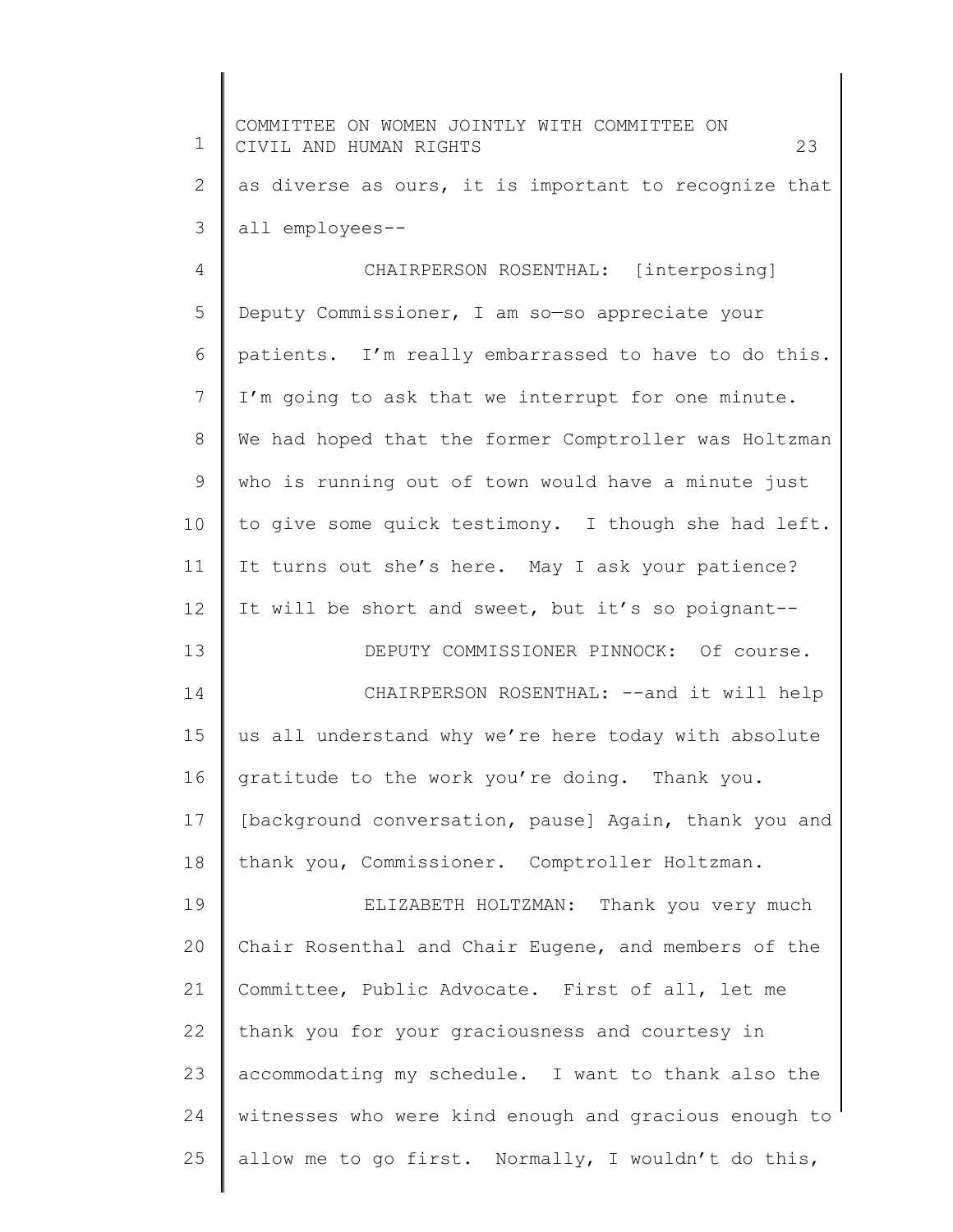as diverse as ours, it is important to recognize that all employees--

CHAIRPERSON ROSENTHAL: [interposing] Deputy Commissioner, I am so—so appreciate your patients. I'm really embarrassed to have to do this. I'm going to ask that we interrupt for one minute. We had hoped that the former Comptroller was Holtzman who is running out of town would have a minute just to give some quick testimony. I though she had left. It turns out she's here. May I ask your patience? It will be short and sweet, but it's so poignant--

DEPUTY COMMISSIONER PINNOCK: Of course.

CHAIRPERSON ROSENTHAL: --and it will help us all understand why we're here today with absolute gratitude to the work you're doing. Thank you. [background conversation, pause] Again, thank you and thank you, Commissioner. Comptroller Holtzman.

ELIZABETH HOLTZMAN: Thank you very much Chair Rosenthal and Chair Eugene, and members of the Committee, Public Advocate. First of all, let me thank you for your graciousness and courtesy in accommodating my schedule. I want to thank also the witnesses who were kind enough and gracious enough to allow me to go first. Normally, I wouldn't do this,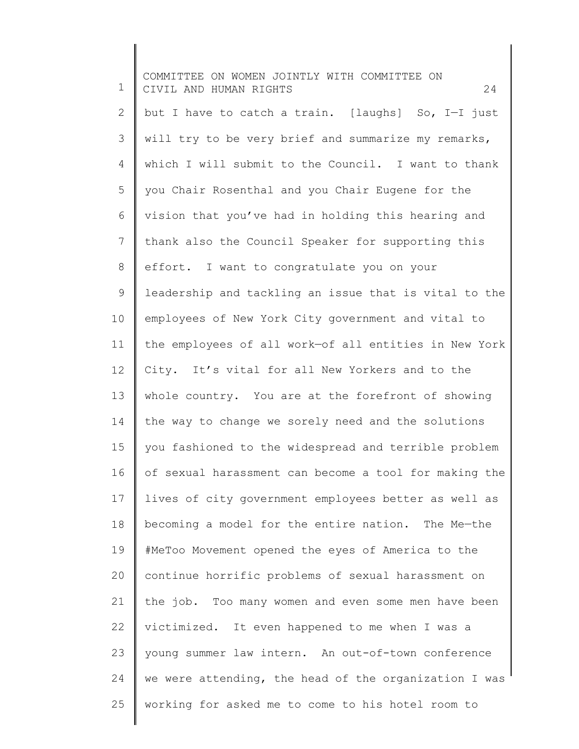but I have to catch a train. [laughs] So, I—I just will try to be very brief and summarize my remarks, which I will submit to the Council. I want to thank you Chair Rosenthal and you Chair Eugene for the vision that you've had in holding this hearing and thank also the Council Speaker for supporting this effort. I want to congratulate you on your leadership and tackling an issue that is vital to the employees of New York City government and vital to the employees of all work—of all entities in New York City. It's vital for all New Yorkers and to the whole country. You are at the forefront of showing the way to change we sorely need and the solutions you fashioned to the widespread and terrible problem of sexual harassment can become a tool for making the lives of city government employees better as well as becoming a model for the entire nation. The Me—the #MeToo Movement opened the eyes of America to the continue horrific problems of sexual harassment on the job. Too many women and even some men have been victimized. It even happened to me when I was a young summer law intern. An out-of-town conference we were attending, the head of the organization I was working for asked me to come to his hotel room to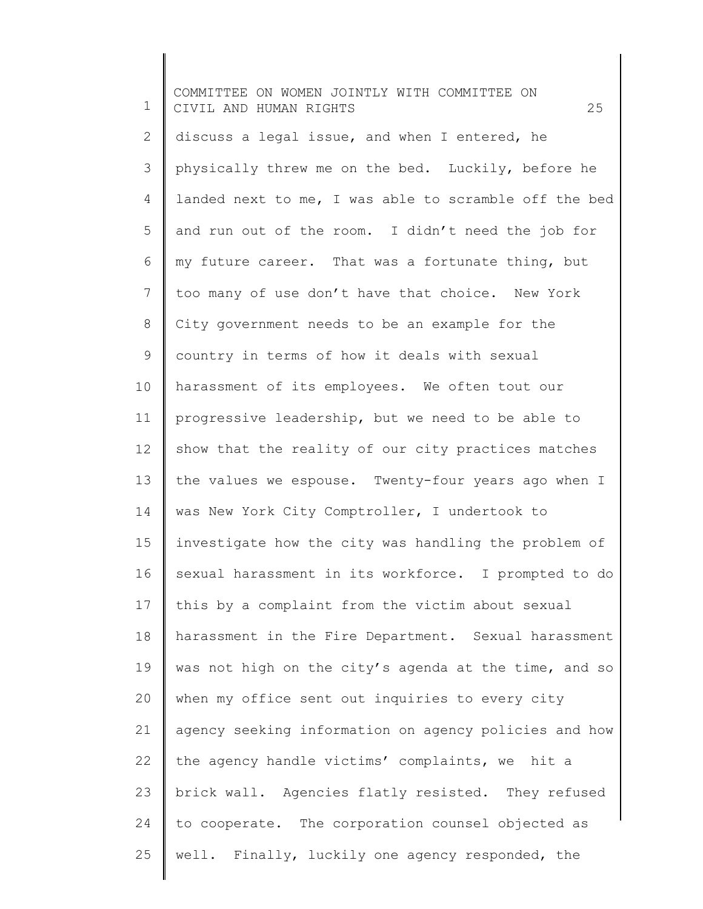discuss a legal issue, and when I entered, he physically threw me on the bed. Luckily, before he landed next to me, I was able to scramble off the bed and run out of the room. I didn't need the job for my future career. That was a fortunate thing, but too many of use don't have that choice. New York City government needs to be an example for the country in terms of how it deals with sexual harassment of its employees. We often tout our progressive leadership, but we need to be able to show that the reality of our city practices matches the values we espouse. Twenty-four years ago when I was New York City Comptroller, I undertook to investigate how the city was handling the problem of sexual harassment in its workforce. I prompted to do this by a complaint from the victim about sexual harassment in the Fire Department. Sexual harassment was not high on the city's agenda at the time, and so when my office sent out inquiries to every city agency seeking information on agency policies and how the agency handle victims' complaints, we hit a brick wall. Agencies flatly resisted. They refused to cooperate. The corporation counsel objected as well. Finally, luckily one agency responded, the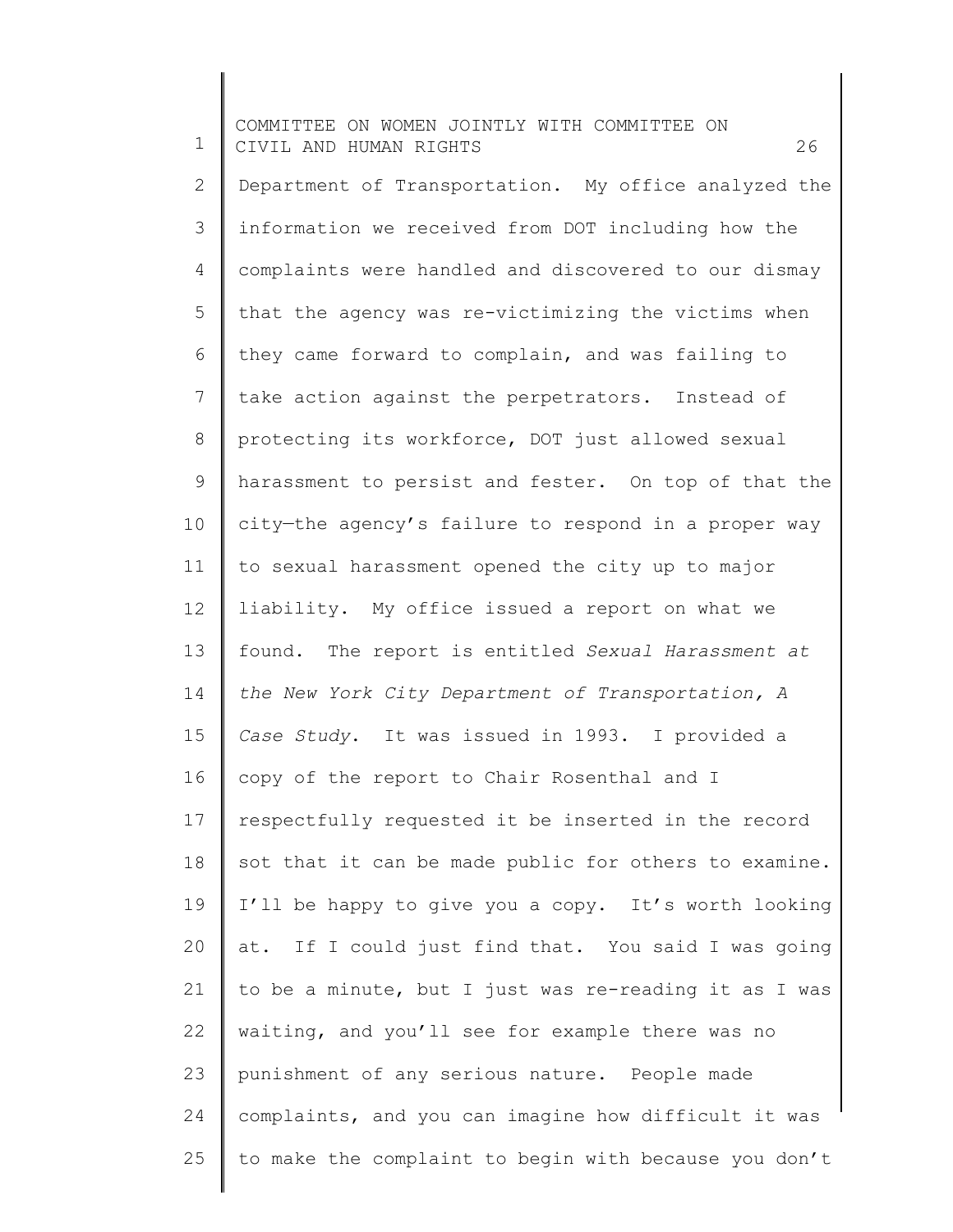Department of Transportation. My office analyzed the information we received from DOT including how the complaints were handled and discovered to our dismay that the agency was re-victimizing the victims when they came forward to complain, and was failing to take action against the perpetrators. Instead of protecting its workforce, DOT just allowed sexual harassment to persist and fester. On top of that the city—the agency's failure to respond in a proper way to sexual harassment opened the city up to major liability. My office issued a report on what we found. The report is entitled *Sexual Harassment at the New York City Department of Transportation, A Case Study*. It was issued in 1993. I provided a copy of the report to Chair Rosenthal and I respectfully requested it be inserted in the record sot that it can be made public for others to examine. I'll be happy to give you a copy. It's worth looking at. If I could just find that. You said I was going to be a minute, but I just was re-reading it as I was waiting, and you'll see for example there was no punishment of any serious nature. People made complaints, and you can imagine how difficult it was to make the complaint to begin with because you don't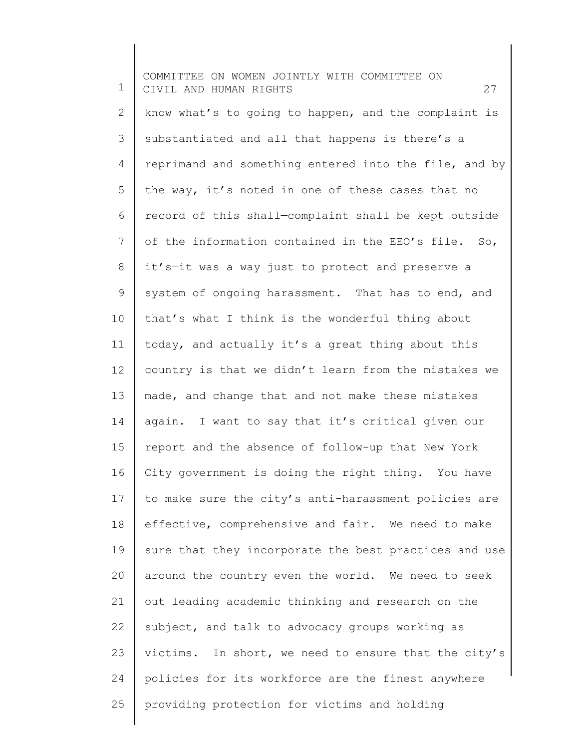know what's to going to happen, and the complaint is substantiated and all that happens is there's a reprimand and something entered into the file, and by the way, it's noted in one of these cases that no record of this shall—complaint shall be kept outside of the information contained in the EEO's file. So, it's—it was a way just to protect and preserve a system of ongoing harassment. That has to end, and that's what I think is the wonderful thing about today, and actually it's a great thing about this country is that we didn't learn from the mistakes we made, and change that and not make these mistakes again. I want to say that it's critical given our report and the absence of follow-up that New York City government is doing the right thing. You have to make sure the city's anti-harassment policies are effective, comprehensive and fair. We need to make sure that they incorporate the best practices and use around the country even the world. We need to seek out leading academic thinking and research on the subject, and talk to advocacy groups working as victims. In short, we need to ensure that the city's policies for its workforce are the finest anywhere providing protection for victims and holding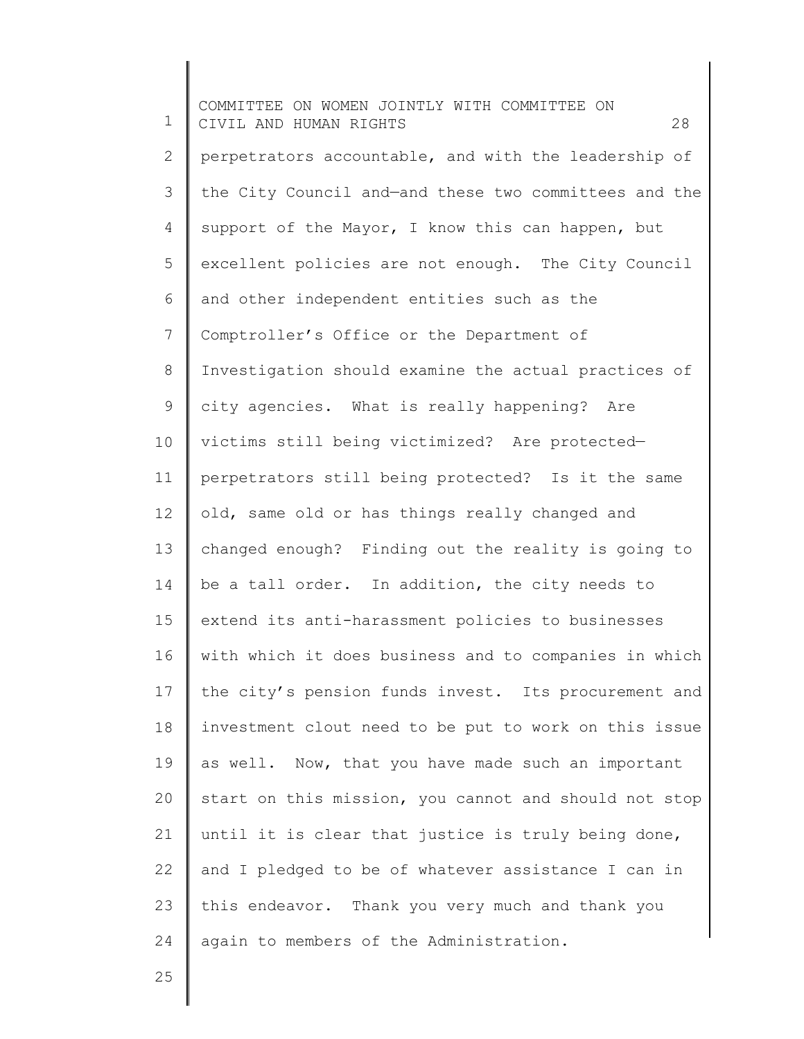perpetrators accountable, and with the leadership of the City Council and—and these two committees and the support of the Mayor, I know this can happen, but excellent policies are not enough. The City Council and other independent entities such as the Comptroller's Office or the Department of Investigation should examine the actual practices of city agencies. What is really happening? Are victims still being victimized? Are protected—perpetrators still being protected? Is it the same old, same old or has things really changed and changed enough? Finding out the reality is going to be a tall order. In addition, the city needs to extend its anti-harassment policies to businesses with which it does business and to companies in which the city's pension funds invest. Its procurement and investment clout need to be put to work on this issue as well. Now, that you have made such an important start on this mission, you cannot and should not stop until it is clear that justice is truly being done, and I pledged to be of whatever assistance I can in this endeavor. Thank you very much and thank you again to members of the Administration.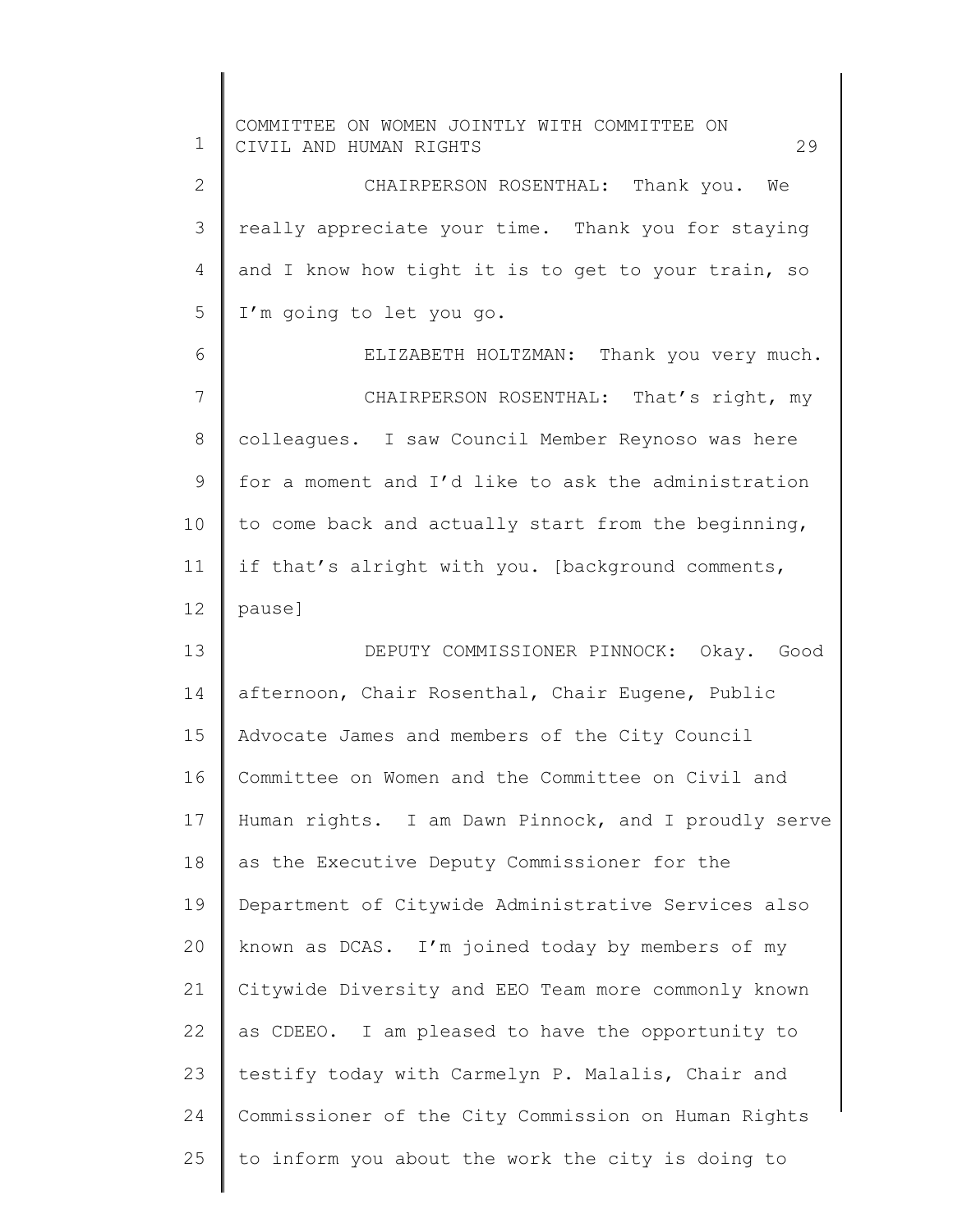CHAIRPERSON ROSENTHAL: Thank you. We really appreciate your time. Thank you for staying and I know how tight it is to get to your train, so I'm going to let you go.

ELIZABETH HOLTZMAN: Thank you very much.

CHAIRPERSON ROSENTHAL: That's right, my colleagues. I saw Council Member Reynoso was here for a moment and I'd like to ask the administration to come back and actually start from the beginning, if that's alright with you. [background comments, pause]

DEPUTY COMMISSIONER PINNOCK: Okay. Good afternoon, Chair Rosenthal, Chair Eugene, Public Advocate James and members of the City Council Committee on Women and the Committee on Civil and Human rights. I am Dawn Pinnock, and I proudly serve as the Executive Deputy Commissioner for the Department of Citywide Administrative Services also known as DCAS. I'm joined today by members of my Citywide Diversity and EEO Team more commonly known as CDEEO. I am pleased to have the opportunity to testify today with Carmelyn P. Malalis, Chair and Commissioner of the City Commission on Human Rights to inform you about the work the city is doing to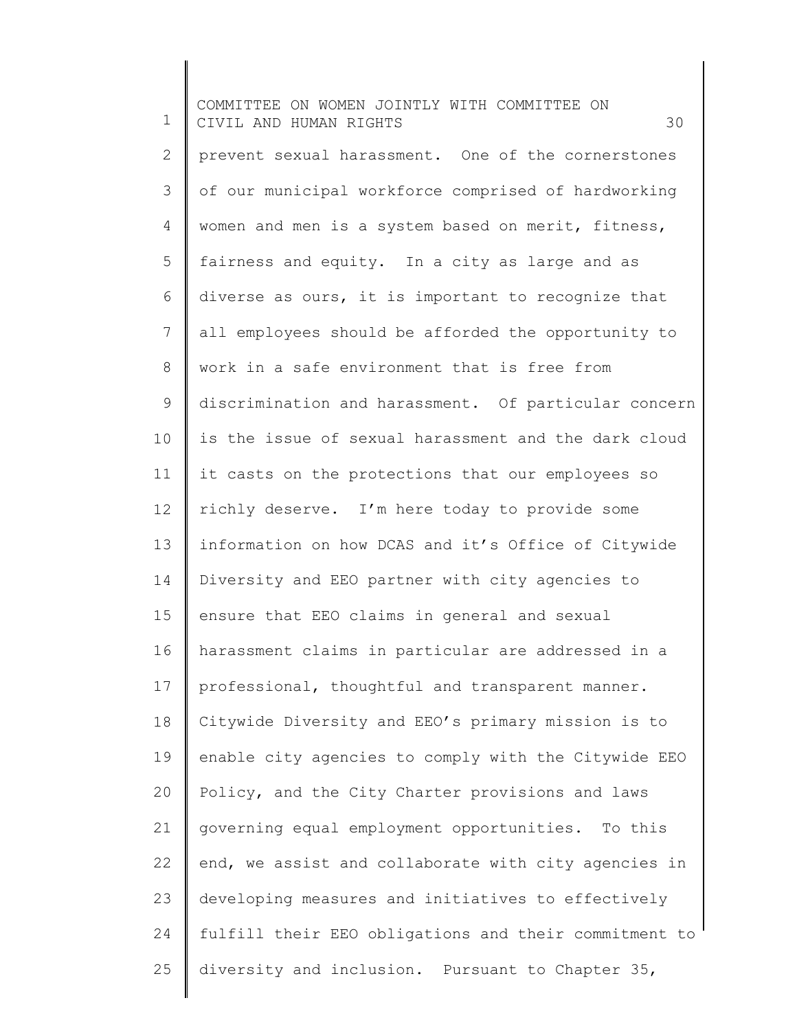prevent sexual harassment. One of the cornerstones of our municipal workforce comprised of hardworking women and men is a system based on merit, fitness, fairness and equity. In a city as large and as diverse as ours, it is important to recognize that all employees should be afforded the opportunity to work in a safe environment that is free from discrimination and harassment. Of particular concern is the issue of sexual harassment and the dark cloud it casts on the protections that our employees so richly deserve. I'm here today to provide some information on how DCAS and it's Office of Citywide Diversity and EEO partner with city agencies to ensure that EEO claims in general and sexual harassment claims in particular are addressed in a professional, thoughtful and transparent manner. Citywide Diversity and EEO's primary mission is to enable city agencies to comply with the Citywide EEO Policy, and the City Charter provisions and laws governing equal employment opportunities. To this end, we assist and collaborate with city agencies in developing measures and initiatives to effectively fulfill their EEO obligations and their commitment to diversity and inclusion. Pursuant to Chapter 35,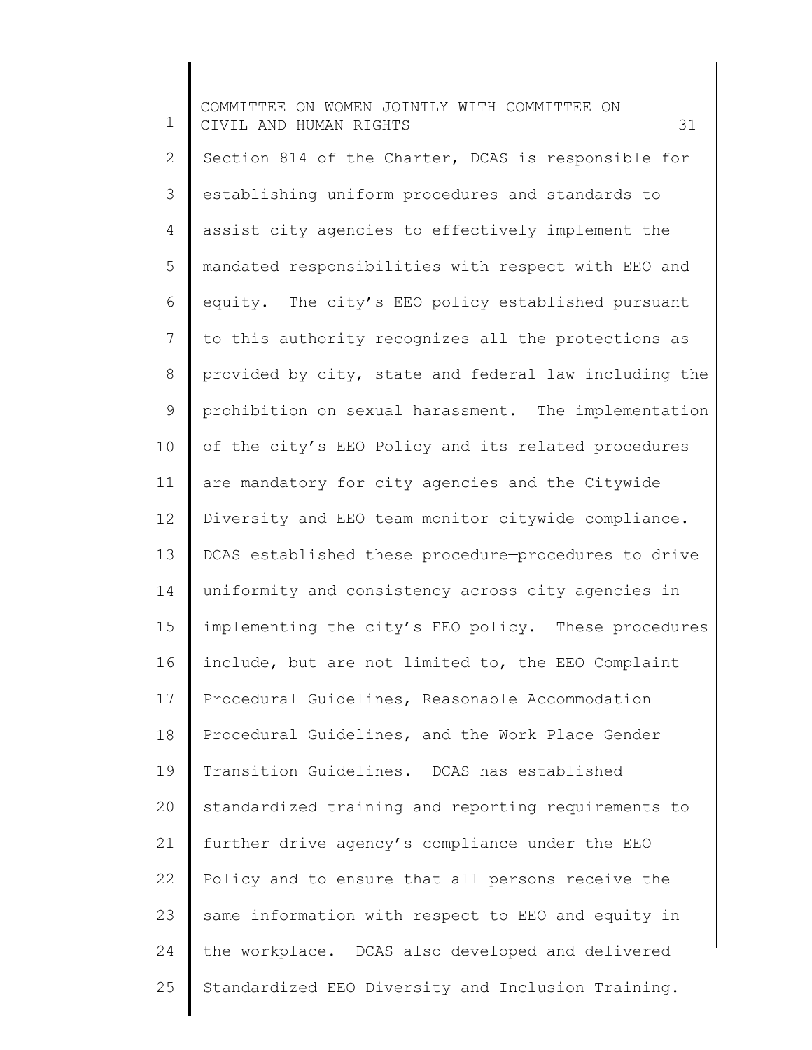Section 814 of the Charter, DCAS is responsible for establishing uniform procedures and standards to assist city agencies to effectively implement the mandated responsibilities with respect with EEO and equity. The city's EEO policy established pursuant to this authority recognizes all the protections as provided by city, state and federal law including the prohibition on sexual harassment. The implementation of the city's EEO Policy and its related procedures are mandatory for city agencies and the Citywide Diversity and EEO team monitor citywide compliance. DCAS established these procedure—procedures to drive uniformity and consistency across city agencies in implementing the city's EEO policy. These procedures include, but are not limited to, the EEO Complaint Procedural Guidelines, Reasonable Accommodation Procedural Guidelines, and the Work Place Gender Transition Guidelines. DCAS has established standardized training and reporting requirements to further drive agency's compliance under the EEO Policy and to ensure that all persons receive the same information with respect to EEO and equity in the workplace. DCAS also developed and delivered Standardized EEO Diversity and Inclusion Training.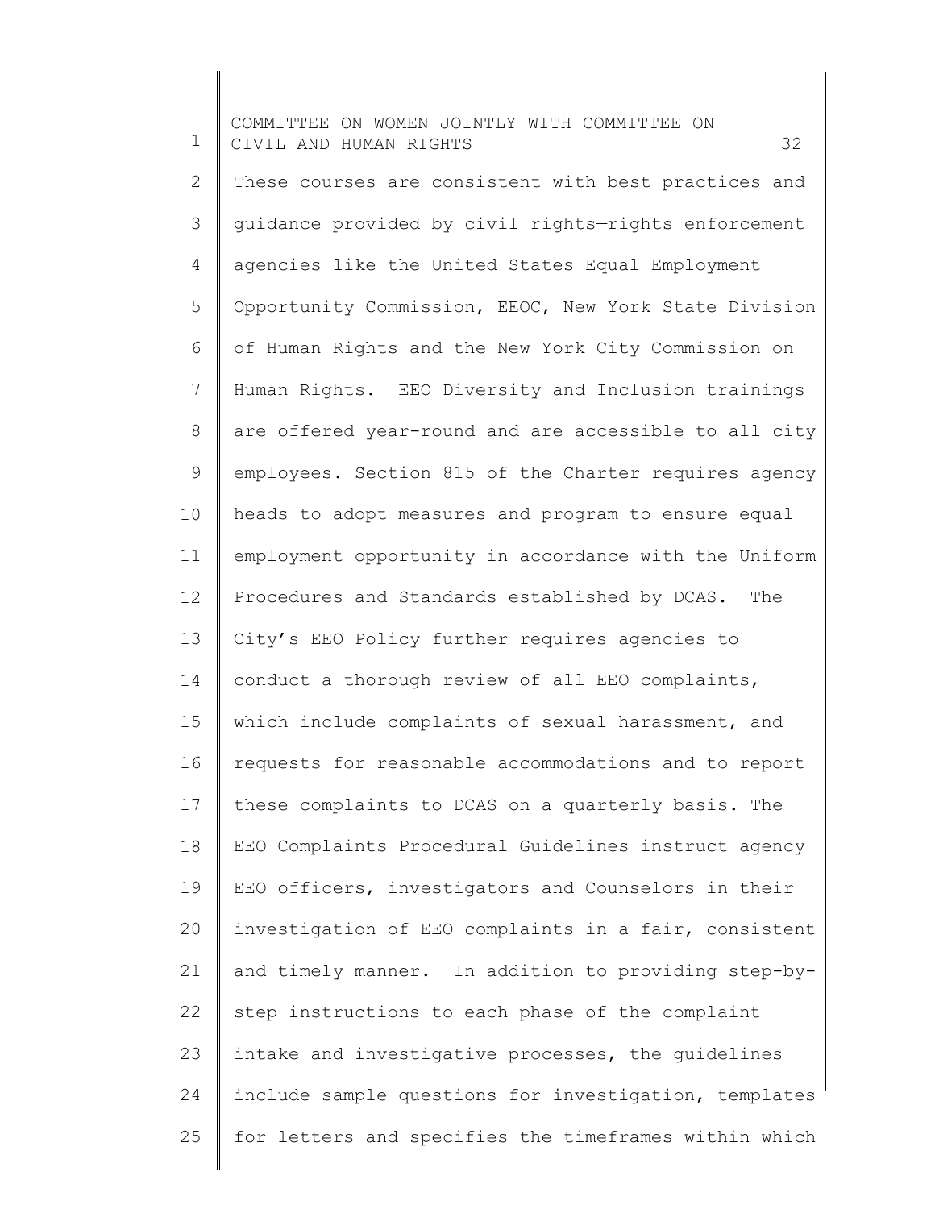These courses are consistent with best practices and guidance provided by civil rights—rights enforcement agencies like the United States Equal Employment Opportunity Commission, EEOC, New York State Division of Human Rights and the New York City Commission on Human Rights. EEO Diversity and Inclusion trainings are offered year-round and are accessible to all city employees. Section 815 of the Charter requires agency heads to adopt measures and program to ensure equal employment opportunity in accordance with the Uniform Procedures and Standards established by DCAS. The City's EEO Policy further requires agencies to conduct a thorough review of all EEO complaints, which include complaints of sexual harassment, and requests for reasonable accommodations and to report these complaints to DCAS on a quarterly basis. The EEO Complaints Procedural Guidelines instruct agency EEO officers, investigators and Counselors in their investigation of EEO complaints in a fair, consistent and timely manner. In addition to providing step-by-step instructions to each phase of the complaint intake and investigative processes, the guidelines include sample questions for investigation, templates for letters and specifies the timeframes within which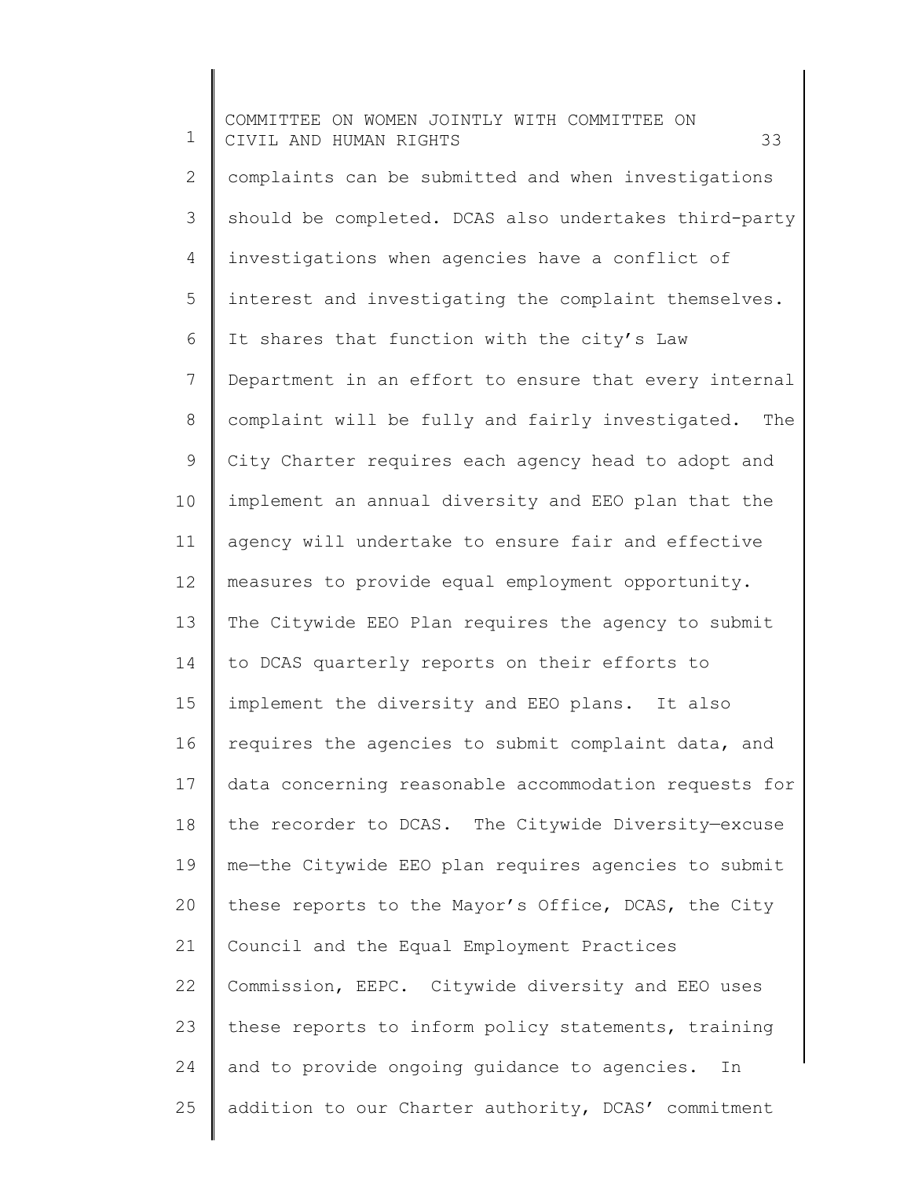complaints can be submitted and when investigations should be completed. DCAS also undertakes third-party investigations when agencies have a conflict of interest and investigating the complaint themselves. It shares that function with the city's Law Department in an effort to ensure that every internal complaint will be fully and fairly investigated. The City Charter requires each agency head to adopt and implement an annual diversity and EEO plan that the agency will undertake to ensure fair and effective measures to provide equal employment opportunity. The Citywide EEO Plan requires the agency to submit to DCAS quarterly reports on their efforts to implement the diversity and EEO plans. It also requires the agencies to submit complaint data, and data concerning reasonable accommodation requests for the recorder to DCAS. The Citywide Diversity—excuse me—the Citywide EEO plan requires agencies to submit these reports to the Mayor's Office, DCAS, the City Council and the Equal Employment Practices Commission, EEPC. Citywide diversity and EEO uses these reports to inform policy statements, training and to provide ongoing guidance to agencies. In addition to our Charter authority, DCAS' commitment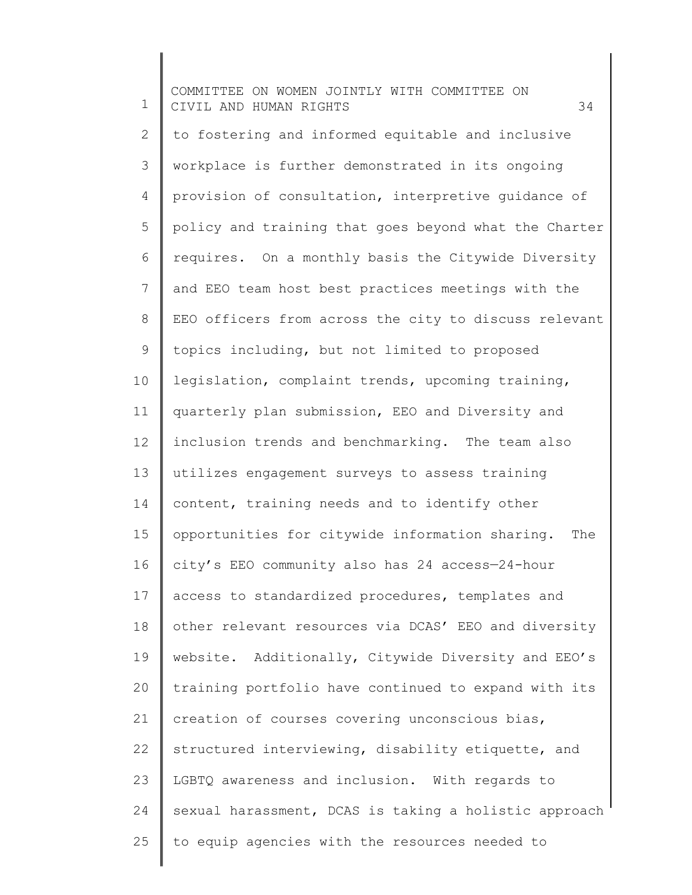to fostering and informed equitable and inclusive workplace is further demonstrated in its ongoing provision of consultation, interpretive guidance of policy and training that goes beyond what the Charter requires. On a monthly basis the Citywide Diversity and EEO team host best practices meetings with the EEO officers from across the city to discuss relevant topics including, but not limited to proposed legislation, complaint trends, upcoming training, quarterly plan submission, EEO and Diversity and inclusion trends and benchmarking. The team also utilizes engagement surveys to assess training content, training needs and to identify other opportunities for citywide information sharing. The city's EEO community also has 24 access—24-hour access to standardized procedures, templates and other relevant resources via DCAS' EEO and diversity website. Additionally, Citywide Diversity and EEO's training portfolio have continued to expand with its creation of courses covering unconscious bias, structured interviewing, disability etiquette, and LGBTQ awareness and inclusion. With regards to sexual harassment, DCAS is taking a holistic approach to equip agencies with the resources needed to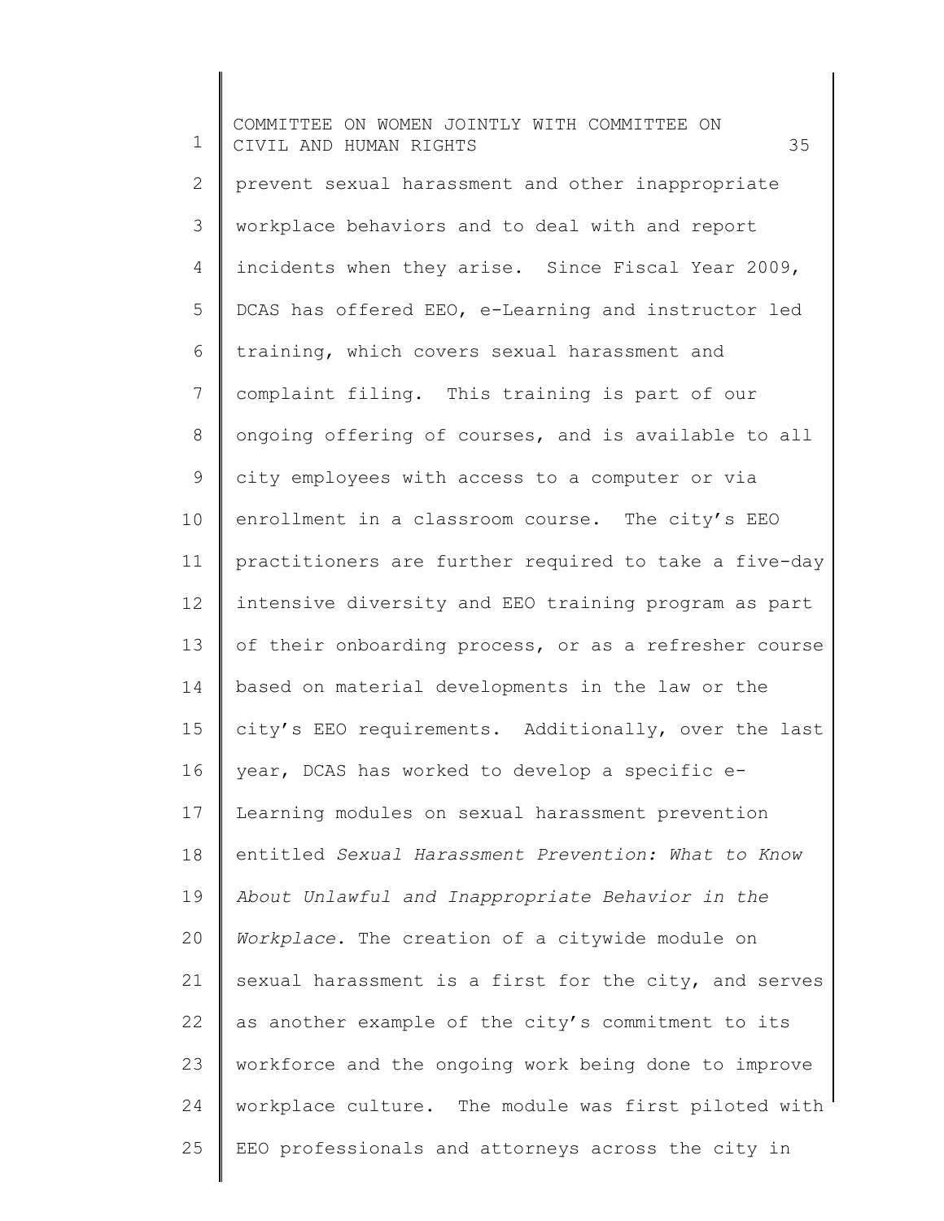prevent sexual harassment and other inappropriate workplace behaviors and to deal with and report incidents when they arise. Since Fiscal Year 2009, DCAS has offered EEO, e-Learning and instructor led training, which covers sexual harassment and complaint filing. This training is part of our ongoing offering of courses, and is available to all city employees with access to a computer or via enrollment in a classroom course. The city's EEO practitioners are further required to take a five-day intensive diversity and EEO training program as part of their onboarding process, or as a refresher course based on material developments in the law or the city's EEO requirements. Additionally, over the last year, DCAS has worked to develop a specific e-Learning modules on sexual harassment prevention entitled *Sexual Harassment Prevention: What to Know About Unlawful and Inappropriate Behavior in the Workplace*. The creation of a citywide module on sexual harassment is a first for the city, and serves as another example of the city's commitment to its workforce and the ongoing work being done to improve workplace culture. The module was first piloted with EEO professionals and attorneys across the city in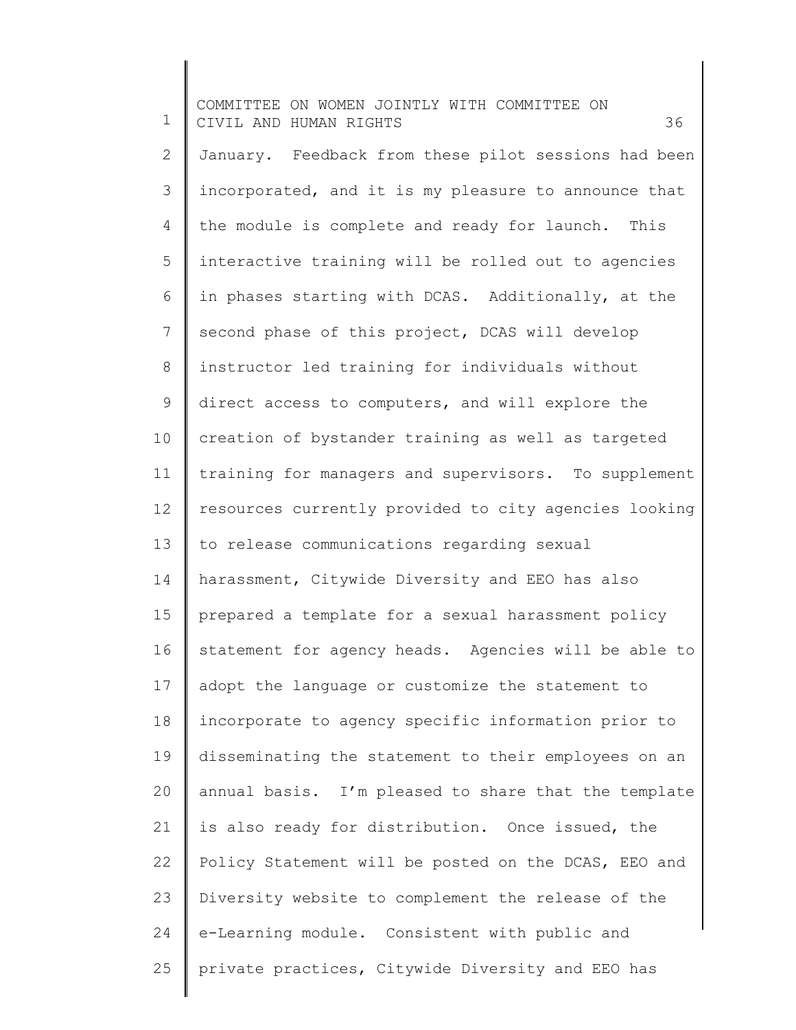January. Feedback from these pilot sessions had been incorporated, and it is my pleasure to announce that the module is complete and ready for launch. This interactive training will be rolled out to agencies in phases starting with DCAS. Additionally, at the second phase of this project, DCAS will develop instructor led training for individuals without direct access to computers, and will explore the creation of bystander training as well as targeted training for managers and supervisors. To supplement resources currently provided to city agencies looking to release communications regarding sexual harassment, Citywide Diversity and EEO has also prepared a template for a sexual harassment policy statement for agency heads. Agencies will be able to adopt the language or customize the statement to incorporate to agency specific information prior to disseminating the statement to their employees on an annual basis. I'm pleased to share that the template is also ready for distribution. Once issued, the Policy Statement will be posted on the DCAS, EEO and Diversity website to complement the release of the e-Learning module. Consistent with public and private practices, Citywide Diversity and EEO has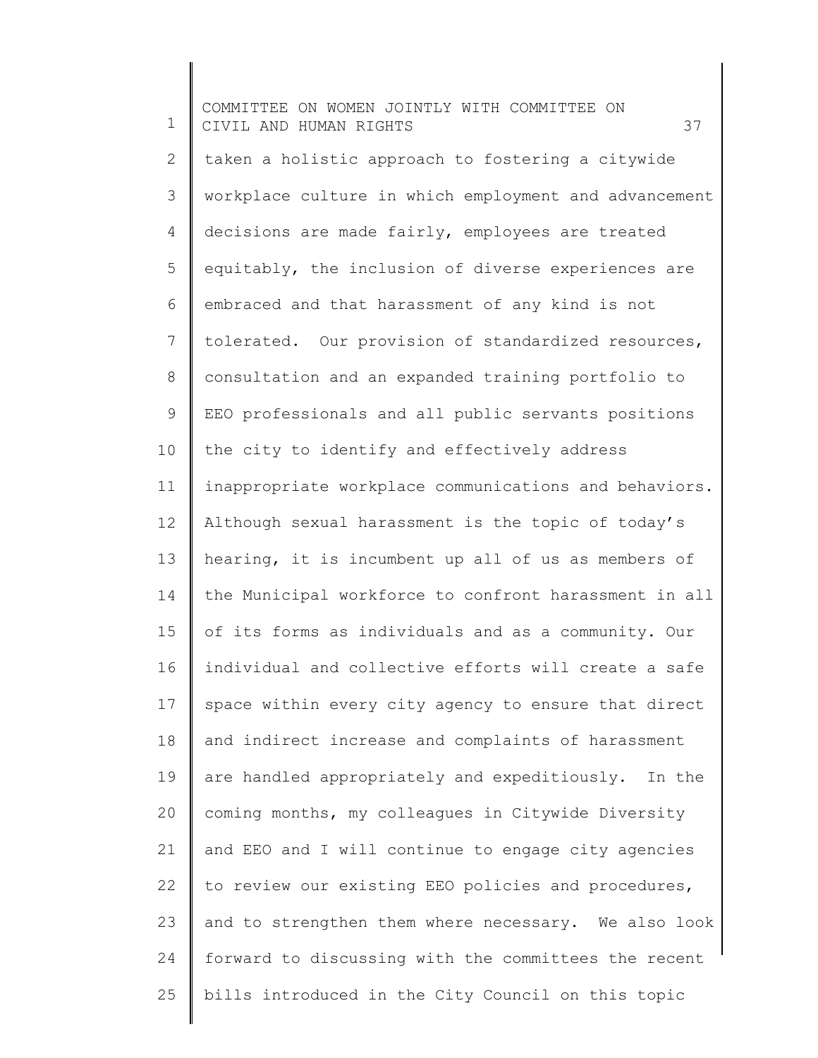taken a holistic approach to fostering a citywide workplace culture in which employment and advancement decisions are made fairly, employees are treated equitably, the inclusion of diverse experiences are embraced and that harassment of any kind is not tolerated. Our provision of standardized resources, consultation and an expanded training portfolio to EEO professionals and all public servants positions the city to identify and effectively address inappropriate workplace communications and behaviors. Although sexual harassment is the topic of today's hearing, it is incumbent up all of us as members of the Municipal workforce to confront harassment in all of its forms as individuals and as a community. Our individual and collective efforts will create a safe space within every city agency to ensure that direct and indirect increase and complaints of harassment are handled appropriately and expeditiously. In the coming months, my colleagues in Citywide Diversity and EEO and I will continue to engage city agencies to review our existing EEO policies and procedures, and to strengthen them where necessary. We also look forward to discussing with the committees the recent bills introduced in the City Council on this topic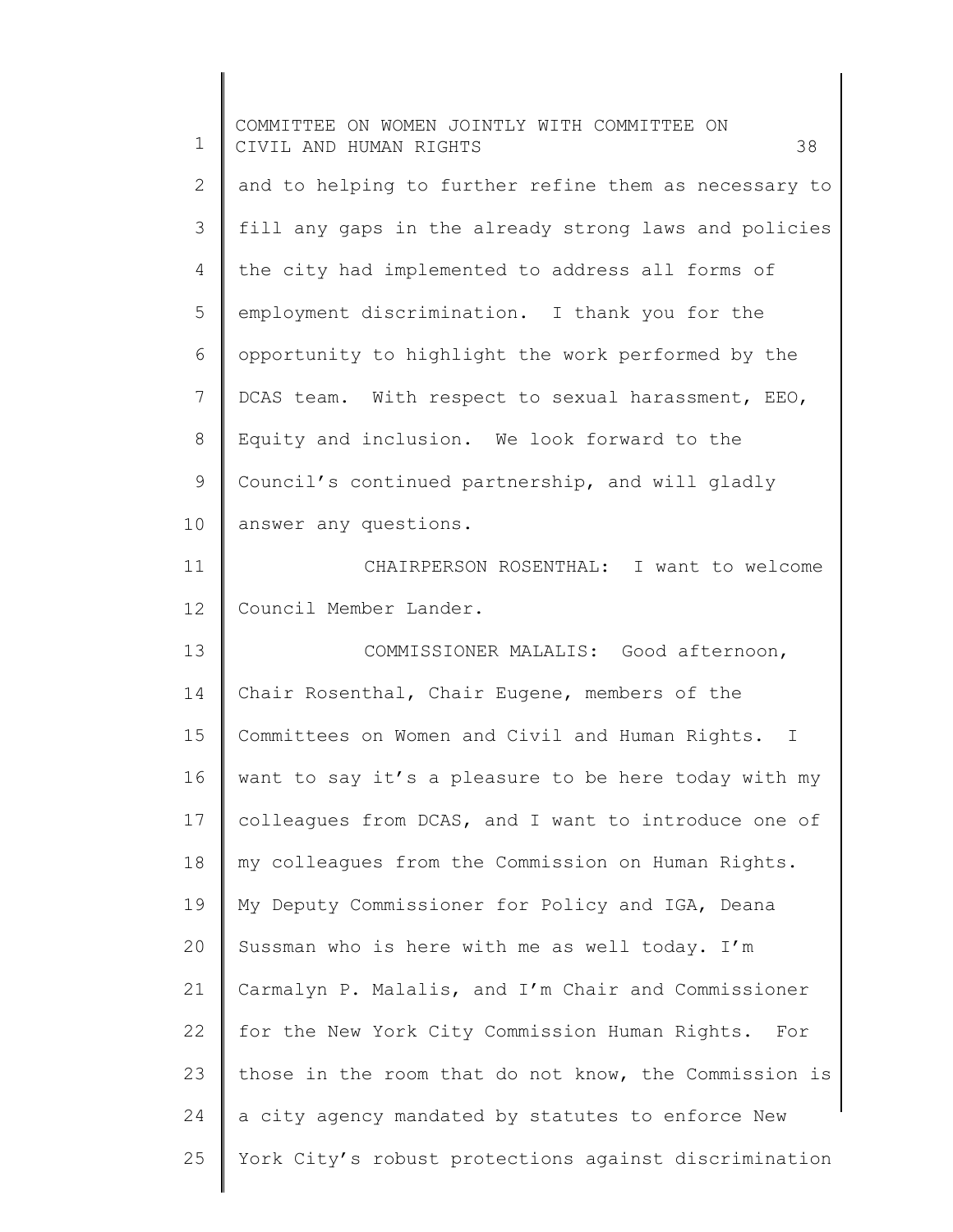and to helping to further refine them as necessary to fill any gaps in the already strong laws and policies the city had implemented to address all forms of employment discrimination. I thank you for the opportunity to highlight the work performed by the DCAS team. With respect to sexual harassment, EEO, Equity and inclusion. We look forward to the Council's continued partnership, and will gladly answer any questions.

CHAIRPERSON ROSENTHAL: I want to welcome Council Member Lander.

COMMISSIONER MALALIS: Good afternoon, Chair Rosenthal, Chair Eugene, members of the Committees on Women and Civil and Human Rights. I want to say it's a pleasure to be here today with my colleagues from DCAS, and I want to introduce one of my colleagues from the Commission on Human Rights. My Deputy Commissioner for Policy and IGA, Deana Sussman who is here with me as well today. I'm Carmalyn P. Malalis, and I'm Chair and Commissioner for the New York City Commission Human Rights. For those in the room that do not know, the Commission is a city agency mandated by statutes to enforce New York City's robust protections against discrimination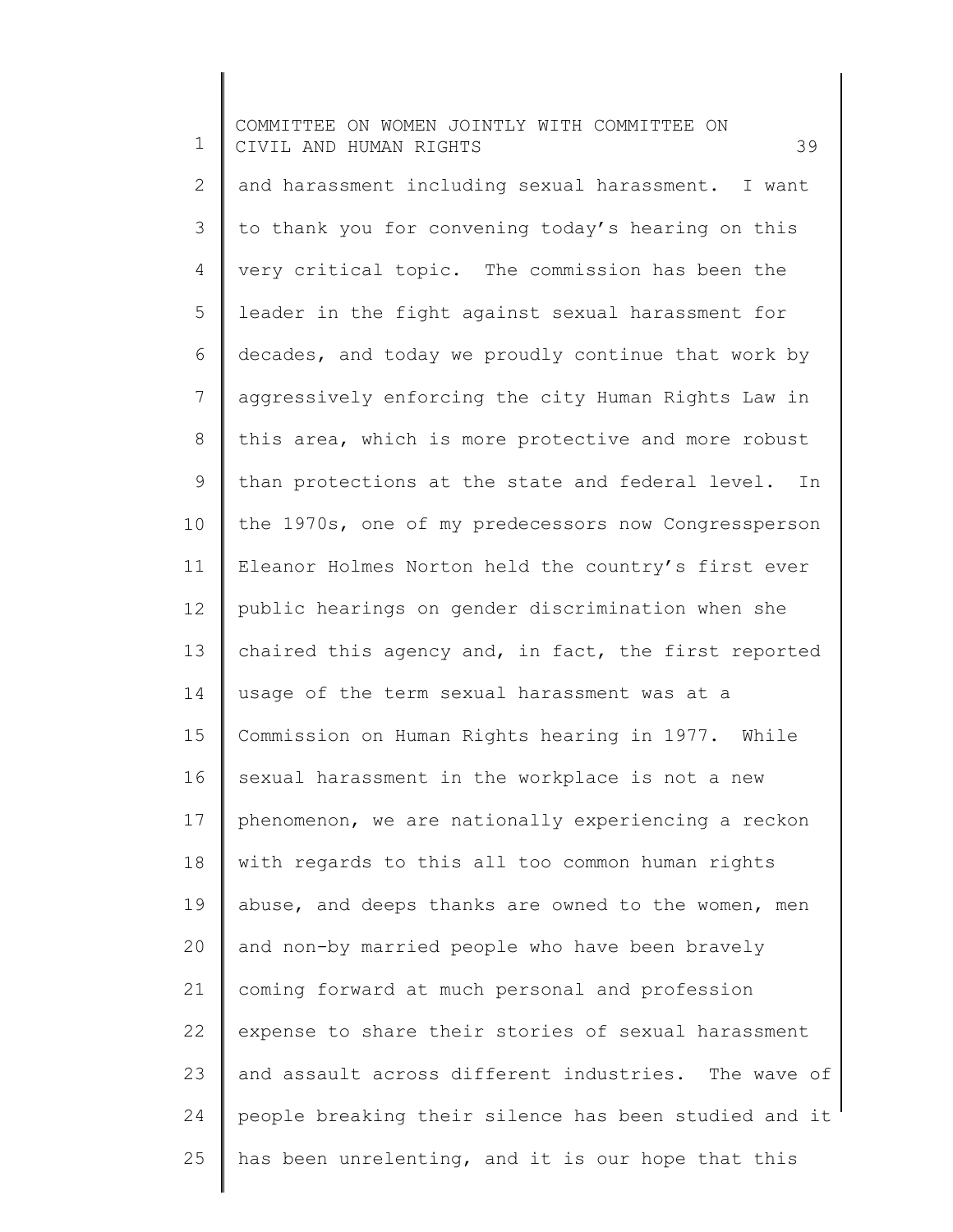and harassment including sexual harassment. I want to thank you for convening today's hearing on this very critical topic. The commission has been the leader in the fight against sexual harassment for decades, and today we proudly continue that work by aggressively enforcing the city Human Rights Law in this area, which is more protective and more robust than protections at the state and federal level. In the 1970s, one of my predecessors now Congressperson Eleanor Holmes Norton held the country's first ever public hearings on gender discrimination when she chaired this agency and, in fact, the first reported usage of the term sexual harassment was at a Commission on Human Rights hearing in 1977. While sexual harassment in the workplace is not a new phenomenon, we are nationally experiencing a reckon with regards to this all too common human rights abuse, and deeps thanks are owned to the women, men and non-by married people who have been bravely coming forward at much personal and profession expense to share their stories of sexual harassment and assault across different industries. The wave of people breaking their silence has been studied and it has been unrelenting, and it is our hope that this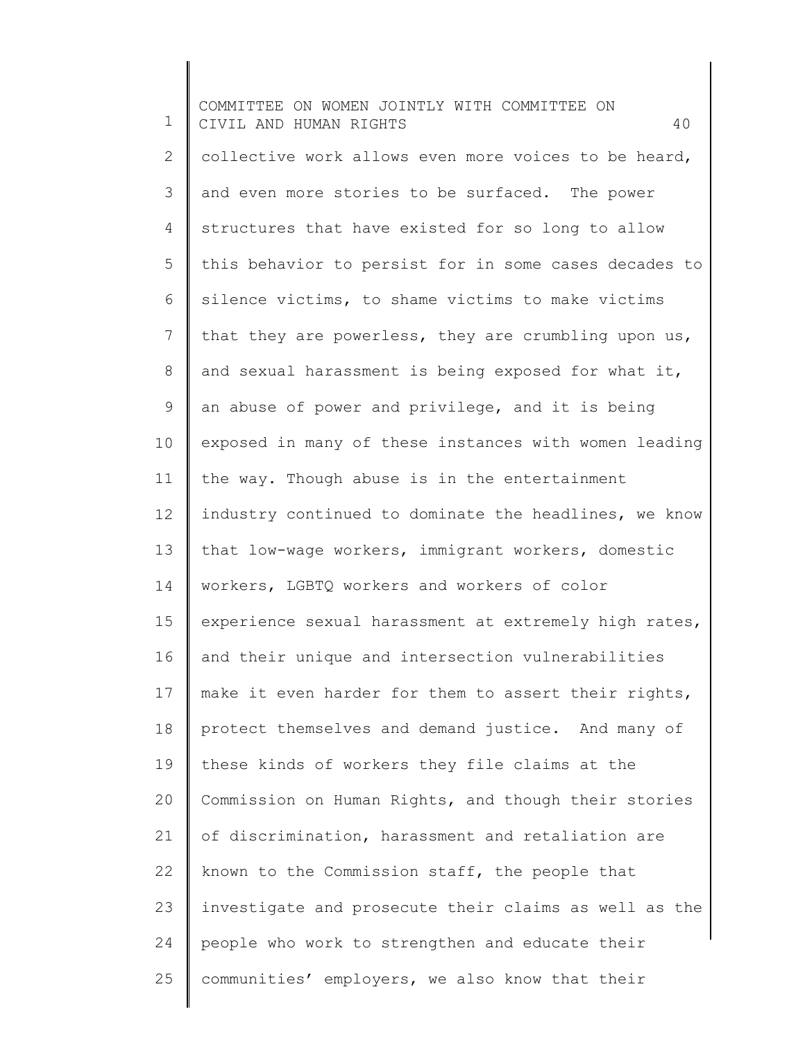collective work allows even more voices to be heard, and even more stories to be surfaced. The power structures that have existed for so long to allow this behavior to persist for in some cases decades to silence victims, to shame victims to make victims that they are powerless, they are crumbling upon us, and sexual harassment is being exposed for what it, an abuse of power and privilege, and it is being exposed in many of these instances with women leading the way. Though abuse is in the entertainment industry continued to dominate the headlines, we know that low-wage workers, immigrant workers, domestic workers, LGBTQ workers and workers of color experience sexual harassment at extremely high rates, and their unique and intersection vulnerabilities make it even harder for them to assert their rights, protect themselves and demand justice. And many of these kinds of workers they file claims at the Commission on Human Rights, and though their stories of discrimination, harassment and retaliation are known to the Commission staff, the people that investigate and prosecute their claims as well as the people who work to strengthen and educate their communities' employers, we also know that their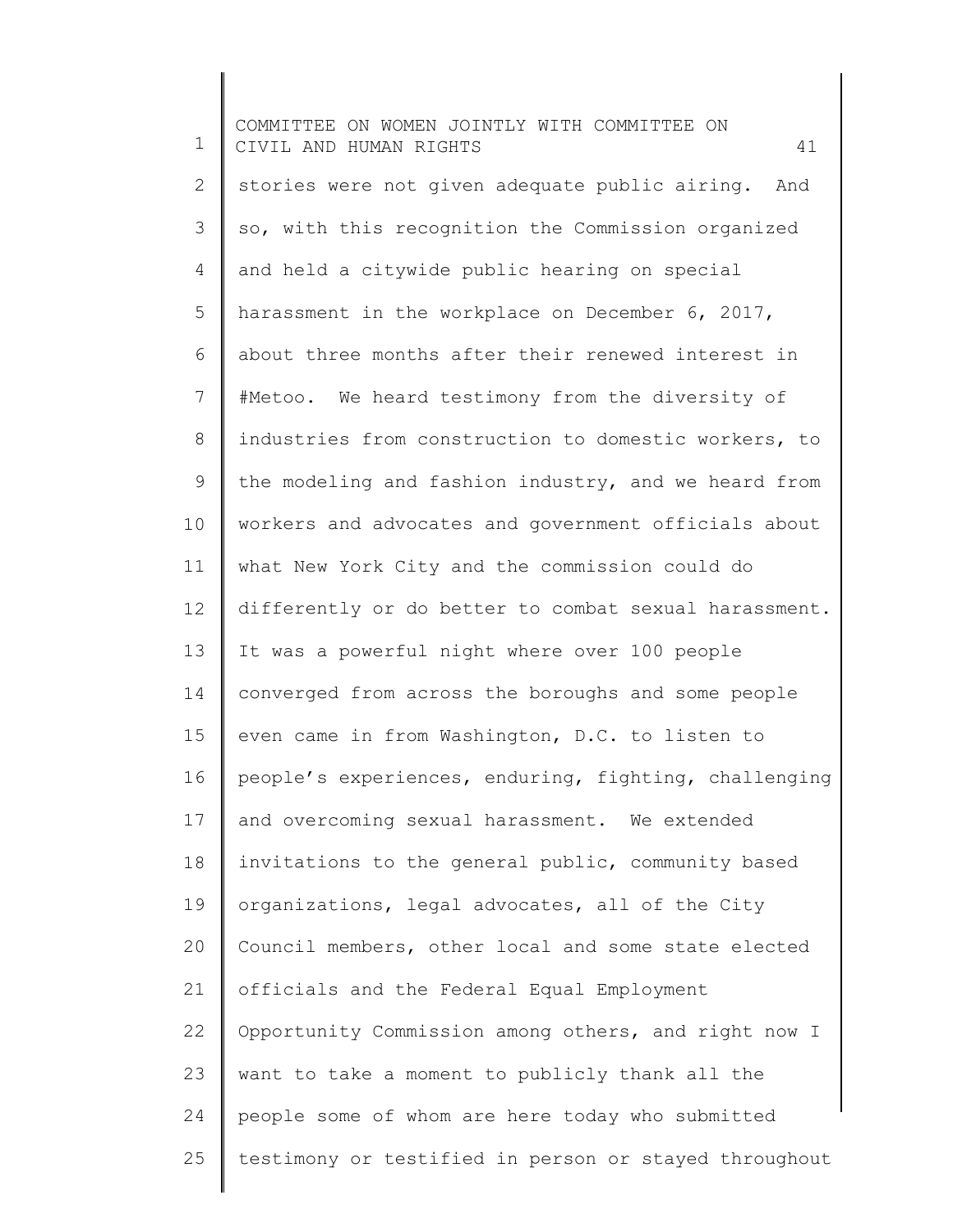stories were not given adequate public airing. And so, with this recognition the Commission organized and held a citywide public hearing on special harassment in the workplace on December 6, 2017, about three months after their renewed interest in #Metoo. We heard testimony from the diversity of industries from construction to domestic workers, to the modeling and fashion industry, and we heard from workers and advocates and government officials about what New York City and the commission could do differently or do better to combat sexual harassment. It was a powerful night where over 100 people converged from across the boroughs and some people even came in from Washington, D.C. to listen to people's experiences, enduring, fighting, challenging and overcoming sexual harassment. We extended invitations to the general public, community based organizations, legal advocates, all of the City Council members, other local and some state elected officials and the Federal Equal Employment Opportunity Commission among others, and right now I want to take a moment to publicly thank all the people some of whom are here today who submitted testimony or testified in person or stayed throughout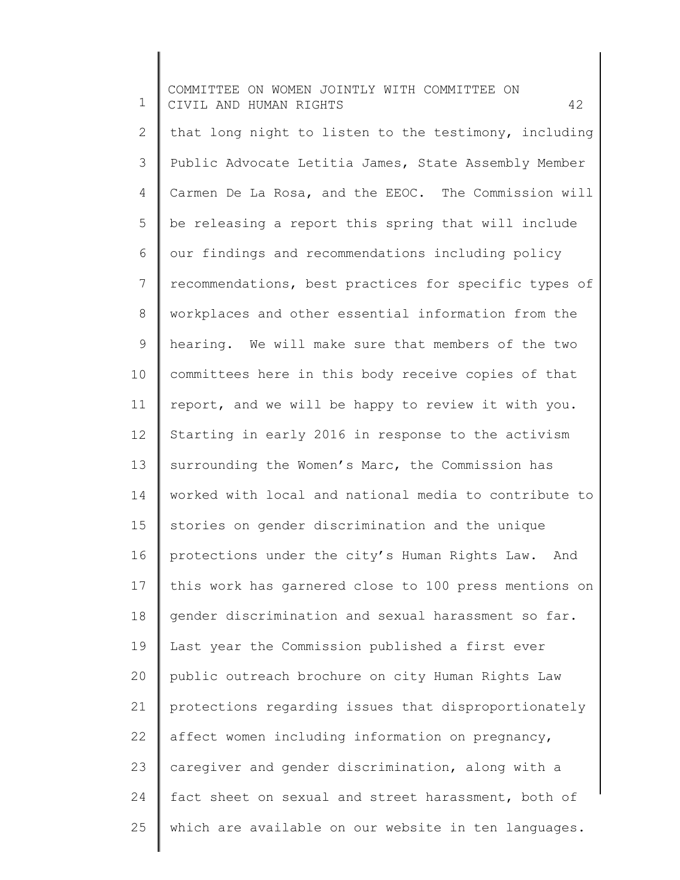that long night to listen to the testimony, including Public Advocate Letitia James, State Assembly Member Carmen De La Rosa, and the EEOC. The Commission will be releasing a report this spring that will include our findings and recommendations including policy recommendations, best practices for specific types of workplaces and other essential information from the hearing. We will make sure that members of the two committees here in this body receive copies of that report, and we will be happy to review it with you. Starting in early 2016 in response to the activism surrounding the Women's Marc, the Commission has worked with local and national media to contribute to stories on gender discrimination and the unique protections under the city's Human Rights Law. And this work has garnered close to 100 press mentions on gender discrimination and sexual harassment so far. Last year the Commission published a first ever public outreach brochure on city Human Rights Law protections regarding issues that disproportionately affect women including information on pregnancy, caregiver and gender discrimination, along with a fact sheet on sexual and street harassment, both of which are available on our website in ten languages.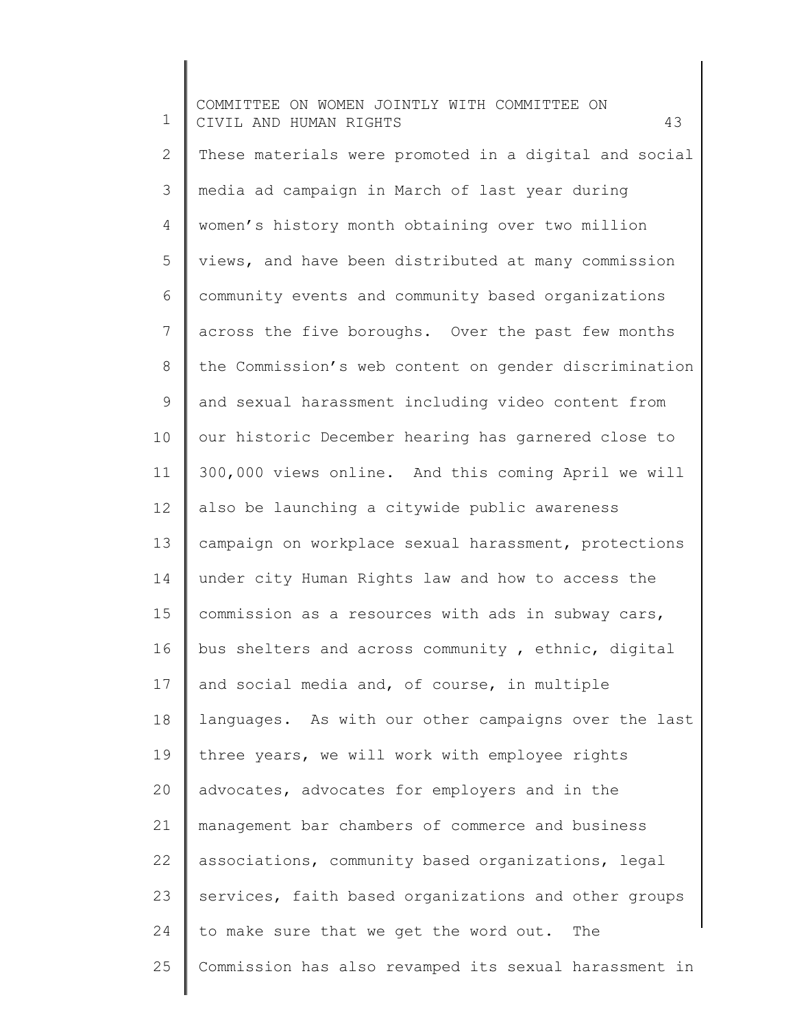These materials were promoted in a digital and social media ad campaign in March of last year during women's history month obtaining over two million views, and have been distributed at many commission community events and community based organizations across the five boroughs. Over the past few months the Commission's web content on gender discrimination and sexual harassment including video content from our historic December hearing has garnered close to 300,000 views online. And this coming April we will also be launching a citywide public awareness campaign on workplace sexual harassment, protections under city Human Rights law and how to access the commission as a resources with ads in subway cars, bus shelters and across community , ethnic, digital and social media and, of course, in multiple languages. As with our other campaigns over the last three years, we will work with employee rights advocates, advocates for employers and in the management bar chambers of commerce and business associations, community based organizations, legal services, faith based organizations and other groups to make sure that we get the word out. The Commission has also revamped its sexual harassment in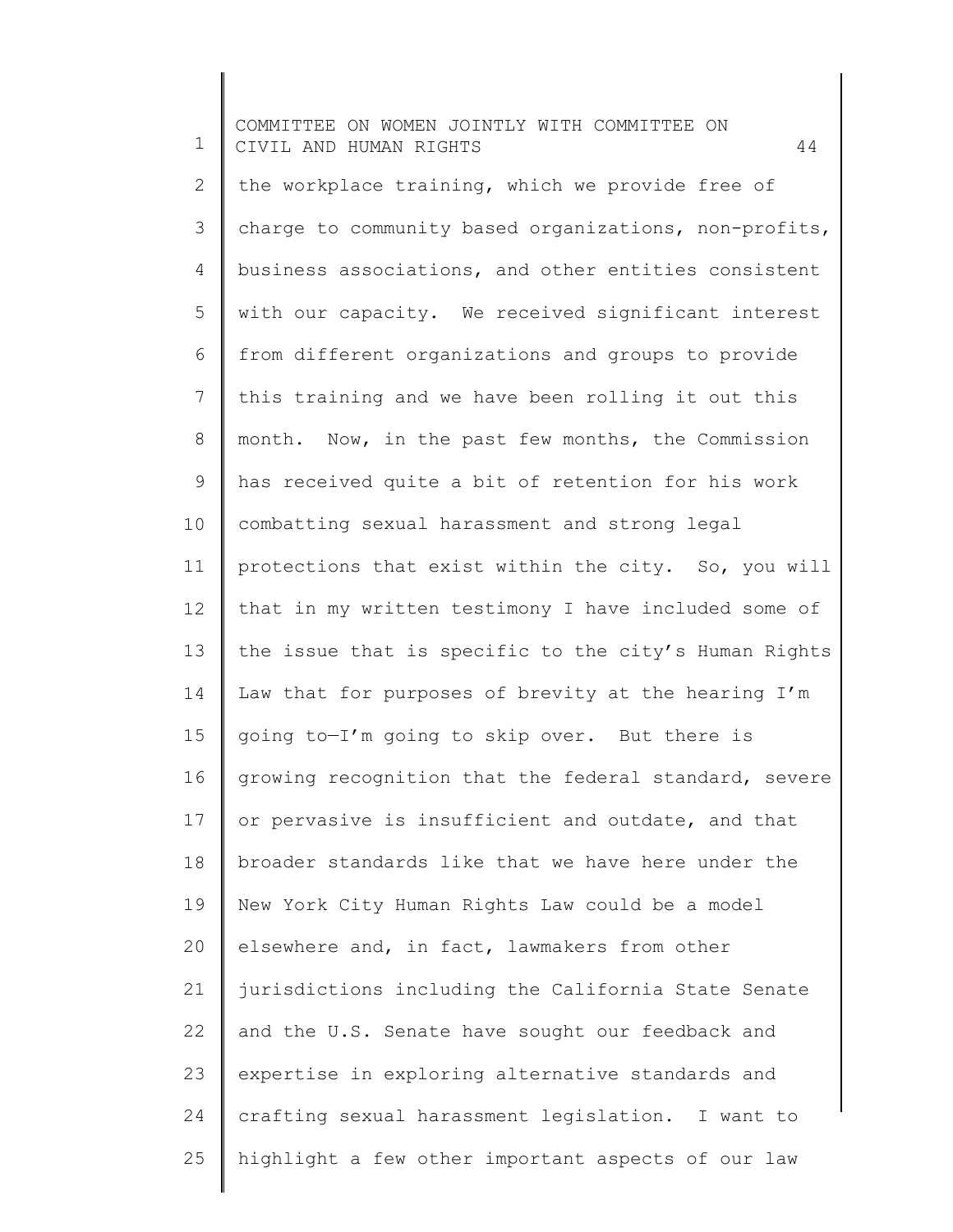the workplace training, which we provide free of charge to community based organizations, non-profits, business associations, and other entities consistent with our capacity. We received significant interest from different organizations and groups to provide this training and we have been rolling it out this month. Now, in the past few months, the Commission has received quite a bit of retention for his work combatting sexual harassment and strong legal protections that exist within the city. So, you will that in my written testimony I have included some of the issue that is specific to the city's Human Rights Law that for purposes of brevity at the hearing I'm going to—I'm going to skip over. But there is growing recognition that the federal standard, severe or pervasive is insufficient and outdate, and that broader standards like that we have here under the New York City Human Rights Law could be a model elsewhere and, in fact, lawmakers from other jurisdictions including the California State Senate and the U.S. Senate have sought our feedback and expertise in exploring alternative standards and crafting sexual harassment legislation. I want to highlight a few other important aspects of our law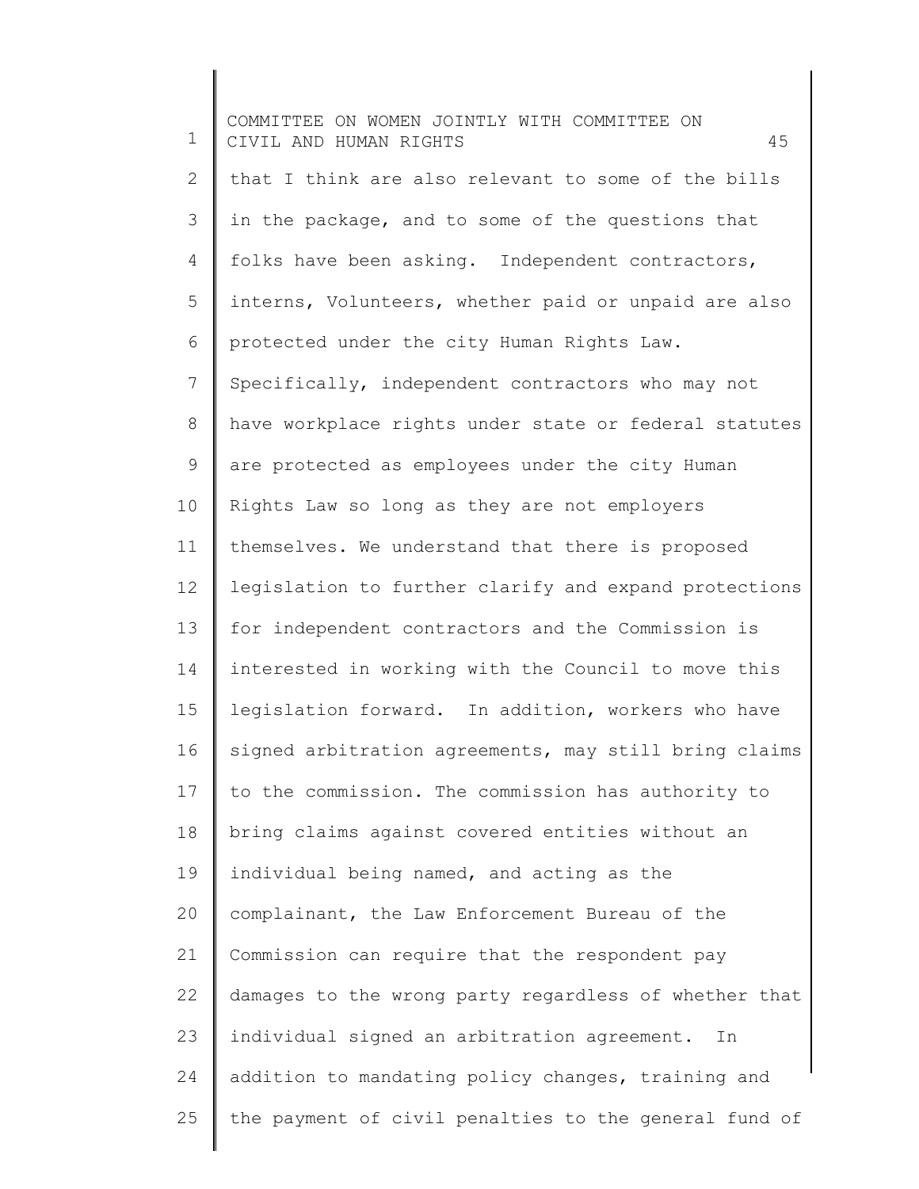that I think are also relevant to some of the bills in the package, and to some of the questions that folks have been asking. Independent contractors, interns, Volunteers, whether paid or unpaid are also protected under the city Human Rights Law. Specifically, independent contractors who may not have workplace rights under state or federal statutes are protected as employees under the city Human Rights Law so long as they are not employers themselves. We understand that there is proposed legislation to further clarify and expand protections for independent contractors and the Commission is interested in working with the Council to move this legislation forward. In addition, workers who have signed arbitration agreements, may still bring claims to the commission. The commission has authority to bring claims against covered entities without an individual being named, and acting as the complainant, the Law Enforcement Bureau of the Commission can require that the respondent pay damages to the wrong party regardless of whether that individual signed an arbitration agreement. In addition to mandating policy changes, training and the payment of civil penalties to the general fund of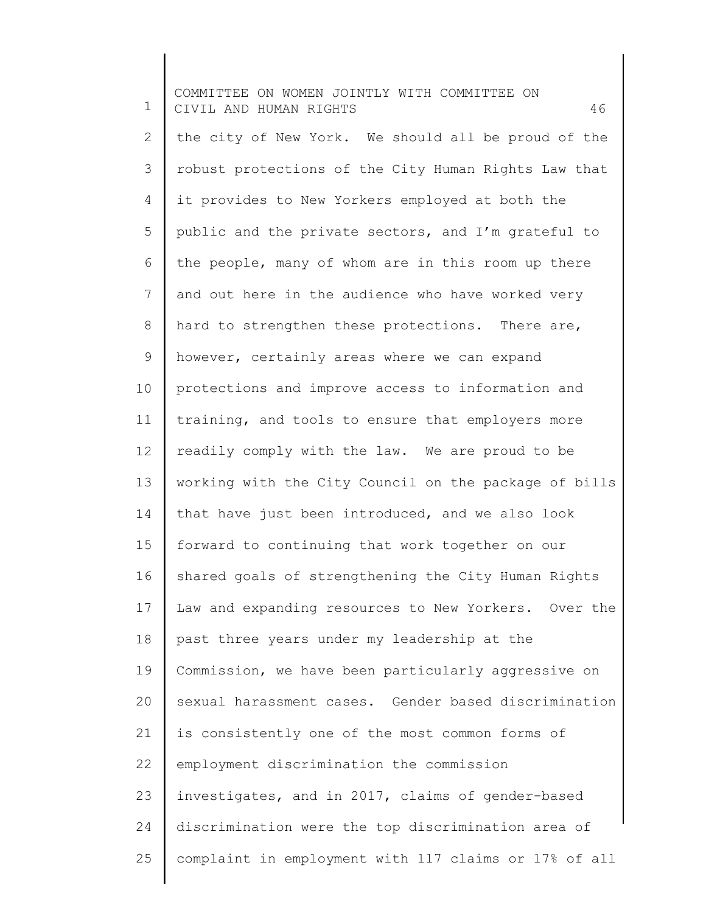the city of New York. We should all be proud of the robust protections of the City Human Rights Law that it provides to New Yorkers employed at both the public and the private sectors, and I'm grateful to the people, many of whom are in this room up there and out here in the audience who have worked very hard to strengthen these protections. There are, however, certainly areas where we can expand protections and improve access to information and training, and tools to ensure that employers more readily comply with the law. We are proud to be working with the City Council on the package of bills that have just been introduced, and we also look forward to continuing that work together on our shared goals of strengthening the City Human Rights Law and expanding resources to New Yorkers. Over the past three years under my leadership at the Commission, we have been particularly aggressive on sexual harassment cases. Gender based discrimination is consistently one of the most common forms of employment discrimination the commission investigates, and in 2017, claims of gender-based discrimination were the top discrimination area of complaint in employment with 117 claims or 17% of all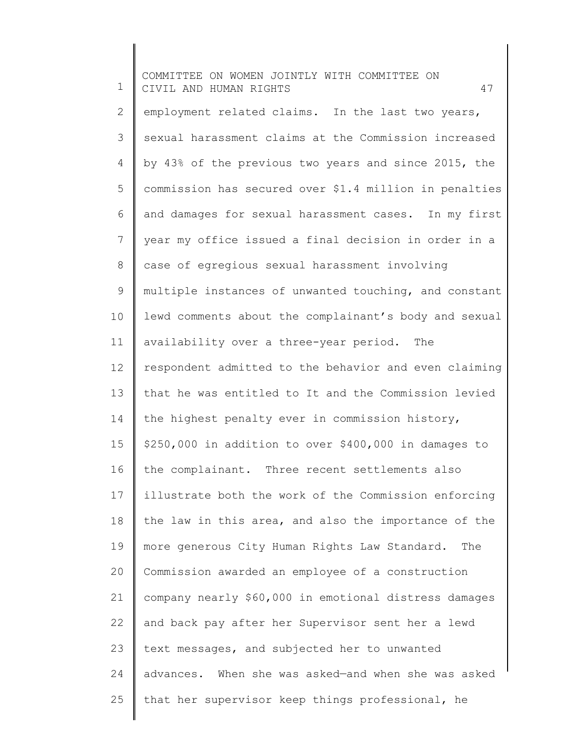employment related claims. In the last two years, sexual harassment claims at the Commission increased by 43% of the previous two years and since 2015, the commission has secured over $1.4 million in penalties and damages for sexual harassment cases. In my first year my office issued a final decision in order in a case of egregious sexual harassment involving multiple instances of unwanted touching, and constant lewd comments about the complainant's body and sexual availability over a three-year period. The respondent admitted to the behavior and even claiming that he was entitled to It and the Commission levied the highest penalty ever in commission history, $250,000 in addition to over $400,000 in damages to the complainant. Three recent settlements also illustrate both the work of the Commission enforcing the law in this area, and also the importance of the more generous City Human Rights Law Standard. The Commission awarded an employee of a construction company nearly $60,000 in emotional distress damages and back pay after her Supervisor sent her a lewd text messages, and subjected her to unwanted advances. When she was asked—and when she was asked that her supervisor keep things professional, he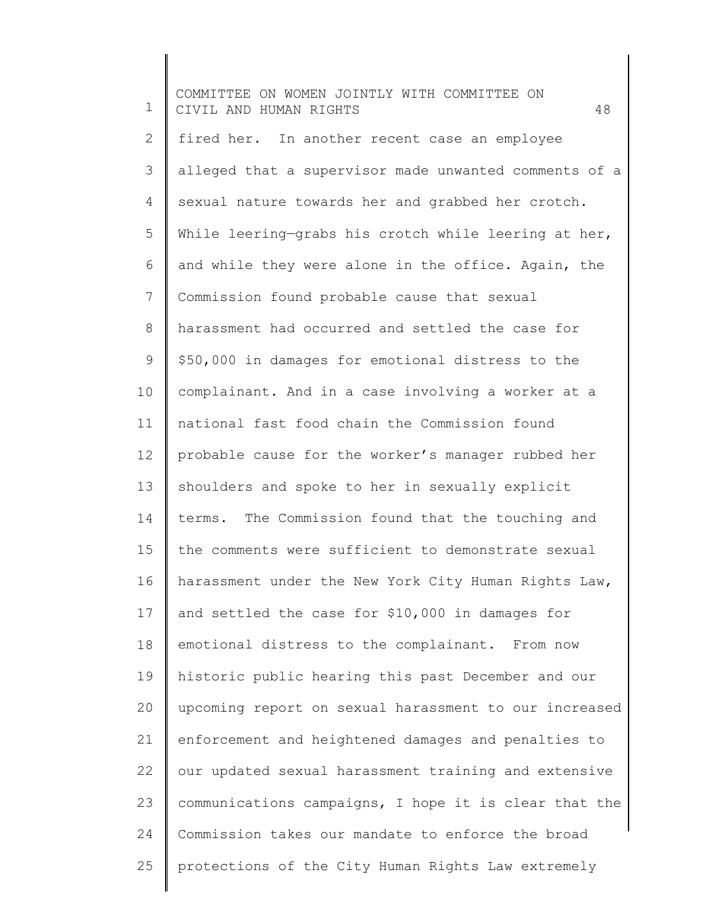fired her. In another recent case an employee alleged that a supervisor made unwanted comments of a sexual nature towards her and grabbed her crotch. While leering—grabs his crotch while leering at her, and while they were alone in the office. Again, the Commission found probable cause that sexual harassment had occurred and settled the case for $50,000 in damages for emotional distress to the complainant. And in a case involving a worker at a national fast food chain the Commission found probable cause for the worker's manager rubbed her shoulders and spoke to her in sexually explicit terms. The Commission found that the touching and the comments were sufficient to demonstrate sexual harassment under the New York City Human Rights Law, and settled the case for $10,000 in damages for emotional distress to the complainant. From now historic public hearing this past December and our upcoming report on sexual harassment to our increased enforcement and heightened damages and penalties to our updated sexual harassment training and extensive communications campaigns, I hope it is clear that the Commission takes our mandate to enforce the broad protections of the City Human Rights Law extremely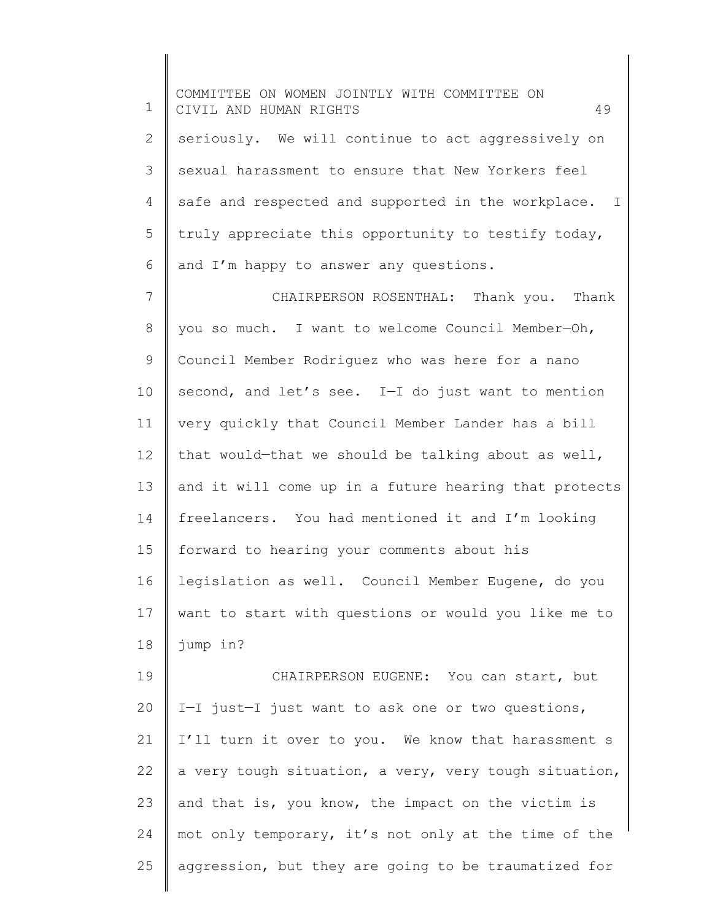seriously. We will continue to act aggressively on sexual harassment to ensure that New Yorkers feel safe and respected and supported in the workplace. I truly appreciate this opportunity to testify today, and I'm happy to answer any questions.

CHAIRPERSON ROSENTHAL: Thank you. Thank you so much. I want to welcome Council Member—Oh, Council Member Rodriguez who was here for a nano second, and let's see. I—I do just want to mention very quickly that Council Member Lander has a bill that would—that we should be talking about as well, and it will come up in a future hearing that protects freelancers. You had mentioned it and I'm looking forward to hearing your comments about his legislation as well. Council Member Eugene, do you want to start with questions or would you like me to jump in?

CHAIRPERSON EUGENE: You can start, but I—I just—I just want to ask one or two questions, I'll turn it over to you. We know that harassment s a very tough situation, a very, very tough situation, and that is, you know, the impact on the victim is mot only temporary, it's not only at the time of the aggression, but they are going to be traumatized for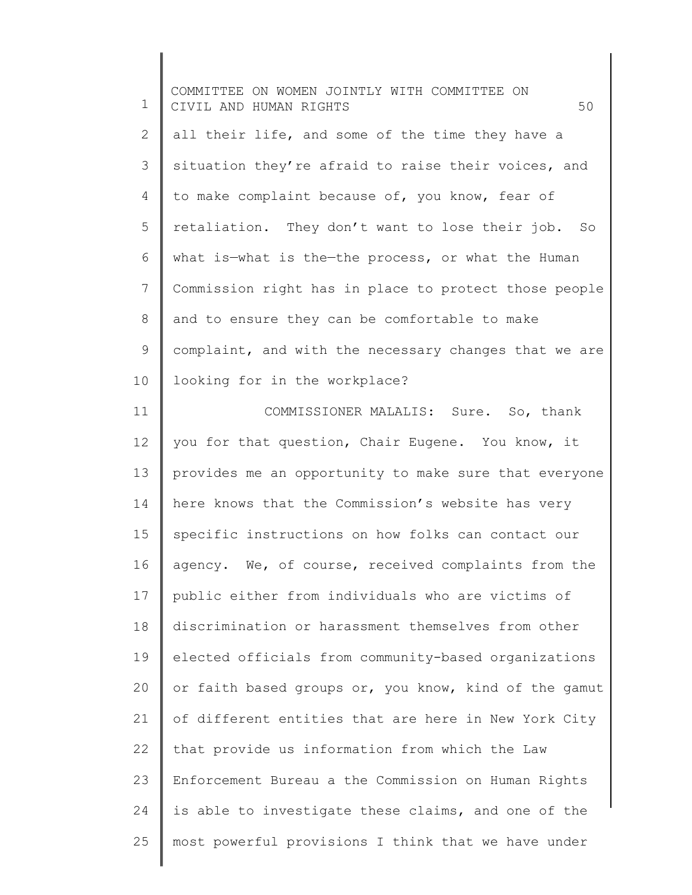all their life, and some of the time they have a situation they're afraid to raise their voices, and to make complaint because of, you know, fear of retaliation. They don't want to lose their job. So what is—what is the—the process, or what the Human Commission right has in place to protect those people and to ensure they can be comfortable to make complaint, and with the necessary changes that we are looking for in the workplace?

COMMISSIONER MALALIS: Sure. So, thank you for that question, Chair Eugene. You know, it provides me an opportunity to make sure that everyone here knows that the Commission's website has very specific instructions on how folks can contact our agency. We, of course, received complaints from the public either from individuals who are victims of discrimination or harassment themselves from other elected officials from community-based organizations or faith based groups or, you know, kind of the gamut of different entities that are here in New York City that provide us information from which the Law Enforcement Bureau a the Commission on Human Rights is able to investigate these claims, and one of the most powerful provisions I think that we have under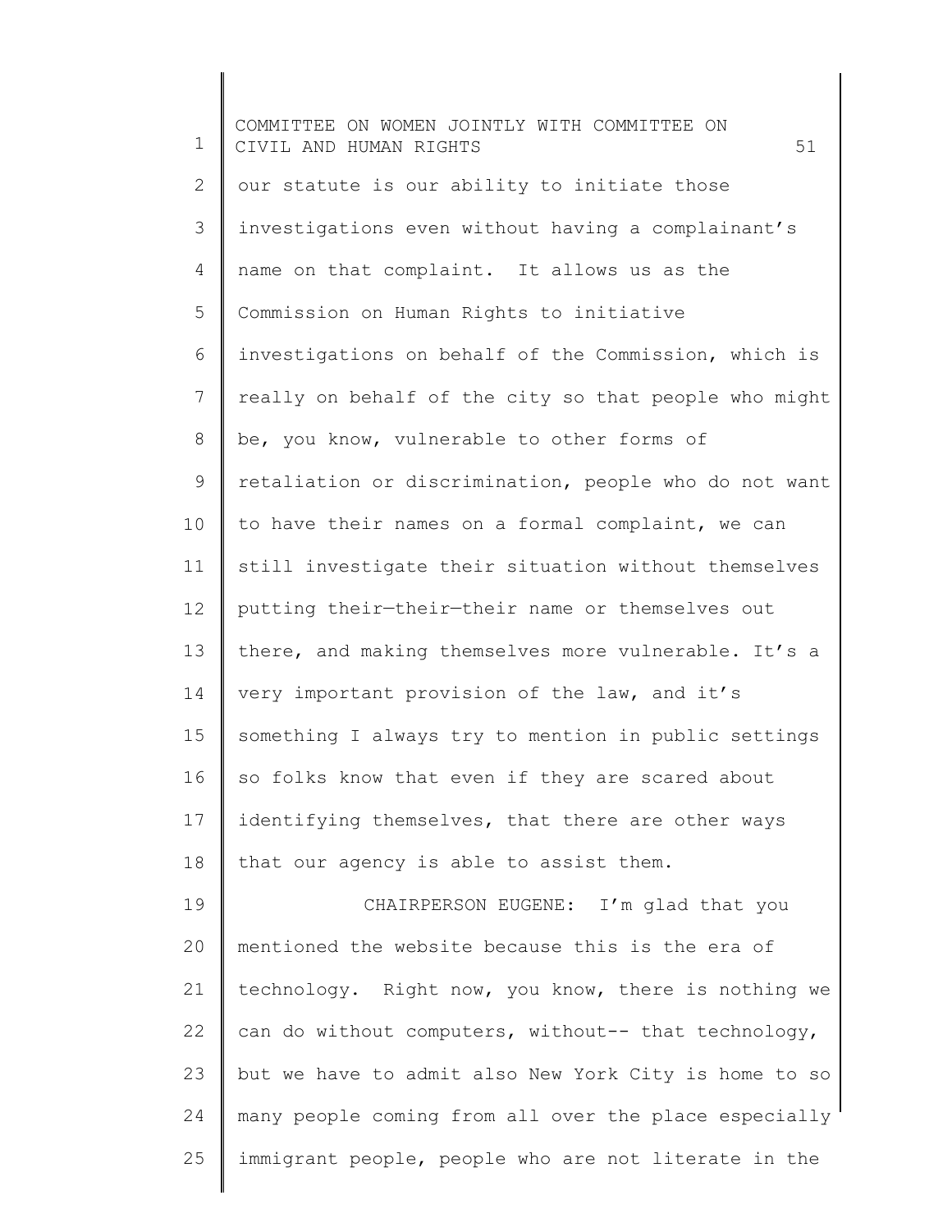our statute is our ability to initiate those investigations even without having a complainant's name on that complaint. It allows us as the Commission on Human Rights to initiative investigations on behalf of the Commission, which is really on behalf of the city so that people who might be, you know, vulnerable to other forms of retaliation or discrimination, people who do not want to have their names on a formal complaint, we can still investigate their situation without themselves putting their—their—their name or themselves out there, and making themselves more vulnerable. It's a very important provision of the law, and it's something I always try to mention in public settings so folks know that even if they are scared about identifying themselves, that there are other ways that our agency is able to assist them.

CHAIRPERSON EUGENE: I'm glad that you mentioned the website because this is the era of technology. Right now, you know, there is nothing we can do without computers, without-- that technology, but we have to admit also New York City is home to so many people coming from all over the place especially immigrant people, people who are not literate in the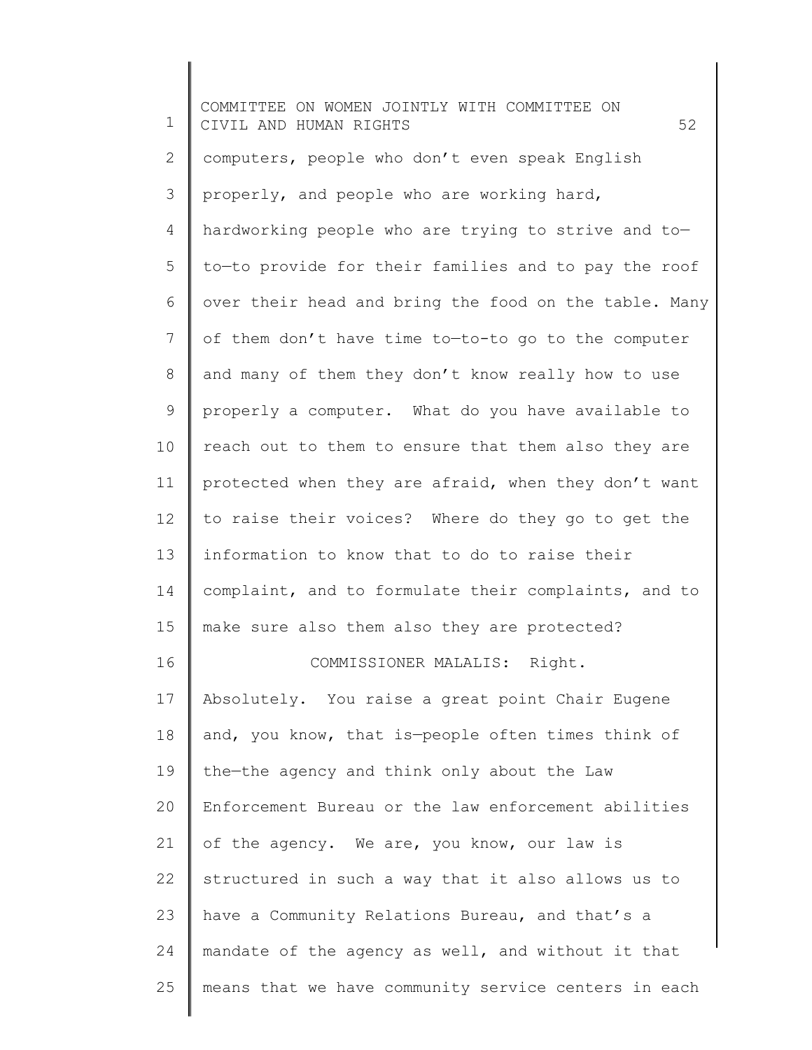computers, people who don't even speak English properly, and people who are working hard, hardworking people who are trying to strive and to—to—to provide for their families and to pay the roof over their head and bring the food on the table. Many of them don't have time to—to-to go to the computer and many of them they don't know really how to use properly a computer. What do you have available to reach out to them to ensure that them also they are protected when they are afraid, when they don't want to raise their voices? Where do they go to get the information to know that to do to raise their complaint, and to formulate their complaints, and to make sure also them also they are protected?

COMMISSIONER MALALIS: Right. Absolutely. You raise a great point Chair Eugene and, you know, that is—people often times think of the—the agency and think only about the Law Enforcement Bureau or the law enforcement abilities of the agency. We are, you know, our law is structured in such a way that it also allows us to have a Community Relations Bureau, and that's a mandate of the agency as well, and without it that means that we have community service centers in each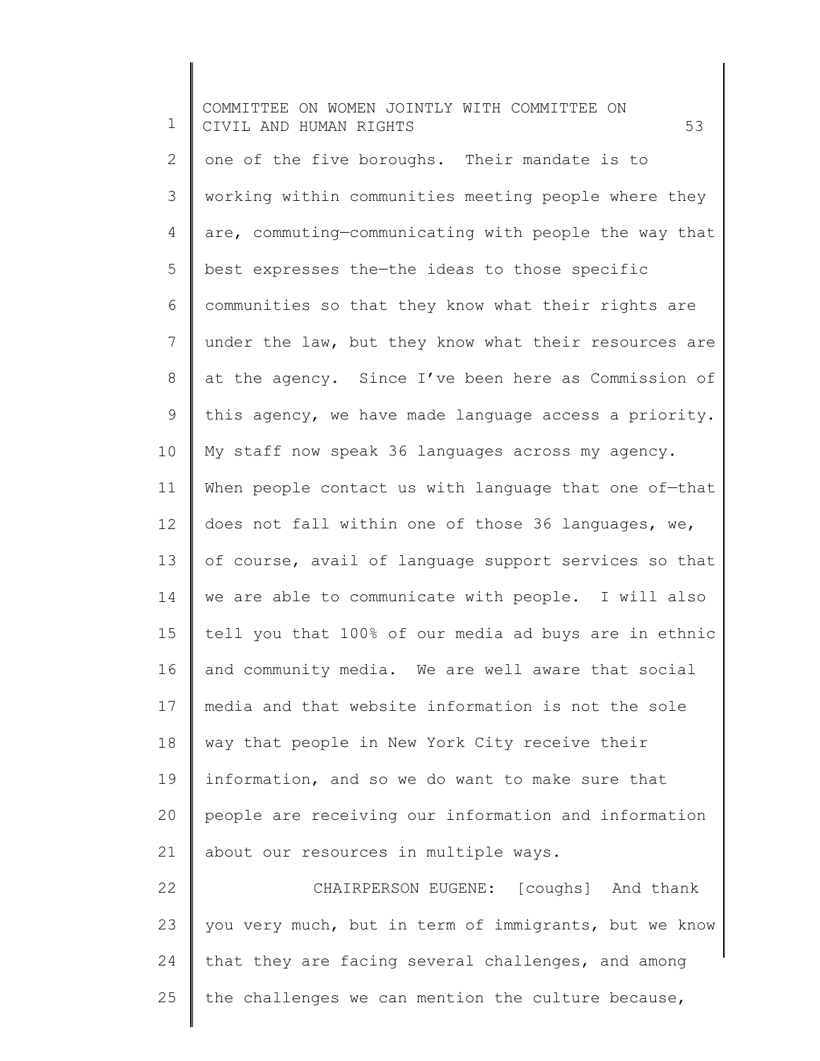one of the five boroughs. Their mandate is to working within communities meeting people where they are, commuting—communicating with people the way that best expresses the—the ideas to those specific communities so that they know what their rights are under the law, but they know what their resources are at the agency. Since I've been here as Commission of this agency, we have made language access a priority. My staff now speak 36 languages across my agency. When people contact us with language that one of—that does not fall within one of those 36 languages, we, of course, avail of language support services so that we are able to communicate with people. I will also tell you that 100% of our media ad buys are in ethnic and community media. We are well aware that social media and that website information is not the sole way that people in New York City receive their information, and so we do want to make sure that people are receiving our information and information about our resources in multiple ways.

CHAIRPERSON EUGENE: [coughs] And thank you very much, but in term of immigrants, but we know that they are facing several challenges, and among the challenges we can mention the culture because,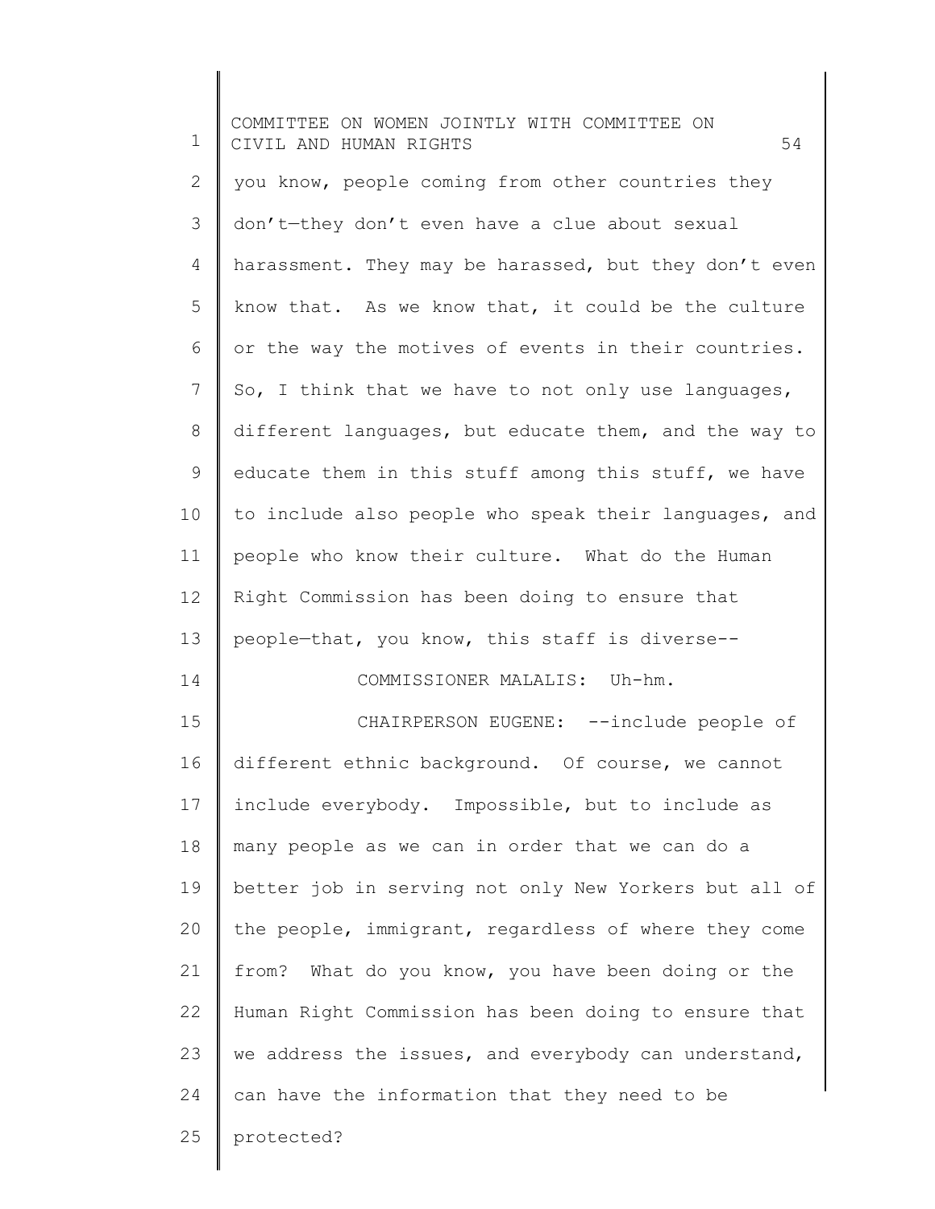you know, people coming from other countries they don't—they don't even have a clue about sexual harassment. They may be harassed, but they don't even know that. As we know that, it could be the culture or the way the motives of events in their countries. So, I think that we have to not only use languages, different languages, but educate them, and the way to educate them in this stuff among this stuff, we have to include also people who speak their languages, and people who know their culture. What do the Human Right Commission has been doing to ensure that people—that, you know, this staff is diverse--

COMMISSIONER MALALIS: Uh-hm.

CHAIRPERSON EUGENE: --include people of different ethnic background. Of course, we cannot include everybody. Impossible, but to include as many people as we can in order that we can do a better job in serving not only New Yorkers but all of the people, immigrant, regardless of where they come from? What do you know, you have been doing or the Human Right Commission has been doing to ensure that we address the issues, and everybody can understand, can have the information that they need to be protected?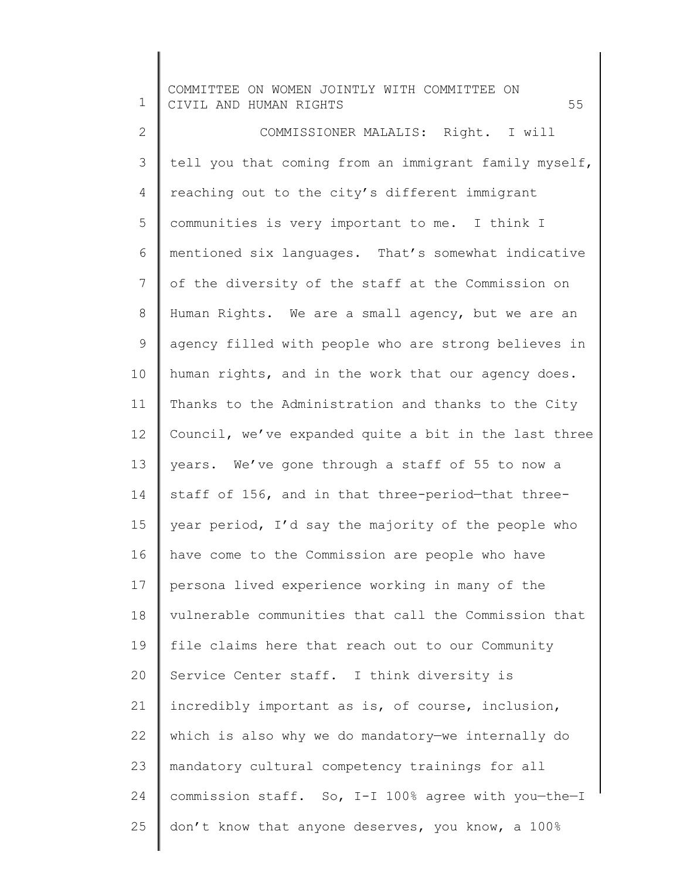COMMISSIONER MALALIS: Right. I will tell you that coming from an immigrant family myself, reaching out to the city's different immigrant communities is very important to me. I think I mentioned six languages. That's somewhat indicative of the diversity of the staff at the Commission on Human Rights. We are a small agency, but we are an agency filled with people who are strong believes in human rights, and in the work that our agency does. Thanks to the Administration and thanks to the City Council, we've expanded quite a bit in the last three years. We've gone through a staff of 55 to now a staff of 156, and in that three-period—that three-year period, I'd say the majority of the people who have come to the Commission are people who have persona lived experience working in many of the vulnerable communities that call the Commission that file claims here that reach out to our Community Service Center staff. I think diversity is incredibly important as is, of course, inclusion, which is also why we do mandatory—we internally do mandatory cultural competency trainings for all commission staff. So, I-I 100% agree with you—the—I don't know that anyone deserves, you know, a 100%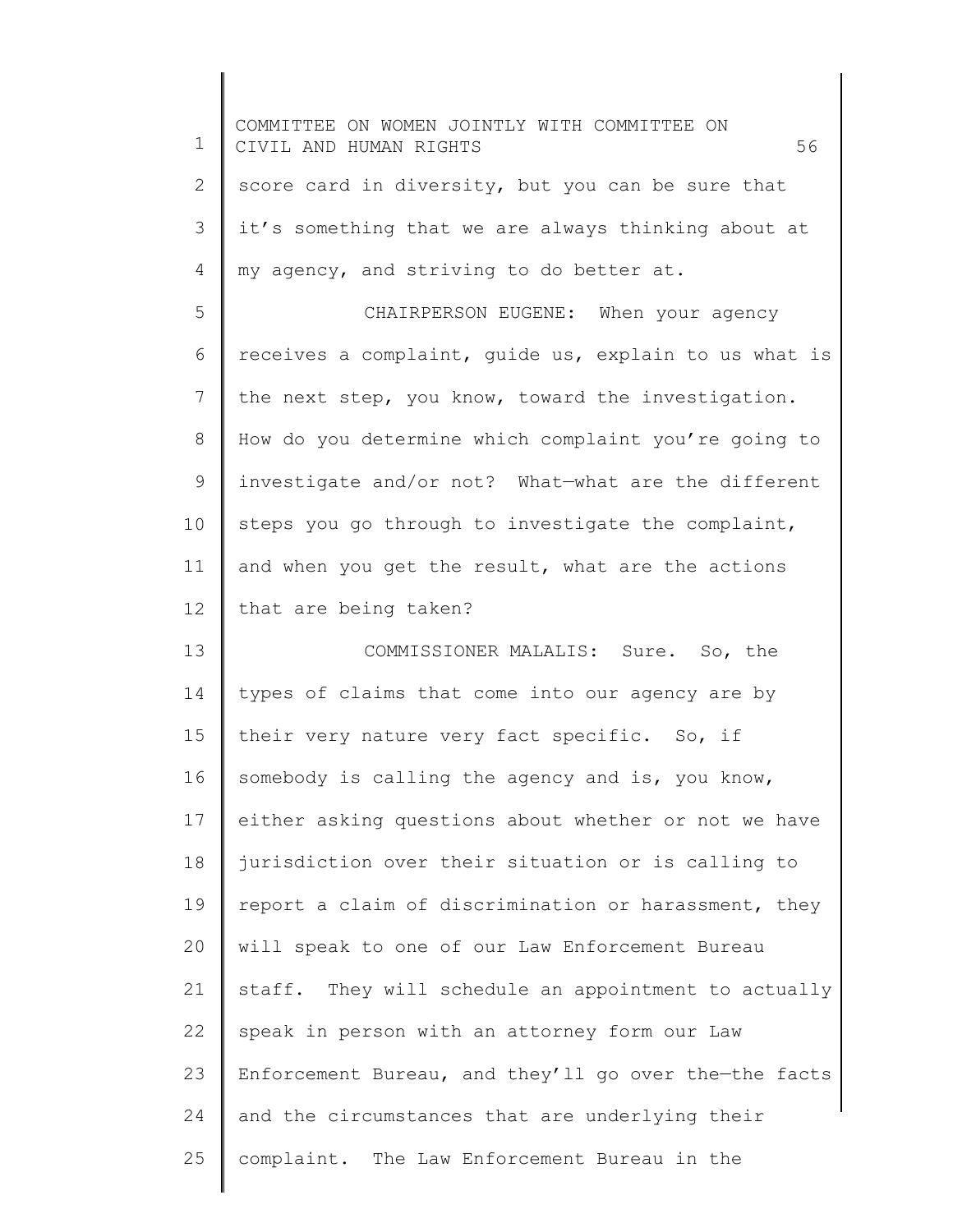score card in diversity, but you can be sure that it's something that we are always thinking about at my agency, and striving to do better at.

CHAIRPERSON EUGENE: When your agency receives a complaint, guide us, explain to us what is the next step, you know, toward the investigation. How do you determine which complaint you're going to investigate and/or not? What—what are the different steps you go through to investigate the complaint, and when you get the result, what are the actions that are being taken?

COMMISSIONER MALALIS: Sure. So, the types of claims that come into our agency are by their very nature very fact specific. So, if somebody is calling the agency and is, you know, either asking questions about whether or not we have jurisdiction over their situation or is calling to report a claim of discrimination or harassment, they will speak to one of our Law Enforcement Bureau staff. They will schedule an appointment to actually speak in person with an attorney form our Law Enforcement Bureau, and they'll go over the—the facts and the circumstances that are underlying their complaint. The Law Enforcement Bureau in the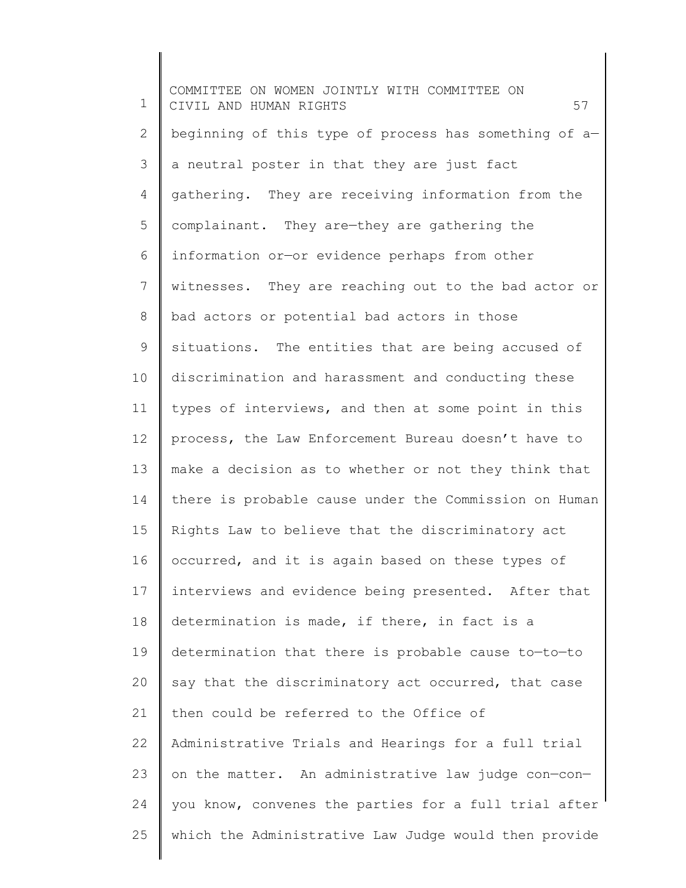beginning of this type of process has something of a—a neutral poster in that they are just fact gathering. They are receiving information from the complainant. They are—they are gathering the information or—or evidence perhaps from other witnesses. They are reaching out to the bad actor or bad actors or potential bad actors in those situations. The entities that are being accused of discrimination and harassment and conducting these types of interviews, and then at some point in this process, the Law Enforcement Bureau doesn't have to make a decision as to whether or not they think that there is probable cause under the Commission on Human Rights Law to believe that the discriminatory act occurred, and it is again based on these types of interviews and evidence being presented. After that determination is made, if there, in fact is a determination that there is probable cause to—to—to say that the discriminatory act occurred, that case then could be referred to the Office of Administrative Trials and Hearings for a full trial on the matter. An administrative law judge con—con—you know, convenes the parties for a full trial after which the Administrative Law Judge would then provide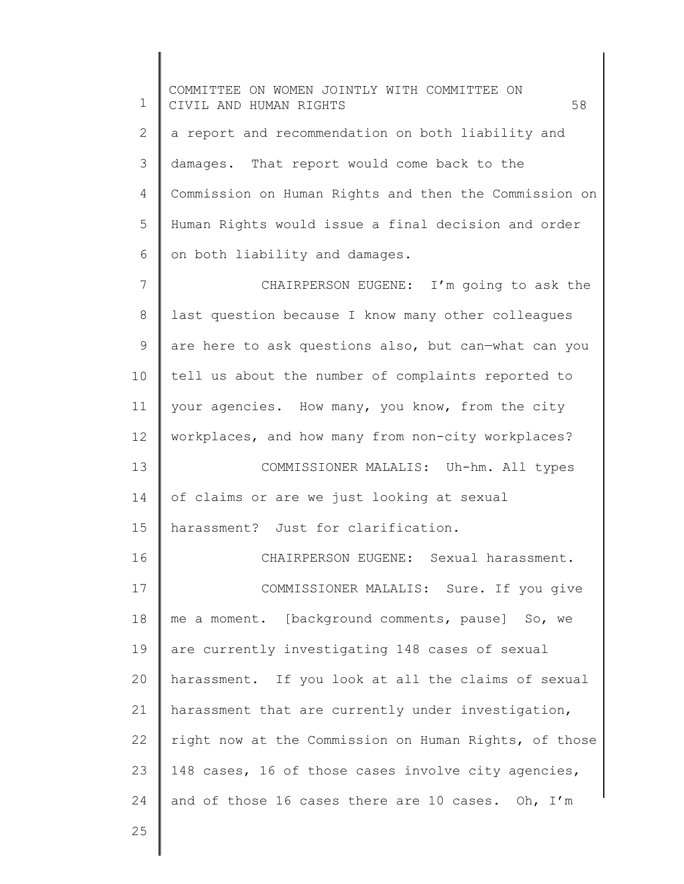a report and recommendation on both liability and damages. That report would come back to the Commission on Human Rights and then the Commission on Human Rights would issue a final decision and order on both liability and damages.

CHAIRPERSON EUGENE: I'm going to ask the last question because I know many other colleagues are here to ask questions also, but can—what can you tell us about the number of complaints reported to your agencies. How many, you know, from the city workplaces, and how many from non-city workplaces?

COMMISSIONER MALALIS: Uh-hm. All types of claims or are we just looking at sexual harassment? Just for clarification.

CHAIRPERSON EUGENE: Sexual harassment.

COMMISSIONER MALALIS: Sure. If you give me a moment. [background comments, pause] So, we are currently investigating 148 cases of sexual harassment. If you look at all the claims of sexual harassment that are currently under investigation, right now at the Commission on Human Rights, of those 148 cases, 16 of those cases involve city agencies, and of those 16 cases there are 10 cases. Oh, I'm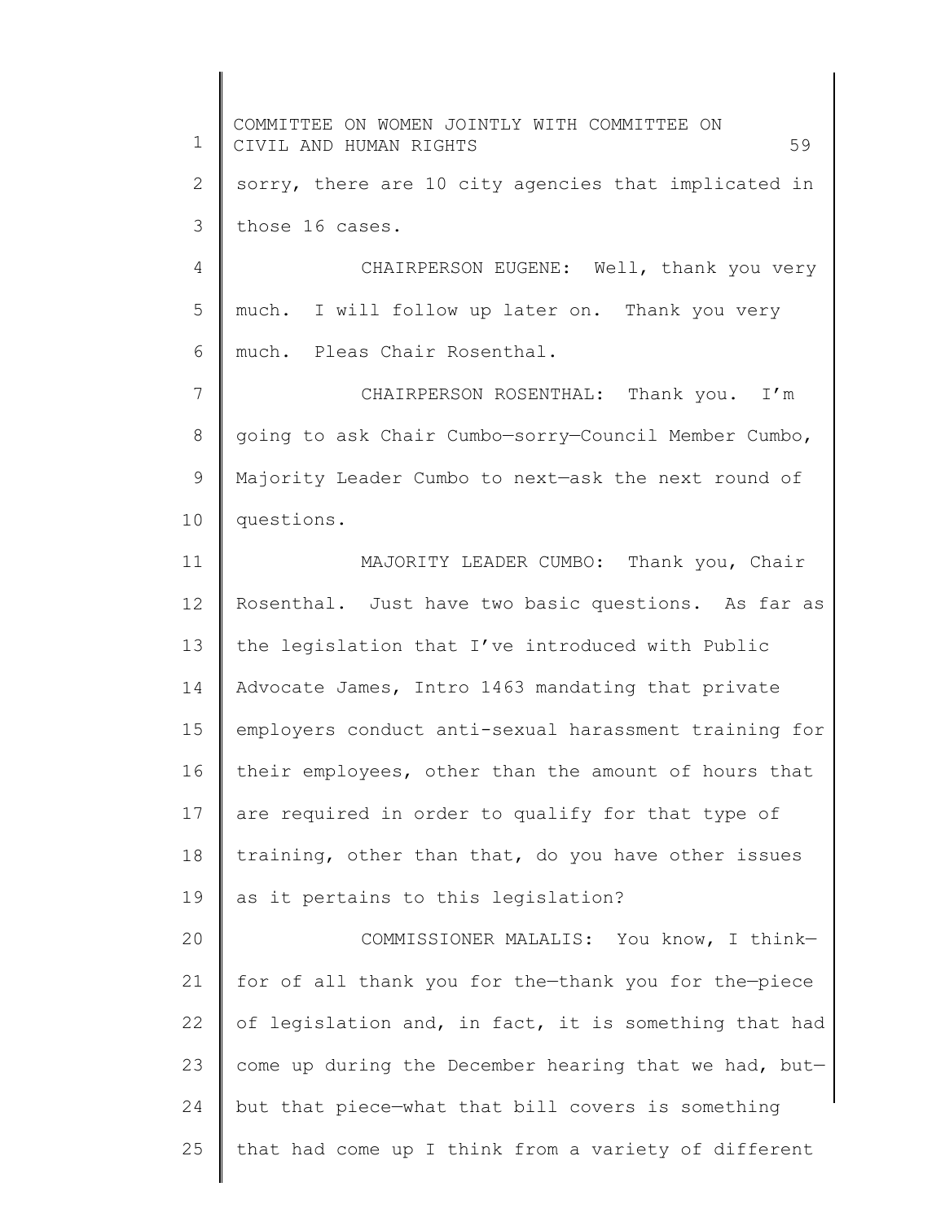sorry, there are 10 city agencies that implicated in those 16 cases.

CHAIRPERSON EUGENE: Well, thank you very much. I will follow up later on. Thank you very much. Pleas Chair Rosenthal.

CHAIRPERSON ROSENTHAL: Thank you. I'm going to ask Chair Cumbo—sorry—Council Member Cumbo, Majority Leader Cumbo to next—ask the next round of questions.

MAJORITY LEADER CUMBO: Thank you, Chair Rosenthal. Just have two basic questions. As far as the legislation that I've introduced with Public Advocate James, Intro 1463 mandating that private employers conduct anti-sexual harassment training for their employees, other than the amount of hours that are required in order to qualify for that type of training, other than that, do you have other issues as it pertains to this legislation?

COMMISSIONER MALALIS: You know, I think—for of all thank you for the—thank you for the—piece of legislation and, in fact, it is something that had come up during the December hearing that we had, but—but that piece—what that bill covers is something that had come up I think from a variety of different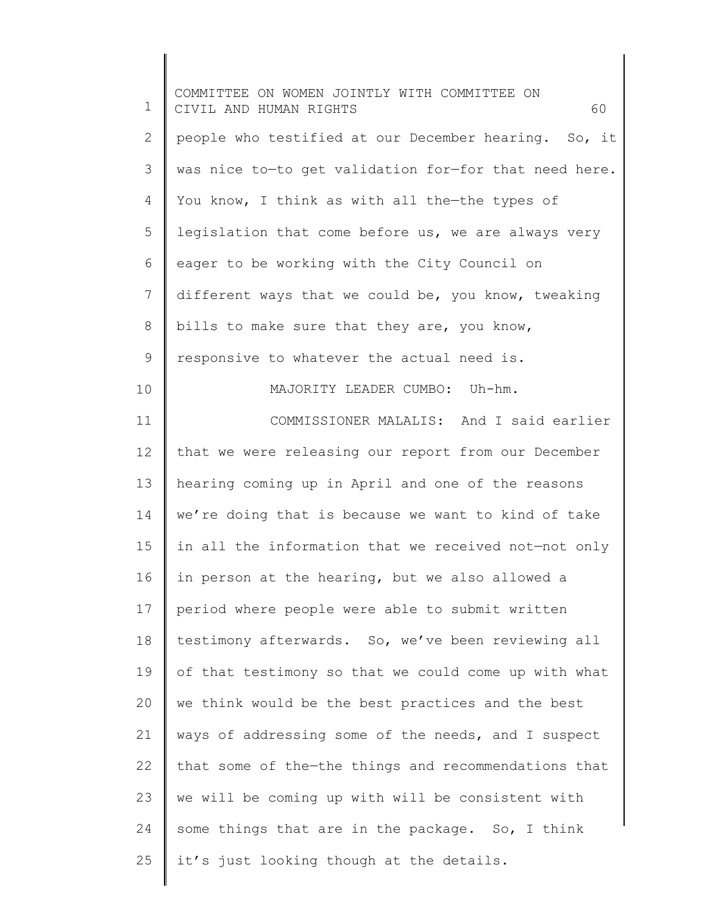people who testified at our December hearing. So, it was nice to—to get validation for—for that need here. You know, I think as with all the—the types of legislation that come before us, we are always very eager to be working with the City Council on different ways that we could be, you know, tweaking bills to make sure that they are, you know, responsive to whatever the actual need is.

MAJORITY LEADER CUMBO: Uh-hm.

COMMISSIONER MALALIS: And I said earlier that we were releasing our report from our December hearing coming up in April and one of the reasons we're doing that is because we want to kind of take in all the information that we received not—not only in person at the hearing, but we also allowed a period where people were able to submit written testimony afterwards. So, we've been reviewing all of that testimony so that we could come up with what we think would be the best practices and the best ways of addressing some of the needs, and I suspect that some of the—the things and recommendations that we will be coming up with will be consistent with some things that are in the package. So, I think it's just looking though at the details.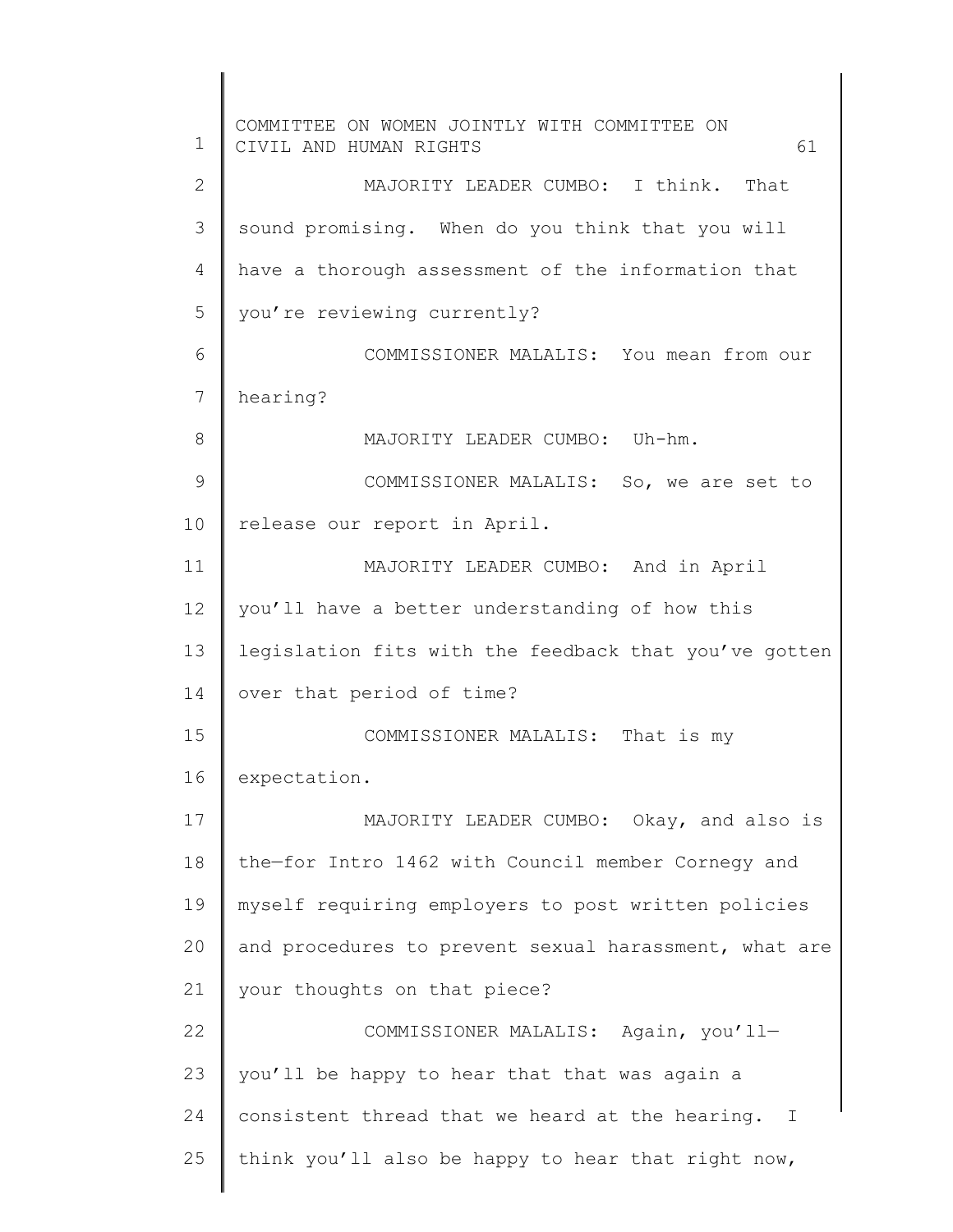MAJORITY LEADER CUMBO: I think. That sound promising. When do you think that you will have a thorough assessment of the information that you're reviewing currently?

COMMISSIONER MALALIS: You mean from our hearing?

MAJORITY LEADER CUMBO: Uh-hm.

COMMISSIONER MALALIS: So, we are set to release our report in April.

MAJORITY LEADER CUMBO: And in April you'll have a better understanding of how this legislation fits with the feedback that you've gotten over that period of time?

COMMISSIONER MALALIS: That is my expectation.

MAJORITY LEADER CUMBO: Okay, and also is the—for Intro 1462 with Council member Cornegy and myself requiring employers to post written policies and procedures to prevent sexual harassment, what are your thoughts on that piece?

COMMISSIONER MALALIS: Again, you'll—you'll be happy to hear that that was again a consistent thread that we heard at the hearing. I think you'll also be happy to hear that right now,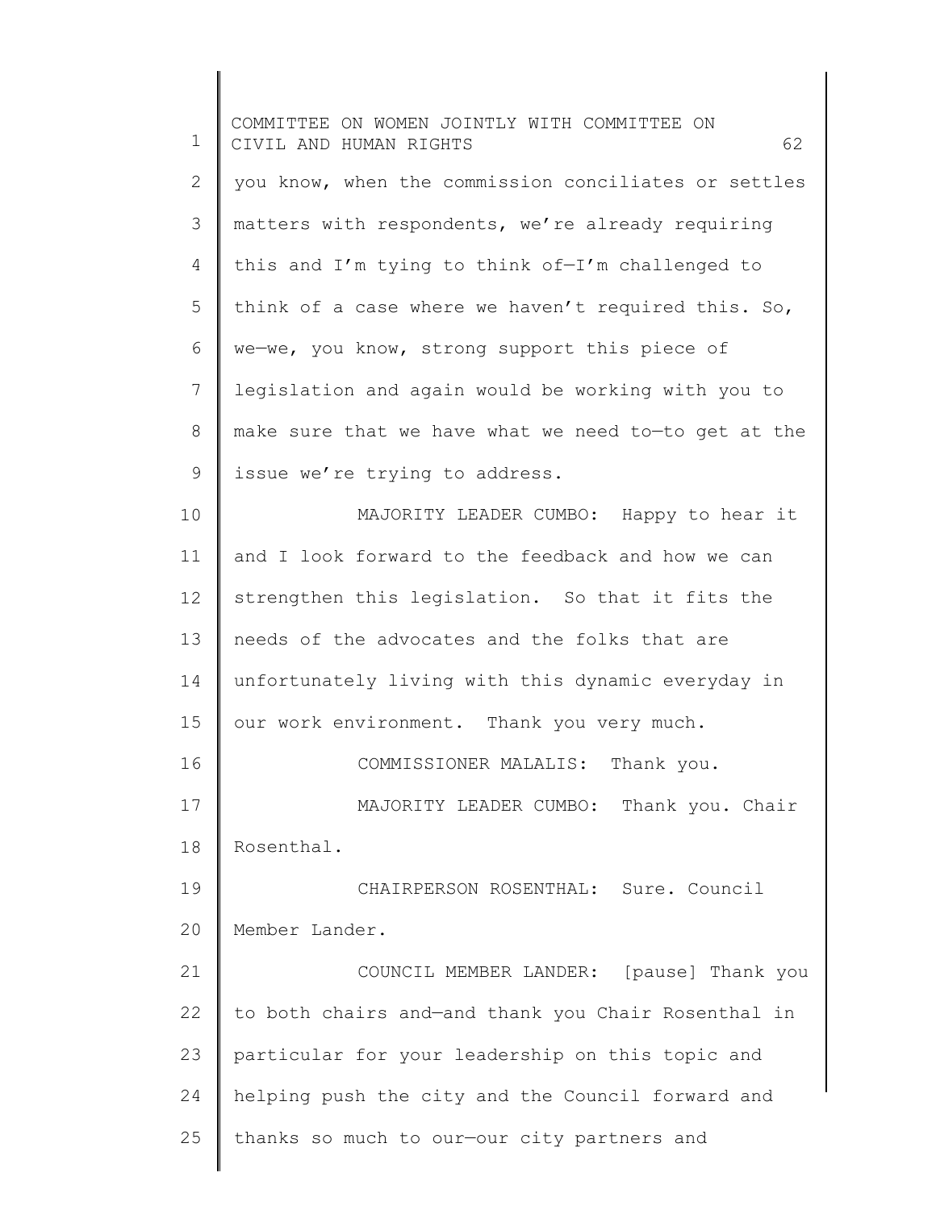you know, when the commission conciliates or settles matters with respondents, we're already requiring this and I'm tying to think of—I'm challenged to think of a case where we haven't required this. So, we—we, you know, strong support this piece of legislation and again would be working with you to make sure that we have what we need to—to get at the issue we're trying to address.

MAJORITY LEADER CUMBO: Happy to hear it and I look forward to the feedback and how we can strengthen this legislation. So that it fits the needs of the advocates and the folks that are unfortunately living with this dynamic everyday in our work environment. Thank you very much.

COMMISSIONER MALALIS: Thank you.

MAJORITY LEADER CUMBO: Thank you. Chair Rosenthal.

CHAIRPERSON ROSENTHAL: Sure. Council Member Lander.

COUNCIL MEMBER LANDER: [pause] Thank you to both chairs and—and thank you Chair Rosenthal in particular for your leadership on this topic and helping push the city and the Council forward and thanks so much to our—our city partners and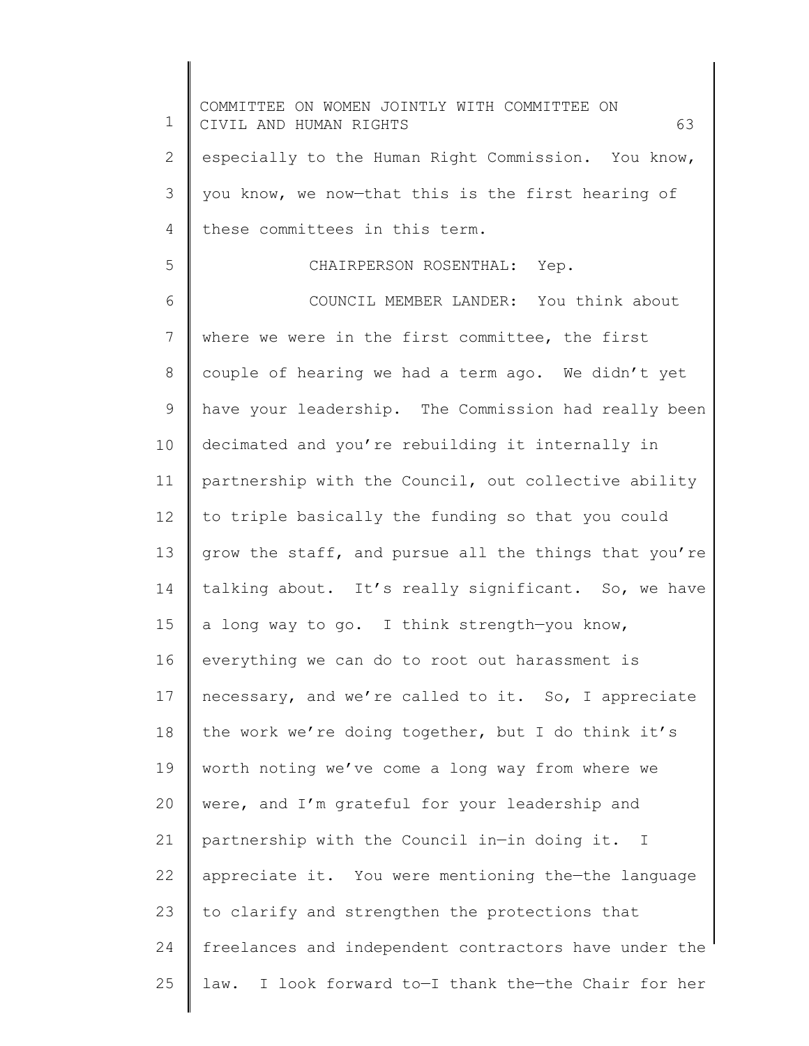especially to the Human Right Commission. You know, you know, we now—that this is the first hearing of these committees in this term.

CHAIRPERSON ROSENTHAL: Yep.

COUNCIL MEMBER LANDER: You think about where we were in the first committee, the first couple of hearing we had a term ago. We didn't yet have your leadership. The Commission had really been decimated and you're rebuilding it internally in partnership with the Council, out collective ability to triple basically the funding so that you could grow the staff, and pursue all the things that you're talking about. It's really significant. So, we have a long way to go. I think strength—you know, everything we can do to root out harassment is necessary, and we're called to it. So, I appreciate the work we're doing together, but I do think it's worth noting we've come a long way from where we were, and I'm grateful for your leadership and partnership with the Council in—in doing it. I appreciate it. You were mentioning the—the language to clarify and strengthen the protections that freelances and independent contractors have under the law. I look forward to—I thank the—the Chair for her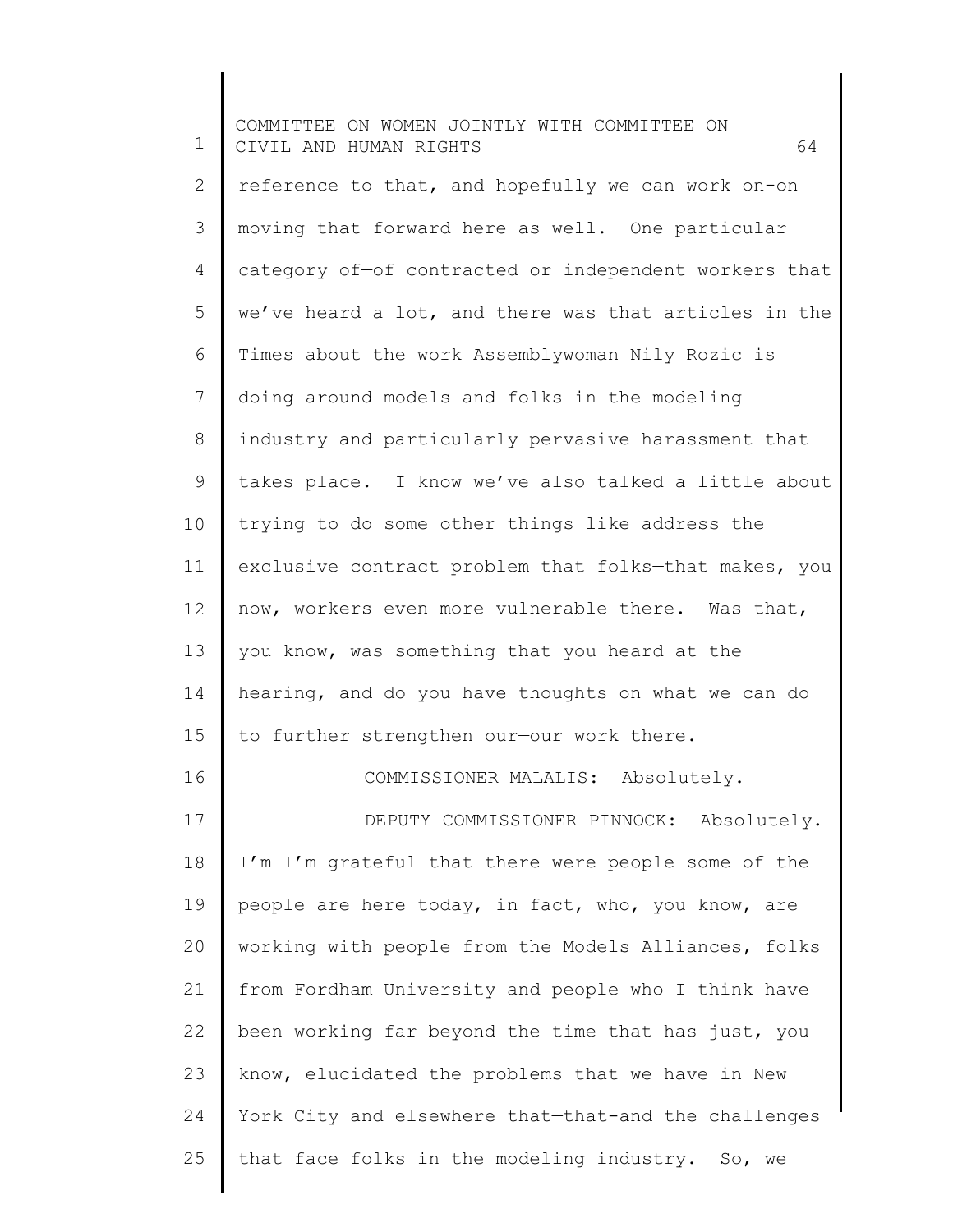reference to that, and hopefully we can work on-on moving that forward here as well. One particular category of—of contracted or independent workers that we've heard a lot, and there was that articles in the Times about the work Assemblywoman Nily Rozic is doing around models and folks in the modeling industry and particularly pervasive harassment that takes place. I know we've also talked a little about trying to do some other things like address the exclusive contract problem that folks—that makes, you now, workers even more vulnerable there. Was that, you know, was something that you heard at the hearing, and do you have thoughts on what we can do to further strengthen our—our work there.

COMMISSIONER MALALIS: Absolutely.

DEPUTY COMMISSIONER PINNOCK: Absolutely. I'm—I'm grateful that there were people—some of the people are here today, in fact, who, you know, are working with people from the Models Alliances, folks from Fordham University and people who I think have been working far beyond the time that has just, you know, elucidated the problems that we have in New York City and elsewhere that—that-and the challenges that face folks in the modeling industry. So, we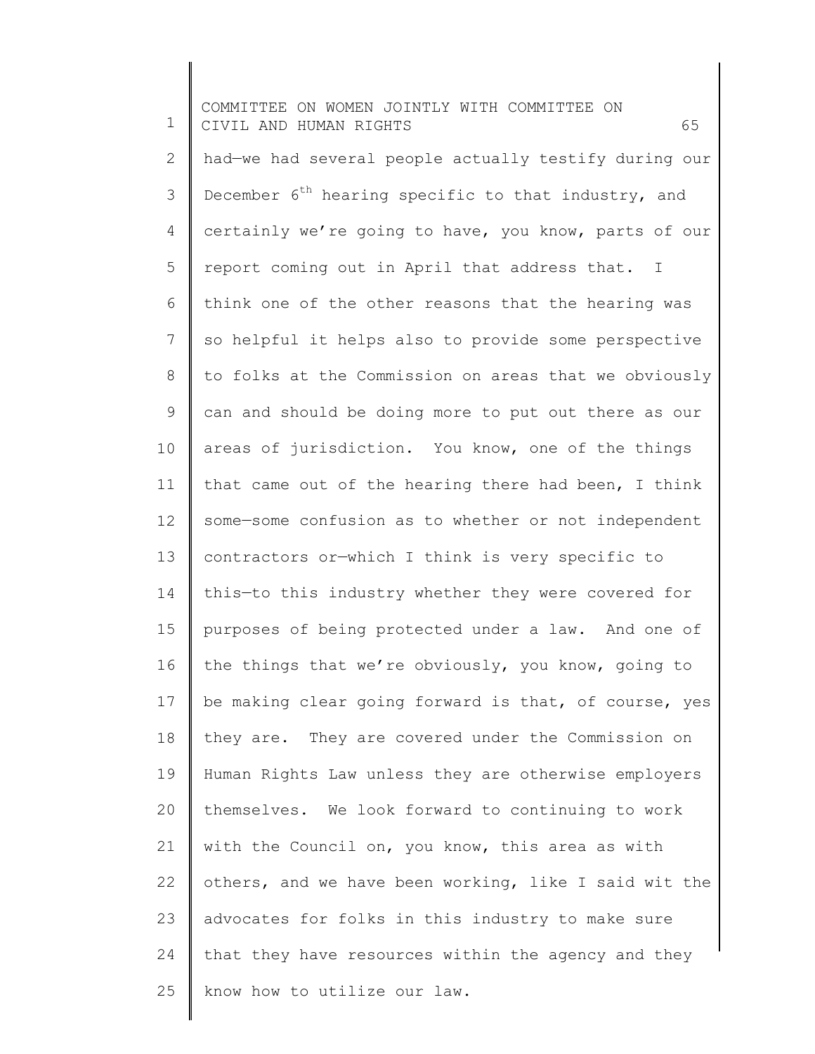had—we had several people actually testify during our December 6th hearing specific to that industry, and certainly we're going to have, you know, parts of our report coming out in April that address that. I think one of the other reasons that the hearing was so helpful it helps also to provide some perspective to folks at the Commission on areas that we obviously can and should be doing more to put out there as our areas of jurisdiction. You know, one of the things that came out of the hearing there had been, I think some—some confusion as to whether or not independent contractors or—which I think is very specific to this—to this industry whether they were covered for purposes of being protected under a law. And one of the things that we're obviously, you know, going to be making clear going forward is that, of course, yes they are. They are covered under the Commission on Human Rights Law unless they are otherwise employers themselves. We look forward to continuing to work with the Council on, you know, this area as with others, and we have been working, like I said wit the advocates for folks in this industry to make sure that they have resources within the agency and they know how to utilize our law.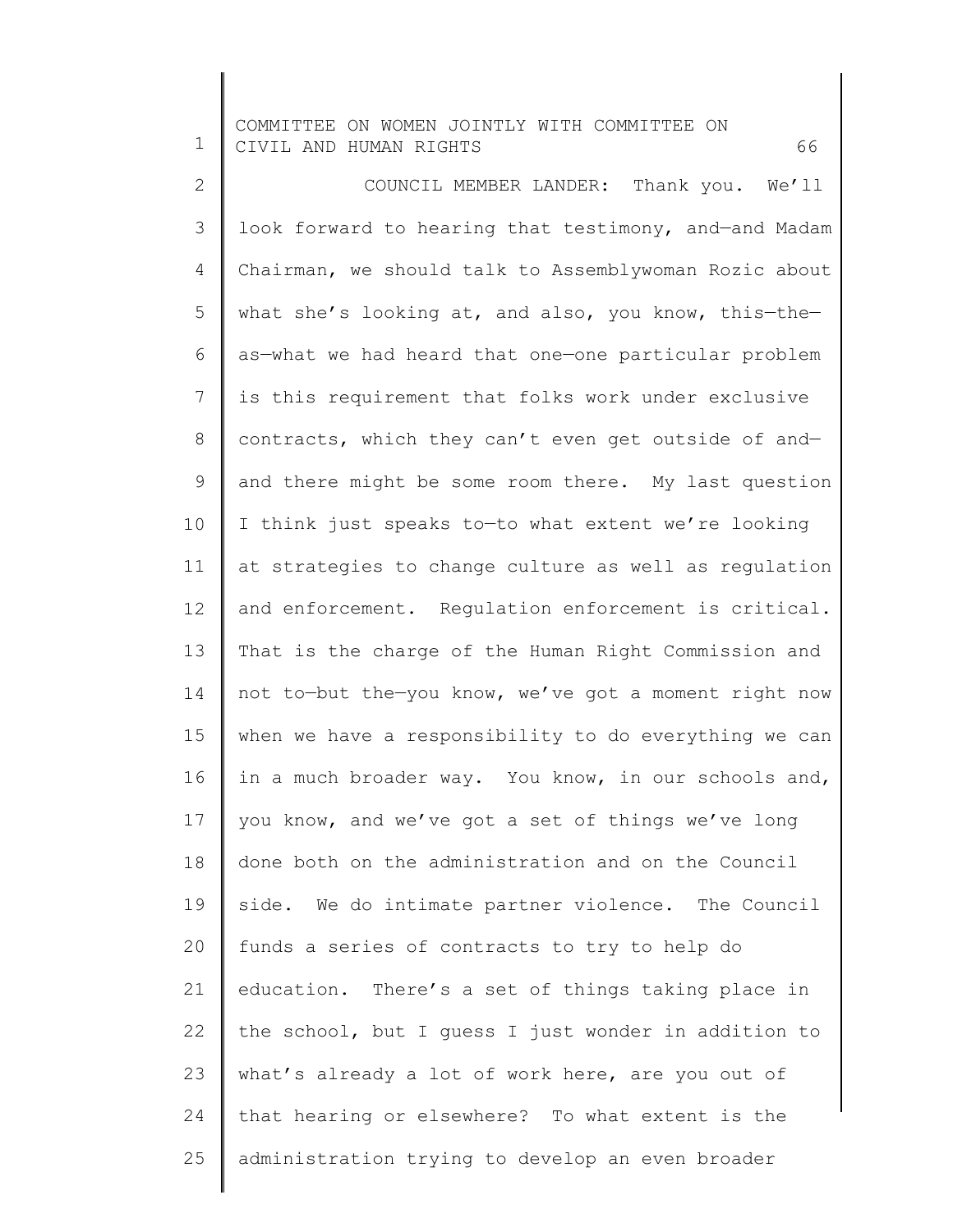COUNCIL MEMBER LANDER: Thank you. We'll look forward to hearing that testimony, and—and Madam Chairman, we should talk to Assemblywoman Rozic about what she's looking at, and also, you know, this—the—as—what we had heard that one—one particular problem is this requirement that folks work under exclusive contracts, which they can't even get outside of and—and there might be some room there. My last question I think just speaks to—to what extent we're looking at strategies to change culture as well as regulation and enforcement. Regulation enforcement is critical. That is the charge of the Human Right Commission and not to—but the—you know, we've got a moment right now when we have a responsibility to do everything we can in a much broader way. You know, in our schools and, you know, and we've got a set of things we've long done both on the administration and on the Council side. We do intimate partner violence. The Council funds a series of contracts to try to help do education. There's a set of things taking place in the school, but I guess I just wonder in addition to what's already a lot of work here, are you out of that hearing or elsewhere? To what extent is the administration trying to develop an even broader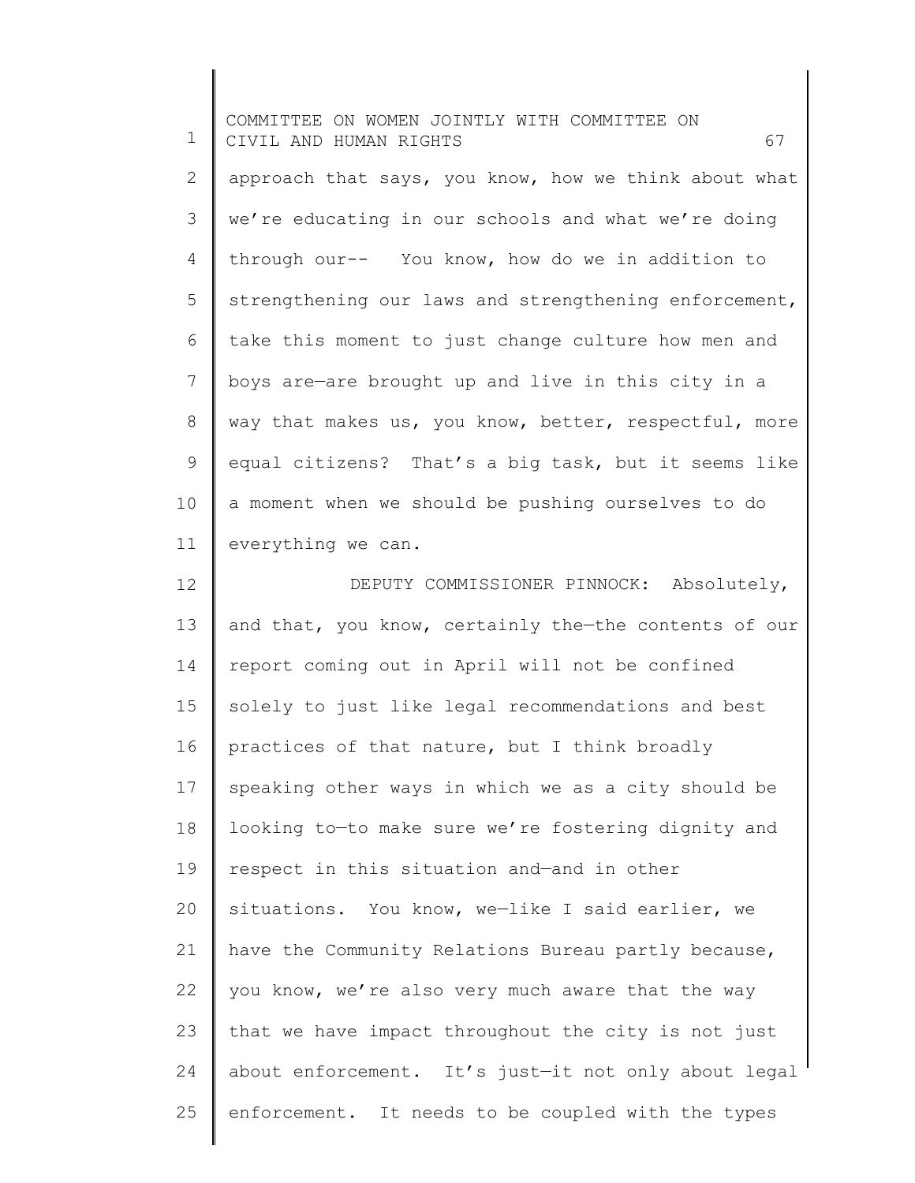approach that says, you know, how we think about what we're educating in our schools and what we're doing through our-- You know, how do we in addition to strengthening our laws and strengthening enforcement, take this moment to just change culture how men and boys are—are brought up and live in this city in a way that makes us, you know, better, respectful, more equal citizens? That's a big task, but it seems like a moment when we should be pushing ourselves to do everything we can.

DEPUTY COMMISSIONER PINNOCK: Absolutely, and that, you know, certainly the—the contents of our report coming out in April will not be confined solely to just like legal recommendations and best practices of that nature, but I think broadly speaking other ways in which we as a city should be looking to—to make sure we're fostering dignity and respect in this situation and—and in other situations. You know, we—like I said earlier, we have the Community Relations Bureau partly because, you know, we're also very much aware that the way that we have impact throughout the city is not just about enforcement. It's just—it not only about legal enforcement. It needs to be coupled with the types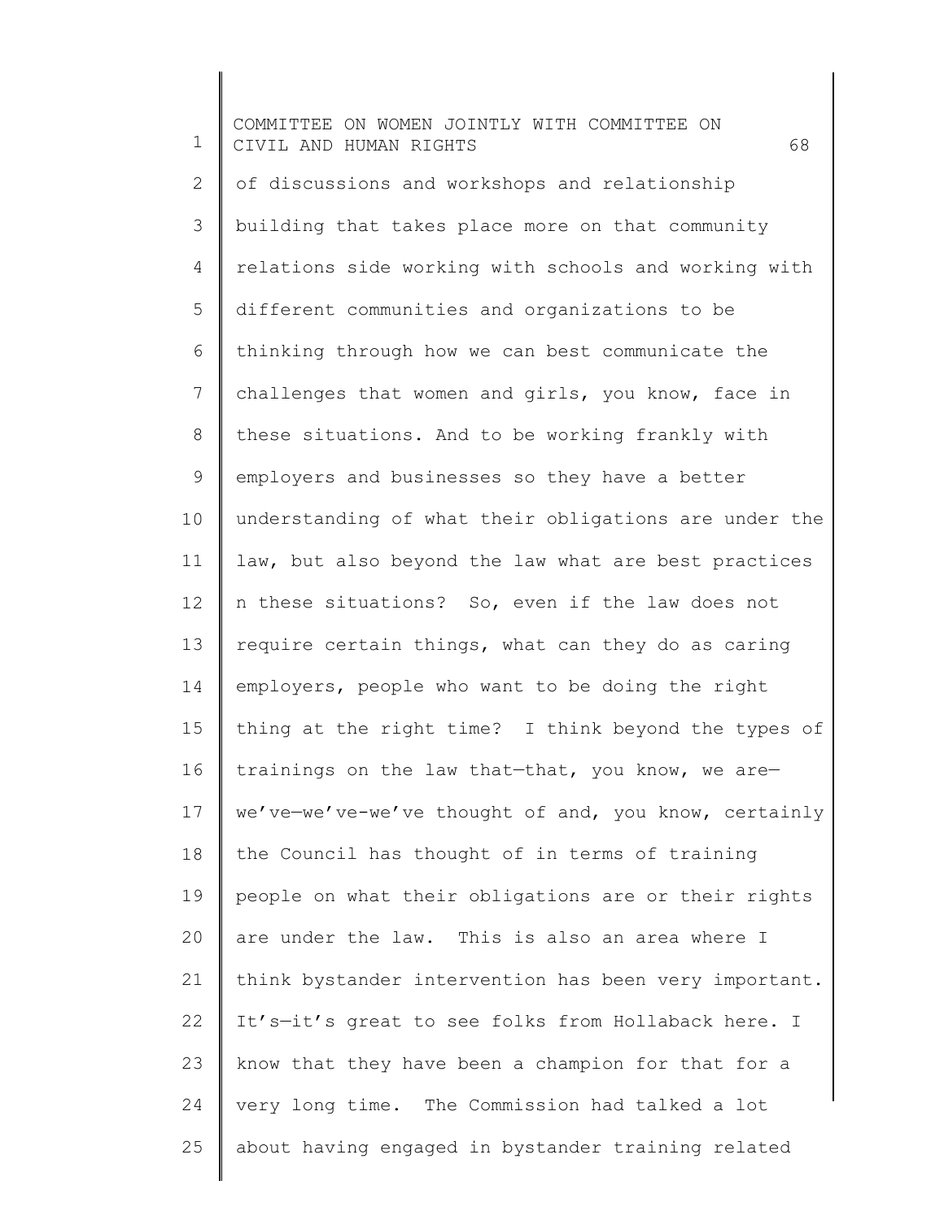of discussions and workshops and relationship building that takes place more on that community relations side working with schools and working with different communities and organizations to be thinking through how we can best communicate the challenges that women and girls, you know, face in these situations. And to be working frankly with employers and businesses so they have a better understanding of what their obligations are under the law, but also beyond the law what are best practices n these situations? So, even if the law does not require certain things, what can they do as caring employers, people who want to be doing the right thing at the right time? I think beyond the types of trainings on the law that—that, you know, we are—we've—we've-we've thought of and, you know, certainly the Council has thought of in terms of training people on what their obligations are or their rights are under the law. This is also an area where I think bystander intervention has been very important. It's—it's great to see folks from Hollaback here. I know that they have been a champion for that for a very long time. The Commission had talked a lot about having engaged in bystander training related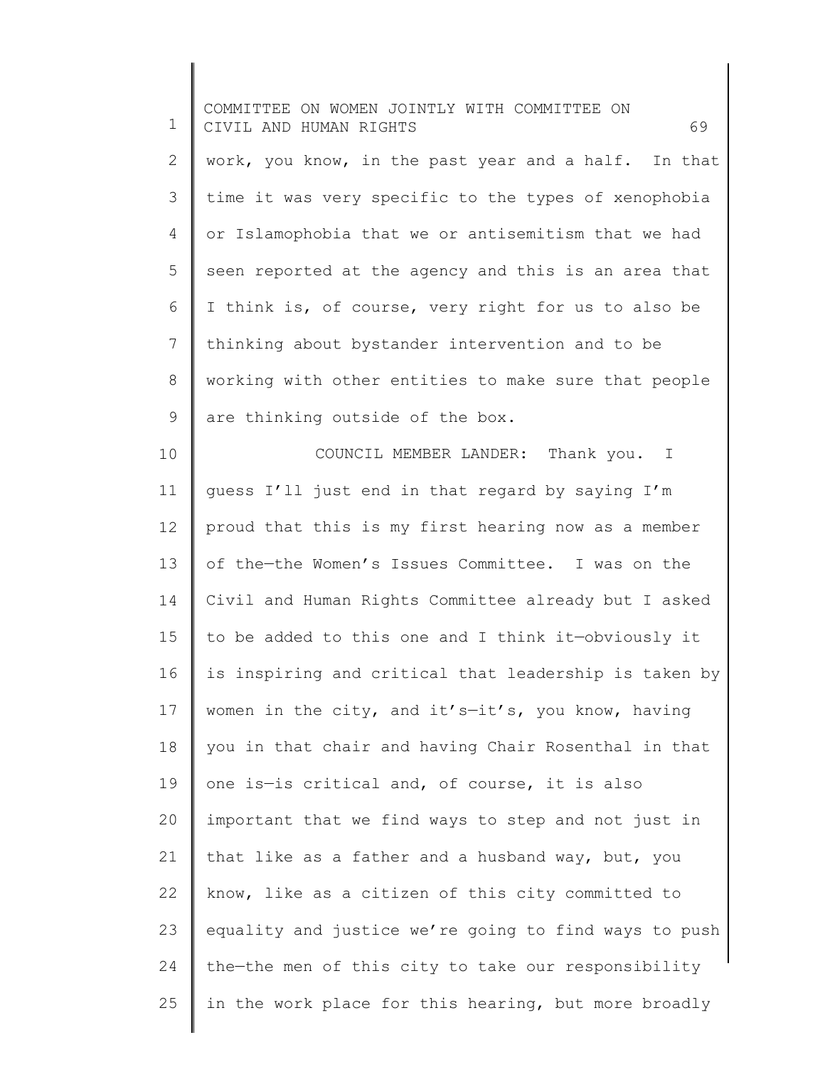work, you know, in the past year and a half. In that time it was very specific to the types of xenophobia or Islamophobia that we or antisemitism that we had seen reported at the agency and this is an area that I think is, of course, very right for us to also be thinking about bystander intervention and to be working with other entities to make sure that people are thinking outside of the box.

COUNCIL MEMBER LANDER: Thank you. I guess I'll just end in that regard by saying I'm proud that this is my first hearing now as a member of the—the Women's Issues Committee. I was on the Civil and Human Rights Committee already but I asked to be added to this one and I think it—obviously it is inspiring and critical that leadership is taken by women in the city, and it's—it's, you know, having you in that chair and having Chair Rosenthal in that one is—is critical and, of course, it is also important that we find ways to step and not just in that like as a father and a husband way, but, you know, like as a citizen of this city committed to equality and justice we're going to find ways to push the—the men of this city to take our responsibility in the work place for this hearing, but more broadly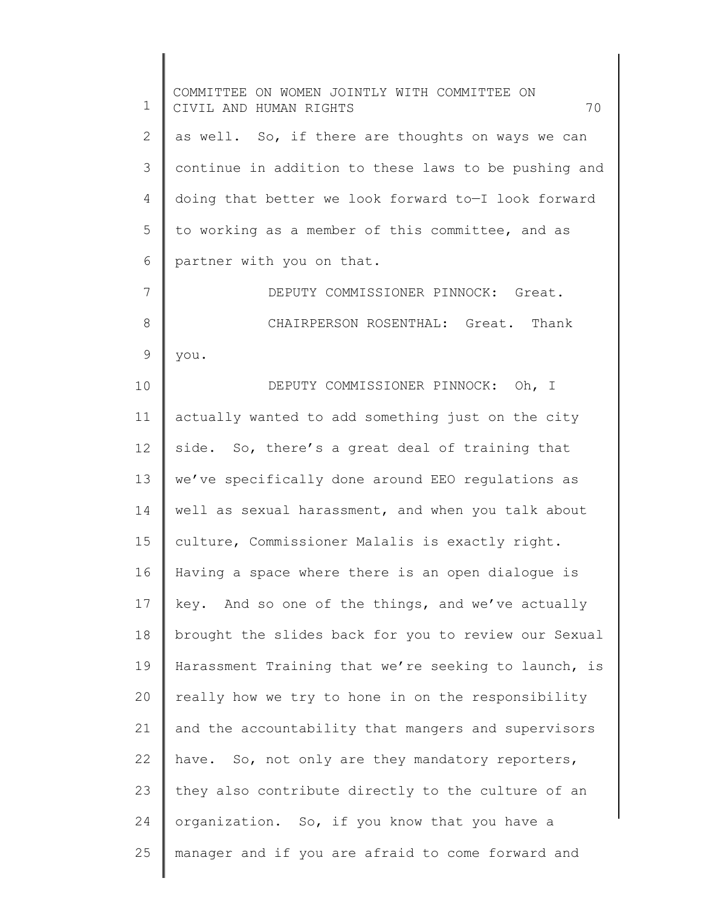as well. So, if there are thoughts on ways we can continue in addition to these laws to be pushing and doing that better we look forward to—I look forward to working as a member of this committee, and as partner with you on that.

DEPUTY COMMISSIONER PINNOCK: Great.

CHAIRPERSON ROSENTHAL: Great. Thank you.

DEPUTY COMMISSIONER PINNOCK: Oh, I actually wanted to add something just on the city side. So, there's a great deal of training that we've specifically done around EEO regulations as well as sexual harassment, and when you talk about culture, Commissioner Malalis is exactly right. Having a space where there is an open dialogue is key. And so one of the things, and we've actually brought the slides back for you to review our Sexual Harassment Training that we're seeking to launch, is really how we try to hone in on the responsibility and the accountability that mangers and supervisors have. So, not only are they mandatory reporters, they also contribute directly to the culture of an organization. So, if you know that you have a manager and if you are afraid to come forward and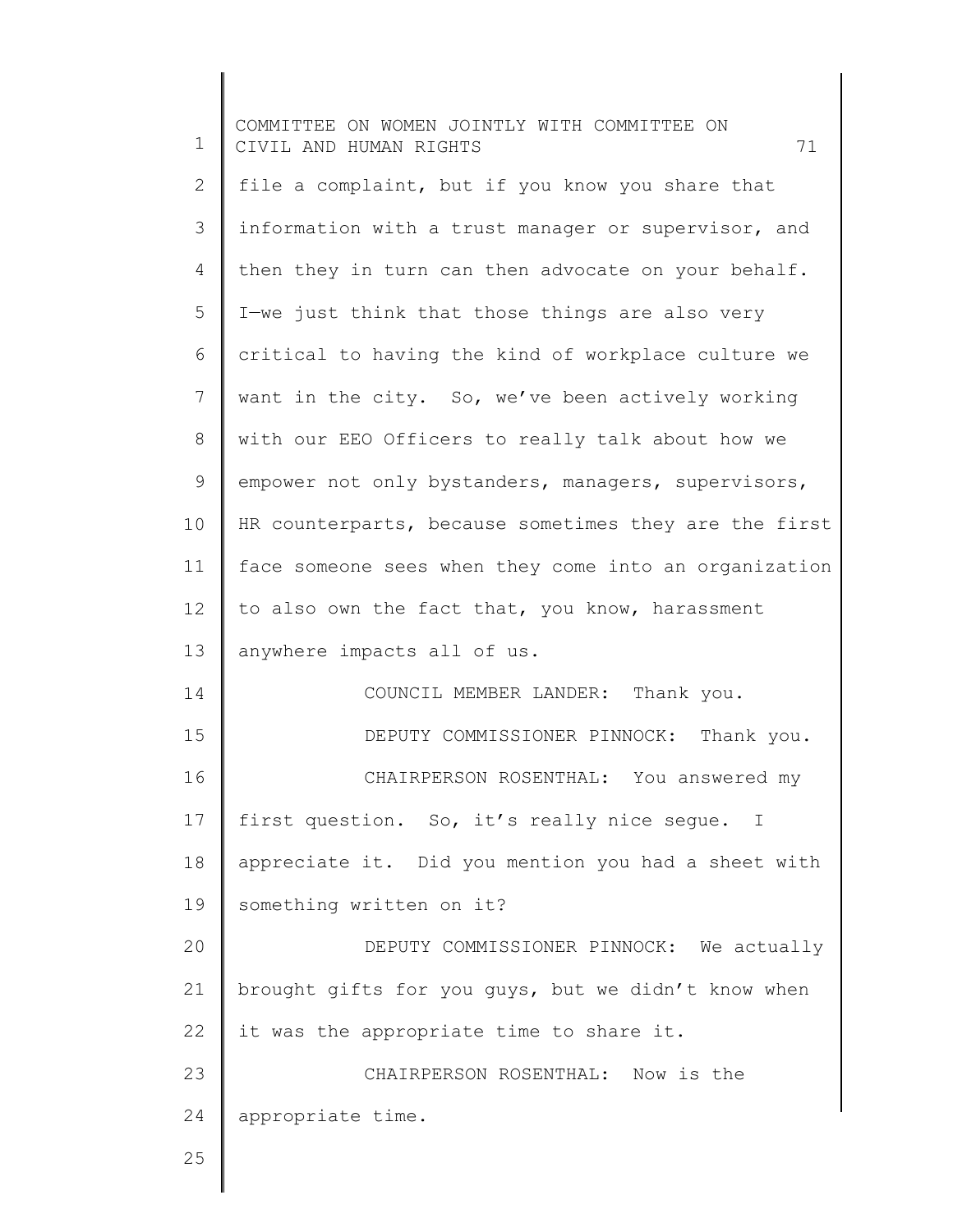file a complaint, but if you know you share that information with a trust manager or supervisor, and then they in turn can then advocate on your behalf. I—we just think that those things are also very critical to having the kind of workplace culture we want in the city. So, we've been actively working with our EEO Officers to really talk about how we empower not only bystanders, managers, supervisors, HR counterparts, because sometimes they are the first face someone sees when they come into an organization to also own the fact that, you know, harassment anywhere impacts all of us.

COUNCIL MEMBER LANDER: Thank you.

DEPUTY COMMISSIONER PINNOCK: Thank you.

CHAIRPERSON ROSENTHAL: You answered my first question. So, it's really nice segue. I appreciate it. Did you mention you had a sheet with something written on it?

DEPUTY COMMISSIONER PINNOCK: We actually brought gifts for you guys, but we didn't know when it was the appropriate time to share it.

CHAIRPERSON ROSENTHAL: Now is the appropriate time.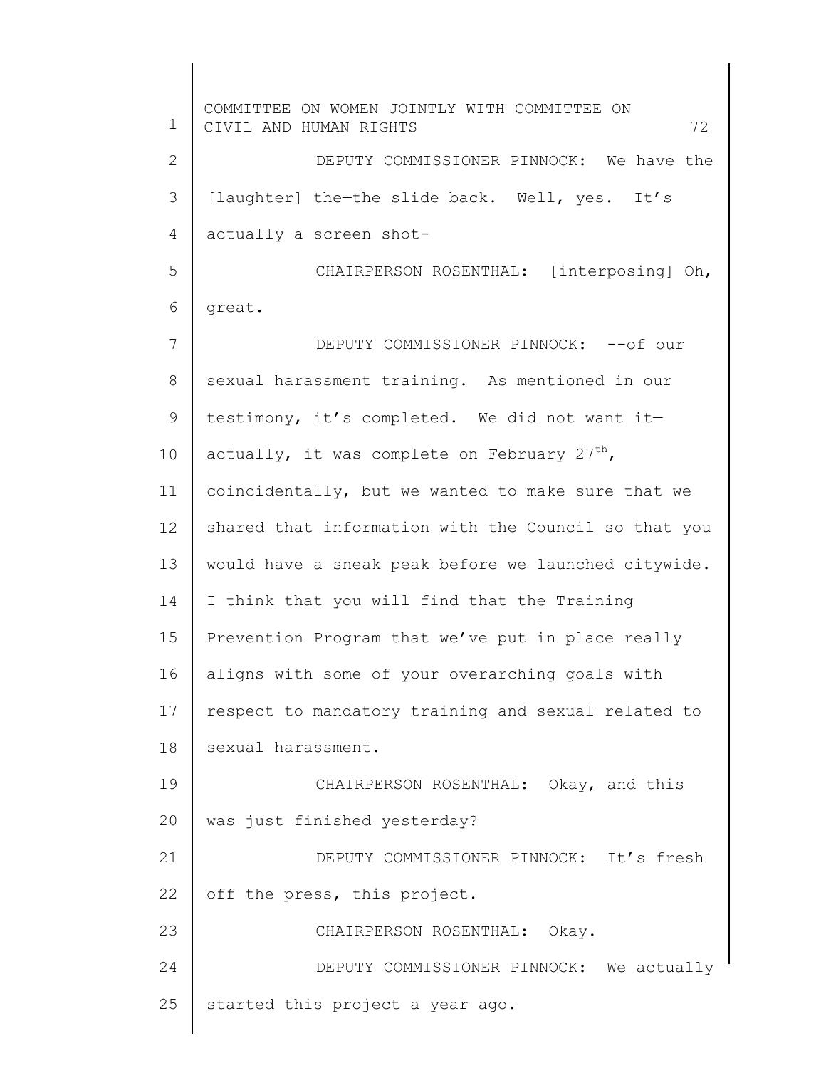DEPUTY COMMISSIONER PINNOCK: We have the [laughter] the—the slide back. Well, yes. It's actually a screen shot-

CHAIRPERSON ROSENTHAL: [interposing] Oh, great.

DEPUTY COMMISSIONER PINNOCK: --of our sexual harassment training. As mentioned in our testimony, it's completed. We did not want it—actually, it was complete on February 27th, coincidentally, but we wanted to make sure that we shared that information with the Council so that you would have a sneak peak before we launched citywide. I think that you will find that the Training Prevention Program that we've put in place really aligns with some of your overarching goals with respect to mandatory training and sexual—related to sexual harassment.

CHAIRPERSON ROSENTHAL: Okay, and this was just finished yesterday?

DEPUTY COMMISSIONER PINNOCK: It's fresh off the press, this project.

CHAIRPERSON ROSENTHAL: Okay.

DEPUTY COMMISSIONER PINNOCK: We actually started this project a year ago.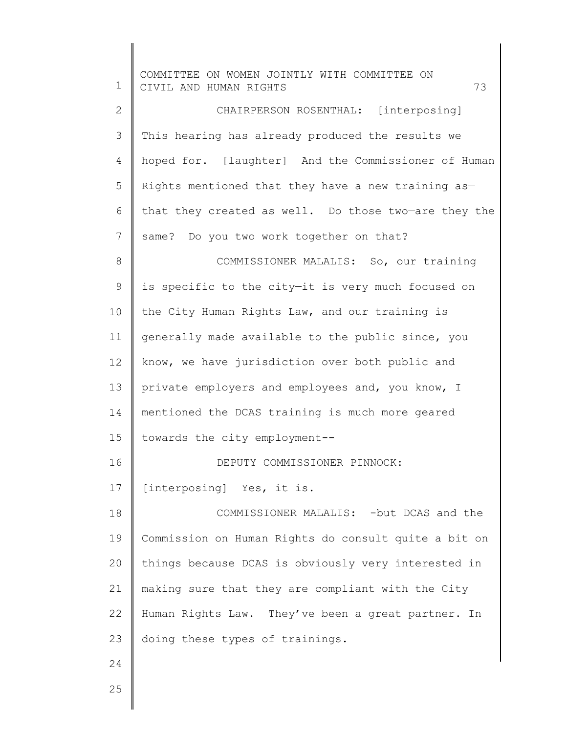CHAIRPERSON ROSENTHAL: [interposing] This hearing has already produced the results we hoped for. [laughter] And the Commissioner of Human Rights mentioned that they have a new training as—that they created as well. Do those two—are they the same? Do you two work together on that?

COMMISSIONER MALALIS: So, our training is specific to the city—it is very much focused on the City Human Rights Law, and our training is generally made available to the public since, you know, we have jurisdiction over both public and private employers and employees and, you know, I mentioned the DCAS training is much more geared towards the city employment--

DEPUTY COMMISSIONER PINNOCK: [interposing] Yes, it is.

COMMISSIONER MALALIS: -but DCAS and the Commission on Human Rights do consult quite a bit on things because DCAS is obviously very interested in making sure that they are compliant with the City Human Rights Law. They've been a great partner. In doing these types of trainings.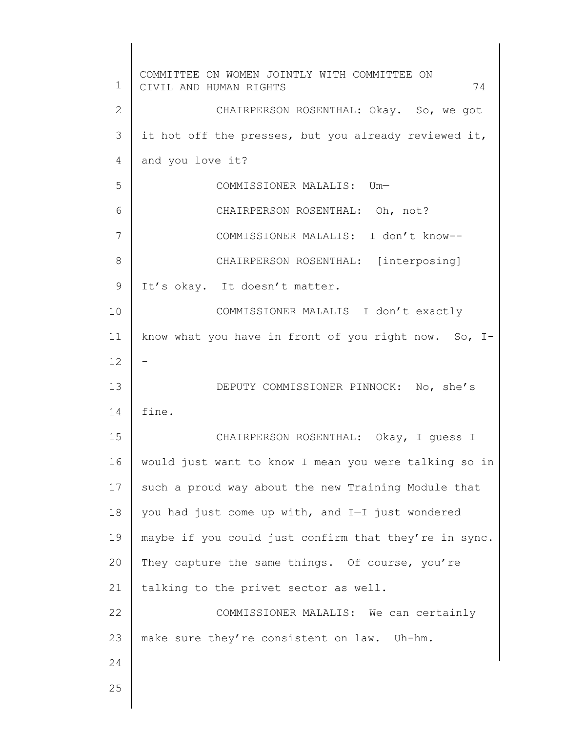CHAIRPERSON ROSENTHAL: Okay. So, we got it hot off the presses, but you already reviewed it, and you love it?

COMMISSIONER MALALIS: Um—

CHAIRPERSON ROSENTHAL: Oh, not?

COMMISSIONER MALALIS: I don't know--

CHAIRPERSON ROSENTHAL: [interposing] It's okay. It doesn't matter.

COMMISSIONER MALALIS I don't exactly know what you have in front of you right now. So, I--

DEPUTY COMMISSIONER PINNOCK: No, she's fine.

CHAIRPERSON ROSENTHAL: Okay, I guess I would just want to know I mean you were talking so in such a proud way about the new Training Module that you had just come up with, and I—I just wondered maybe if you could just confirm that they're in sync. They capture the same things. Of course, you're talking to the privet sector as well.

COMMISSIONER MALALIS: We can certainly make sure they're consistent on law. Uh-hm.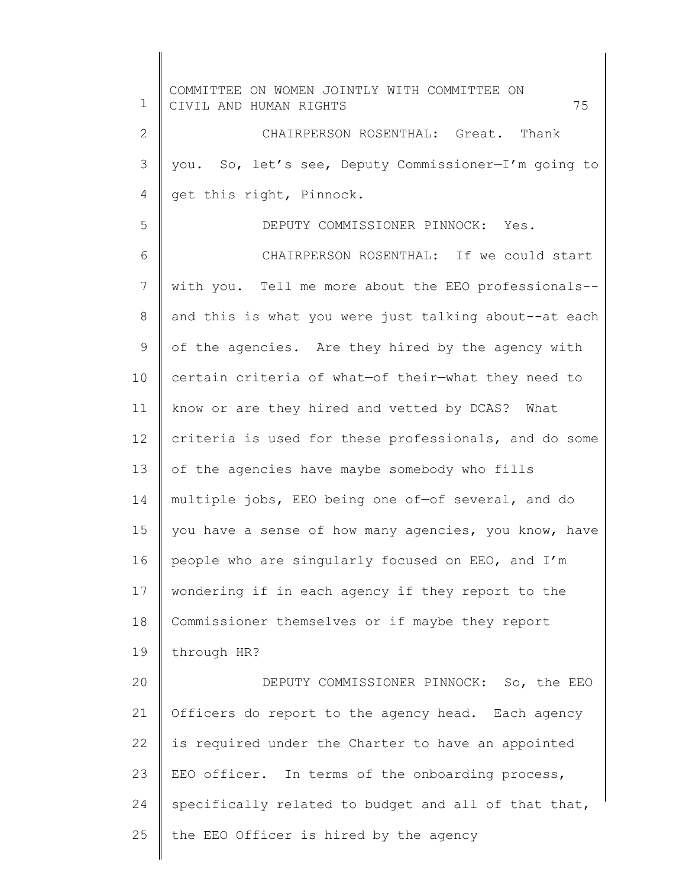CHAIRPERSON ROSENTHAL: Great. Thank you. So, let's see, Deputy Commissioner—I'm going to get this right, Pinnock.

DEPUTY COMMISSIONER PINNOCK: Yes.

CHAIRPERSON ROSENTHAL: If we could start with you. Tell me more about the EEO professionals--and this is what you were just talking about--at each of the agencies. Are they hired by the agency with certain criteria of what—of their—what they need to know or are they hired and vetted by DCAS? What criteria is used for these professionals, and do some of the agencies have maybe somebody who fills multiple jobs, EEO being one of—of several, and do you have a sense of how many agencies, you know, have people who are singularly focused on EEO, and I'm wondering if in each agency if they report to the Commissioner themselves or if maybe they report through HR?

DEPUTY COMMISSIONER PINNOCK: So, the EEO Officers do report to the agency head. Each agency is required under the Charter to have an appointed EEO officer. In terms of the onboarding process, specifically related to budget and all of that that, the EEO Officer is hired by the agency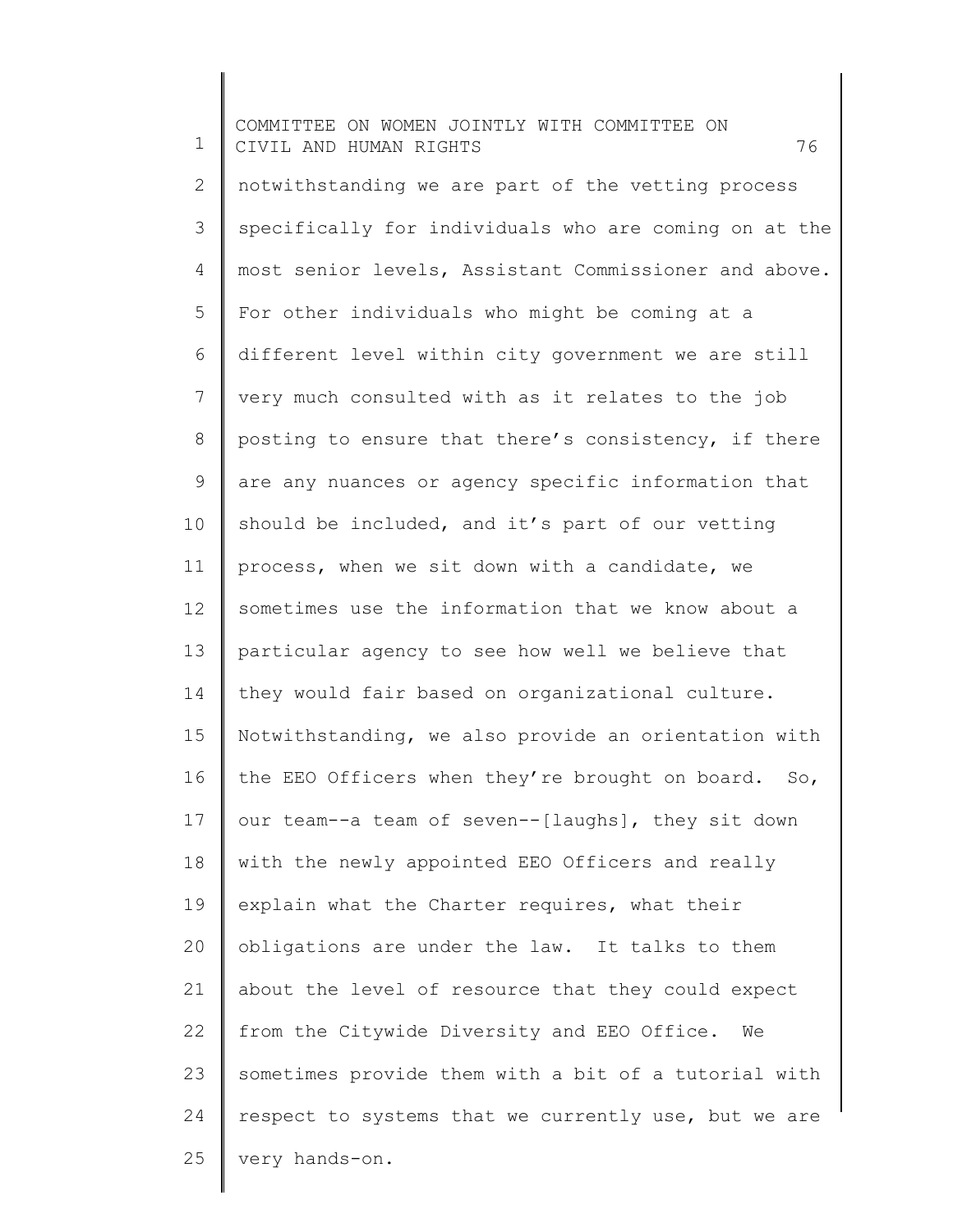notwithstanding we are part of the vetting process specifically for individuals who are coming on at the most senior levels, Assistant Commissioner and above. For other individuals who might be coming at a different level within city government we are still very much consulted with as it relates to the job posting to ensure that there's consistency, if there are any nuances or agency specific information that should be included, and it's part of our vetting process, when we sit down with a candidate, we sometimes use the information that we know about a particular agency to see how well we believe that they would fair based on organizational culture. Notwithstanding, we also provide an orientation with the EEO Officers when they're brought on board. So, our team--a team of seven--[laughs], they sit down with the newly appointed EEO Officers and really explain what the Charter requires, what their obligations are under the law. It talks to them about the level of resource that they could expect from the Citywide Diversity and EEO Office. We sometimes provide them with a bit of a tutorial with respect to systems that we currently use, but we are very hands-on.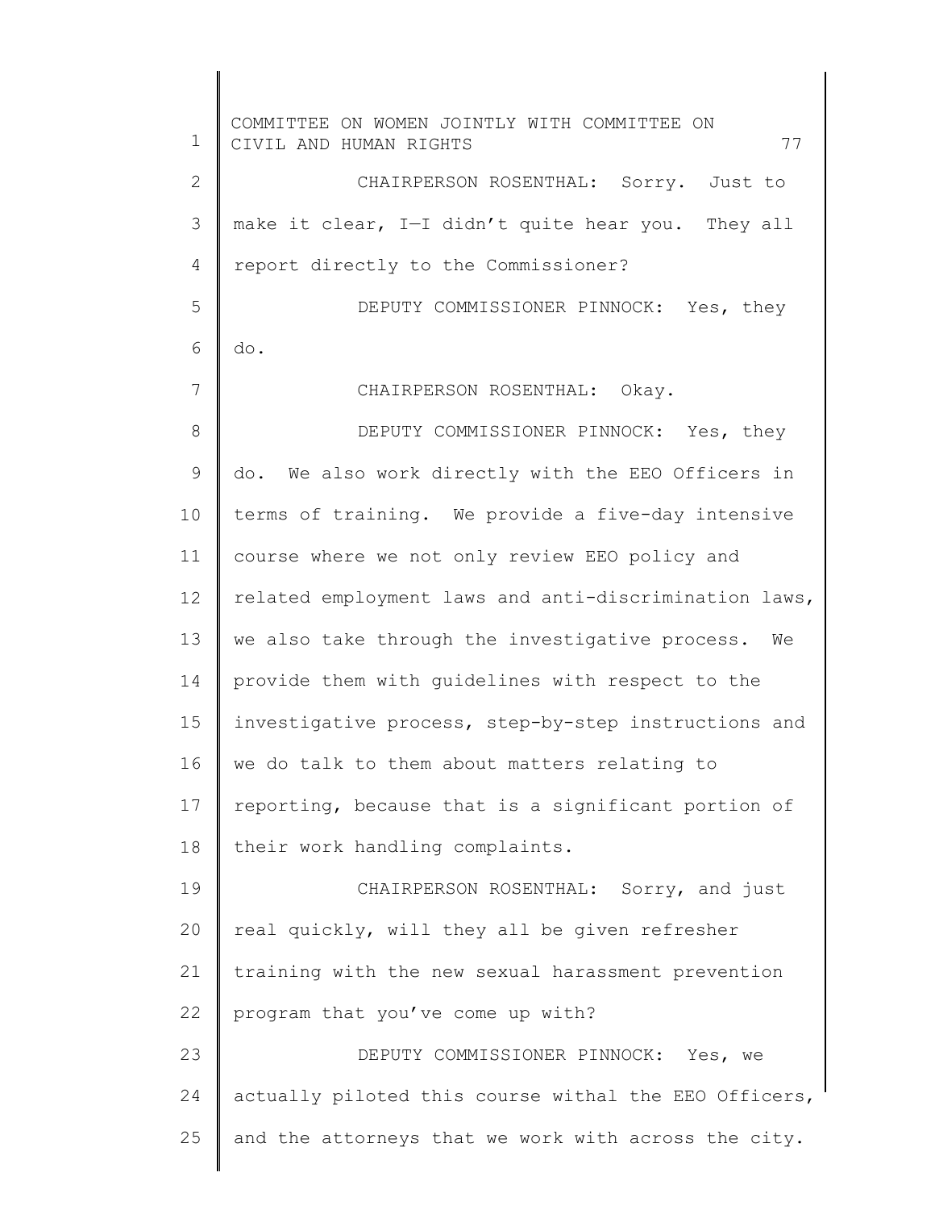CHAIRPERSON ROSENTHAL: Sorry. Just to make it clear, I—I didn't quite hear you. They all report directly to the Commissioner?

DEPUTY COMMISSIONER PINNOCK: Yes, they do.

CHAIRPERSON ROSENTHAL: Okay.

DEPUTY COMMISSIONER PINNOCK: Yes, they do. We also work directly with the EEO Officers in terms of training. We provide a five-day intensive course where we not only review EEO policy and related employment laws and anti-discrimination laws, we also take through the investigative process. We provide them with guidelines with respect to the investigative process, step-by-step instructions and we do talk to them about matters relating to reporting, because that is a significant portion of their work handling complaints.

CHAIRPERSON ROSENTHAL: Sorry, and just real quickly, will they all be given refresher training with the new sexual harassment prevention program that you've come up with?

DEPUTY COMMISSIONER PINNOCK: Yes, we actually piloted this course withal the EEO Officers, and the attorneys that we work with across the city.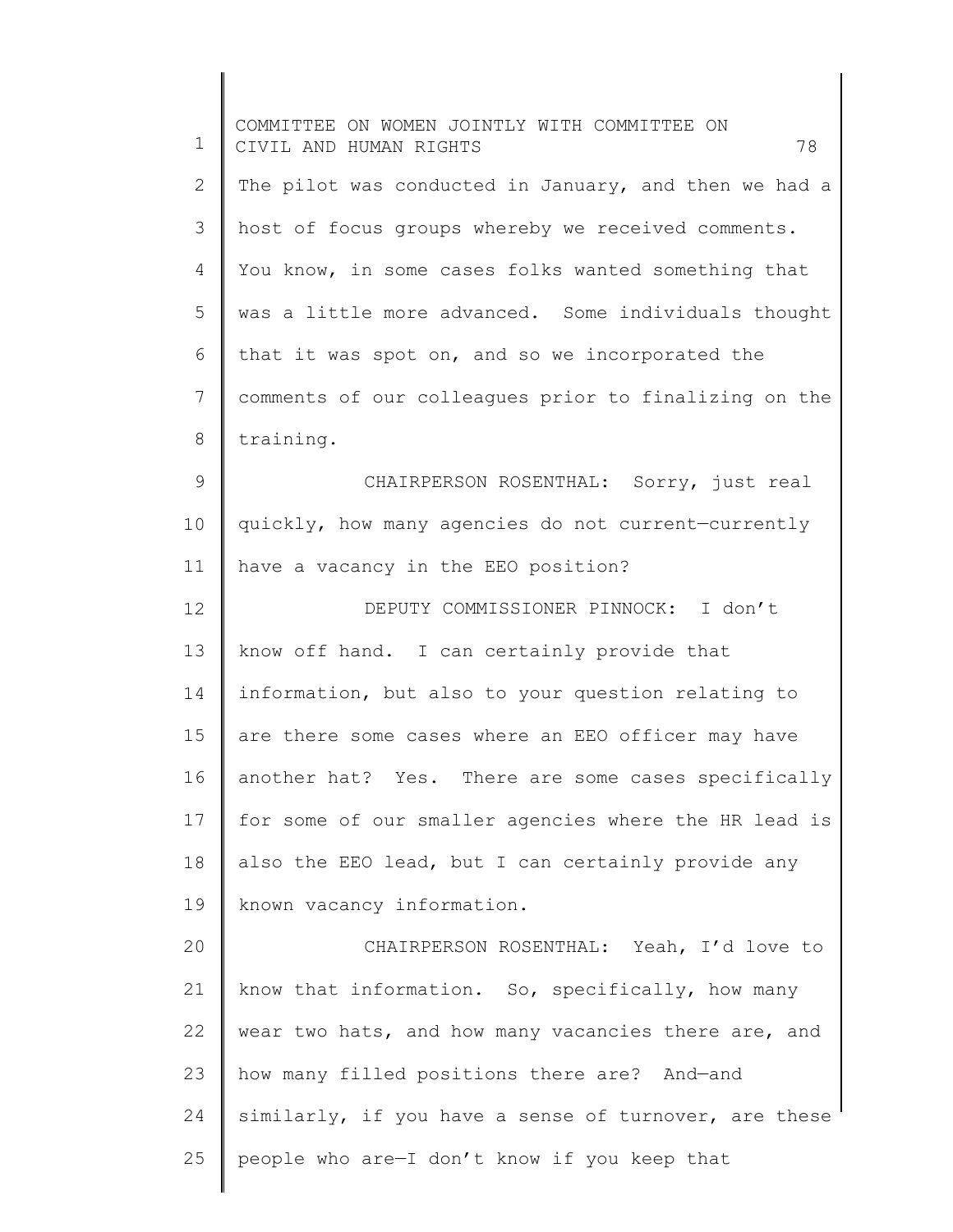The pilot was conducted in January, and then we had a host of focus groups whereby we received comments. You know, in some cases folks wanted something that was a little more advanced. Some individuals thought that it was spot on, and so we incorporated the comments of our colleagues prior to finalizing on the training.

CHAIRPERSON ROSENTHAL: Sorry, just real quickly, how many agencies do not current—currently have a vacancy in the EEO position?

DEPUTY COMMISSIONER PINNOCK: I don't know off hand. I can certainly provide that information, but also to your question relating to are there some cases where an EEO officer may have another hat? Yes. There are some cases specifically for some of our smaller agencies where the HR lead is also the EEO lead, but I can certainly provide any known vacancy information.

CHAIRPERSON ROSENTHAL: Yeah, I'd love to know that information. So, specifically, how many wear two hats, and how many vacancies there are, and how many filled positions there are? And—and similarly, if you have a sense of turnover, are these people who are—I don't know if you keep that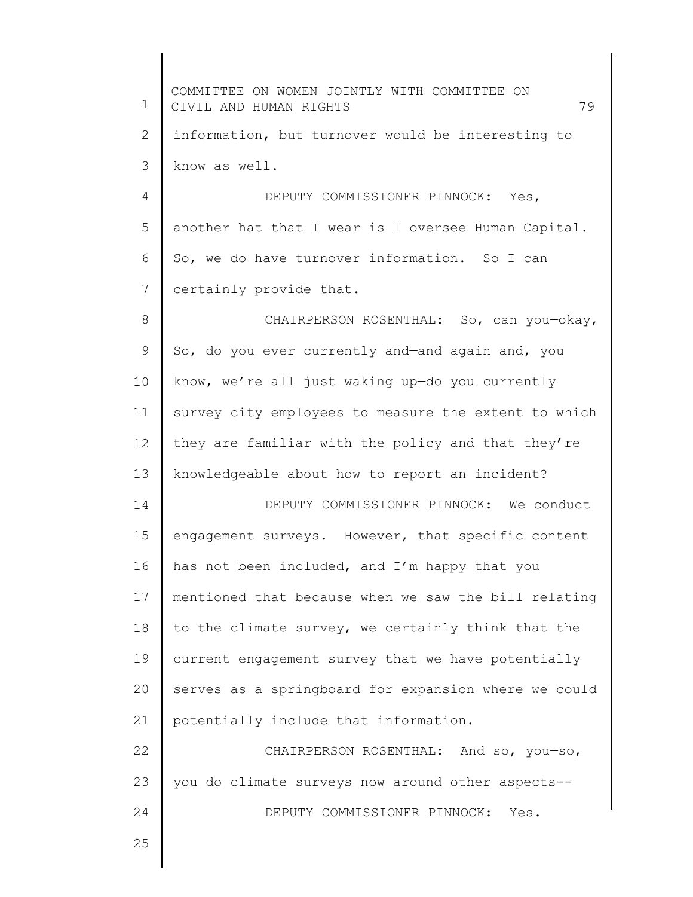information, but turnover would be interesting to know as well.

DEPUTY COMMISSIONER PINNOCK: Yes, another hat that I wear is I oversee Human Capital. So, we do have turnover information. So I can certainly provide that.

CHAIRPERSON ROSENTHAL: So, can you—okay, So, do you ever currently and—and again and, you know, we're all just waking up—do you currently survey city employees to measure the extent to which they are familiar with the policy and that they're knowledgeable about how to report an incident?

DEPUTY COMMISSIONER PINNOCK: We conduct engagement surveys. However, that specific content has not been included, and I'm happy that you mentioned that because when we saw the bill relating to the climate survey, we certainly think that the current engagement survey that we have potentially serves as a springboard for expansion where we could potentially include that information.

CHAIRPERSON ROSENTHAL: And so, you—so, you do climate surveys now around other aspects--

DEPUTY COMMISSIONER PINNOCK: Yes.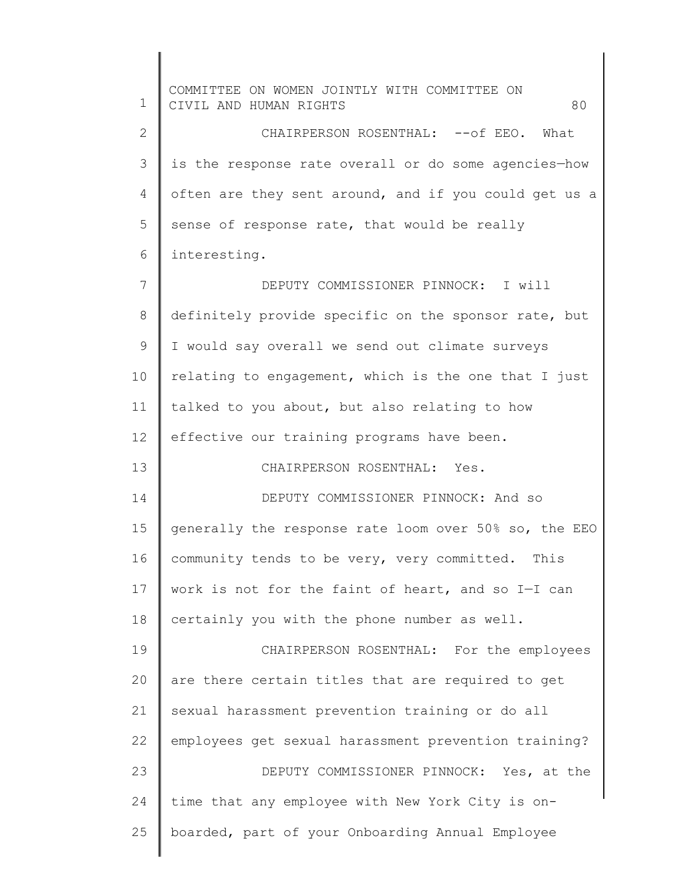CHAIRPERSON ROSENTHAL: --of EEO. What is the response rate overall or do some agencies—how often are they sent around, and if you could get us a sense of response rate, that would be really interesting.

DEPUTY COMMISSIONER PINNOCK: I will definitely provide specific on the sponsor rate, but I would say overall we send out climate surveys relating to engagement, which is the one that I just talked to you about, but also relating to how effective our training programs have been.

CHAIRPERSON ROSENTHAL: Yes.

DEPUTY COMMISSIONER PINNOCK: And so generally the response rate loom over 50% so, the EEO community tends to be very, very committed. This work is not for the faint of heart, and so I—I can certainly you with the phone number as well.

CHAIRPERSON ROSENTHAL: For the employees are there certain titles that are required to get sexual harassment prevention training or do all employees get sexual harassment prevention training?

DEPUTY COMMISSIONER PINNOCK: Yes, at the time that any employee with New York City is on-boarded, part of your Onboarding Annual Employee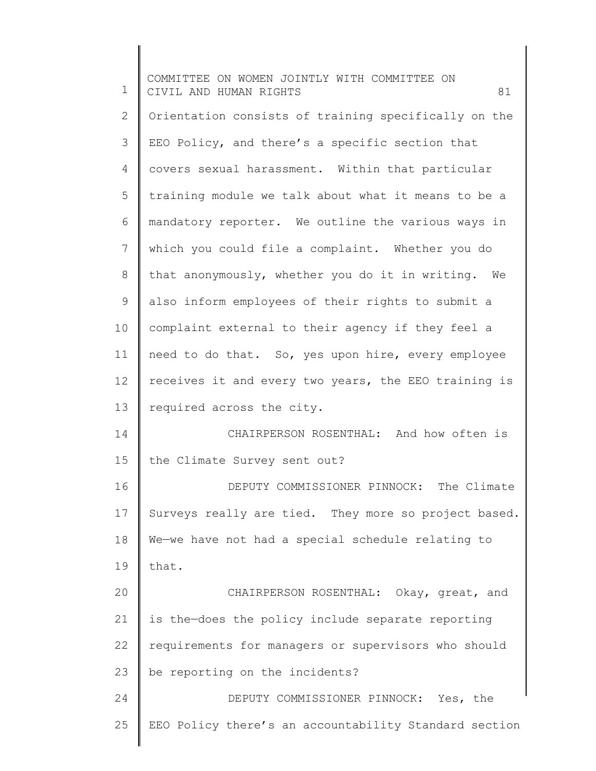Orientation consists of training specifically on the EEO Policy, and there's a specific section that covers sexual harassment. Within that particular training module we talk about what it means to be a mandatory reporter. We outline the various ways in which you could file a complaint. Whether you do that anonymously, whether you do it in writing. We also inform employees of their rights to submit a complaint external to their agency if they feel a need to do that. So, yes upon hire, every employee receives it and every two years, the EEO training is required across the city.

CHAIRPERSON ROSENTHAL: And how often is the Climate Survey sent out?

DEPUTY COMMISSIONER PINNOCK: The Climate Surveys really are tied. They more so project based. We—we have not had a special schedule relating to that.

CHAIRPERSON ROSENTHAL: Okay, great, and is the—does the policy include separate reporting requirements for managers or supervisors who should be reporting on the incidents?

DEPUTY COMMISSIONER PINNOCK: Yes, the EEO Policy there's an accountability Standard section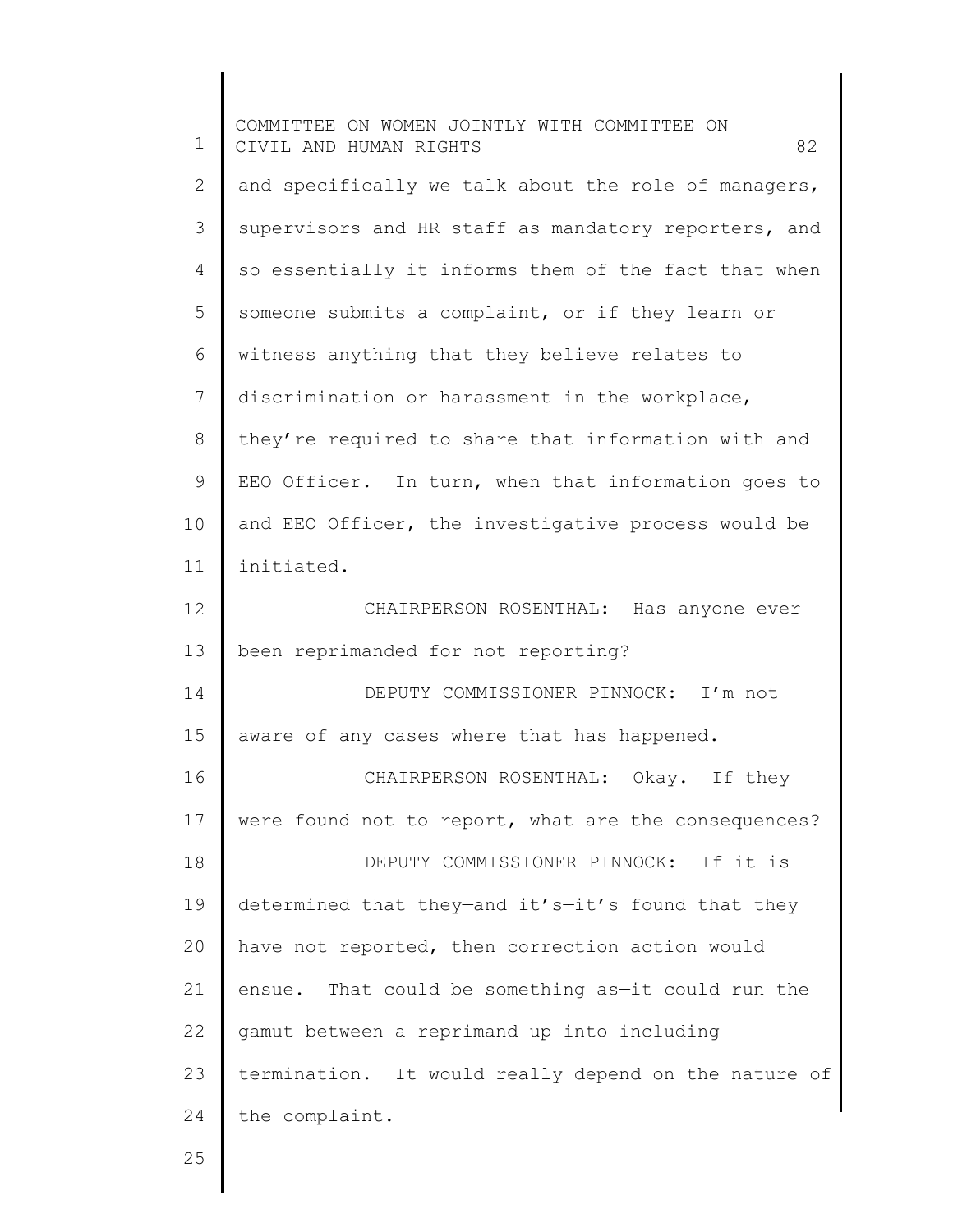and specifically we talk about the role of managers, supervisors and HR staff as mandatory reporters, and so essentially it informs them of the fact that when someone submits a complaint, or if they learn or witness anything that they believe relates to discrimination or harassment in the workplace, they're required to share that information with and EEO Officer. In turn, when that information goes to and EEO Officer, the investigative process would be initiated.

CHAIRPERSON ROSENTHAL: Has anyone ever been reprimanded for not reporting?

DEPUTY COMMISSIONER PINNOCK: I'm not aware of any cases where that has happened.

CHAIRPERSON ROSENTHAL: Okay. If they were found not to report, what are the consequences?

DEPUTY COMMISSIONER PINNOCK: If it is determined that they—and it's—it's found that they have not reported, then correction action would ensue. That could be something as—it could run the gamut between a reprimand up into including termination. It would really depend on the nature of the complaint.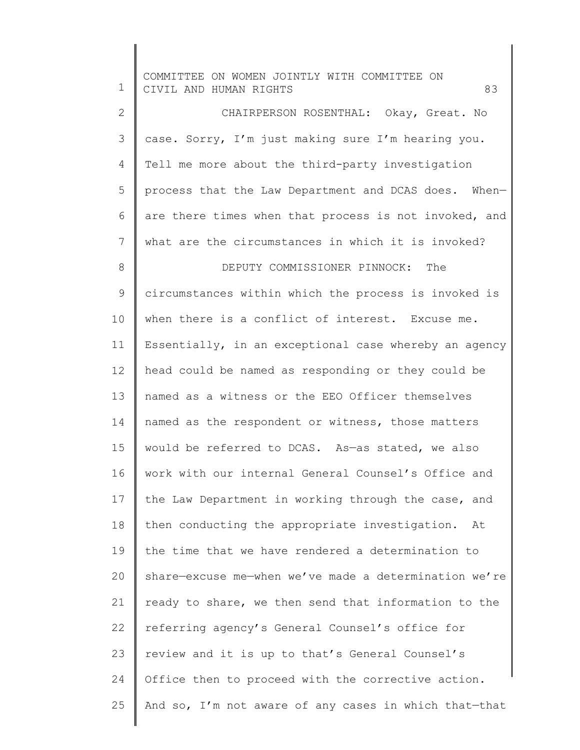CHAIRPERSON ROSENTHAL: Okay, Great. No case. Sorry, I'm just making sure I'm hearing you. Tell me more about the third-party investigation process that the Law Department and DCAS does. When—are there times when that process is not invoked, and what are the circumstances in which it is invoked?

DEPUTY COMMISSIONER PINNOCK: The circumstances within which the process is invoked is when there is a conflict of interest. Excuse me. Essentially, in an exceptional case whereby an agency head could be named as responding or they could be named as a witness or the EEO Officer themselves named as the respondent or witness, those matters would be referred to DCAS. As—as stated, we also work with our internal General Counsel's Office and the Law Department in working through the case, and then conducting the appropriate investigation. At the time that we have rendered a determination to share—excuse me—when we've made a determination we're ready to share, we then send that information to the referring agency's General Counsel's office for review and it is up to that's General Counsel's Office then to proceed with the corrective action. And so, I'm not aware of any cases in which that—that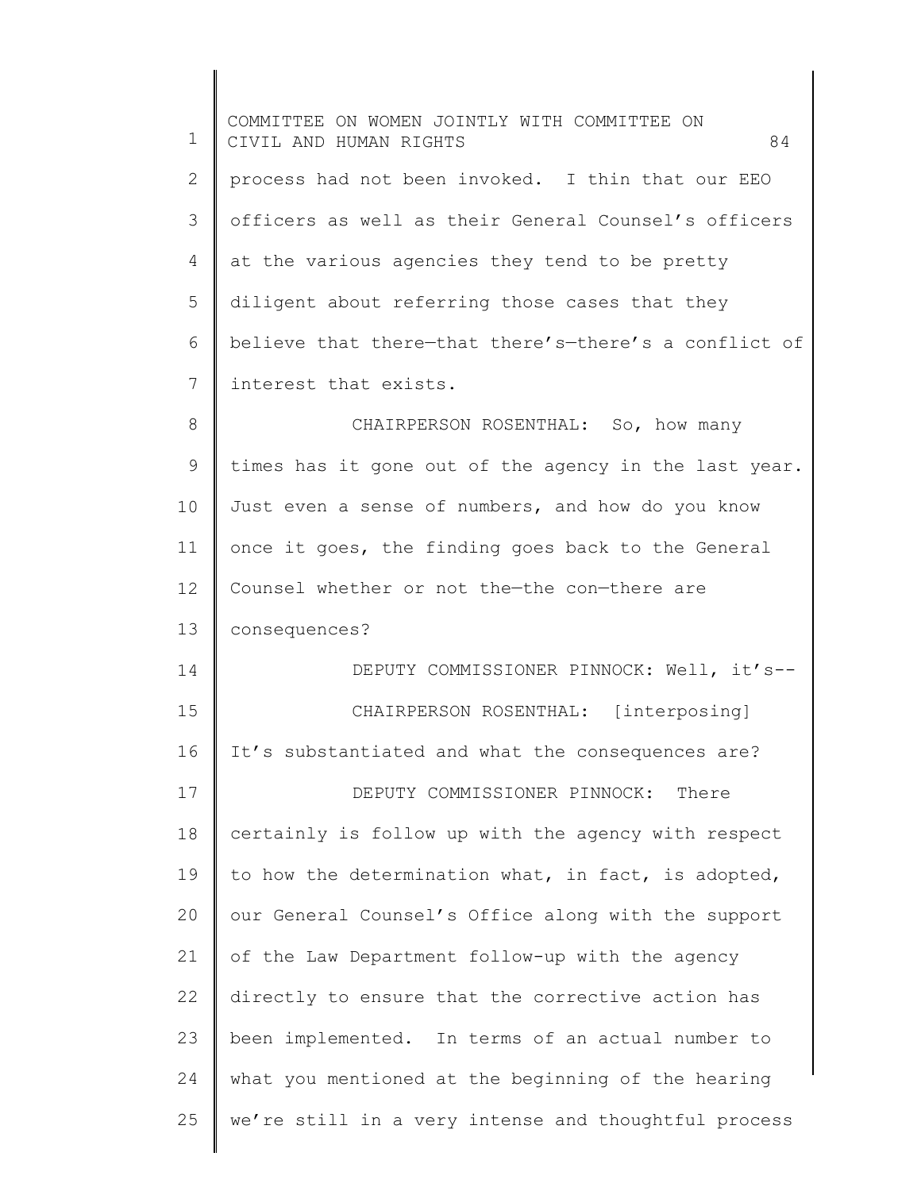process had not been invoked. I thin that our EEO officers as well as their General Counsel's officers at the various agencies they tend to be pretty diligent about referring those cases that they believe that there—that there's—there's a conflict of interest that exists.

CHAIRPERSON ROSENTHAL: So, how many times has it gone out of the agency in the last year. Just even a sense of numbers, and how do you know once it goes, the finding goes back to the General Counsel whether or not the—the con—there are consequences?

DEPUTY COMMISSIONER PINNOCK: Well, it's--

CHAIRPERSON ROSENTHAL: [interposing] It's substantiated and what the consequences are?

DEPUTY COMMISSIONER PINNOCK: There certainly is follow up with the agency with respect to how the determination what, in fact, is adopted, our General Counsel's Office along with the support of the Law Department follow-up with the agency directly to ensure that the corrective action has been implemented. In terms of an actual number to what you mentioned at the beginning of the hearing we're still in a very intense and thoughtful process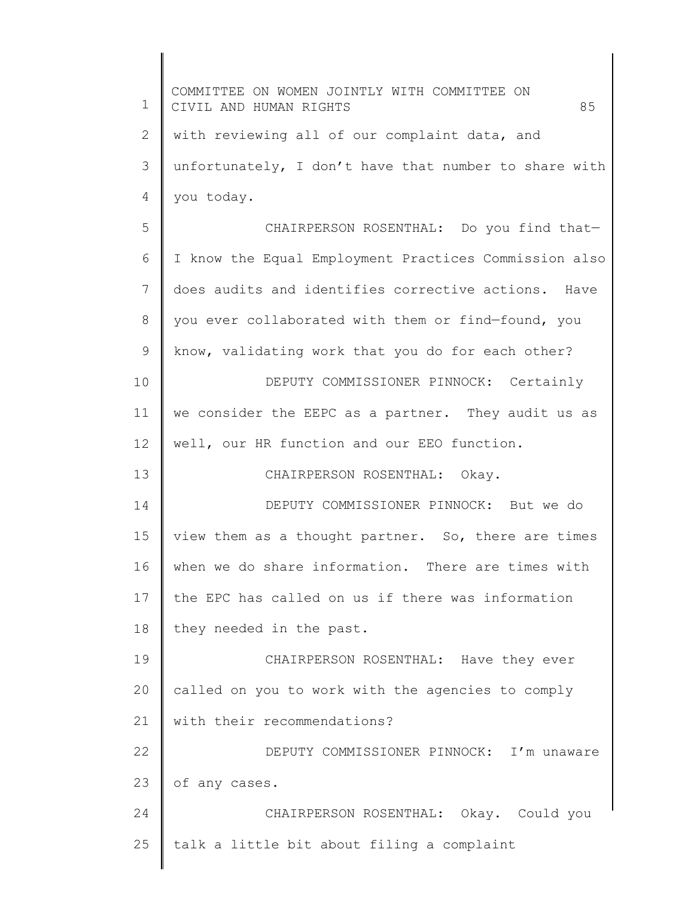with reviewing all of our complaint data, and unfortunately, I don't have that number to share with you today.

CHAIRPERSON ROSENTHAL: Do you find that— I know the Equal Employment Practices Commission also does audits and identifies corrective actions. Have you ever collaborated with them or find—found, you know, validating work that you do for each other?

DEPUTY COMMISSIONER PINNOCK: Certainly we consider the EEPC as a partner. They audit us as well, our HR function and our EEO function.

CHAIRPERSON ROSENTHAL: Okay.

DEPUTY COMMISSIONER PINNOCK: But we do view them as a thought partner. So, there are times when we do share information. There are times with the EPC has called on us if there was information they needed in the past.

CHAIRPERSON ROSENTHAL: Have they ever called on you to work with the agencies to comply with their recommendations?

DEPUTY COMMISSIONER PINNOCK: I'm unaware of any cases.

CHAIRPERSON ROSENTHAL: Okay. Could you talk a little bit about filing a complaint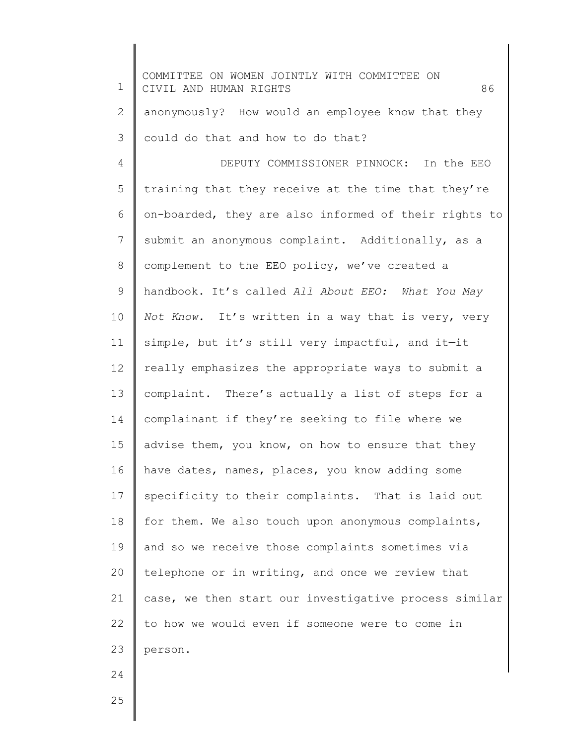anonymously? How would an employee know that they could do that and how to do that?

DEPUTY COMMISSIONER PINNOCK: In the EEO training that they receive at the time that they're on-boarded, they are also informed of their rights to submit an anonymous complaint. Additionally, as a complement to the EEO policy, we've created a handbook. It's called *All About EEO: What You May Not Know.* It's written in a way that is very, very simple, but it's still very impactful, and it—it really emphasizes the appropriate ways to submit a complaint. There's actually a list of steps for a complainant if they're seeking to file where we advise them, you know, on how to ensure that they have dates, names, places, you know adding some specificity to their complaints. That is laid out for them. We also touch upon anonymous complaints, and so we receive those complaints sometimes via telephone or in writing, and once we review that case, we then start our investigative process similar to how we would even if someone were to come in person.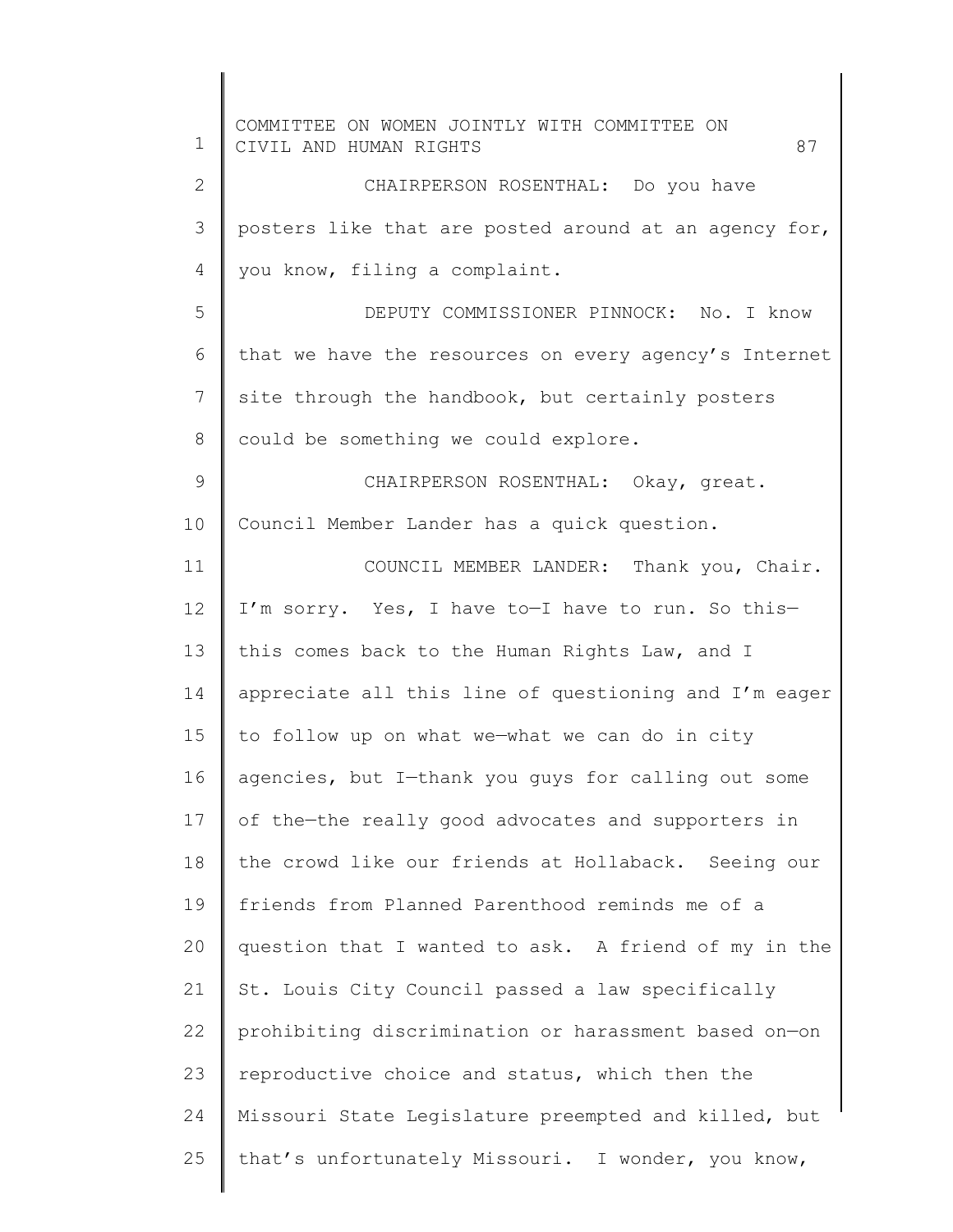CHAIRPERSON ROSENTHAL: Do you have posters like that are posted around at an agency for, you know, filing a complaint.

DEPUTY COMMISSIONER PINNOCK: No. I know that we have the resources on every agency's Internet site through the handbook, but certainly posters could be something we could explore.

CHAIRPERSON ROSENTHAL: Okay, great. Council Member Lander has a quick question.

COUNCIL MEMBER LANDER: Thank you, Chair. I'm sorry. Yes, I have to—I have to run. So this—this comes back to the Human Rights Law, and I appreciate all this line of questioning and I'm eager to follow up on what we—what we can do in city agencies, but I—thank you guys for calling out some of the—the really good advocates and supporters in the crowd like our friends at Hollaback. Seeing our friends from Planned Parenthood reminds me of a question that I wanted to ask. A friend of my in the St. Louis City Council passed a law specifically prohibiting discrimination or harassment based on—on reproductive choice and status, which then the Missouri State Legislature preempted and killed, but that's unfortunately Missouri. I wonder, you know,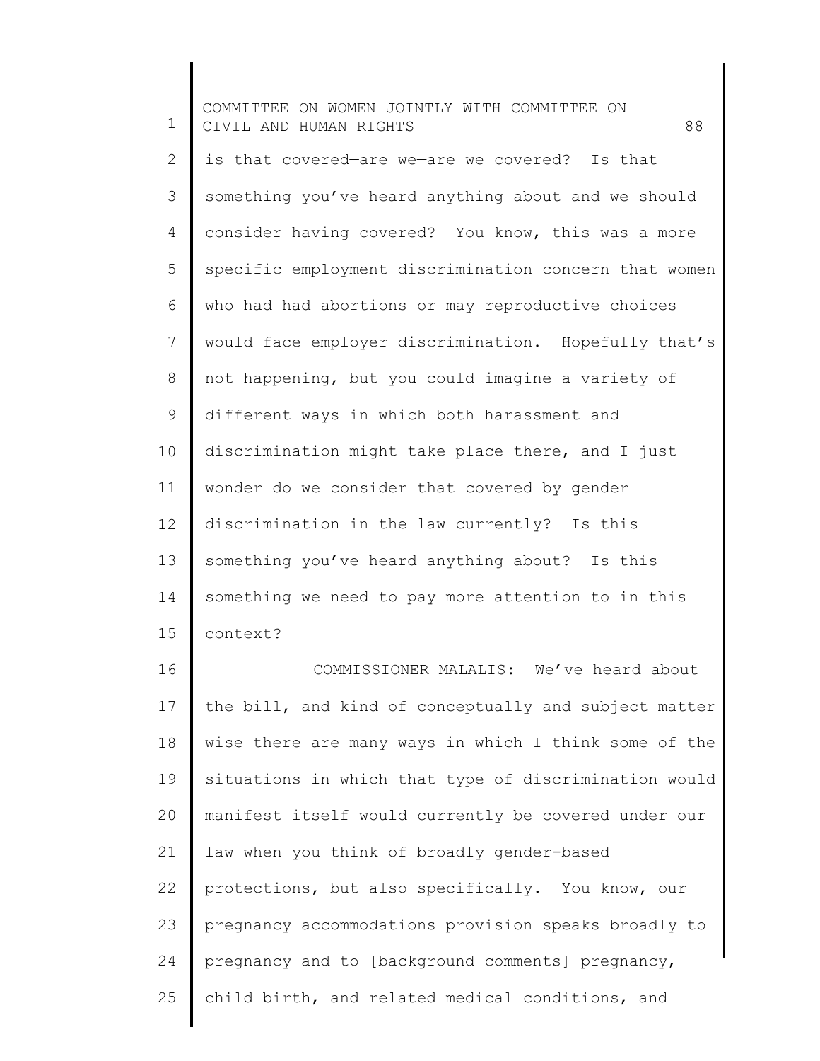is that covered—are we—are we covered? Is that something you've heard anything about and we should consider having covered? You know, this was a more specific employment discrimination concern that women who had had abortions or may reproductive choices would face employer discrimination. Hopefully that's not happening, but you could imagine a variety of different ways in which both harassment and discrimination might take place there, and I just wonder do we consider that covered by gender discrimination in the law currently? Is this something you've heard anything about? Is this something we need to pay more attention to in this context?

COMMISSIONER MALALIS: We've heard about the bill, and kind of conceptually and subject matter wise there are many ways in which I think some of the situations in which that type of discrimination would manifest itself would currently be covered under our law when you think of broadly gender-based protections, but also specifically. You know, our pregnancy accommodations provision speaks broadly to pregnancy and to [background comments] pregnancy, child birth, and related medical conditions, and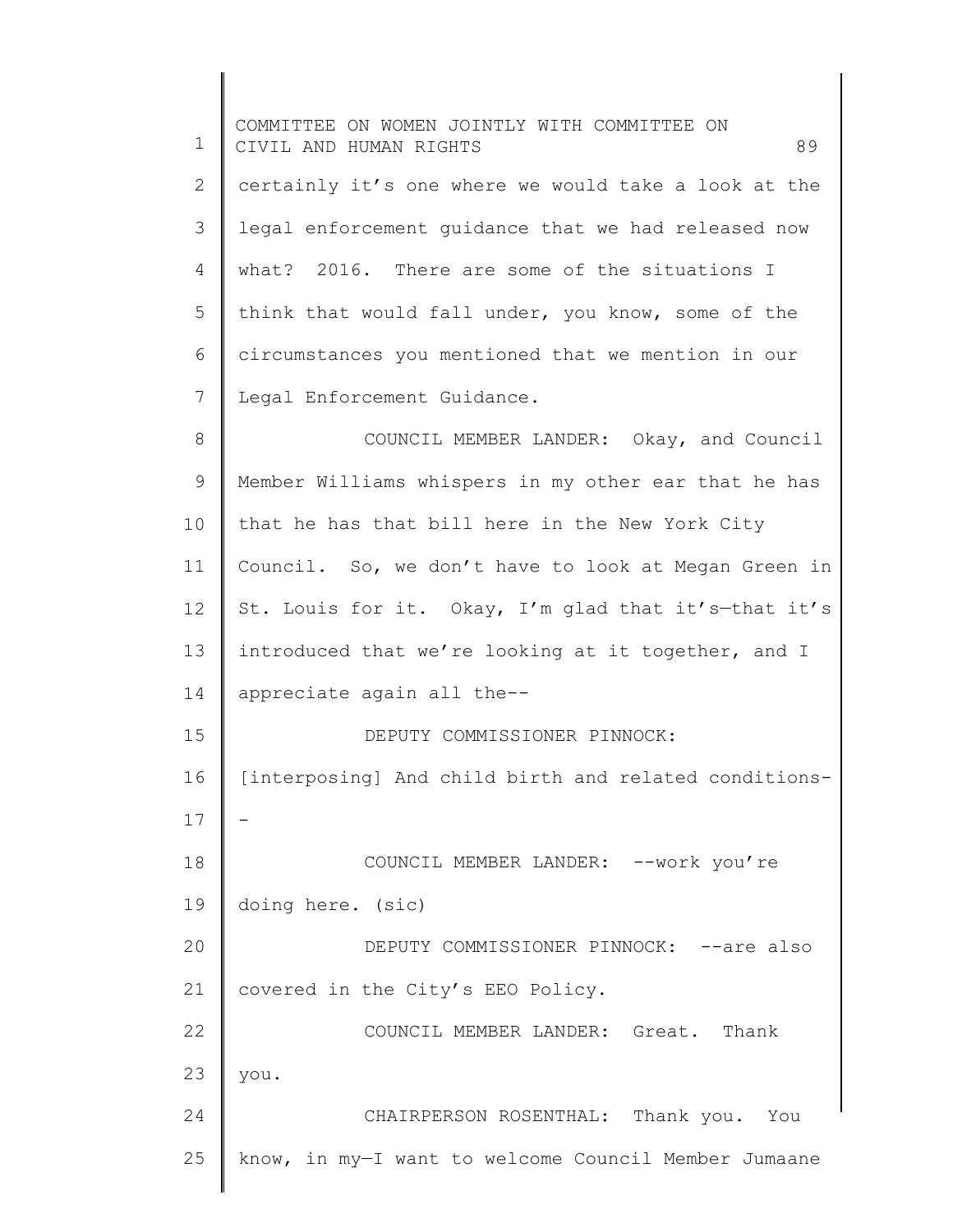certainly it's one where we would take a look at the legal enforcement guidance that we had released now what? 2016. There are some of the situations I think that would fall under, you know, some of the circumstances you mentioned that we mention in our Legal Enforcement Guidance.

COUNCIL MEMBER LANDER: Okay, and Council Member Williams whispers in my other ear that he has that he has that bill here in the New York City Council. So, we don't have to look at Megan Green in St. Louis for it. Okay, I'm glad that it's—that it's introduced that we're looking at it together, and I appreciate again all the--

DEPUTY COMMISSIONER PINNOCK: [interposing] And child birth and related conditions--

COUNCIL MEMBER LANDER: --work you're doing here. (sic)

DEPUTY COMMISSIONER PINNOCK: --are also covered in the City's EEO Policy.

COUNCIL MEMBER LANDER: Great. Thank you.

CHAIRPERSON ROSENTHAL: Thank you. You know, in my—I want to welcome Council Member Jumaane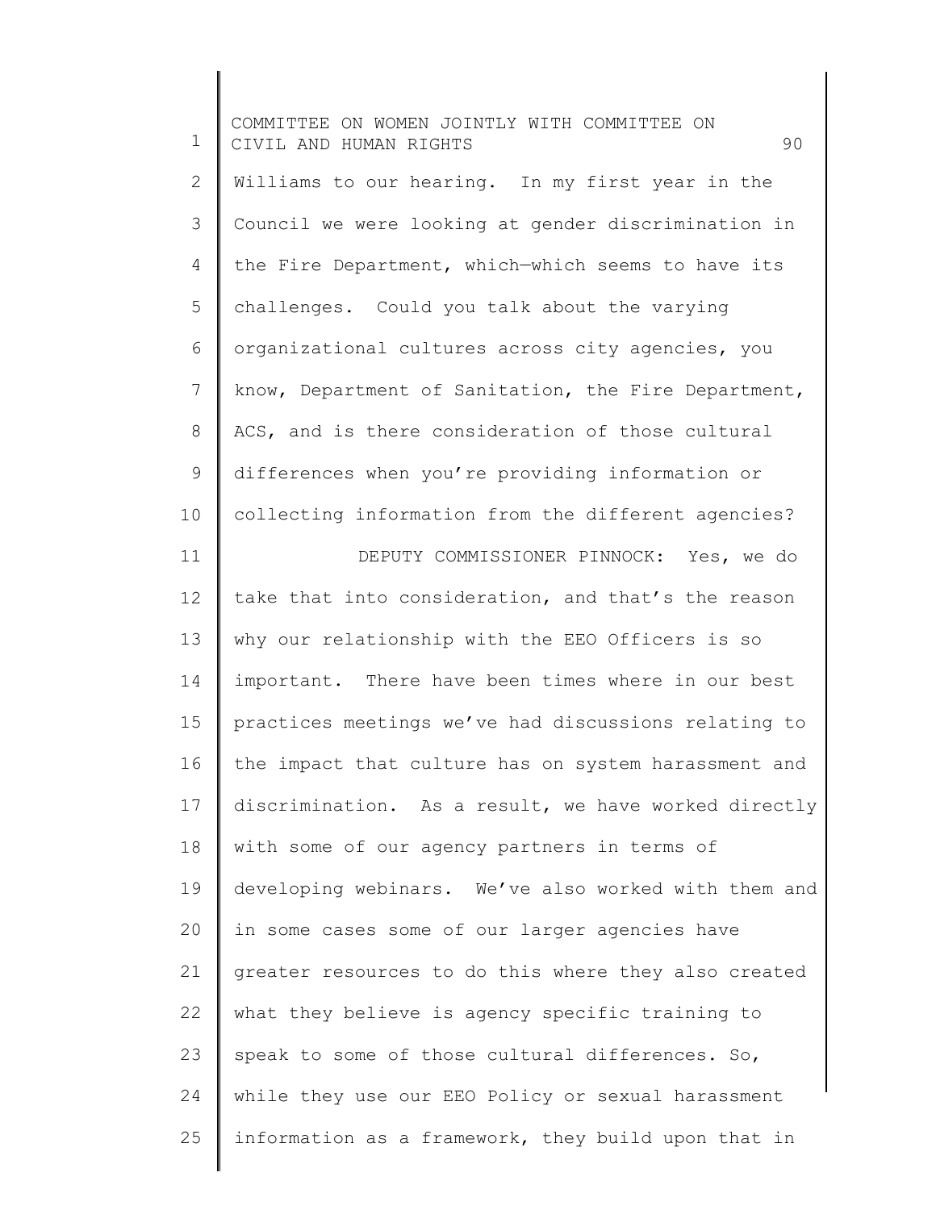Williams to our hearing. In my first year in the Council we were looking at gender discrimination in the Fire Department, which—which seems to have its challenges. Could you talk about the varying organizational cultures across city agencies, you know, Department of Sanitation, the Fire Department, ACS, and is there consideration of those cultural differences when you're providing information or collecting information from the different agencies?

DEPUTY COMMISSIONER PINNOCK: Yes, we do take that into consideration, and that's the reason why our relationship with the EEO Officers is so important. There have been times where in our best practices meetings we've had discussions relating to the impact that culture has on system harassment and discrimination. As a result, we have worked directly with some of our agency partners in terms of developing webinars. We've also worked with them and in some cases some of our larger agencies have greater resources to do this where they also created what they believe is agency specific training to speak to some of those cultural differences. So, while they use our EEO Policy or sexual harassment information as a framework, they build upon that in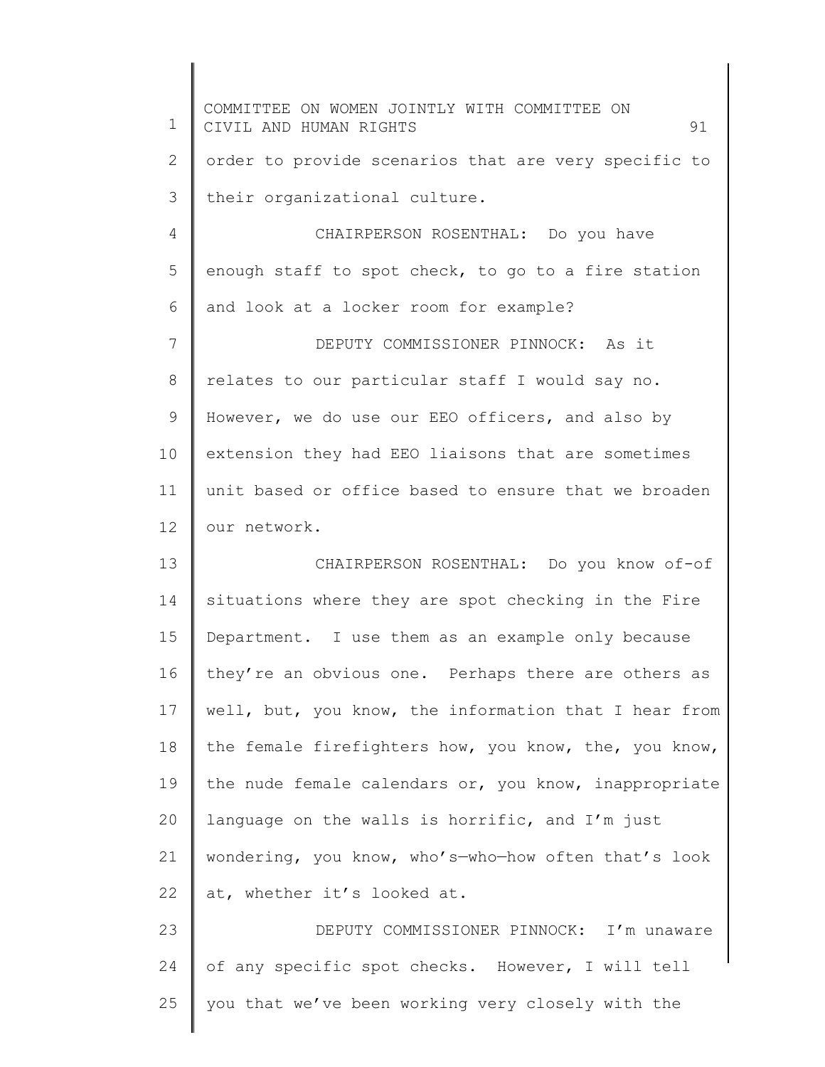order to provide scenarios that are very specific to their organizational culture.

CHAIRPERSON ROSENTHAL: Do you have enough staff to spot check, to go to a fire station and look at a locker room for example?

DEPUTY COMMISSIONER PINNOCK: As it relates to our particular staff I would say no. However, we do use our EEO officers, and also by extension they had EEO liaisons that are sometimes unit based or office based to ensure that we broaden our network.

CHAIRPERSON ROSENTHAL: Do you know of-of situations where they are spot checking in the Fire Department. I use them as an example only because they're an obvious one. Perhaps there are others as well, but, you know, the information that I hear from the female firefighters how, you know, the, you know, the nude female calendars or, you know, inappropriate language on the walls is horrific, and I'm just wondering, you know, who's—who—how often that's look at, whether it's looked at.

DEPUTY COMMISSIONER PINNOCK: I'm unaware of any specific spot checks. However, I will tell you that we've been working very closely with the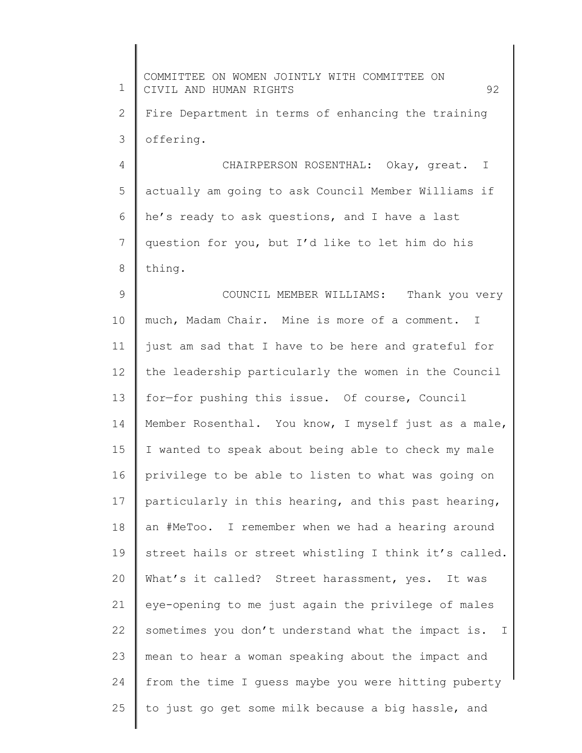Fire Department in terms of enhancing the training offering.

CHAIRPERSON ROSENTHAL: Okay, great. I actually am going to ask Council Member Williams if he's ready to ask questions, and I have a last question for you, but I'd like to let him do his thing.

COUNCIL MEMBER WILLIAMS: Thank you very much, Madam Chair. Mine is more of a comment. I just am sad that I have to be here and grateful for the leadership particularly the women in the Council for—for pushing this issue. Of course, Council Member Rosenthal. You know, I myself just as a male, I wanted to speak about being able to check my male privilege to be able to listen to what was going on particularly in this hearing, and this past hearing, an #MeToo. I remember when we had a hearing around street hails or street whistling I think it's called. What's it called? Street harassment, yes. It was eye-opening to me just again the privilege of males sometimes you don't understand what the impact is. I mean to hear a woman speaking about the impact and from the time I guess maybe you were hitting puberty to just go get some milk because a big hassle, and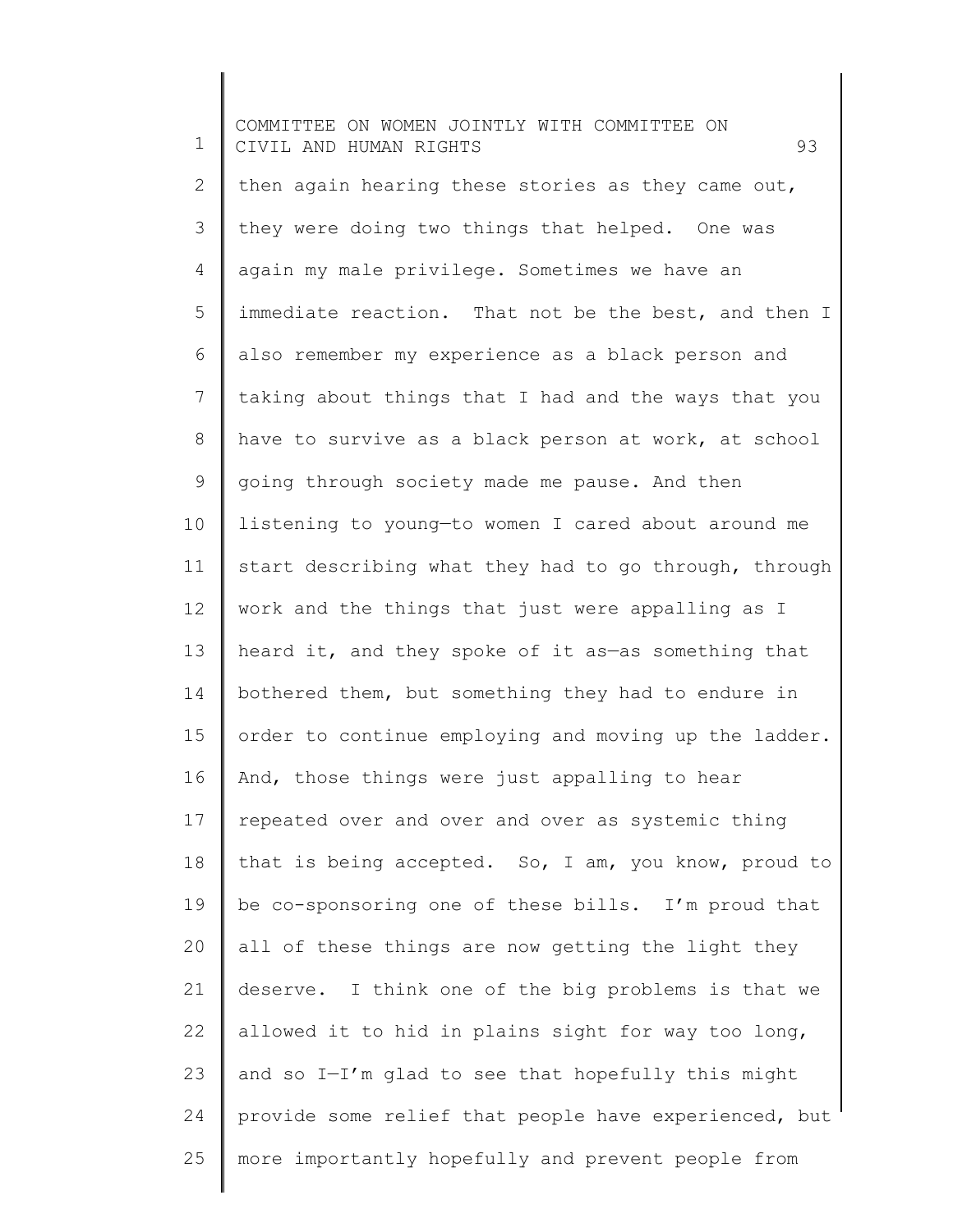then again hearing these stories as they came out, they were doing two things that helped. One was again my male privilege. Sometimes we have an immediate reaction. That not be the best, and then I also remember my experience as a black person and taking about things that I had and the ways that you have to survive as a black person at work, at school going through society made me pause. And then listening to young—to women I cared about around me start describing what they had to go through, through work and the things that just were appalling as I heard it, and they spoke of it as—as something that bothered them, but something they had to endure in order to continue employing and moving up the ladder. And, those things were just appalling to hear repeated over and over and over as systemic thing that is being accepted. So, I am, you know, proud to be co-sponsoring one of these bills. I'm proud that all of these things are now getting the light they deserve. I think one of the big problems is that we allowed it to hid in plains sight for way too long, and so I—I'm glad to see that hopefully this might provide some relief that people have experienced, but more importantly hopefully and prevent people from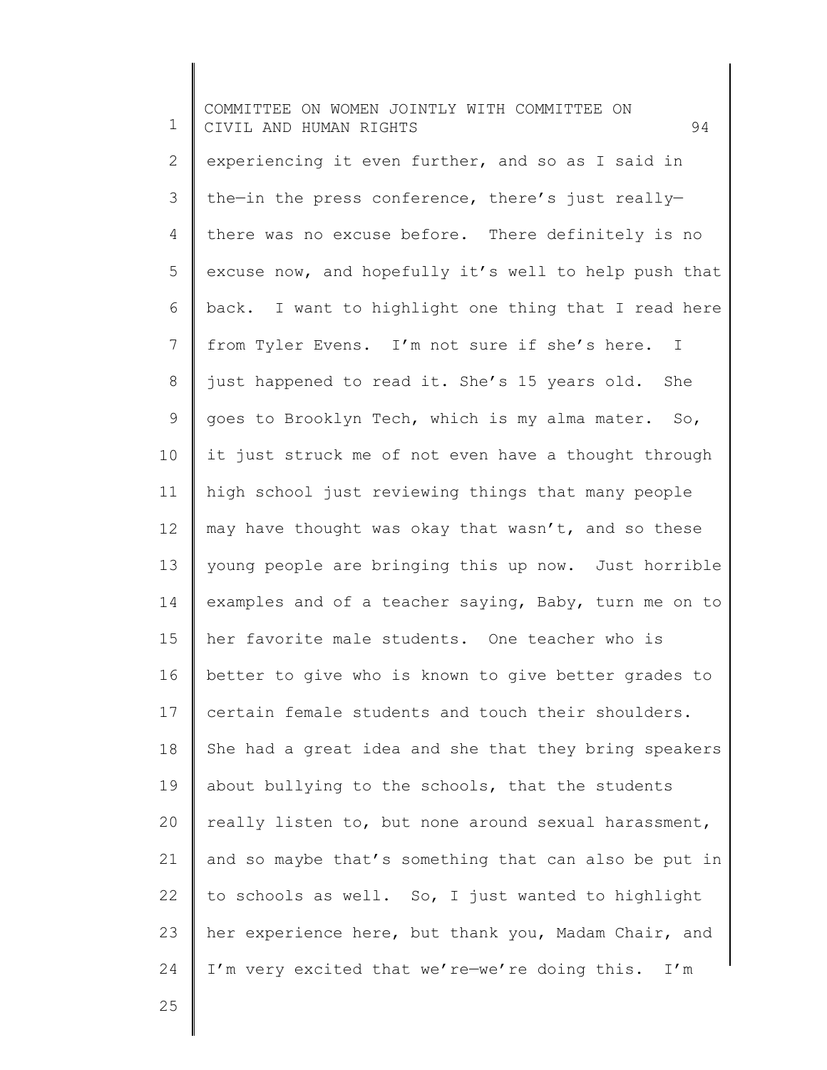experiencing it even further, and so as I said in the—in the press conference, there's just really—there was no excuse before. There definitely is no excuse now, and hopefully it's well to help push that back. I want to highlight one thing that I read here from Tyler Evens. I'm not sure if she's here. I just happened to read it. She's 15 years old. She goes to Brooklyn Tech, which is my alma mater. So, it just struck me of not even have a thought through high school just reviewing things that many people may have thought was okay that wasn't, and so these young people are bringing this up now. Just horrible examples and of a teacher saying, Baby, turn me on to her favorite male students. One teacher who is better to give who is known to give better grades to certain female students and touch their shoulders. She had a great idea and she that they bring speakers about bullying to the schools, that the students really listen to, but none around sexual harassment, and so maybe that's something that can also be put in to schools as well. So, I just wanted to highlight her experience here, but thank you, Madam Chair, and I'm very excited that we're—we're doing this. I'm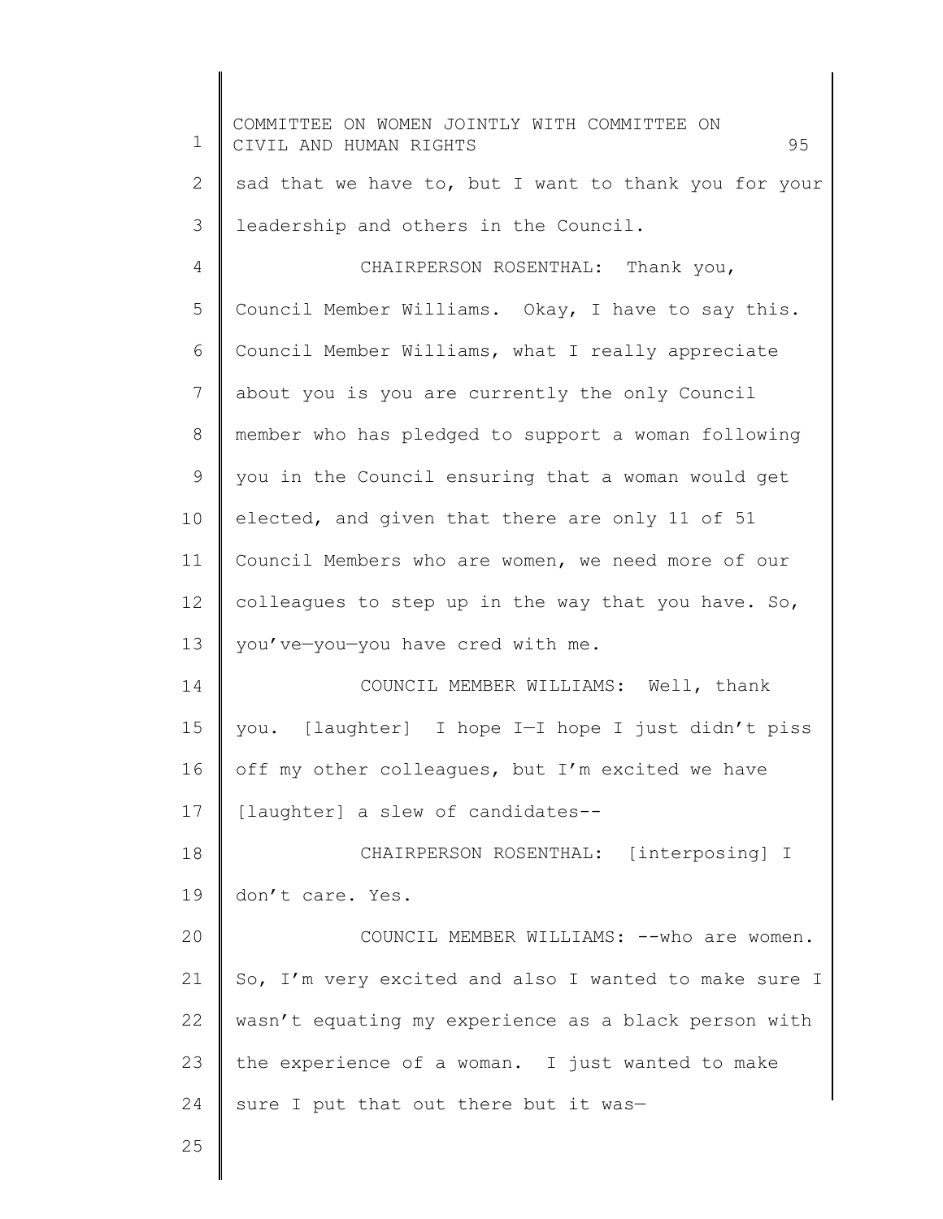sad that we have to, but I want to thank you for your leadership and others in the Council.

CHAIRPERSON ROSENTHAL: Thank you, Council Member Williams. Okay, I have to say this. Council Member Williams, what I really appreciate about you is you are currently the only Council member who has pledged to support a woman following you in the Council ensuring that a woman would get elected, and given that there are only 11 of 51 Council Members who are women, we need more of our colleagues to step up in the way that you have. So, you've—you—you have cred with me.

COUNCIL MEMBER WILLIAMS: Well, thank you. [laughter] I hope I—I hope I just didn't piss off my other colleagues, but I'm excited we have [laughter] a slew of candidates--

CHAIRPERSON ROSENTHAL: [interposing] I don't care. Yes.

COUNCIL MEMBER WILLIAMS: --who are women. So, I'm very excited and also I wanted to make sure I wasn't equating my experience as a black person with the experience of a woman. I just wanted to make sure I put that out there but it was—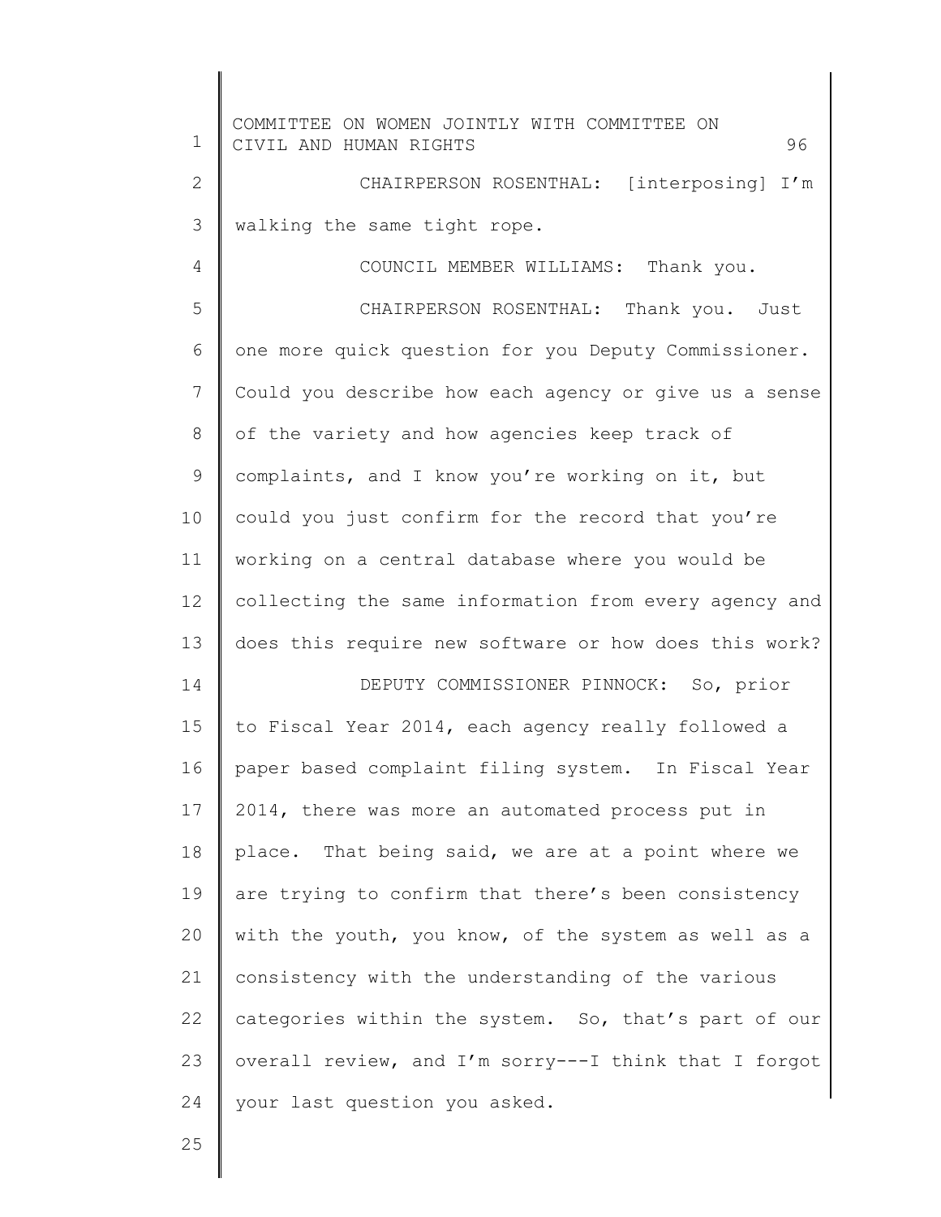CHAIRPERSON ROSENTHAL: [interposing] I'm walking the same tight rope.

COUNCIL MEMBER WILLIAMS: Thank you.

CHAIRPERSON ROSENTHAL: Thank you. Just one more quick question for you Deputy Commissioner. Could you describe how each agency or give us a sense of the variety and how agencies keep track of complaints, and I know you're working on it, but could you just confirm for the record that you're working on a central database where you would be collecting the same information from every agency and does this require new software or how does this work?

DEPUTY COMMISSIONER PINNOCK: So, prior to Fiscal Year 2014, each agency really followed a paper based complaint filing system. In Fiscal Year 2014, there was more an automated process put in place. That being said, we are at a point where we are trying to confirm that there's been consistency with the youth, you know, of the system as well as a consistency with the understanding of the various categories within the system. So, that's part of our overall review, and I'm sorry---I think that I forgot your last question you asked.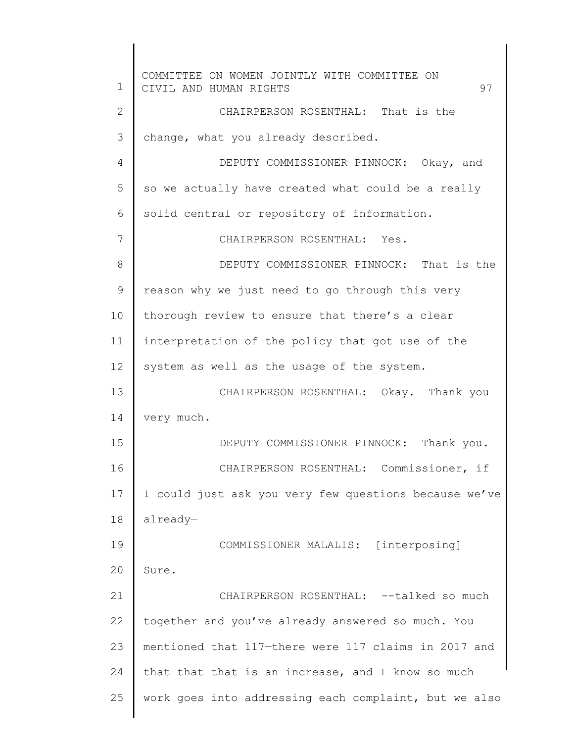CHAIRPERSON ROSENTHAL: That is the change, what you already described.

DEPUTY COMMISSIONER PINNOCK: Okay, and so we actually have created what could be a really solid central or repository of information.

CHAIRPERSON ROSENTHAL: Yes.

DEPUTY COMMISSIONER PINNOCK: That is the reason why we just need to go through this very thorough review to ensure that there's a clear interpretation of the policy that got use of the system as well as the usage of the system.

CHAIRPERSON ROSENTHAL: Okay. Thank you very much.

DEPUTY COMMISSIONER PINNOCK: Thank you.

CHAIRPERSON ROSENTHAL: Commissioner, if I could just ask you very few questions because we've already—

COMMISSIONER MALALIS: [interposing] Sure.

CHAIRPERSON ROSENTHAL: --talked so much together and you've already answered so much. You mentioned that 117—there were 117 claims in 2017 and that that that is an increase, and I know so much work goes into addressing each complaint, but we also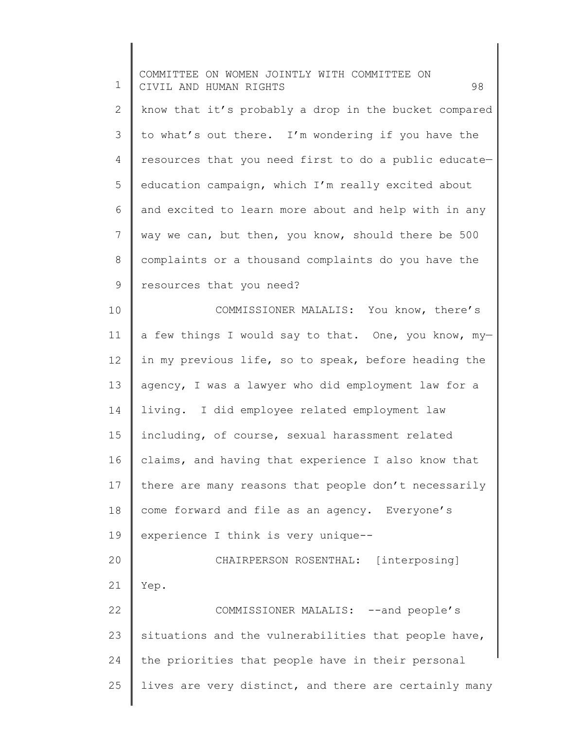know that it's probably a drop in the bucket compared to what's out there. I'm wondering if you have the resources that you need first to do a public educate—education campaign, which I'm really excited about and excited to learn more about and help with in any way we can, but then, you know, should there be 500 complaints or a thousand complaints do you have the resources that you need?

COMMISSIONER MALALIS: You know, there's a few things I would say to that. One, you know, my—in my previous life, so to speak, before heading the agency, I was a lawyer who did employment law for a living. I did employee related employment law including, of course, sexual harassment related claims, and having that experience I also know that there are many reasons that people don't necessarily come forward and file as an agency. Everyone's experience I think is very unique--

CHAIRPERSON ROSENTHAL: [interposing] Yep.

COMMISSIONER MALALIS: --and people's situations and the vulnerabilities that people have, the priorities that people have in their personal lives are very distinct, and there are certainly many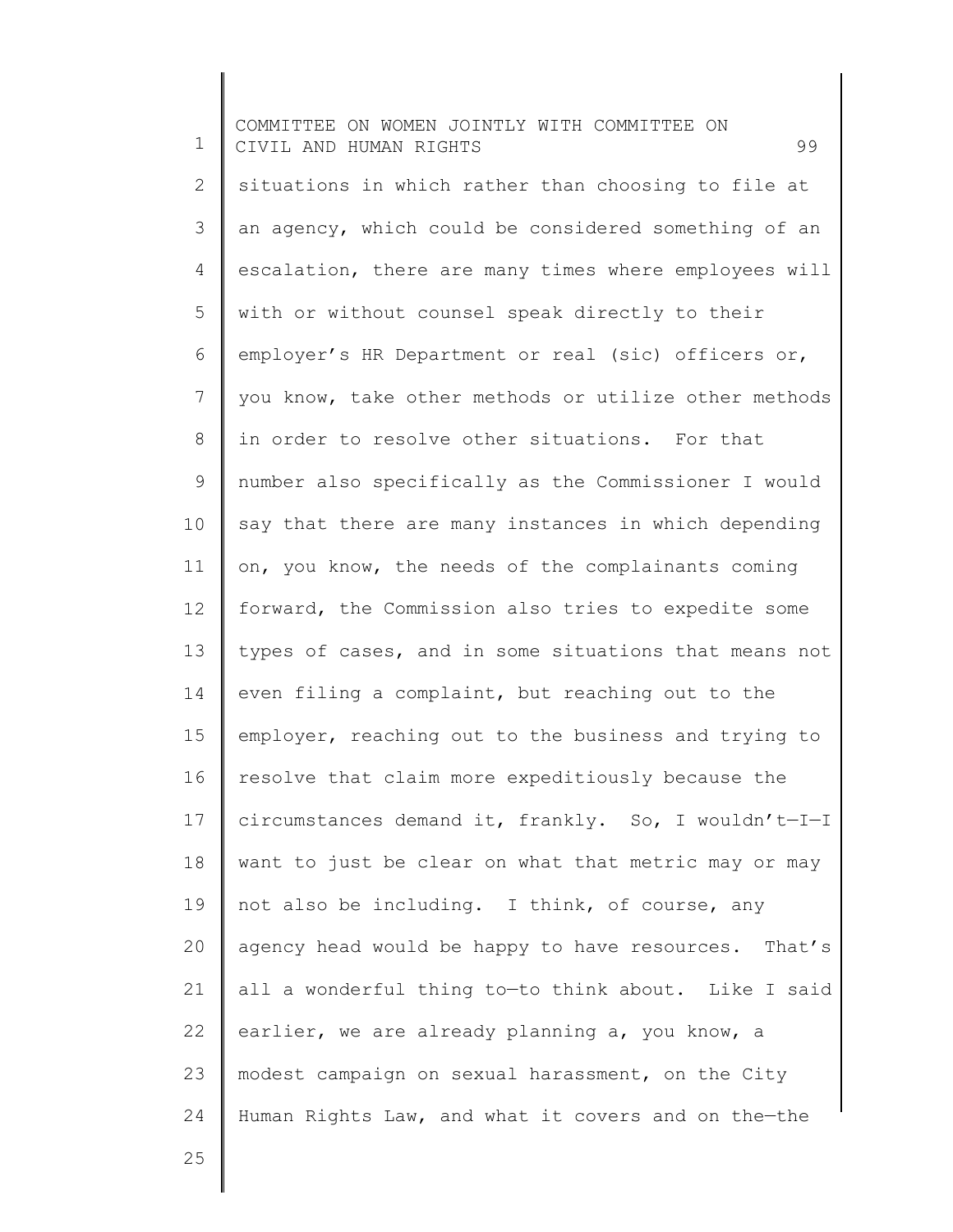situations in which rather than choosing to file at an agency, which could be considered something of an escalation, there are many times where employees will with or without counsel speak directly to their employer's HR Department or real (sic) officers or, you know, take other methods or utilize other methods in order to resolve other situations. For that number also specifically as the Commissioner I would say that there are many instances in which depending on, you know, the needs of the complainants coming forward, the Commission also tries to expedite some types of cases, and in some situations that means not even filing a complaint, but reaching out to the employer, reaching out to the business and trying to resolve that claim more expeditiously because the circumstances demand it, frankly. So, I wouldn't—I—I want to just be clear on what that metric may or may not also be including. I think, of course, any agency head would be happy to have resources. That's all a wonderful thing to—to think about. Like I said earlier, we are already planning a, you know, a modest campaign on sexual harassment, on the City Human Rights Law, and what it covers and on the—the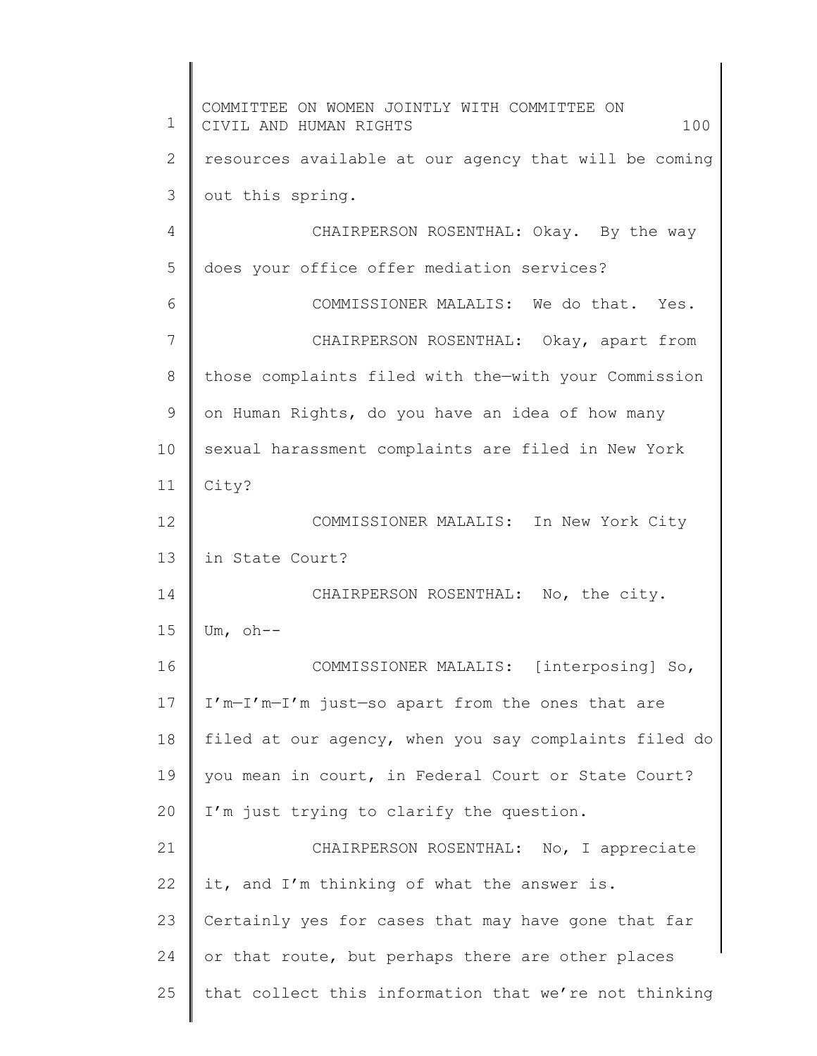resources available at our agency that will be coming out this spring.

CHAIRPERSON ROSENTHAL: Okay. By the way does your office offer mediation services?

COMMISSIONER MALALIS: We do that. Yes.

CHAIRPERSON ROSENTHAL: Okay, apart from those complaints filed with the—with your Commission on Human Rights, do you have an idea of how many sexual harassment complaints are filed in New York City?

COMMISSIONER MALALIS: In New York City in State Court?

CHAIRPERSON ROSENTHAL: No, the city. Um, oh--

COMMISSIONER MALALIS: [interposing] So, I'm—I'm—I'm just—so apart from the ones that are filed at our agency, when you say complaints filed do you mean in court, in Federal Court or State Court? I'm just trying to clarify the question.

CHAIRPERSON ROSENTHAL: No, I appreciate it, and I'm thinking of what the answer is. Certainly yes for cases that may have gone that far or that route, but perhaps there are other places that collect this information that we're not thinking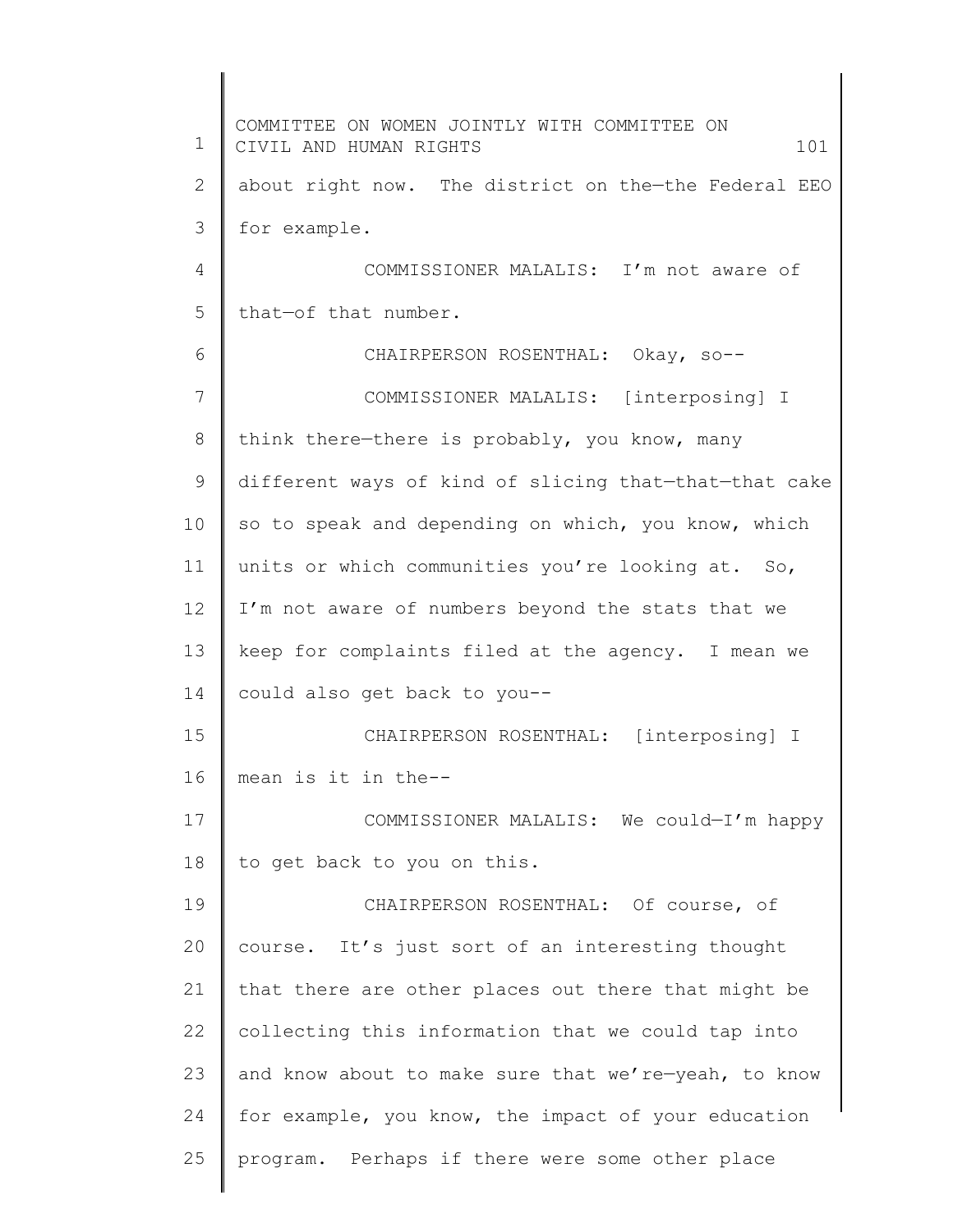about right now. The district on the—the Federal EEO for example.

COMMISSIONER MALALIS: I'm not aware of that—of that number.

CHAIRPERSON ROSENTHAL: Okay, so--

COMMISSIONER MALALIS: [interposing] I think there—there is probably, you know, many different ways of kind of slicing that—that—that cake so to speak and depending on which, you know, which units or which communities you're looking at. So, I'm not aware of numbers beyond the stats that we keep for complaints filed at the agency. I mean we could also get back to you--

CHAIRPERSON ROSENTHAL: [interposing] I mean is it in the--

COMMISSIONER MALALIS: We could—I'm happy to get back to you on this.

CHAIRPERSON ROSENTHAL: Of course, of course. It's just sort of an interesting thought that there are other places out there that might be collecting this information that we could tap into and know about to make sure that we're—yeah, to know for example, you know, the impact of your education program. Perhaps if there were some other place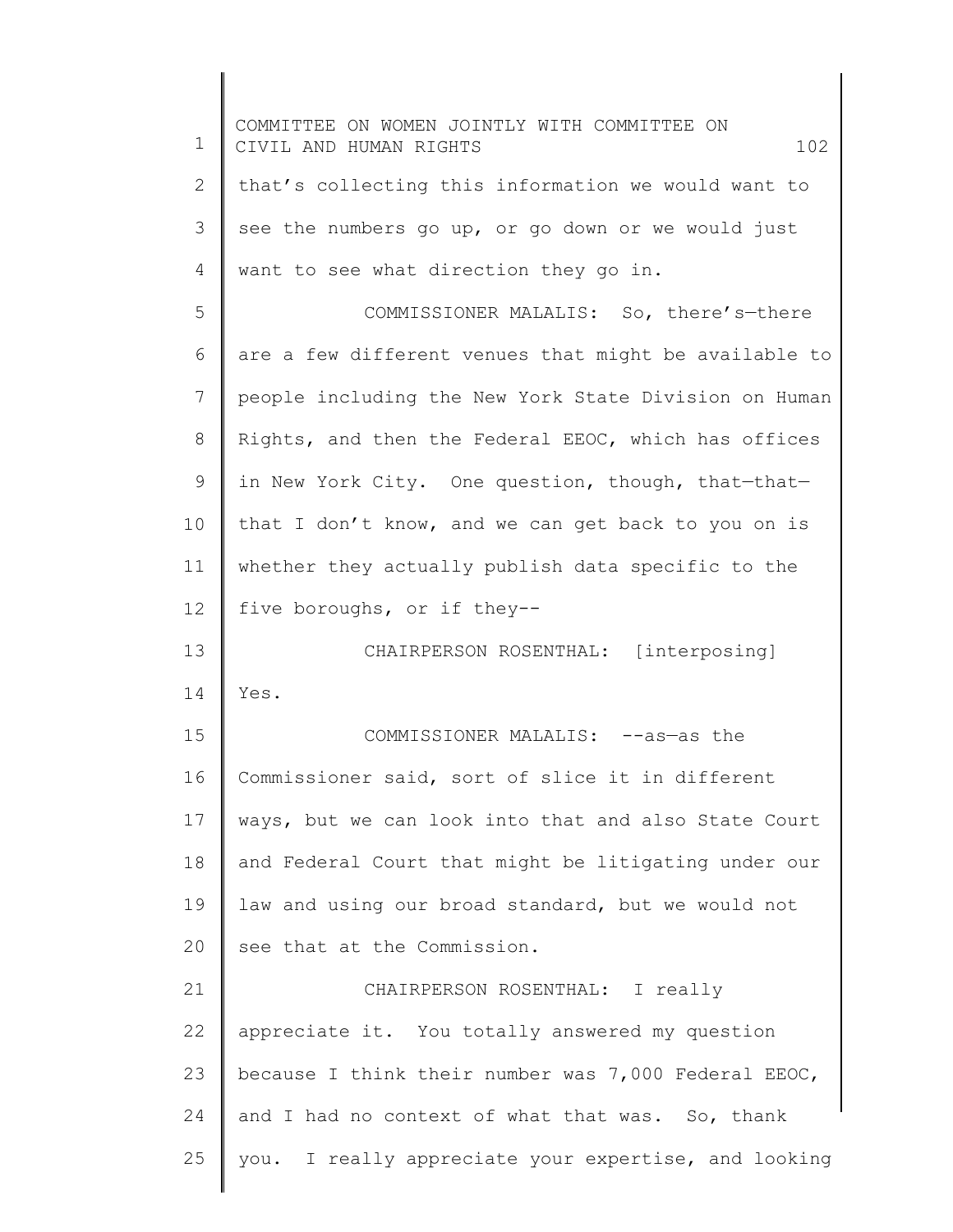that's collecting this information we would want to see the numbers go up, or go down or we would just want to see what direction they go in.

COMMISSIONER MALALIS: So, there's—there are a few different venues that might be available to people including the New York State Division on Human Rights, and then the Federal EEOC, which has offices in New York City. One question, though, that—that—that I don't know, and we can get back to you on is whether they actually publish data specific to the five boroughs, or if they--

CHAIRPERSON ROSENTHAL: [interposing] Yes.

COMMISSIONER MALALIS: --as—as the Commissioner said, sort of slice it in different ways, but we can look into that and also State Court and Federal Court that might be litigating under our law and using our broad standard, but we would not see that at the Commission.

CHAIRPERSON ROSENTHAL: I really appreciate it. You totally answered my question because I think their number was 7,000 Federal EEOC, and I had no context of what that was. So, thank you. I really appreciate your expertise, and looking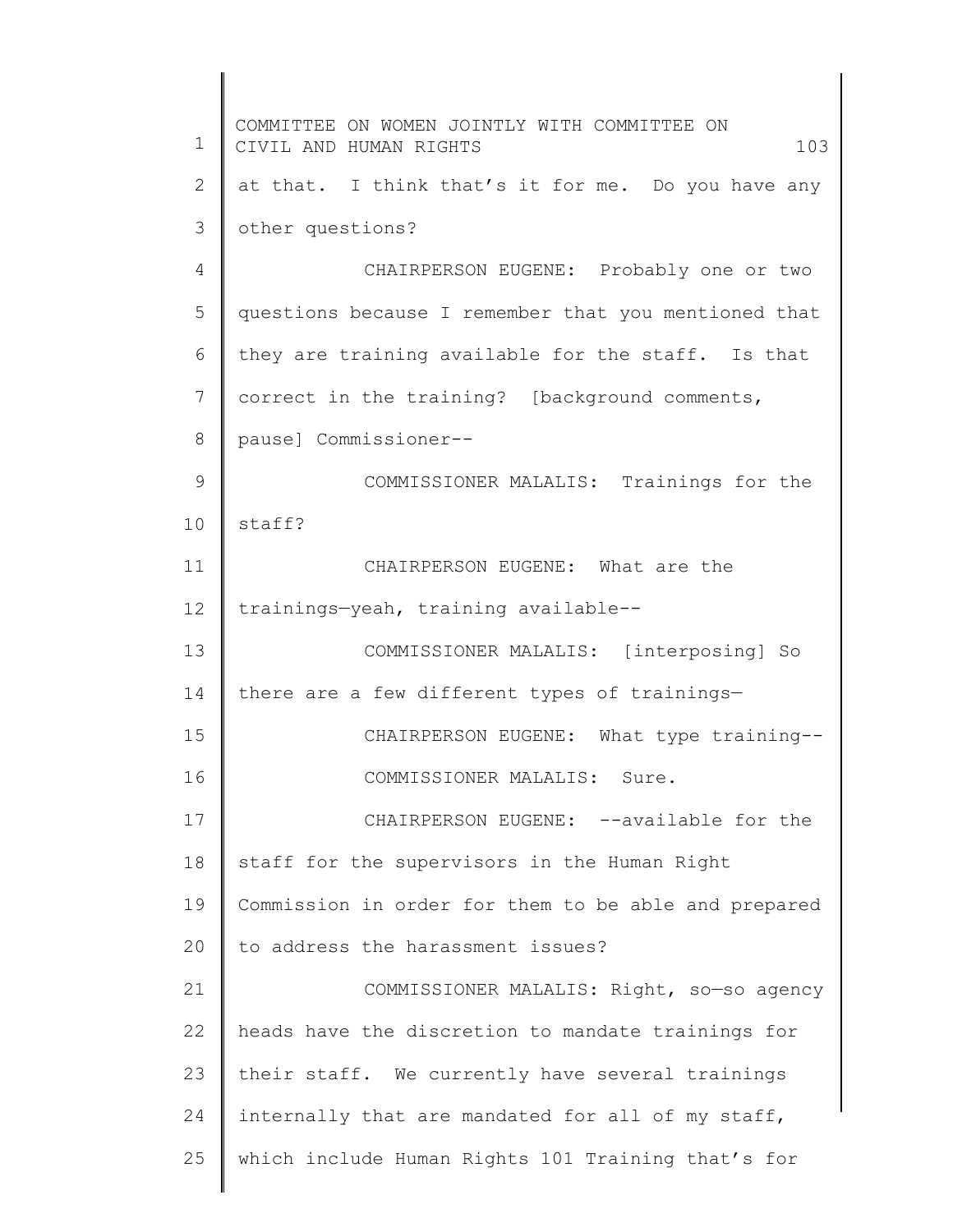at that. I think that's it for me. Do you have any other questions?

CHAIRPERSON EUGENE: Probably one or two questions because I remember that you mentioned that they are training available for the staff. Is that correct in the training? [background comments, pause] Commissioner--

COMMISSIONER MALALIS: Trainings for the staff?

CHAIRPERSON EUGENE: What are the trainings—yeah, training available--

COMMISSIONER MALALIS: [interposing] So there are a few different types of trainings—

CHAIRPERSON EUGENE: What type training--

COMMISSIONER MALALIS: Sure.

CHAIRPERSON EUGENE: --available for the staff for the supervisors in the Human Right Commission in order for them to be able and prepared to address the harassment issues?

COMMISSIONER MALALIS: Right, so—so agency heads have the discretion to mandate trainings for their staff. We currently have several trainings internally that are mandated for all of my staff, which include Human Rights 101 Training that's for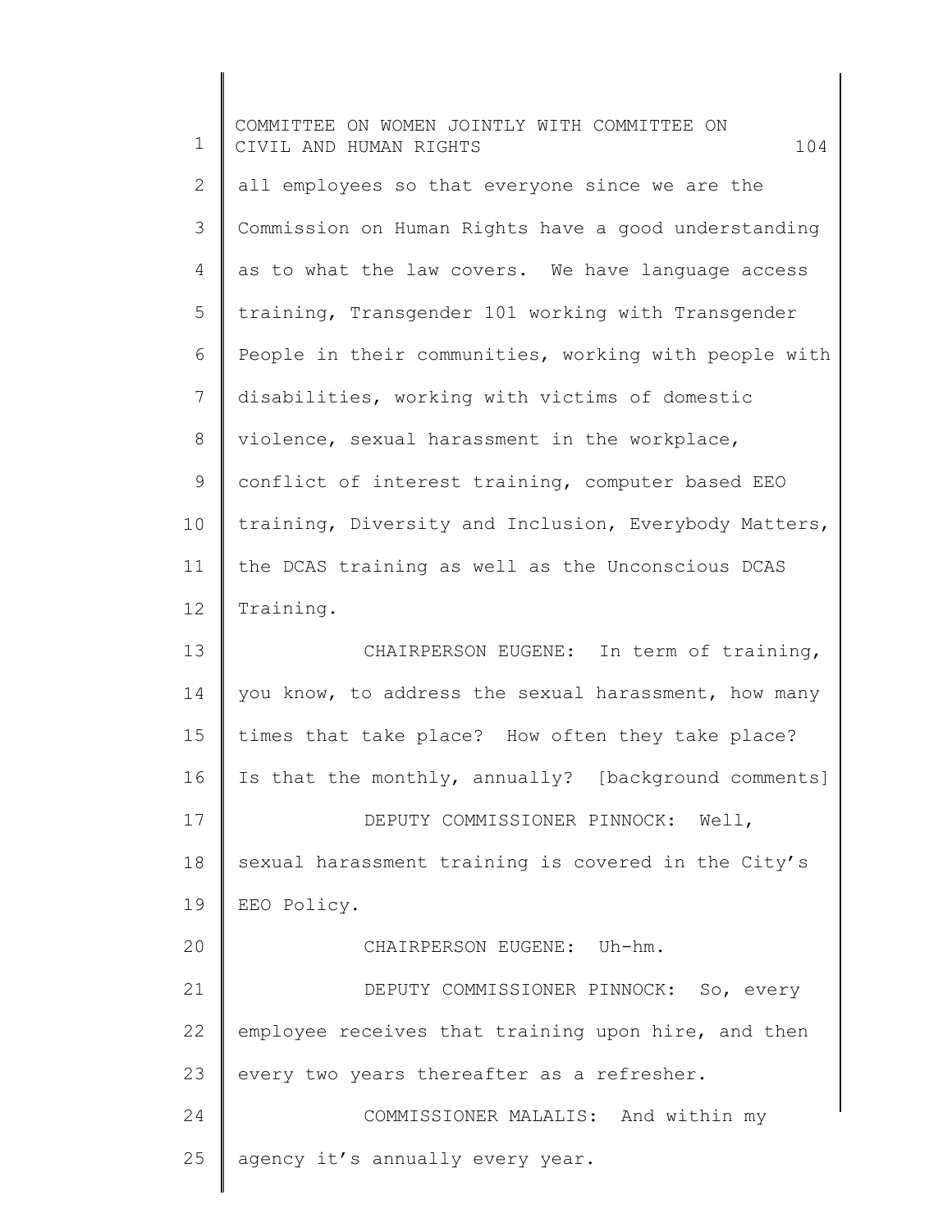all employees so that everyone since we are the Commission on Human Rights have a good understanding as to what the law covers. We have language access training, Transgender 101 working with Transgender People in their communities, working with people with disabilities, working with victims of domestic violence, sexual harassment in the workplace, conflict of interest training, computer based EEO training, Diversity and Inclusion, Everybody Matters, the DCAS training as well as the Unconscious DCAS Training.

CHAIRPERSON EUGENE: In term of training, you know, to address the sexual harassment, how many times that take place? How often they take place? Is that the monthly, annually? [background comments]

DEPUTY COMMISSIONER PINNOCK: Well, sexual harassment training is covered in the City's EEO Policy.

CHAIRPERSON EUGENE: Uh-hm.

DEPUTY COMMISSIONER PINNOCK: So, every employee receives that training upon hire, and then every two years thereafter as a refresher.

COMMISSIONER MALALIS: And within my agency it's annually every year.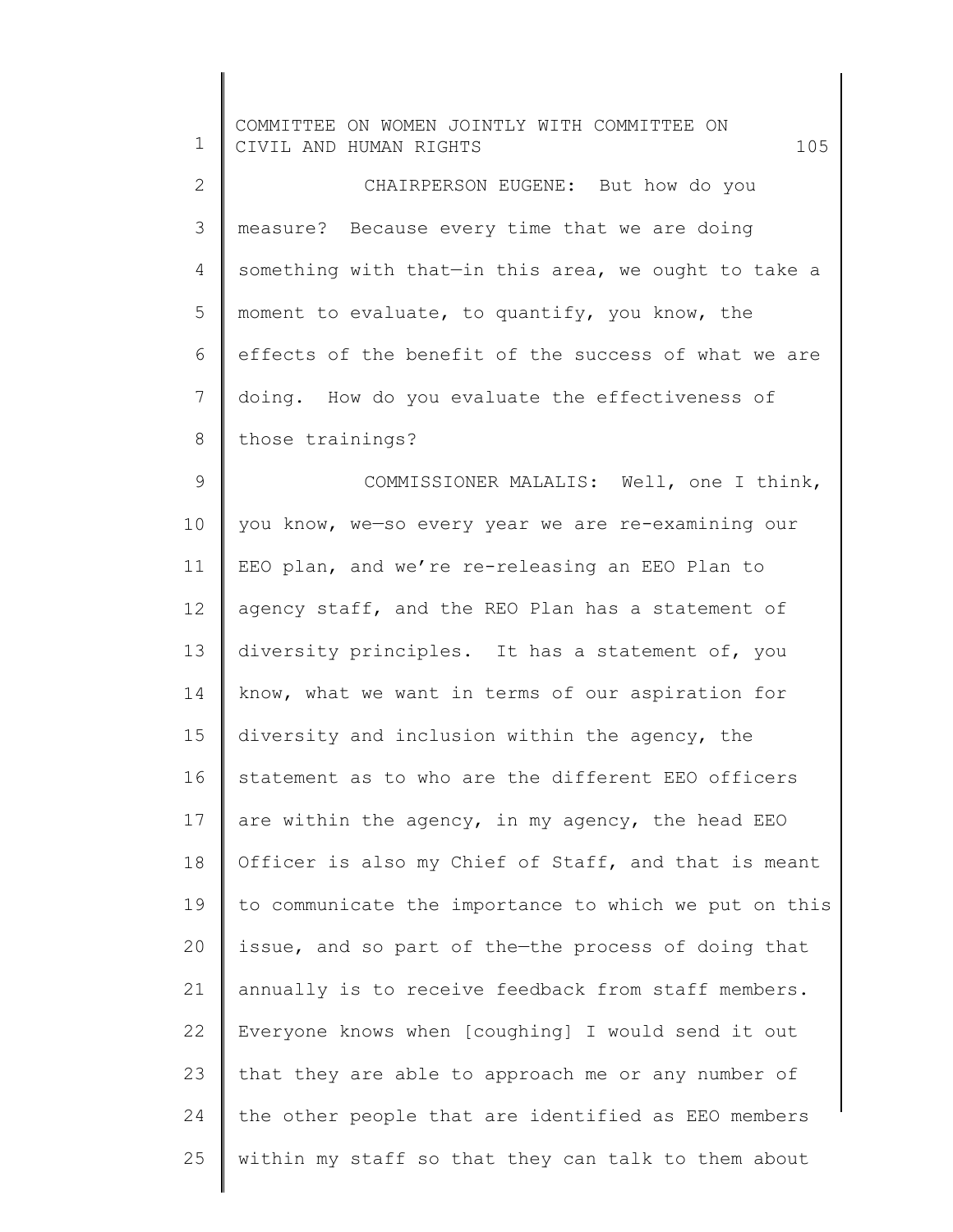CHAIRPERSON EUGENE: But how do you measure? Because every time that we are doing something with that—in this area, we ought to take a moment to evaluate, to quantify, you know, the effects of the benefit of the success of what we are doing. How do you evaluate the effectiveness of those trainings?

COMMISSIONER MALALIS: Well, one I think, you know, we—so every year we are re-examining our EEO plan, and we're re-releasing an EEO Plan to agency staff, and the REO Plan has a statement of diversity principles. It has a statement of, you know, what we want in terms of our aspiration for diversity and inclusion within the agency, the statement as to who are the different EEO officers are within the agency, in my agency, the head EEO Officer is also my Chief of Staff, and that is meant to communicate the importance to which we put on this issue, and so part of the—the process of doing that annually is to receive feedback from staff members. Everyone knows when [coughing] I would send it out that they are able to approach me or any number of the other people that are identified as EEO members within my staff so that they can talk to them about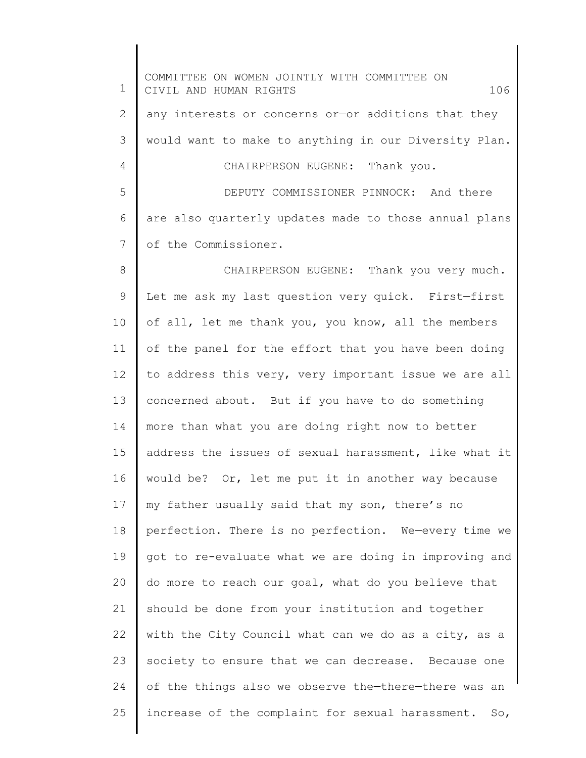any interests or concerns or—or additions that they would want to make to anything in our Diversity Plan.

CHAIRPERSON EUGENE: Thank you.

DEPUTY COMMISSIONER PINNOCK: And there are also quarterly updates made to those annual plans of the Commissioner.

CHAIRPERSON EUGENE: Thank you very much. Let me ask my last question very quick. First—first of all, let me thank you, you know, all the members of the panel for the effort that you have been doing to address this very, very important issue we are all concerned about. But if you have to do something more than what you are doing right now to better address the issues of sexual harassment, like what it would be? Or, let me put it in another way because my father usually said that my son, there's no perfection. There is no perfection. We—every time we got to re-evaluate what we are doing in improving and do more to reach our goal, what do you believe that should be done from your institution and together with the City Council what can we do as a city, as a society to ensure that we can decrease. Because one of the things also we observe the—there—there was an increase of the complaint for sexual harassment. So,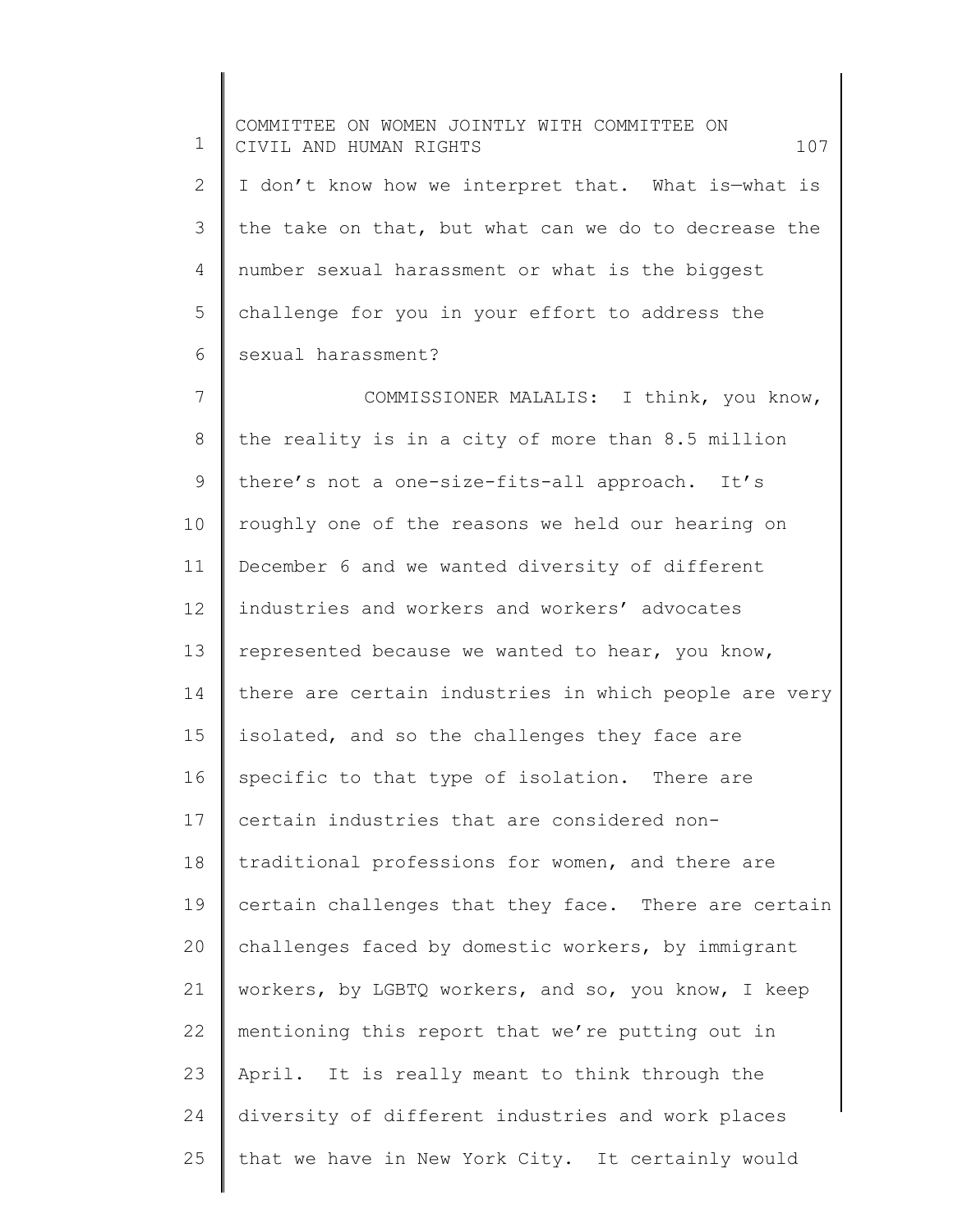I don't know how we interpret that. What is—what is the take on that, but what can we do to decrease the number sexual harassment or what is the biggest challenge for you in your effort to address the sexual harassment?

COMMISSIONER MALALIS: I think, you know, the reality is in a city of more than 8.5 million there's not a one-size-fits-all approach. It's roughly one of the reasons we held our hearing on December 6 and we wanted diversity of different industries and workers and workers' advocates represented because we wanted to hear, you know, there are certain industries in which people are very isolated, and so the challenges they face are specific to that type of isolation. There are certain industries that are considered non-traditional professions for women, and there are certain challenges that they face. There are certain challenges faced by domestic workers, by immigrant workers, by LGBTQ workers, and so, you know, I keep mentioning this report that we're putting out in April. It is really meant to think through the diversity of different industries and work places that we have in New York City. It certainly would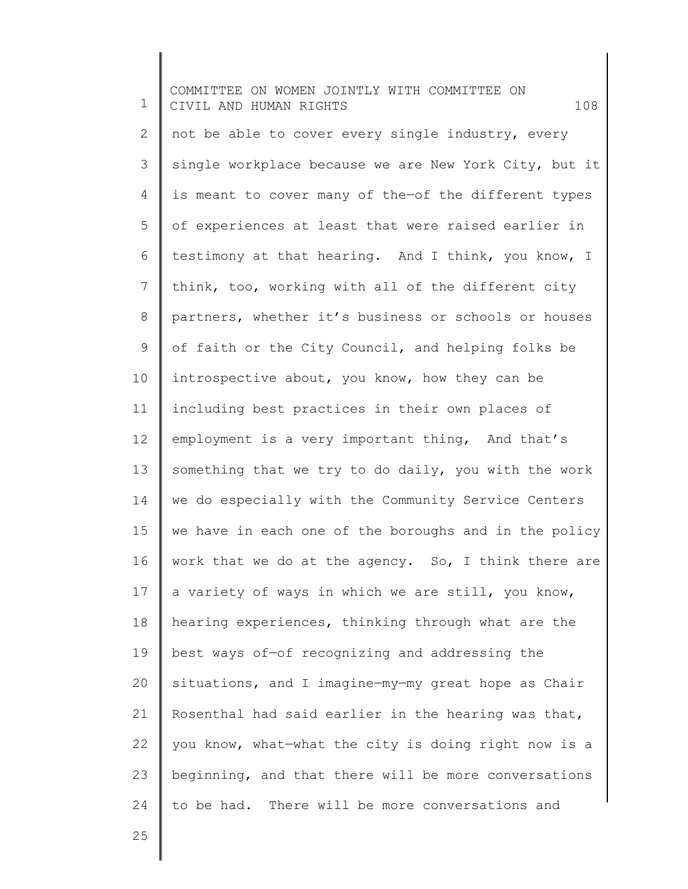not be able to cover every single industry, every single workplace because we are New York City, but it is meant to cover many of the—of the different types of experiences at least that were raised earlier in testimony at that hearing. And I think, you know, I think, too, working with all of the different city partners, whether it's business or schools or houses of faith or the City Council, and helping folks be introspective about, you know, how they can be including best practices in their own places of employment is a very important thing, And that's something that we try to do daily, you with the work we do especially with the Community Service Centers we have in each one of the boroughs and in the policy work that we do at the agency. So, I think there are a variety of ways in which we are still, you know, hearing experiences, thinking through what are the best ways of—of recognizing and addressing the situations, and I imagine—my—my great hope as Chair Rosenthal had said earlier in the hearing was that, you know, what—what the city is doing right now is a beginning, and that there will be more conversations to be had. There will be more conversations and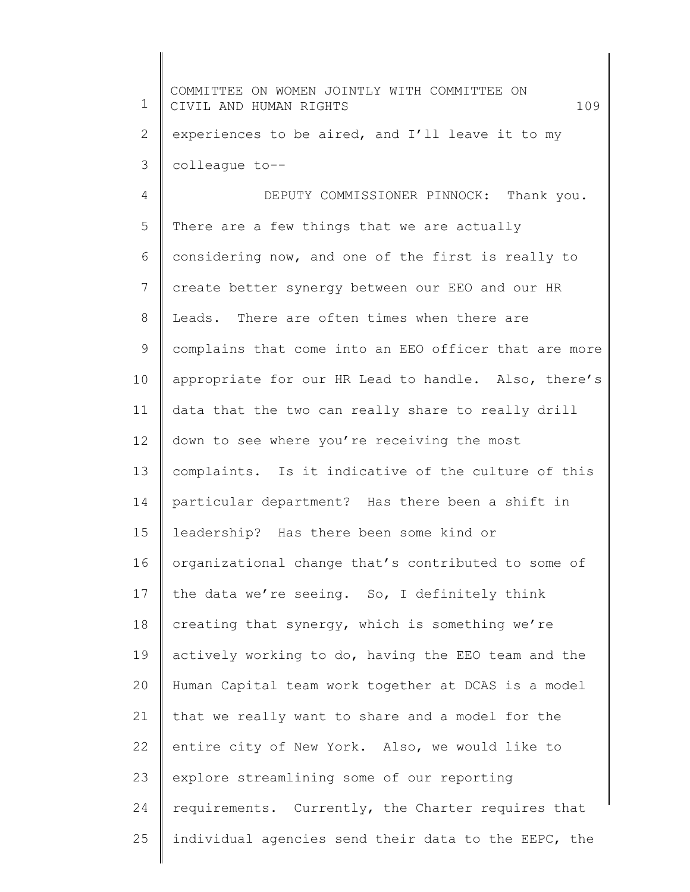experiences to be aired, and I'll leave it to my colleague to--

DEPUTY COMMISSIONER PINNOCK: Thank you. There are a few things that we are actually considering now, and one of the first is really to create better synergy between our EEO and our HR Leads. There are often times when there are complains that come into an EEO officer that are more appropriate for our HR Lead to handle. Also, there's data that the two can really share to really drill down to see where you're receiving the most complaints. Is it indicative of the culture of this particular department? Has there been a shift in leadership? Has there been some kind or organizational change that's contributed to some of the data we're seeing. So, I definitely think creating that synergy, which is something we're actively working to do, having the EEO team and the Human Capital team work together at DCAS is a model that we really want to share and a model for the entire city of New York. Also, we would like to explore streamlining some of our reporting requirements. Currently, the Charter requires that individual agencies send their data to the EEPC, the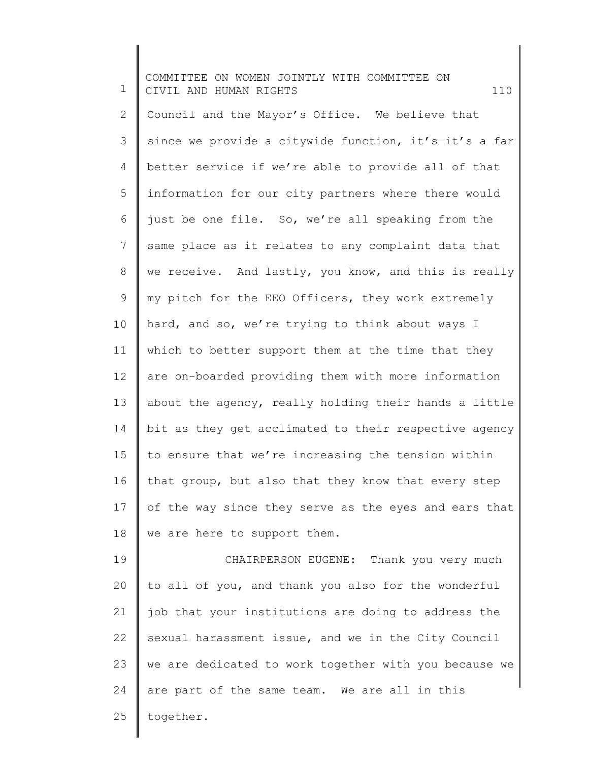Council and the Mayor's Office. We believe that since we provide a citywide function, it's—it's a far better service if we're able to provide all of that information for our city partners where there would just be one file. So, we're all speaking from the same place as it relates to any complaint data that we receive. And lastly, you know, and this is really my pitch for the EEO Officers, they work extremely hard, and so, we're trying to think about ways I which to better support them at the time that they are on-boarded providing them with more information about the agency, really holding their hands a little bit as they get acclimated to their respective agency to ensure that we're increasing the tension within that group, but also that they know that every step of the way since they serve as the eyes and ears that we are here to support them.

CHAIRPERSON EUGENE: Thank you very much to all of you, and thank you also for the wonderful job that your institutions are doing to address the sexual harassment issue, and we in the City Council we are dedicated to work together with you because we are part of the same team. We are all in this together.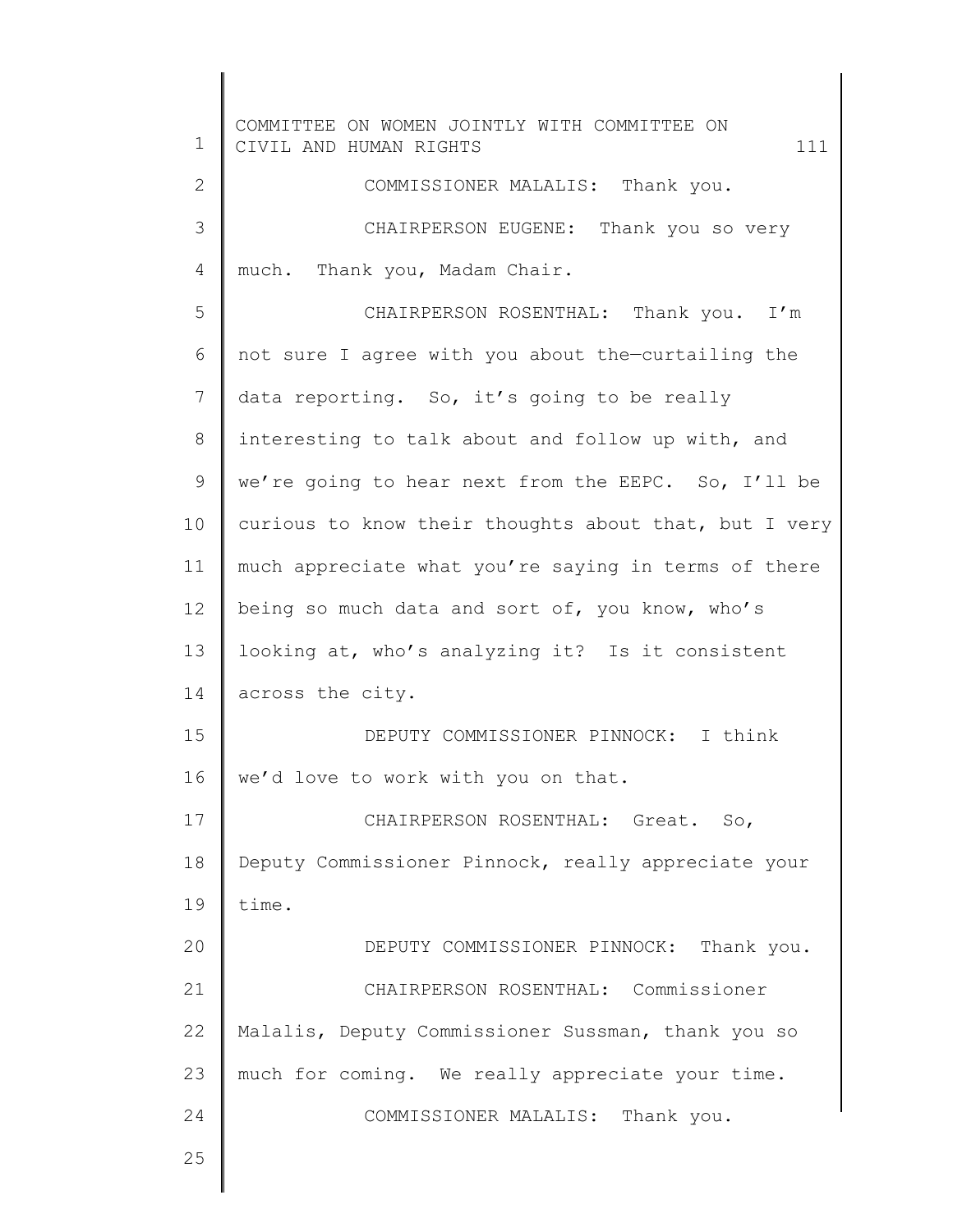COMMISSIONER MALALIS: Thank you.

CHAIRPERSON EUGENE: Thank you so very much. Thank you, Madam Chair.

CHAIRPERSON ROSENTHAL: Thank you. I'm not sure I agree with you about the—curtailing the data reporting. So, it's going to be really interesting to talk about and follow up with, and we're going to hear next from the EEPC. So, I'll be curious to know their thoughts about that, but I very much appreciate what you're saying in terms of there being so much data and sort of, you know, who's looking at, who's analyzing it? Is it consistent across the city.

DEPUTY COMMISSIONER PINNOCK: I think we'd love to work with you on that.

CHAIRPERSON ROSENTHAL: Great. So, Deputy Commissioner Pinnock, really appreciate your time.

DEPUTY COMMISSIONER PINNOCK: Thank you.

CHAIRPERSON ROSENTHAL: Commissioner Malalis, Deputy Commissioner Sussman, thank you so much for coming. We really appreciate your time.

COMMISSIONER MALALIS: Thank you.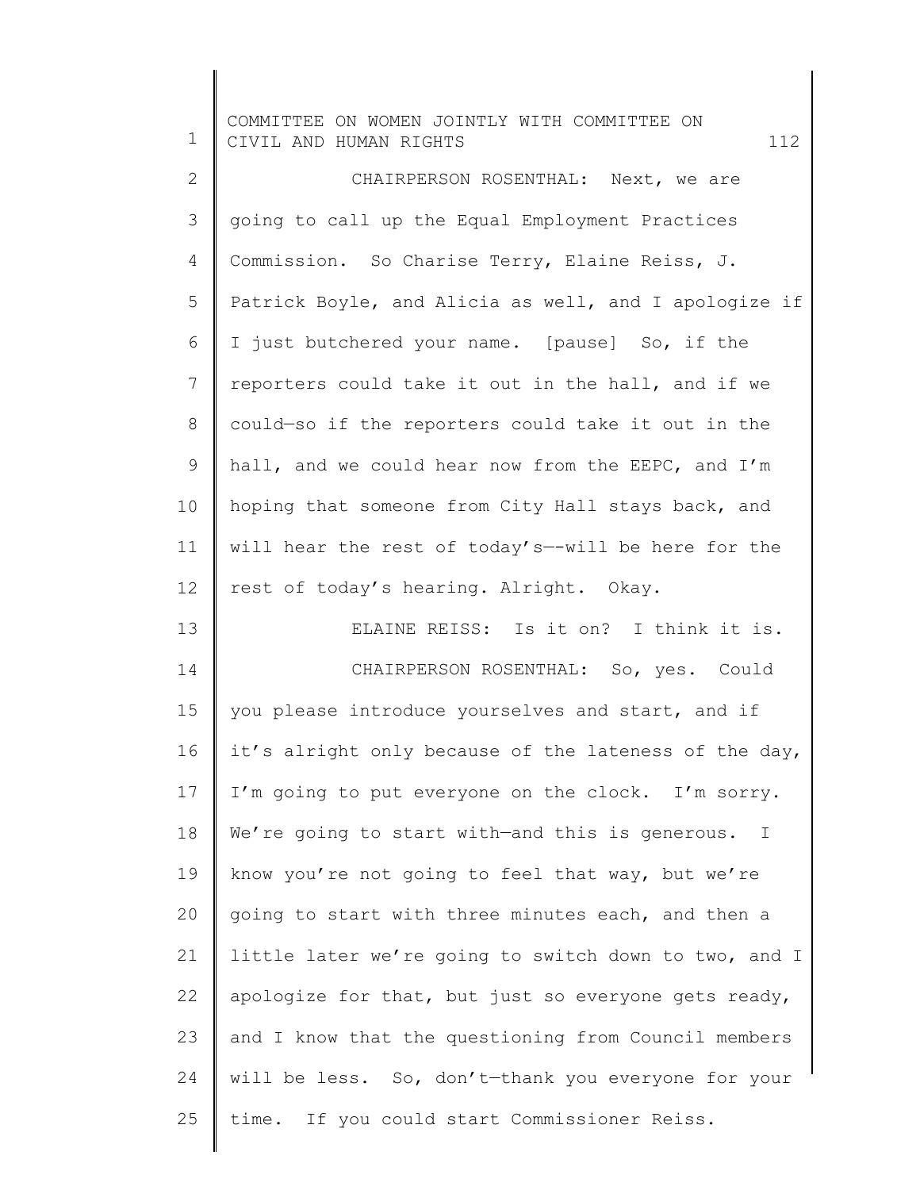CHAIRPERSON ROSENTHAL: Next, we are going to call up the Equal Employment Practices Commission. So Charise Terry, Elaine Reiss, J. Patrick Boyle, and Alicia as well, and I apologize if I just butchered your name. [pause] So, if the reporters could take it out in the hall, and if we could—so if the reporters could take it out in the hall, and we could hear now from the EEPC, and I'm hoping that someone from City Hall stays back, and will hear the rest of today's—-will be here for the rest of today's hearing. Alright. Okay.

ELAINE REISS: Is it on? I think it is.

CHAIRPERSON ROSENTHAL: So, yes. Could you please introduce yourselves and start, and if it's alright only because of the lateness of the day, I'm going to put everyone on the clock. I'm sorry. We're going to start with—and this is generous. I know you're not going to feel that way, but we're going to start with three minutes each, and then a little later we're going to switch down to two, and I apologize for that, but just so everyone gets ready, and I know that the questioning from Council members will be less. So, don't—thank you everyone for your time. If you could start Commissioner Reiss.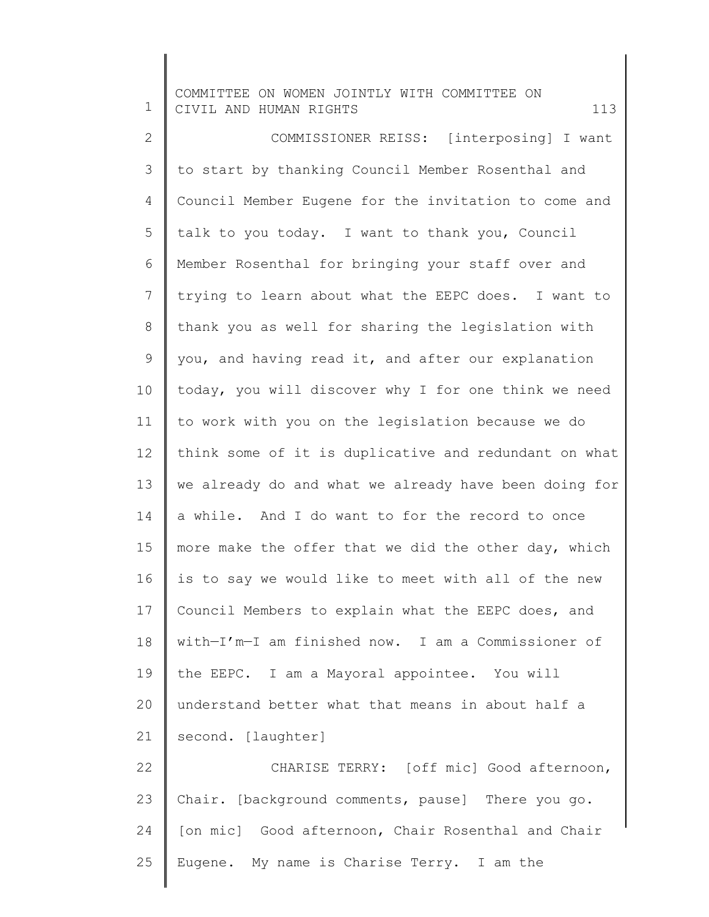COMMISSIONER REISS: [interposing] I want to start by thanking Council Member Rosenthal and Council Member Eugene for the invitation to come and talk to you today. I want to thank you, Council Member Rosenthal for bringing your staff over and trying to learn about what the EEPC does. I want to thank you as well for sharing the legislation with you, and having read it, and after our explanation today, you will discover why I for one think we need to work with you on the legislation because we do think some of it is duplicative and redundant on what we already do and what we already have been doing for a while. And I do want to for the record to once more make the offer that we did the other day, which is to say we would like to meet with all of the new Council Members to explain what the EEPC does, and with—I'm—I am finished now. I am a Commissioner of the EEPC. I am a Mayoral appointee. You will understand better what that means in about half a second. [laughter]

CHARISE TERRY: [off mic] Good afternoon, Chair. [background comments, pause] There you go. [on mic] Good afternoon, Chair Rosenthal and Chair Eugene. My name is Charise Terry. I am the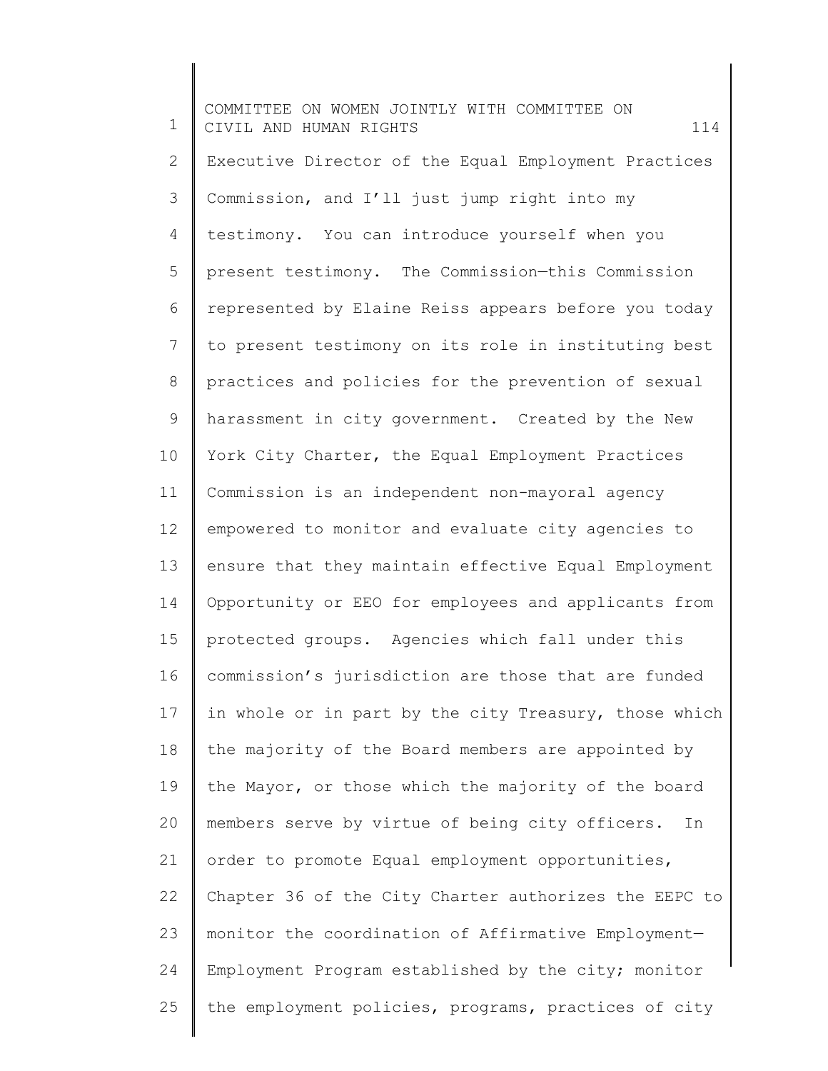Executive Director of the Equal Employment Practices Commission, and I'll just jump right into my testimony. You can introduce yourself when you present testimony. The Commission—this Commission represented by Elaine Reiss appears before you today to present testimony on its role in instituting best practices and policies for the prevention of sexual harassment in city government. Created by the New York City Charter, the Equal Employment Practices Commission is an independent non-mayoral agency empowered to monitor and evaluate city agencies to ensure that they maintain effective Equal Employment Opportunity or EEO for employees and applicants from protected groups. Agencies which fall under this commission's jurisdiction are those that are funded in whole or in part by the city Treasury, those which the majority of the Board members are appointed by the Mayor, or those which the majority of the board members serve by virtue of being city officers. In order to promote Equal employment opportunities, Chapter 36 of the City Charter authorizes the EEPC to monitor the coordination of Affirmative Employment—Employment Program established by the city; monitor the employment policies, programs, practices of city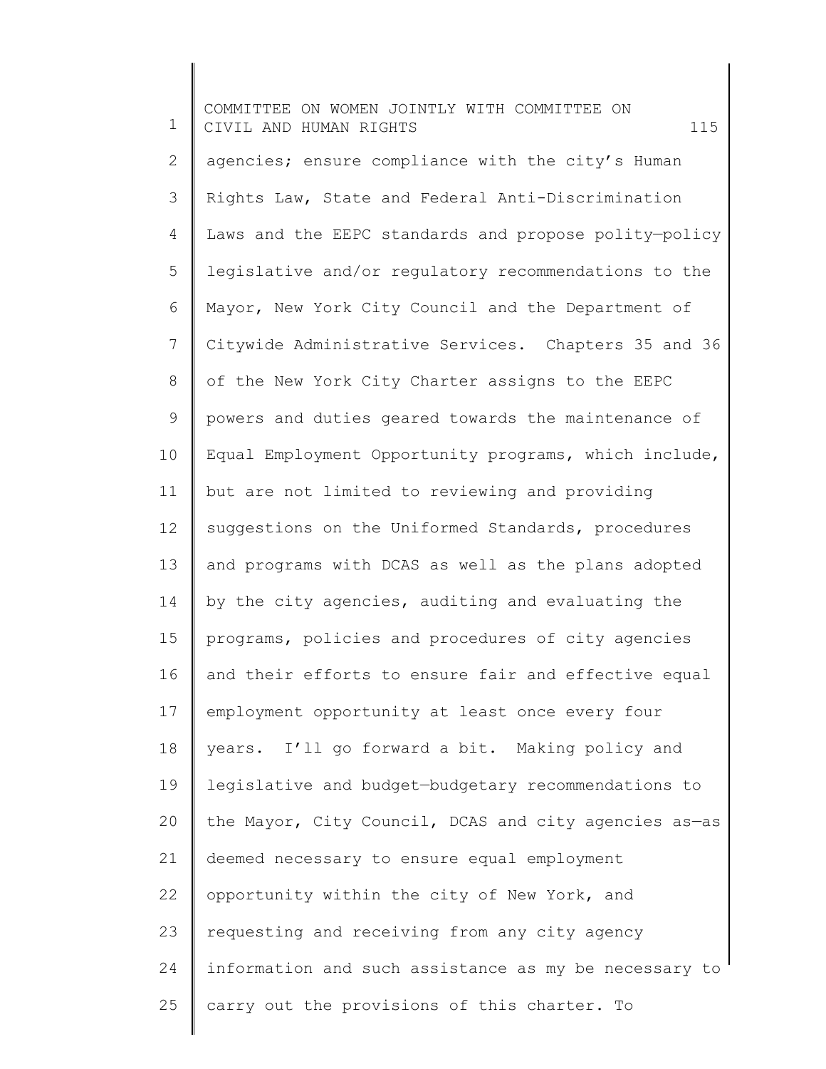agencies; ensure compliance with the city's Human Rights Law, State and Federal Anti-Discrimination Laws and the EEPC standards and propose polity—policy legislative and/or regulatory recommendations to the Mayor, New York City Council and the Department of Citywide Administrative Services. Chapters 35 and 36 of the New York City Charter assigns to the EEPC powers and duties geared towards the maintenance of Equal Employment Opportunity programs, which include, but are not limited to reviewing and providing suggestions on the Uniformed Standards, procedures and programs with DCAS as well as the plans adopted by the city agencies, auditing and evaluating the programs, policies and procedures of city agencies and their efforts to ensure fair and effective equal employment opportunity at least once every four years. I'll go forward a bit. Making policy and legislative and budget—budgetary recommendations to the Mayor, City Council, DCAS and city agencies as—as deemed necessary to ensure equal employment opportunity within the city of New York, and requesting and receiving from any city agency information and such assistance as my be necessary to carry out the provisions of this charter. To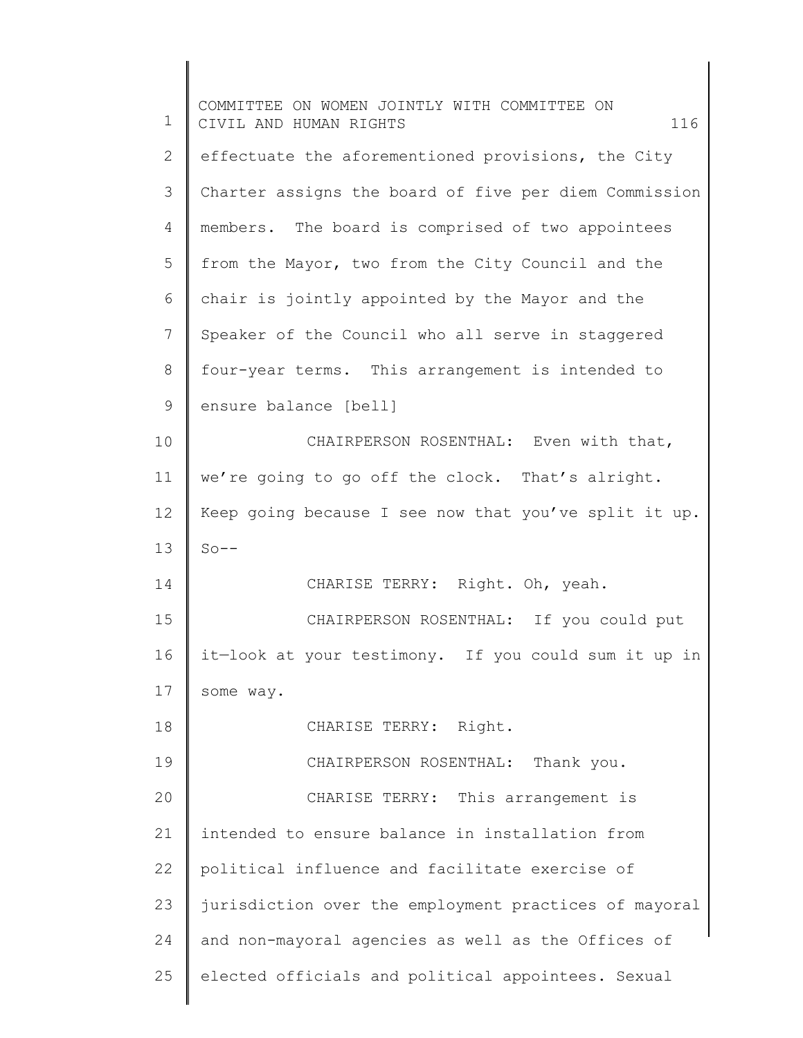effectuate the aforementioned provisions, the City Charter assigns the board of five per diem Commission members. The board is comprised of two appointees from the Mayor, two from the City Council and the chair is jointly appointed by the Mayor and the Speaker of the Council who all serve in staggered four-year terms. This arrangement is intended to ensure balance [bell]

CHAIRPERSON ROSENTHAL: Even with that, we're going to go off the clock. That's alright. Keep going because I see now that you've split it up. So--

CHARISE TERRY: Right. Oh, yeah.

CHAIRPERSON ROSENTHAL: If you could put it—look at your testimony. If you could sum it up in some way.

CHARISE TERRY: Right.

CHAIRPERSON ROSENTHAL: Thank you.

CHARISE TERRY: This arrangement is intended to ensure balance in installation from political influence and facilitate exercise of jurisdiction over the employment practices of mayoral and non-mayoral agencies as well as the Offices of elected officials and political appointees. Sexual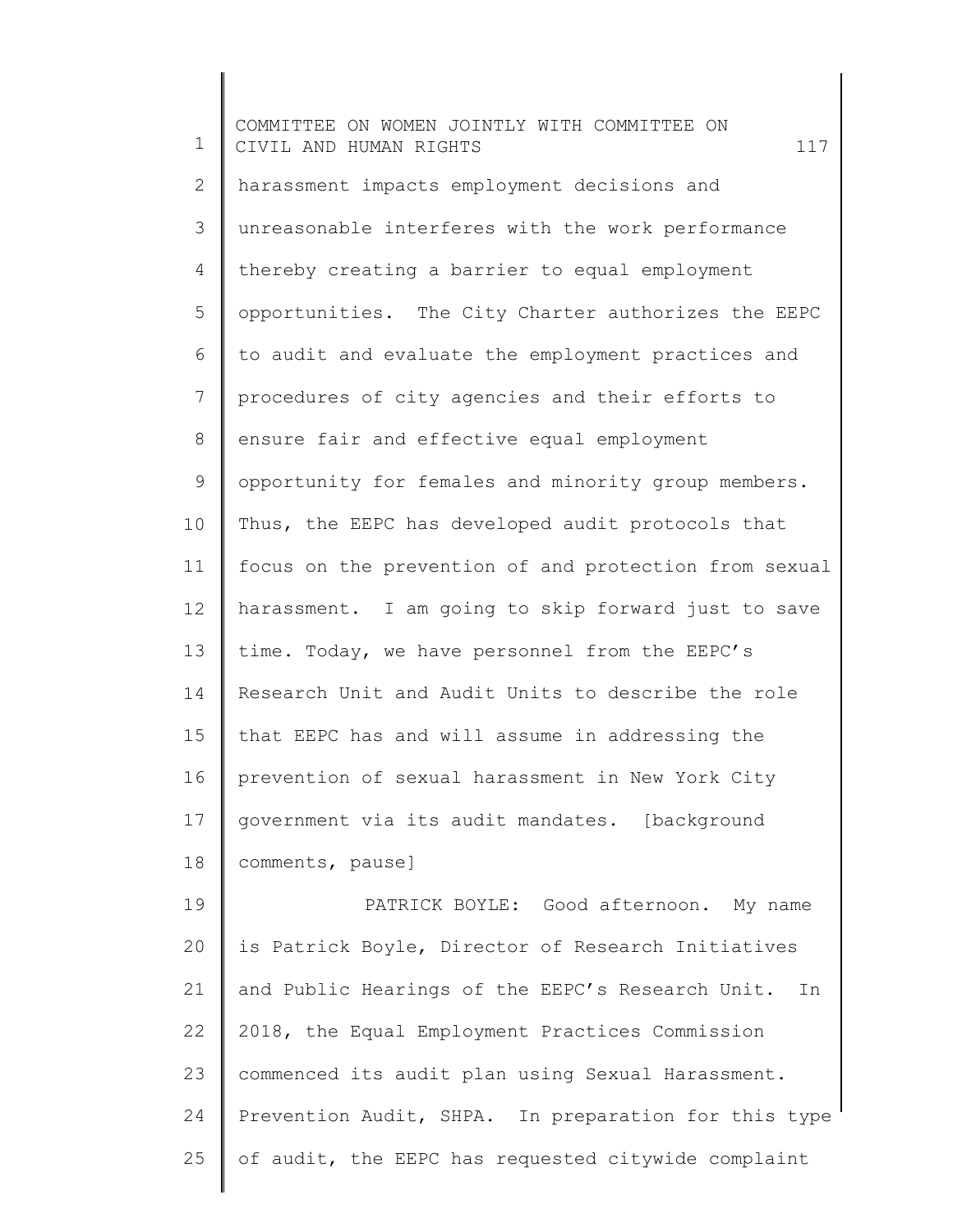harassment impacts employment decisions and unreasonable interferes with the work performance thereby creating a barrier to equal employment opportunities. The City Charter authorizes the EEPC to audit and evaluate the employment practices and procedures of city agencies and their efforts to ensure fair and effective equal employment opportunity for females and minority group members. Thus, the EEPC has developed audit protocols that focus on the prevention of and protection from sexual harassment. I am going to skip forward just to save time. Today, we have personnel from the EEPC's Research Unit and Audit Units to describe the role that EEPC has and will assume in addressing the prevention of sexual harassment in New York City government via its audit mandates. [background comments, pause]

PATRICK BOYLE: Good afternoon. My name is Patrick Boyle, Director of Research Initiatives and Public Hearings of the EEPC's Research Unit. In 2018, the Equal Employment Practices Commission commenced its audit plan using Sexual Harassment. Prevention Audit, SHPA. In preparation for this type of audit, the EEPC has requested citywide complaint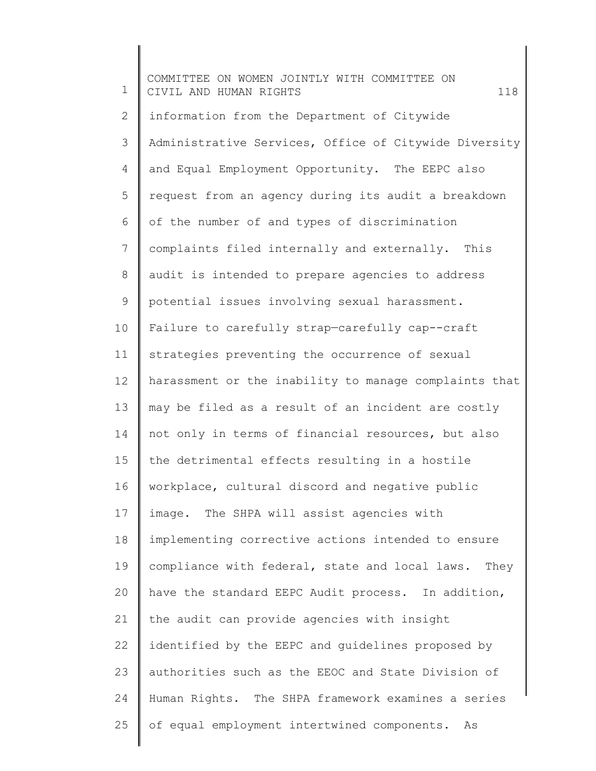information from the Department of Citywide Administrative Services, Office of Citywide Diversity and Equal Employment Opportunity. The EEPC also request from an agency during its audit a breakdown of the number of and types of discrimination complaints filed internally and externally. This audit is intended to prepare agencies to address potential issues involving sexual harassment. Failure to carefully strap—carefully cap--craft strategies preventing the occurrence of sexual harassment or the inability to manage complaints that may be filed as a result of an incident are costly not only in terms of financial resources, but also the detrimental effects resulting in a hostile workplace, cultural discord and negative public image. The SHPA will assist agencies with implementing corrective actions intended to ensure compliance with federal, state and local laws. They have the standard EEPC Audit process. In addition, the audit can provide agencies with insight identified by the EEPC and guidelines proposed by authorities such as the EEOC and State Division of Human Rights. The SHPA framework examines a series of equal employment intertwined components. As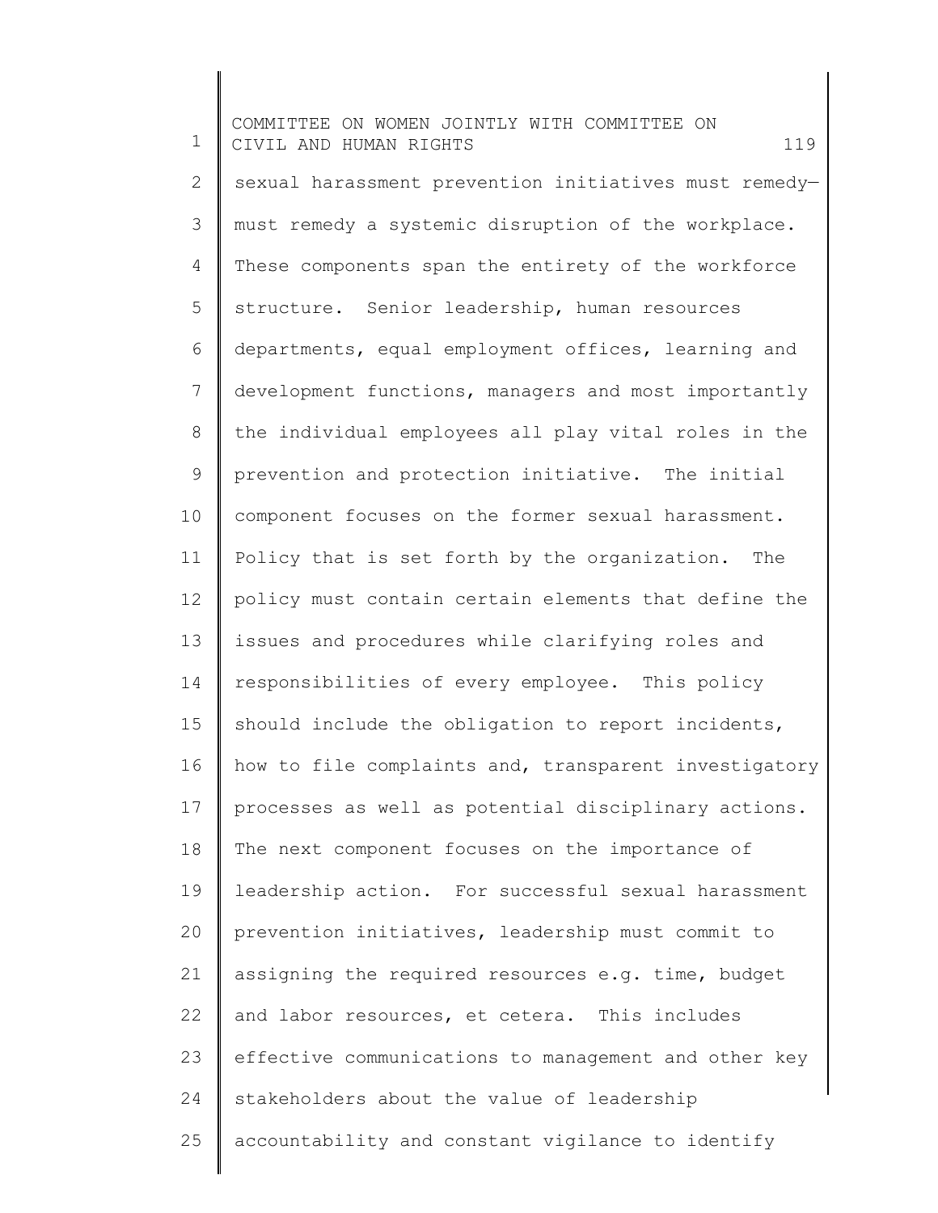sexual harassment prevention initiatives must remedy—must remedy a systemic disruption of the workplace. These components span the entirety of the workforce structure. Senior leadership, human resources departments, equal employment offices, learning and development functions, managers and most importantly the individual employees all play vital roles in the prevention and protection initiative. The initial component focuses on the former sexual harassment. Policy that is set forth by the organization. The policy must contain certain elements that define the issues and procedures while clarifying roles and responsibilities of every employee. This policy should include the obligation to report incidents, how to file complaints and, transparent investigatory processes as well as potential disciplinary actions. The next component focuses on the importance of leadership action. For successful sexual harassment prevention initiatives, leadership must commit to assigning the required resources e.g. time, budget and labor resources, et cetera. This includes effective communications to management and other key stakeholders about the value of leadership accountability and constant vigilance to identify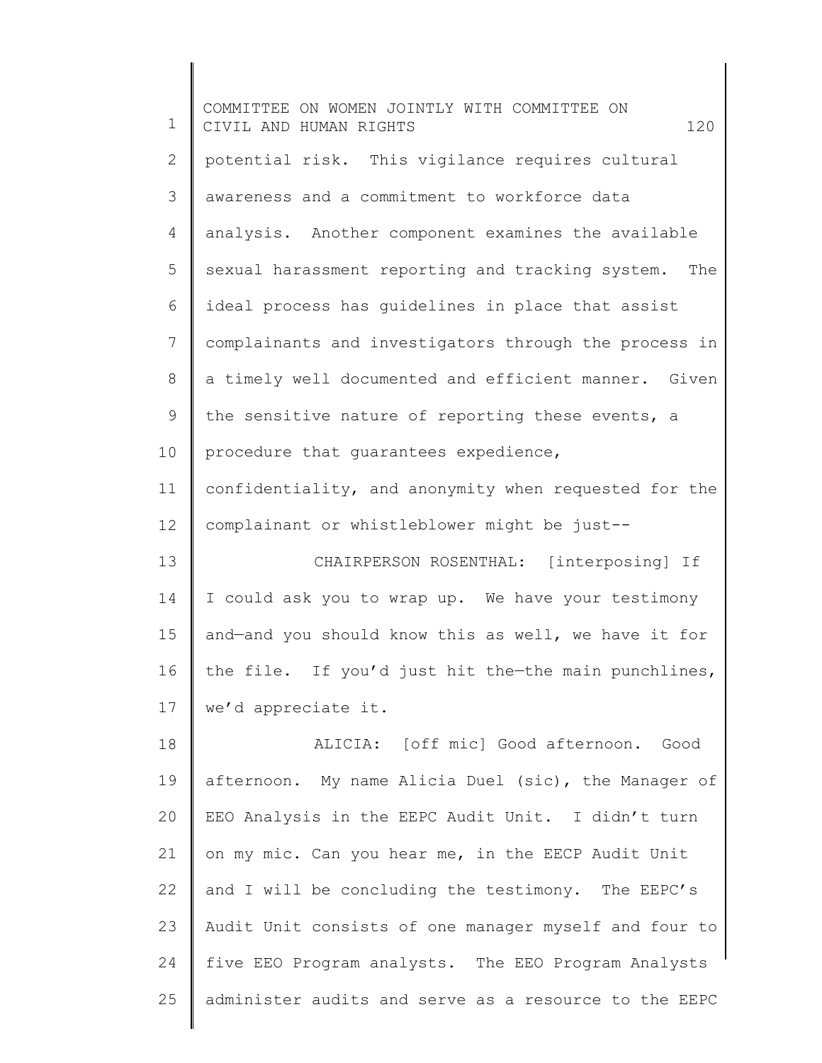potential risk. This vigilance requires cultural awareness and a commitment to workforce data analysis. Another component examines the available sexual harassment reporting and tracking system. The ideal process has guidelines in place that assist complainants and investigators through the process in a timely well documented and efficient manner. Given the sensitive nature of reporting these events, a procedure that guarantees expedience, confidentiality, and anonymity when requested for the complainant or whistleblower might be just--

CHAIRPERSON ROSENTHAL: [interposing] If I could ask you to wrap up. We have your testimony and—and you should know this as well, we have it for the file. If you'd just hit the—the main punchlines, we'd appreciate it.

ALICIA: [off mic] Good afternoon. Good afternoon. My name Alicia Duel (sic), the Manager of EEO Analysis in the EEPC Audit Unit. I didn't turn on my mic. Can you hear me, in the EECP Audit Unit and I will be concluding the testimony. The EEPC's Audit Unit consists of one manager myself and four to five EEO Program analysts. The EEO Program Analysts administer audits and serve as a resource to the EEPC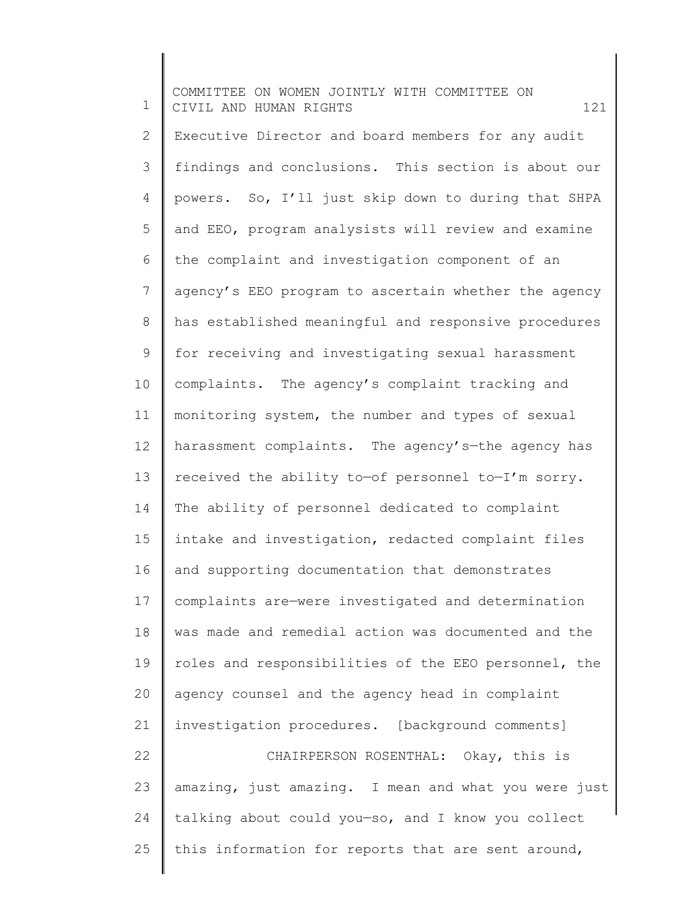Executive Director and board members for any audit findings and conclusions. This section is about our powers. So, I'll just skip down to during that SHPA and EEO, program analysists will review and examine the complaint and investigation component of an agency's EEO program to ascertain whether the agency has established meaningful and responsive procedures for receiving and investigating sexual harassment complaints. The agency's complaint tracking and monitoring system, the number and types of sexual harassment complaints. The agency's—the agency has received the ability to—of personnel to—I'm sorry. The ability of personnel dedicated to complaint intake and investigation, redacted complaint files and supporting documentation that demonstrates complaints are—were investigated and determination was made and remedial action was documented and the roles and responsibilities of the EEO personnel, the agency counsel and the agency head in complaint investigation procedures. [background comments]

CHAIRPERSON ROSENTHAL: Okay, this is amazing, just amazing. I mean and what you were just talking about could you—so, and I know you collect this information for reports that are sent around,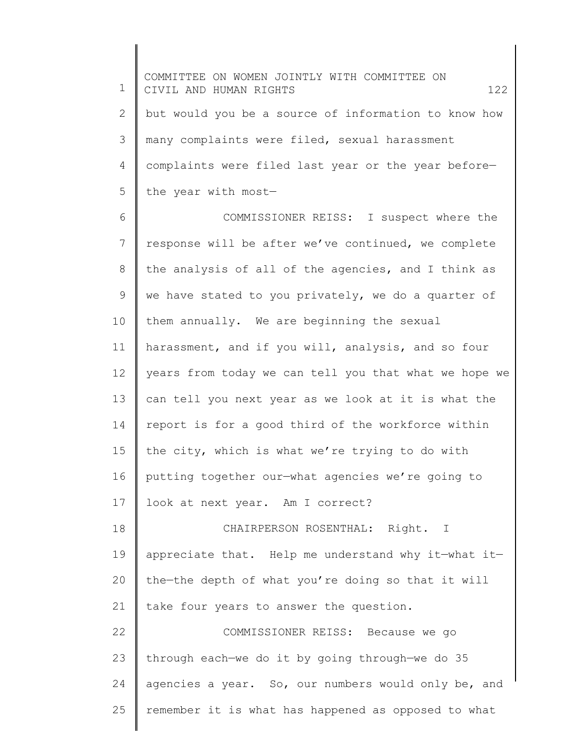but would you be a source of information to know how many complaints were filed, sexual harassment complaints were filed last year or the year before—the year with most—

COMMISSIONER REISS: I suspect where the response will be after we've continued, we complete the analysis of all of the agencies, and I think as we have stated to you privately, we do a quarter of them annually. We are beginning the sexual harassment, and if you will, analysis, and so four years from today we can tell you that what we hope we can tell you next year as we look at it is what the report is for a good third of the workforce within the city, which is what we're trying to do with putting together our—what agencies we're going to look at next year. Am I correct?

CHAIRPERSON ROSENTHAL: Right. I appreciate that. Help me understand why it—what it—the—the depth of what you're doing so that it will take four years to answer the question.

COMMISSIONER REISS: Because we go through each—we do it by going through—we do 35 agencies a year. So, our numbers would only be, and remember it is what has happened as opposed to what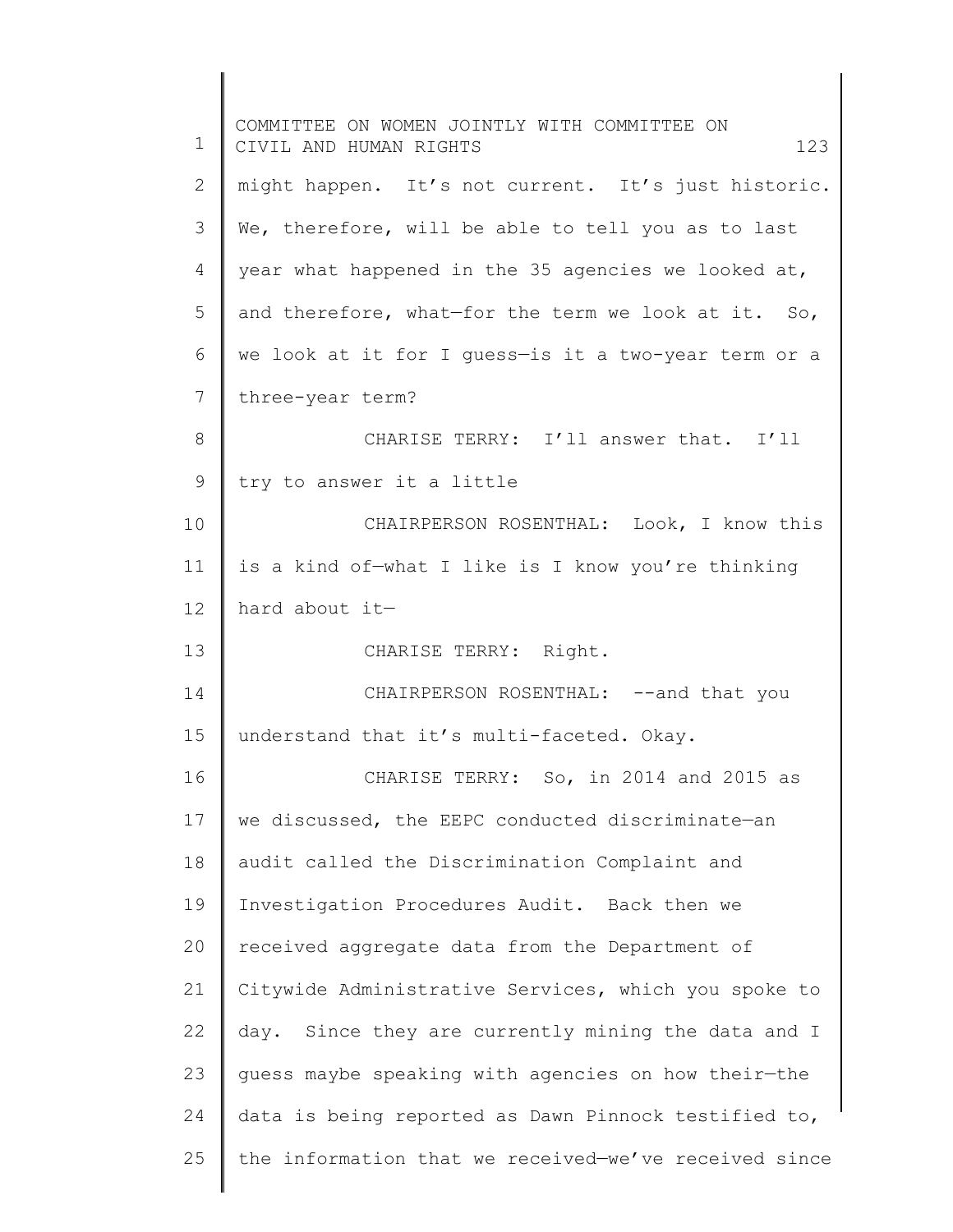might happen. It's not current. It's just historic. We, therefore, will be able to tell you as to last year what happened in the 35 agencies we looked at, and therefore, what—for the term we look at it. So, we look at it for I guess—is it a two-year term or a three-year term?

CHARISE TERRY: I'll answer that. I'll try to answer it a little

CHAIRPERSON ROSENTHAL: Look, I know this is a kind of—what I like is I know you're thinking hard about it—

CHARISE TERRY: Right.

CHAIRPERSON ROSENTHAL: --and that you understand that it's multi-faceted. Okay.

CHARISE TERRY: So, in 2014 and 2015 as we discussed, the EEPC conducted discriminate—an audit called the Discrimination Complaint and Investigation Procedures Audit. Back then we received aggregate data from the Department of Citywide Administrative Services, which you spoke to day. Since they are currently mining the data and I guess maybe speaking with agencies on how their—the data is being reported as Dawn Pinnock testified to, the information that we received—we've received since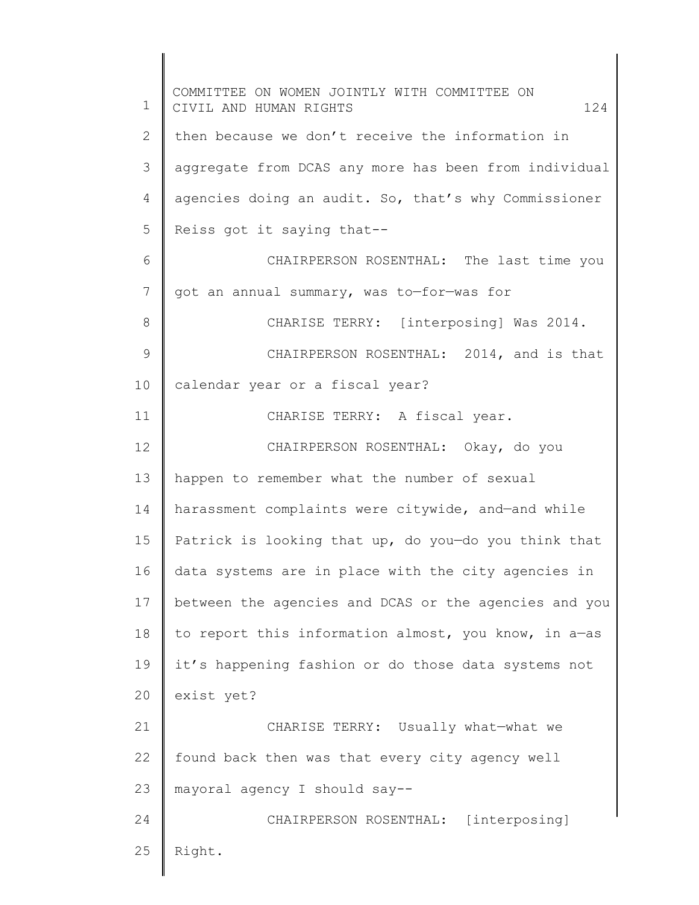then because we don't receive the information in aggregate from DCAS any more has been from individual agencies doing an audit. So, that's why Commissioner Reiss got it saying that--

CHAIRPERSON ROSENTHAL: The last time you got an annual summary, was to—for—was for

CHARISE TERRY: [interposing] Was 2014.

CHAIRPERSON ROSENTHAL: 2014, and is that calendar year or a fiscal year?

CHARISE TERRY: A fiscal year.

CHAIRPERSON ROSENTHAL: Okay, do you happen to remember what the number of sexual harassment complaints were citywide, and—and while Patrick is looking that up, do you—do you think that data systems are in place with the city agencies in between the agencies and DCAS or the agencies and you to report this information almost, you know, in a—as it's happening fashion or do those data systems not exist yet?

CHARISE TERRY: Usually what—what we found back then was that every city agency well mayoral agency I should say--

CHAIRPERSON ROSENTHAL: [interposing] Right.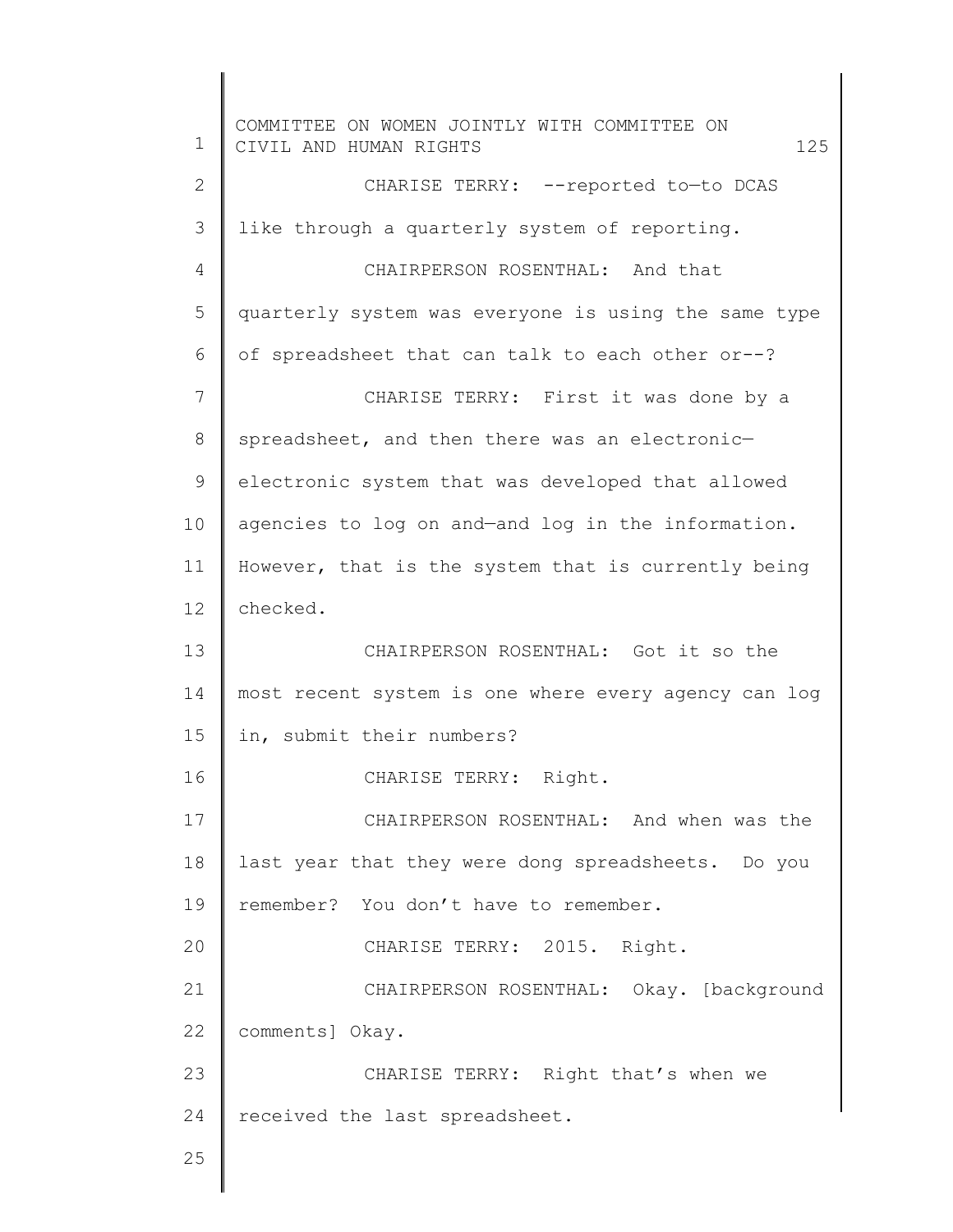CHARISE TERRY: --reported to—to DCAS like through a quarterly system of reporting.

CHAIRPERSON ROSENTHAL: And that quarterly system was everyone is using the same type of spreadsheet that can talk to each other or--?

CHARISE TERRY: First it was done by a spreadsheet, and then there was an electronic—electronic system that was developed that allowed agencies to log on and—and log in the information. However, that is the system that is currently being checked.

CHAIRPERSON ROSENTHAL: Got it so the most recent system is one where every agency can log in, submit their numbers?

CHARISE TERRY: Right.

CHAIRPERSON ROSENTHAL: And when was the last year that they were dong spreadsheets. Do you remember? You don't have to remember.

CHARISE TERRY: 2015. Right.

CHAIRPERSON ROSENTHAL: Okay. [background comments] Okay.

CHARISE TERRY: Right that's when we received the last spreadsheet.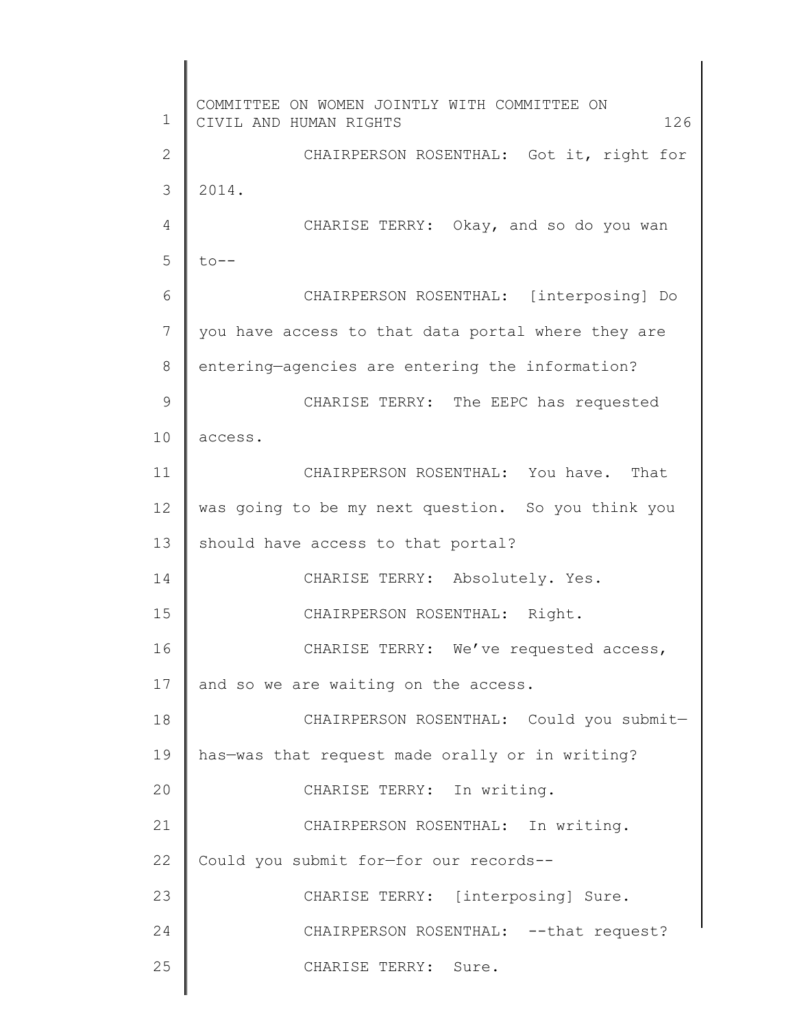CHAIRPERSON ROSENTHAL: Got it, right for 2014.

CHARISE TERRY: Okay, and so do you wan to--

CHAIRPERSON ROSENTHAL: [interposing] Do you have access to that data portal where they are entering—agencies are entering the information?

CHARISE TERRY: The EEPC has requested access.

CHAIRPERSON ROSENTHAL: You have. That was going to be my next question. So you think you should have access to that portal?

CHARISE TERRY: Absolutely. Yes.

CHAIRPERSON ROSENTHAL: Right.

CHARISE TERRY: We've requested access, and so we are waiting on the access.

CHAIRPERSON ROSENTHAL: Could you submit—has—was that request made orally or in writing?

CHARISE TERRY: In writing.

CHAIRPERSON ROSENTHAL: In writing. Could you submit for—for our records--

CHARISE TERRY: [interposing] Sure.

CHAIRPERSON ROSENTHAL: --that request?

CHARISE TERRY: Sure.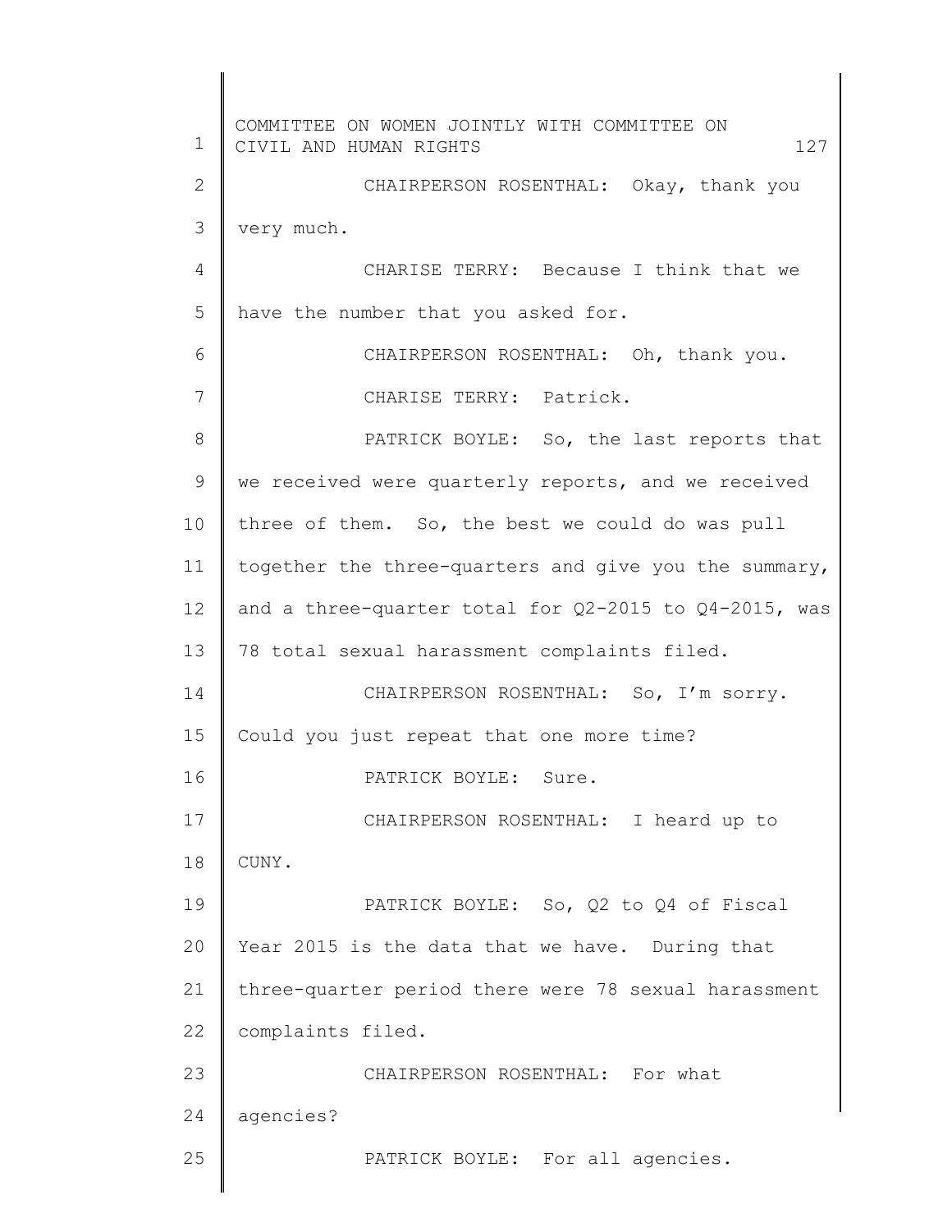CHAIRPERSON ROSENTHAL: Okay, thank you very much.

CHARISE TERRY: Because I think that we have the number that you asked for.

CHAIRPERSON ROSENTHAL: Oh, thank you.

CHARISE TERRY: Patrick.

PATRICK BOYLE: So, the last reports that we received were quarterly reports, and we received three of them. So, the best we could do was pull together the three-quarters and give you the summary, and a three-quarter total for Q2-2015 to Q4-2015, was 78 total sexual harassment complaints filed.

CHAIRPERSON ROSENTHAL: So, I'm sorry. Could you just repeat that one more time?

PATRICK BOYLE: Sure.

CHAIRPERSON ROSENTHAL: I heard up to CUNY.

PATRICK BOYLE: So, Q2 to Q4 of Fiscal Year 2015 is the data that we have. During that three-quarter period there were 78 sexual harassment complaints filed.

CHAIRPERSON ROSENTHAL: For what agencies?

PATRICK BOYLE: For all agencies.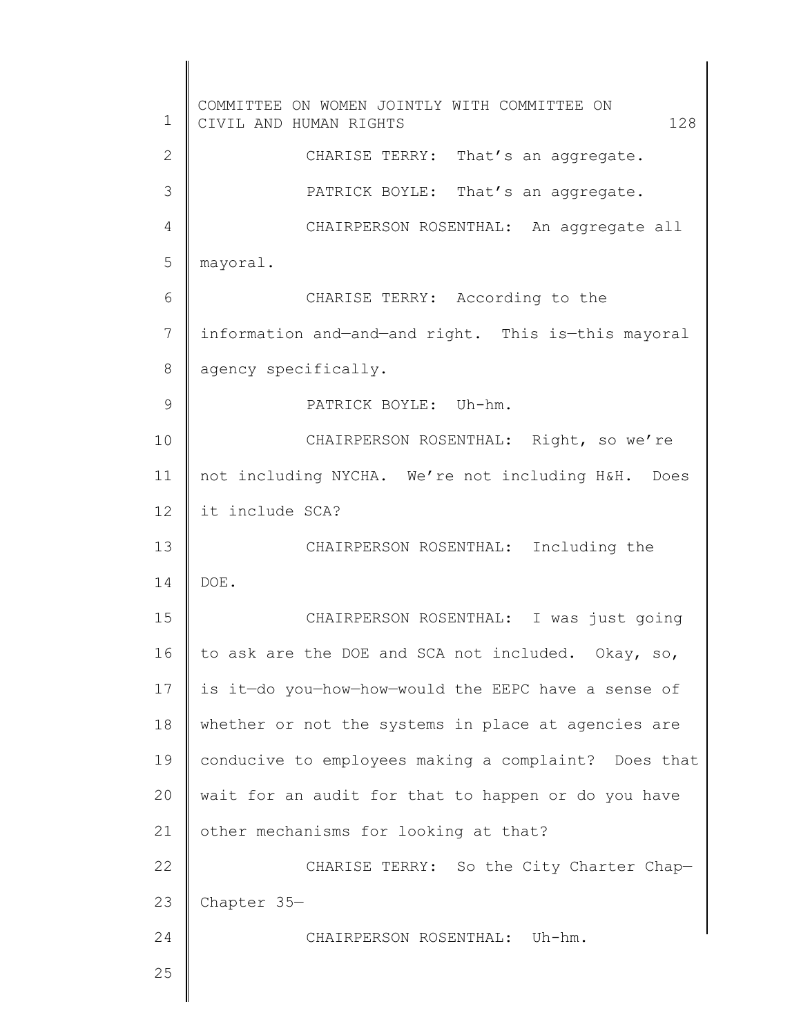CHARISE TERRY: That's an aggregate.

PATRICK BOYLE: That's an aggregate.

CHAIRPERSON ROSENTHAL: An aggregate all mayoral.

CHARISE TERRY: According to the information and—and—and right. This is—this mayoral agency specifically.

PATRICK BOYLE: Uh-hm.

CHAIRPERSON ROSENTHAL: Right, so we're not including NYCHA. We're not including H&H. Does it include SCA?

CHAIRPERSON ROSENTHAL: Including the DOE.

CHAIRPERSON ROSENTHAL: I was just going to ask are the DOE and SCA not included. Okay, so, is it—do you—how—how—would the EEPC have a sense of whether or not the systems in place at agencies are conducive to employees making a complaint? Does that wait for an audit for that to happen or do you have other mechanisms for looking at that?

CHARISE TERRY: So the City Charter Chap—Chapter 35—

CHAIRPERSON ROSENTHAL: Uh-hm.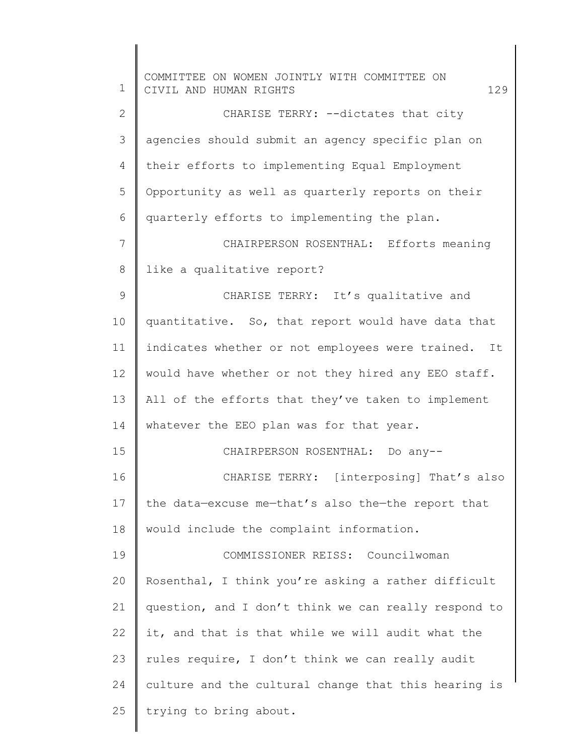CHARISE TERRY: --dictates that city agencies should submit an agency specific plan on their efforts to implementing Equal Employment Opportunity as well as quarterly reports on their quarterly efforts to implementing the plan.

CHAIRPERSON ROSENTHAL: Efforts meaning like a qualitative report?

CHARISE TERRY: It's qualitative and quantitative. So, that report would have data that indicates whether or not employees were trained. It would have whether or not they hired any EEO staff. All of the efforts that they've taken to implement whatever the EEO plan was for that year.

CHAIRPERSON ROSENTHAL: Do any--

CHARISE TERRY: [interposing] That's also the data—excuse me—that's also the—the report that would include the complaint information.

COMMISSIONER REISS: Councilwoman Rosenthal, I think you're asking a rather difficult question, and I don't think we can really respond to it, and that is that while we will audit what the rules require, I don't think we can really audit culture and the cultural change that this hearing is trying to bring about.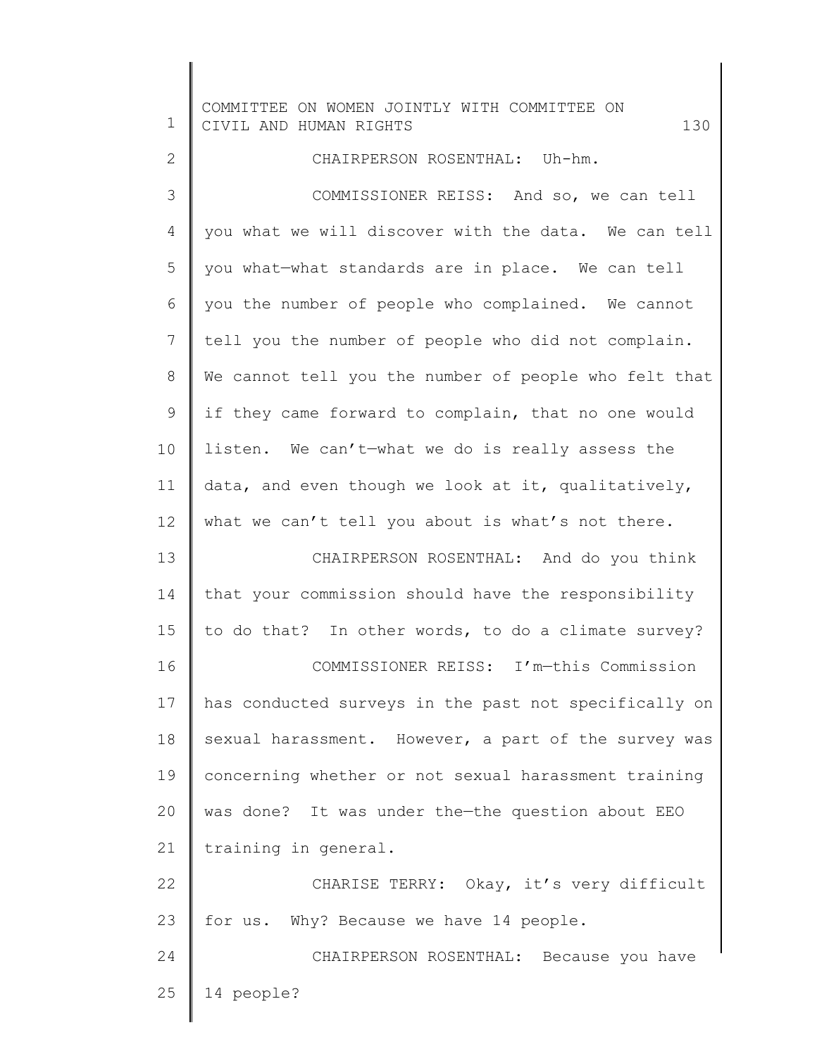CHAIRPERSON ROSENTHAL: Uh-hm.

COMMISSIONER REISS: And so, we can tell you what we will discover with the data. We can tell you what—what standards are in place. We can tell you the number of people who complained. We cannot tell you the number of people who did not complain. We cannot tell you the number of people who felt that if they came forward to complain, that no one would listen. We can't—what we do is really assess the data, and even though we look at it, qualitatively, what we can't tell you about is what's not there.

CHAIRPERSON ROSENTHAL: And do you think that your commission should have the responsibility to do that? In other words, to do a climate survey?

COMMISSIONER REISS: I'm—this Commission has conducted surveys in the past not specifically on sexual harassment. However, a part of the survey was concerning whether or not sexual harassment training was done? It was under the—the question about EEO training in general.

CHARISE TERRY: Okay, it's very difficult for us. Why? Because we have 14 people.

CHAIRPERSON ROSENTHAL: Because you have 14 people?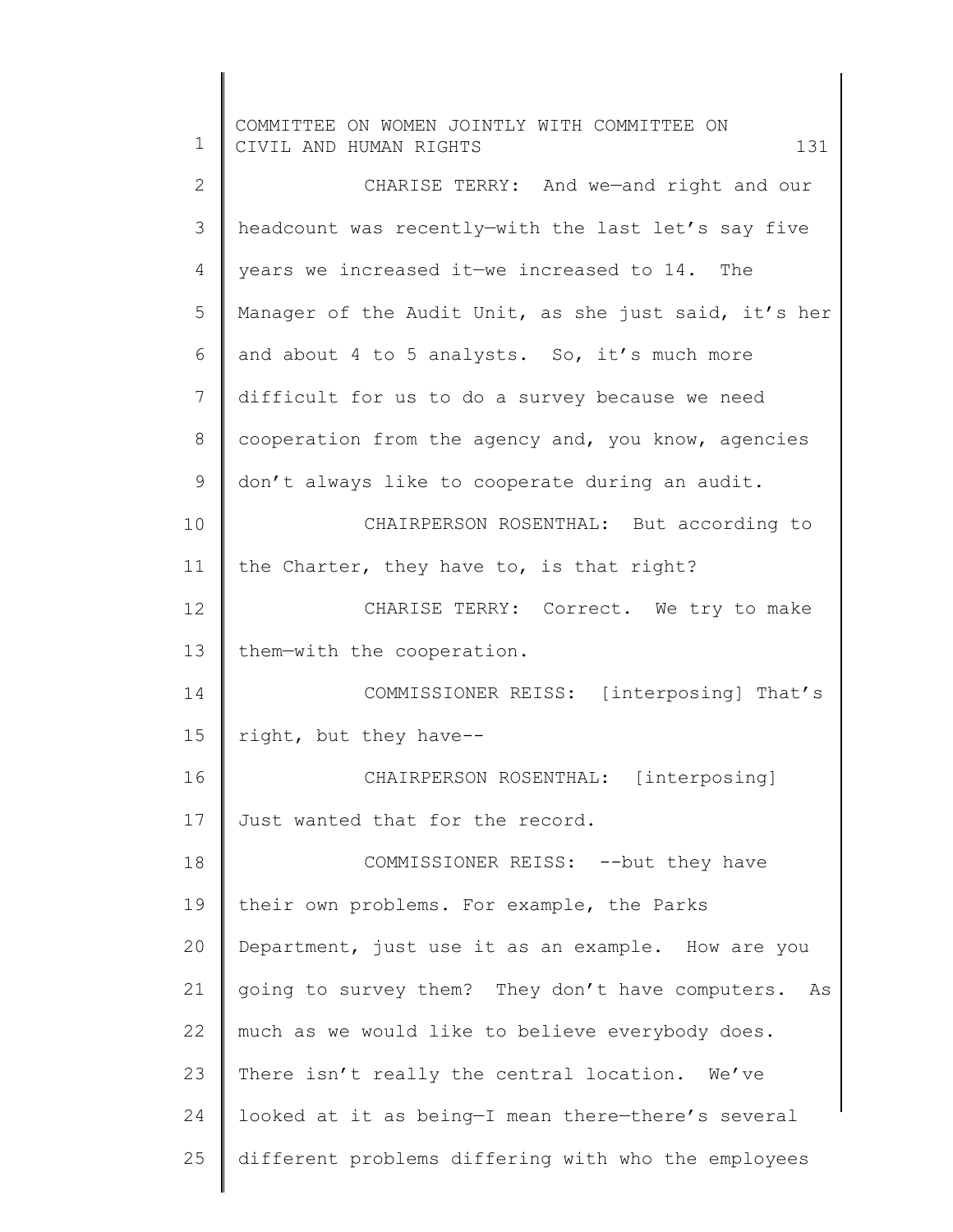CHARISE TERRY: And we—and right and our headcount was recently—with the last let's say five years we increased it—we increased to 14. The Manager of the Audit Unit, as she just said, it's her and about 4 to 5 analysts. So, it's much more difficult for us to do a survey because we need cooperation from the agency and, you know, agencies don't always like to cooperate during an audit.

CHAIRPERSON ROSENTHAL: But according to the Charter, they have to, is that right?

CHARISE TERRY: Correct. We try to make them—with the cooperation.

COMMISSIONER REISS: [interposing] That's right, but they have--

CHAIRPERSON ROSENTHAL: [interposing] Just wanted that for the record.

COMMISSIONER REISS: --but they have their own problems. For example, the Parks Department, just use it as an example. How are you going to survey them? They don't have computers. As much as we would like to believe everybody does. There isn't really the central location. We've looked at it as being—I mean there—there's several different problems differing with who the employees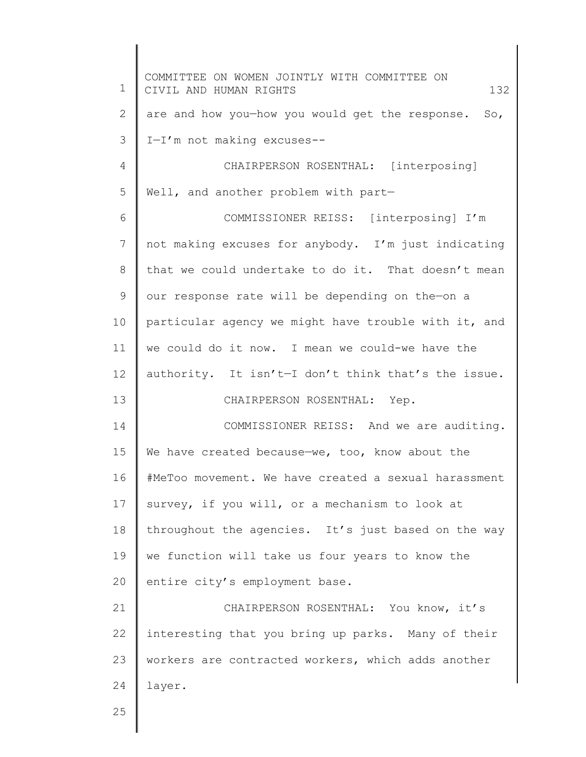are and how you—how you would get the response. So, I—I'm not making excuses--

CHAIRPERSON ROSENTHAL: [interposing] Well, and another problem with part—

COMMISSIONER REISS: [interposing] I'm not making excuses for anybody. I'm just indicating that we could undertake to do it. That doesn't mean our response rate will be depending on the—on a particular agency we might have trouble with it, and we could do it now. I mean we could-we have the authority. It isn't—I don't think that's the issue.

CHAIRPERSON ROSENTHAL: Yep.

COMMISSIONER REISS: And we are auditing. We have created because—we, too, know about the #MeToo movement. We have created a sexual harassment survey, if you will, or a mechanism to look at throughout the agencies. It's just based on the way we function will take us four years to know the entire city's employment base.

CHAIRPERSON ROSENTHAL: You know, it's interesting that you bring up parks. Many of their workers are contracted workers, which adds another layer.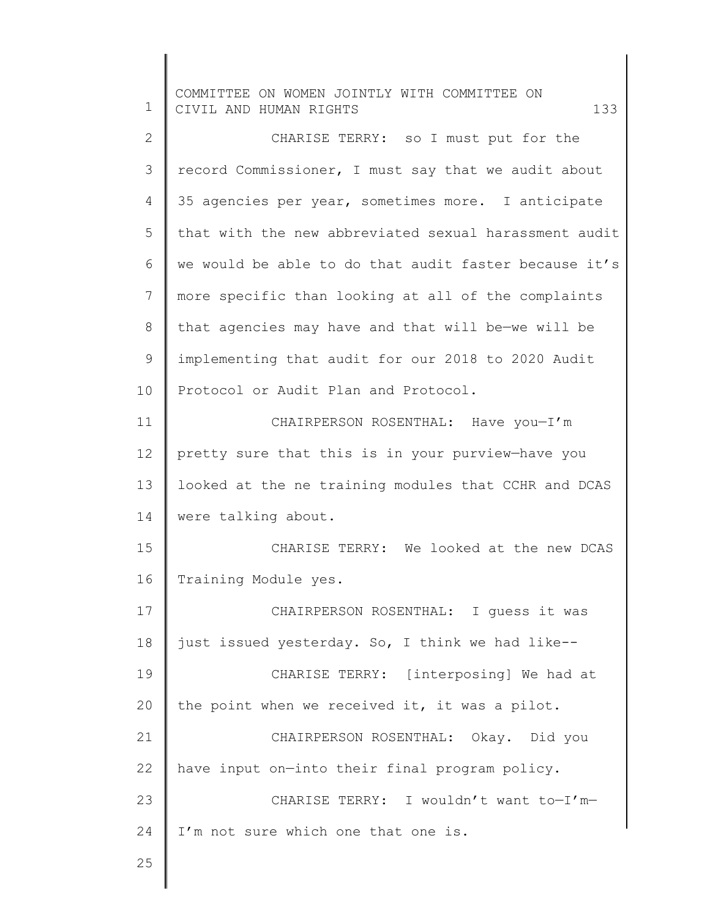CHARISE TERRY: so I must put for the record Commissioner, I must say that we audit about 35 agencies per year, sometimes more. I anticipate that with the new abbreviated sexual harassment audit we would be able to do that audit faster because it's more specific than looking at all of the complaints that agencies may have and that will be—we will be implementing that audit for our 2018 to 2020 Audit Protocol or Audit Plan and Protocol.

CHAIRPERSON ROSENTHAL: Have you—I'm pretty sure that this is in your purview—have you looked at the ne training modules that CCHR and DCAS were talking about.

CHARISE TERRY: We looked at the new DCAS Training Module yes.

CHAIRPERSON ROSENTHAL: I guess it was just issued yesterday. So, I think we had like--

CHARISE TERRY: [interposing] We had at the point when we received it, it was a pilot.

CHAIRPERSON ROSENTHAL: Okay. Did you have input on—into their final program policy.

CHARISE TERRY: I wouldn't want to—I'm—I'm not sure which one that one is.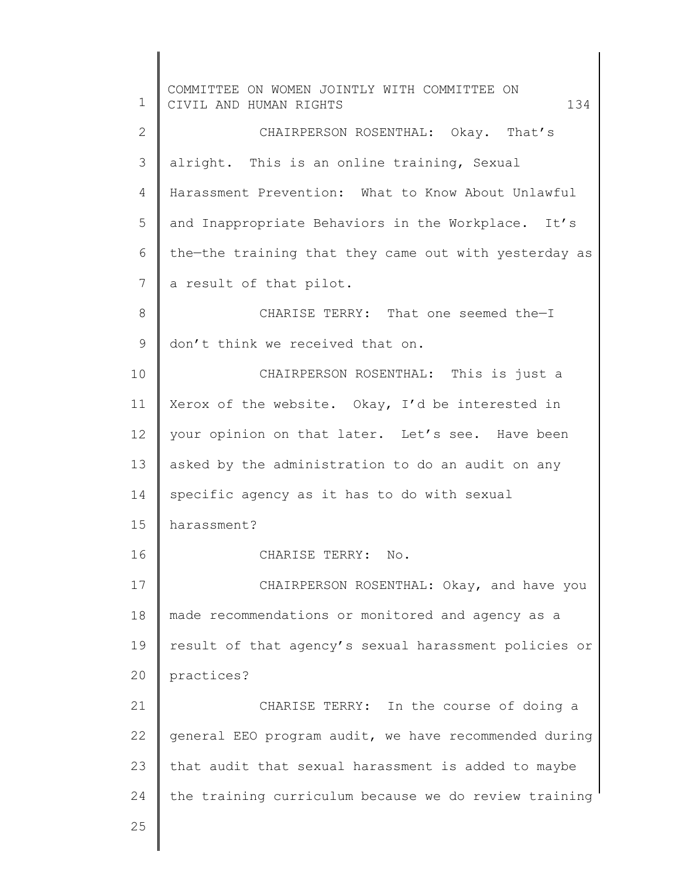CHAIRPERSON ROSENTHAL: Okay. That's alright. This is an online training, Sexual Harassment Prevention: What to Know About Unlawful and Inappropriate Behaviors in the Workplace. It's the—the training that they came out with yesterday as a result of that pilot.

CHARISE TERRY: That one seemed the—I don't think we received that on.

CHAIRPERSON ROSENTHAL: This is just a Xerox of the website. Okay, I'd be interested in your opinion on that later. Let's see. Have been asked by the administration to do an audit on any specific agency as it has to do with sexual harassment?

CHARISE TERRY: No.

CHAIRPERSON ROSENTHAL: Okay, and have you made recommendations or monitored and agency as a result of that agency's sexual harassment policies or practices?

CHARISE TERRY: In the course of doing a general EEO program audit, we have recommended during that audit that sexual harassment is added to maybe the training curriculum because we do review training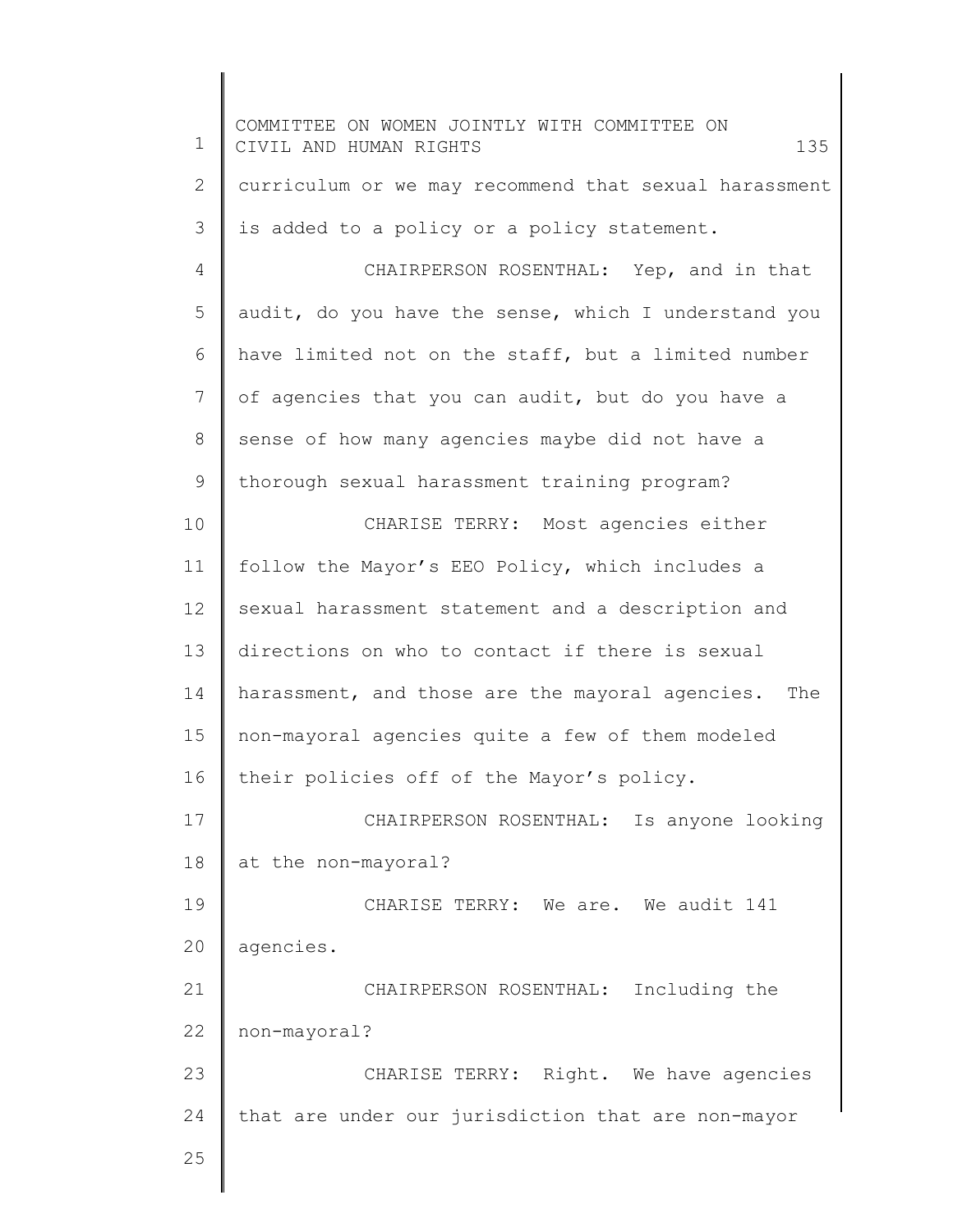curriculum or we may recommend that sexual harassment is added to a policy or a policy statement.

CHAIRPERSON ROSENTHAL: Yep, and in that audit, do you have the sense, which I understand you have limited not on the staff, but a limited number of agencies that you can audit, but do you have a sense of how many agencies maybe did not have a thorough sexual harassment training program?

CHARISE TERRY: Most agencies either follow the Mayor's EEO Policy, which includes a sexual harassment statement and a description and directions on who to contact if there is sexual harassment, and those are the mayoral agencies. The non-mayoral agencies quite a few of them modeled their policies off of the Mayor's policy.

CHAIRPERSON ROSENTHAL: Is anyone looking at the non-mayoral?

CHARISE TERRY: We are. We audit 141 agencies.

CHAIRPERSON ROSENTHAL: Including the non-mayoral?

CHARISE TERRY: Right. We have agencies that are under our jurisdiction that are non-mayor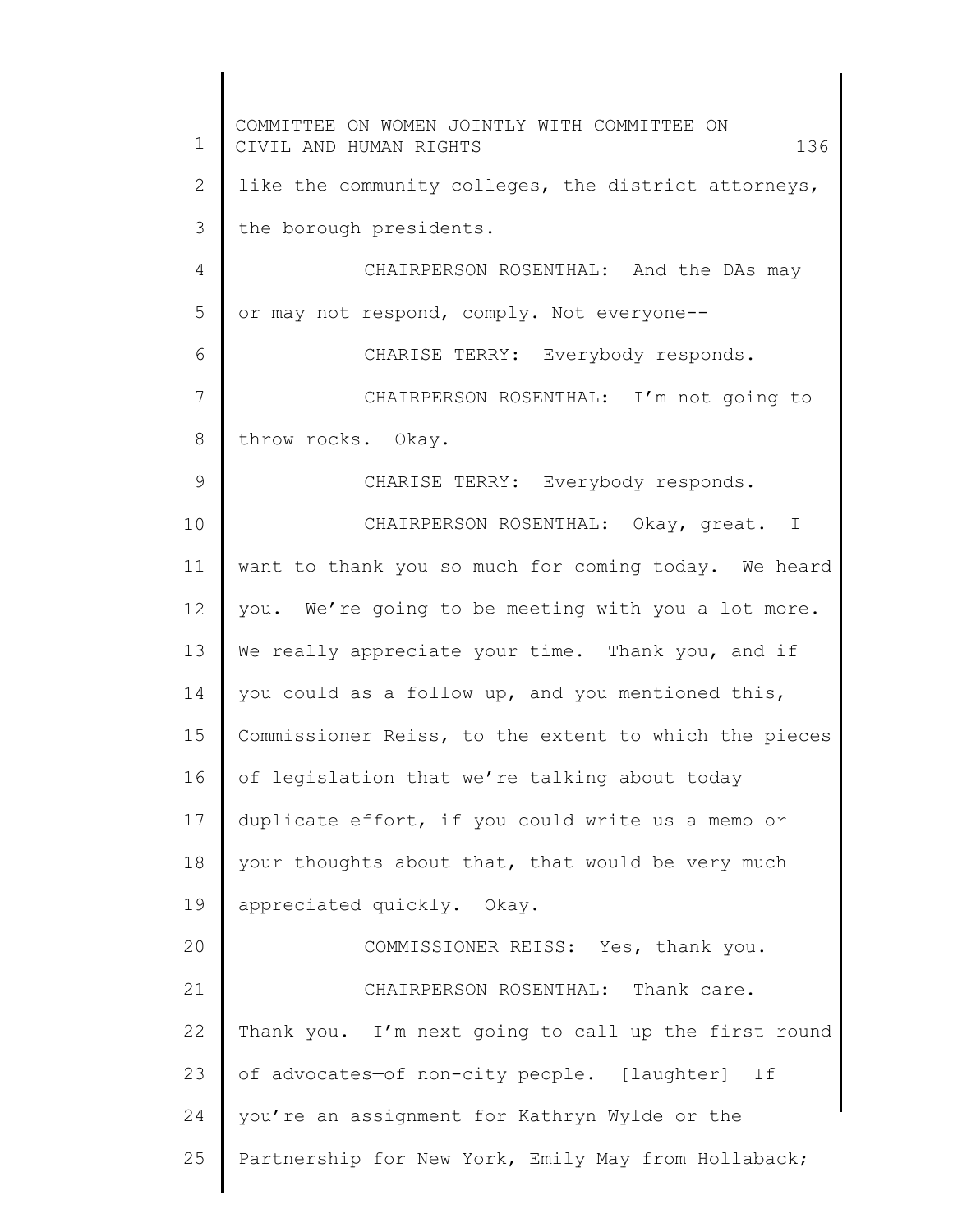like the community colleges, the district attorneys, the borough presidents.

CHAIRPERSON ROSENTHAL: And the DAs may or may not respond, comply. Not everyone--

CHARISE TERRY: Everybody responds.

CHAIRPERSON ROSENTHAL: I'm not going to throw rocks. Okay.

CHARISE TERRY: Everybody responds.

CHAIRPERSON ROSENTHAL: Okay, great. I want to thank you so much for coming today. We heard you. We're going to be meeting with you a lot more. We really appreciate your time. Thank you, and if you could as a follow up, and you mentioned this, Commissioner Reiss, to the extent to which the pieces of legislation that we're talking about today duplicate effort, if you could write us a memo or your thoughts about that, that would be very much appreciated quickly. Okay.

COMMISSIONER REISS: Yes, thank you.

CHAIRPERSON ROSENTHAL: Thank care. Thank you. I'm next going to call up the first round of advocates—of non-city people. [laughter] If you're an assignment for Kathryn Wylde or the Partnership for New York, Emily May from Hollaback;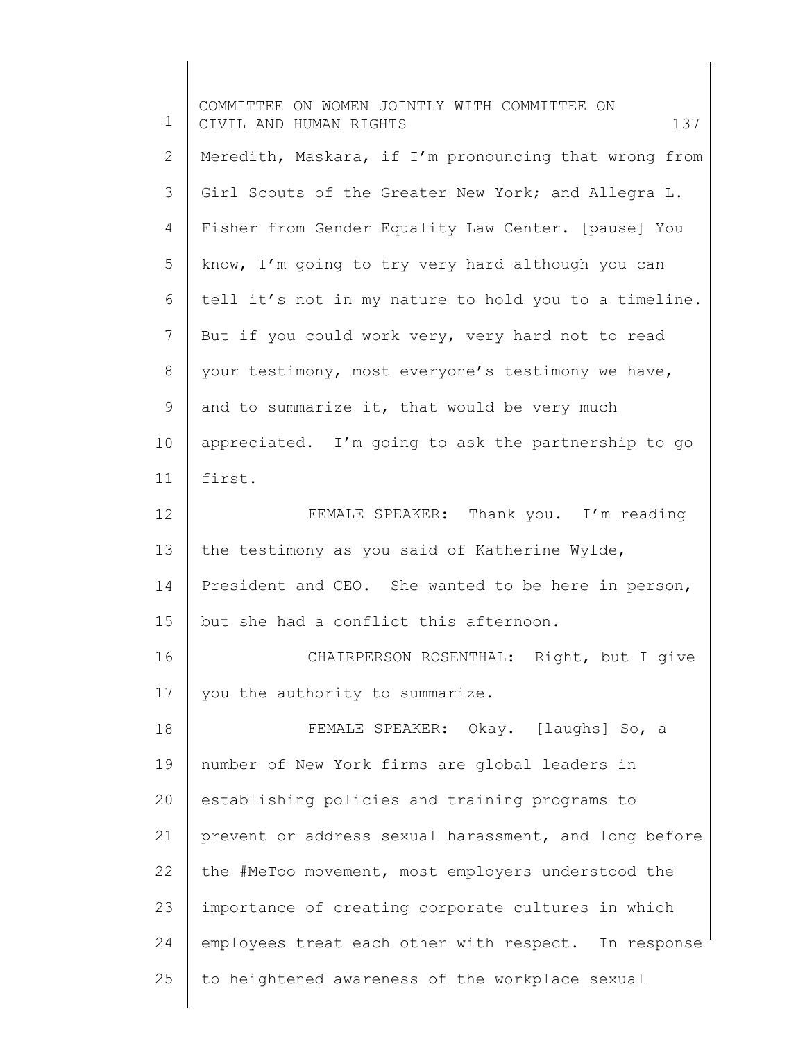Meredith, Maskara, if I'm pronouncing that wrong from Girl Scouts of the Greater New York; and Allegra L. Fisher from Gender Equality Law Center. [pause] You know, I'm going to try very hard although you can tell it's not in my nature to hold you to a timeline. But if you could work very, very hard not to read your testimony, most everyone's testimony we have, and to summarize it, that would be very much appreciated. I'm going to ask the partnership to go first.

FEMALE SPEAKER: Thank you. I'm reading the testimony as you said of Katherine Wylde, President and CEO. She wanted to be here in person, but she had a conflict this afternoon.

CHAIRPERSON ROSENTHAL: Right, but I give you the authority to summarize.

FEMALE SPEAKER: Okay. [laughs] So, a number of New York firms are global leaders in establishing policies and training programs to prevent or address sexual harassment, and long before the #MeToo movement, most employers understood the importance of creating corporate cultures in which employees treat each other with respect. In response to heightened awareness of the workplace sexual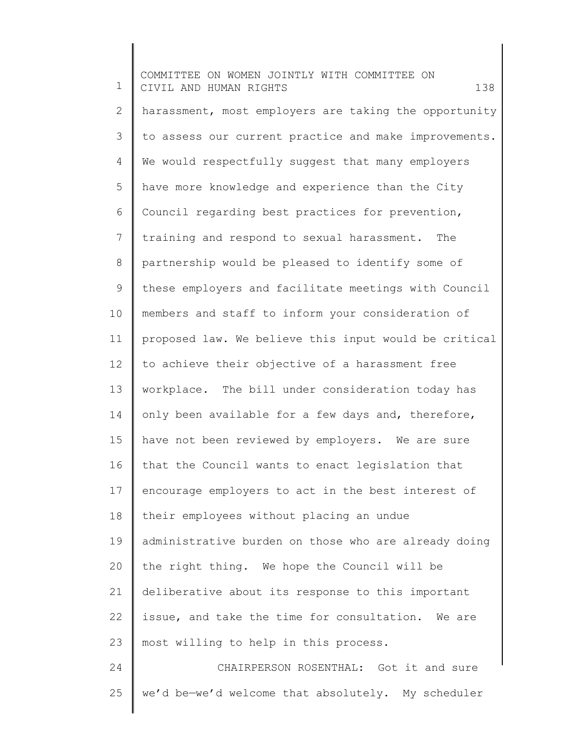harassment, most employers are taking the opportunity to assess our current practice and make improvements. We would respectfully suggest that many employers have more knowledge and experience than the City Council regarding best practices for prevention, training and respond to sexual harassment. The partnership would be pleased to identify some of these employers and facilitate meetings with Council members and staff to inform your consideration of proposed law. We believe this input would be critical to achieve their objective of a harassment free workplace. The bill under consideration today has only been available for a few days and, therefore, have not been reviewed by employers. We are sure that the Council wants to enact legislation that encourage employers to act in the best interest of their employees without placing an undue administrative burden on those who are already doing the right thing. We hope the Council will be deliberative about its response to this important issue, and take the time for consultation. We are most willing to help in this process.

CHAIRPERSON ROSENTHAL: Got it and sure we'd be—we'd welcome that absolutely. My scheduler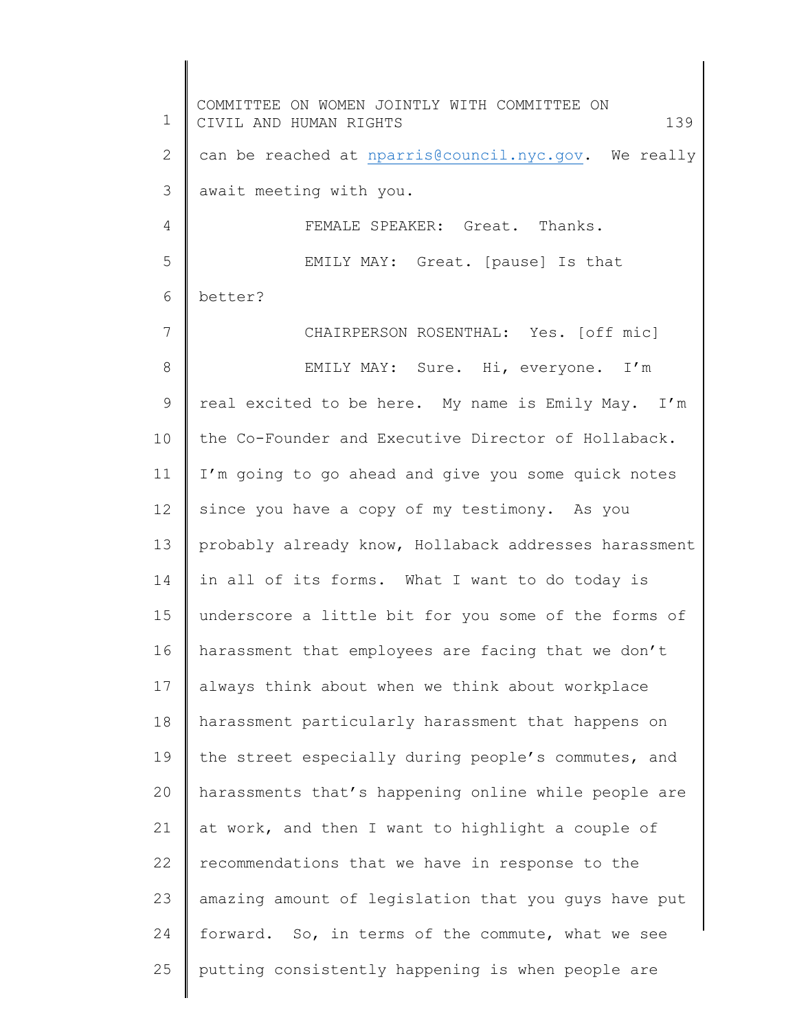can be reached at nparris@council.nyc.gov. We really await meeting with you.

FEMALE SPEAKER: Great. Thanks.

EMILY MAY: Great. [pause] Is that better?

CHAIRPERSON ROSENTHAL: Yes. [off mic]

EMILY MAY: Sure. Hi, everyone. I'm real excited to be here. My name is Emily May. I'm the Co-Founder and Executive Director of Hollaback. I'm going to go ahead and give you some quick notes since you have a copy of my testimony. As you probably already know, Hollaback addresses harassment in all of its forms. What I want to do today is underscore a little bit for you some of the forms of harassment that employees are facing that we don't always think about when we think about workplace harassment particularly harassment that happens on the street especially during people's commutes, and harassments that's happening online while people are at work, and then I want to highlight a couple of recommendations that we have in response to the amazing amount of legislation that you guys have put forward. So, in terms of the commute, what we see putting consistently happening is when people are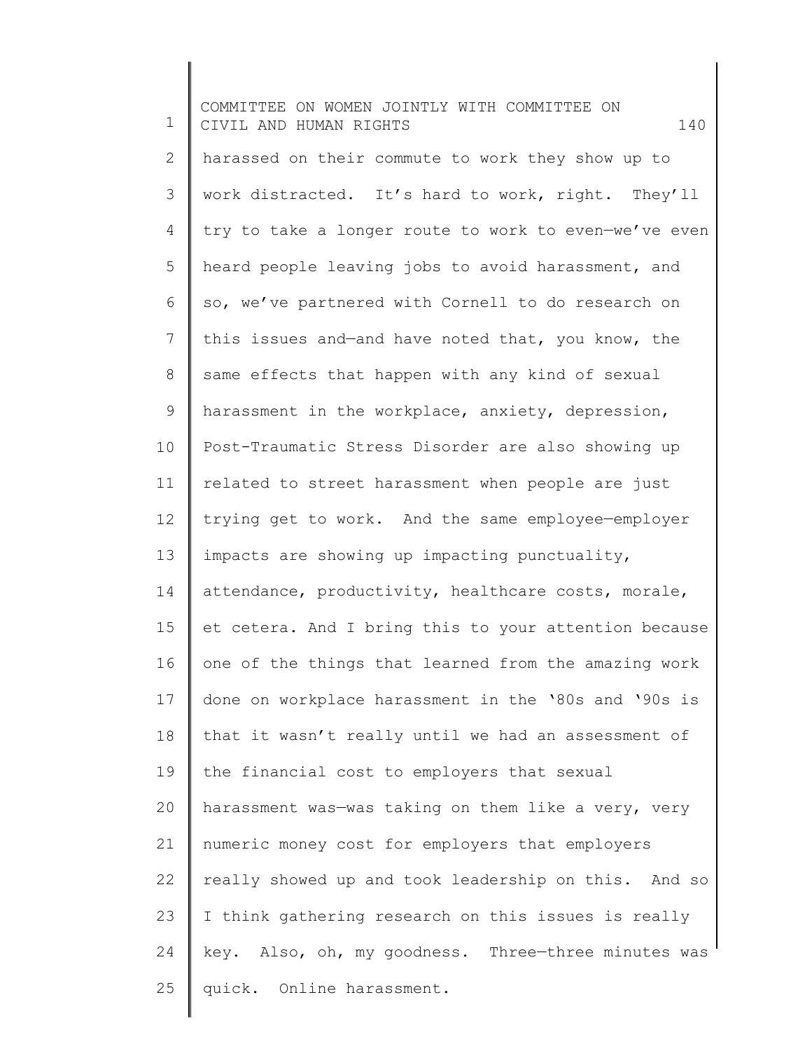harassed on their commute to work they show up to work distracted. It's hard to work, right. They'll try to take a longer route to work to even—we've even heard people leaving jobs to avoid harassment, and so, we've partnered with Cornell to do research on this issues and—and have noted that, you know, the same effects that happen with any kind of sexual harassment in the workplace, anxiety, depression, Post-Traumatic Stress Disorder are also showing up related to street harassment when people are just trying get to work. And the same employee—employer impacts are showing up impacting punctuality, attendance, productivity, healthcare costs, morale, et cetera. And I bring this to your attention because one of the things that learned from the amazing work done on workplace harassment in the '80s and '90s is that it wasn't really until we had an assessment of the financial cost to employers that sexual harassment was—was taking on them like a very, very numeric money cost for employers that employers really showed up and took leadership on this. And so I think gathering research on this issues is really key. Also, oh, my goodness. Three—three minutes was quick. Online harassment.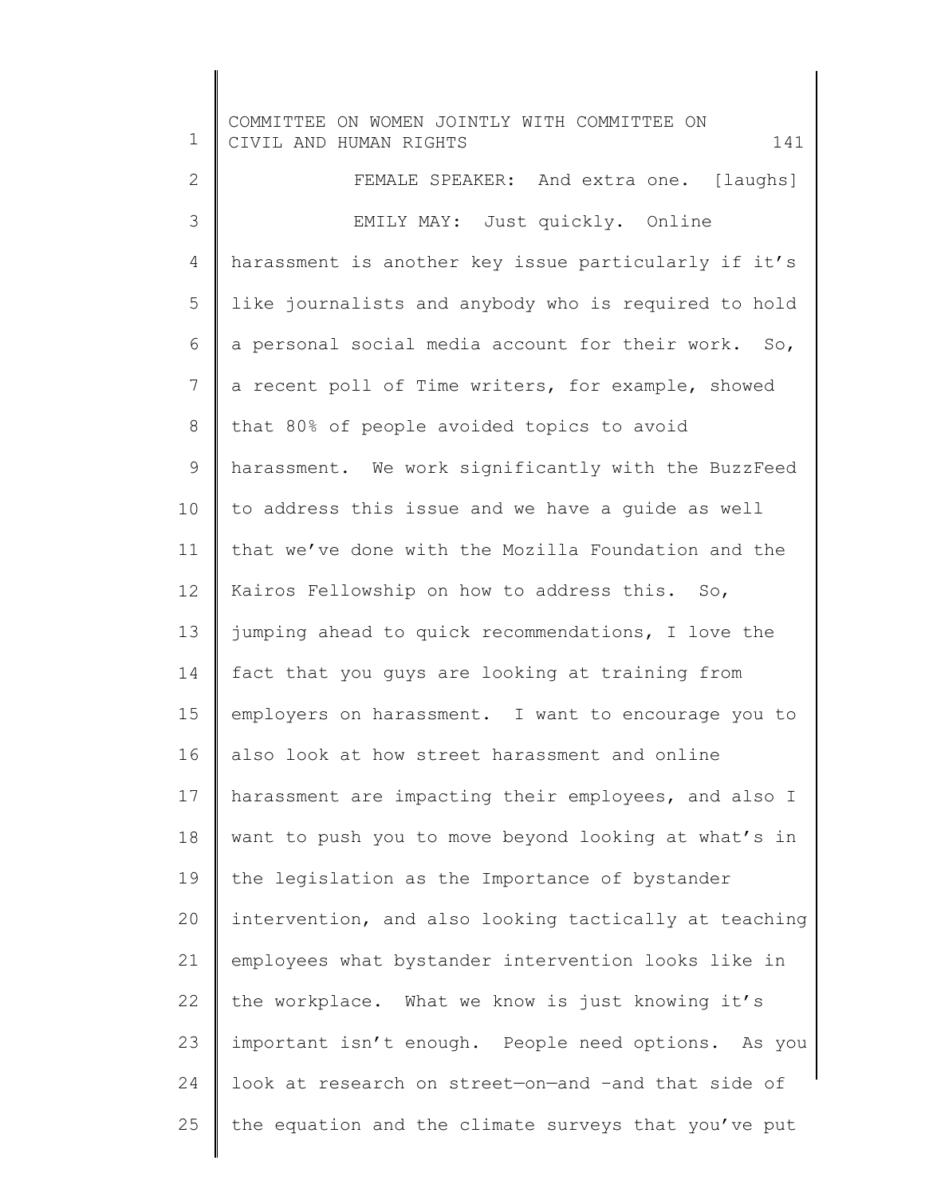FEMALE SPEAKER: And extra one. [laughs]

EMILY MAY: Just quickly. Online harassment is another key issue particularly if it's like journalists and anybody who is required to hold a personal social media account for their work. So, a recent poll of Time writers, for example, showed that 80% of people avoided topics to avoid harassment. We work significantly with the BuzzFeed to address this issue and we have a guide as well that we've done with the Mozilla Foundation and the Kairos Fellowship on how to address this. So, jumping ahead to quick recommendations, I love the fact that you guys are looking at training from employers on harassment. I want to encourage you to also look at how street harassment and online harassment are impacting their employees, and also I want to push you to move beyond looking at what's in the legislation as the Importance of bystander intervention, and also looking tactically at teaching employees what bystander intervention looks like in the workplace. What we know is just knowing it's important isn't enough. People need options. As you look at research on street—on—and –and that side of the equation and the climate surveys that you've put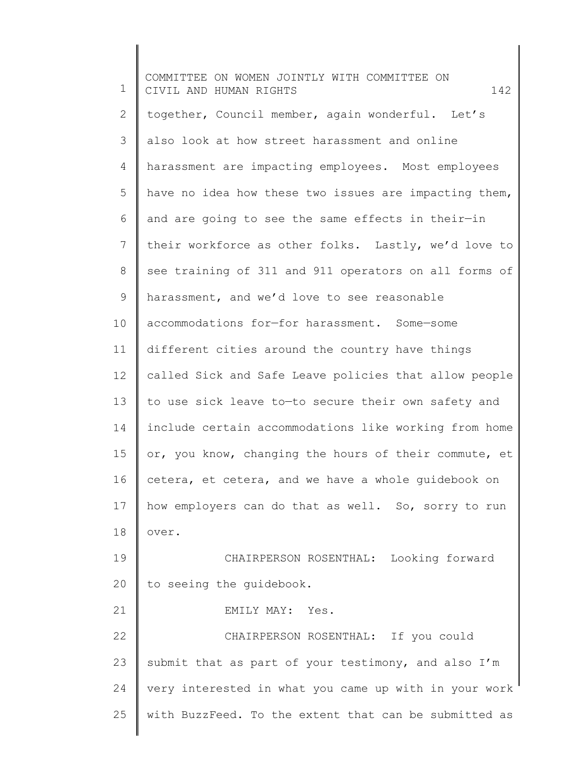together, Council member, again wonderful. Let's also look at how street harassment and online harassment are impacting employees. Most employees have no idea how these two issues are impacting them, and are going to see the same effects in their—in their workforce as other folks. Lastly, we'd love to see training of 311 and 911 operators on all forms of harassment, and we'd love to see reasonable accommodations for—for harassment. Some—some different cities around the country have things called Sick and Safe Leave policies that allow people to use sick leave to—to secure their own safety and include certain accommodations like working from home or, you know, changing the hours of their commute, et cetera, et cetera, and we have a whole guidebook on how employers can do that as well. So, sorry to run over.

CHAIRPERSON ROSENTHAL: Looking forward to seeing the guidebook.

EMILY MAY: Yes.

CHAIRPERSON ROSENTHAL: If you could submit that as part of your testimony, and also I'm very interested in what you came up with in your work with BuzzFeed. To the extent that can be submitted as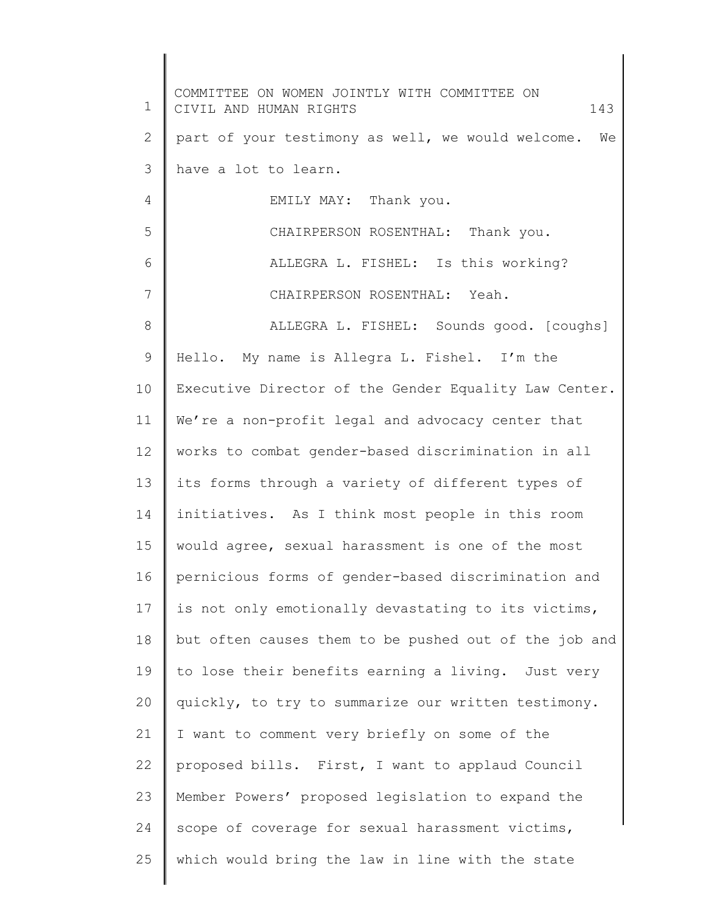part of your testimony as well, we would welcome. We have a lot to learn.

EMILY MAY: Thank you.

CHAIRPERSON ROSENTHAL: Thank you.

ALLEGRA L. FISHEL: Is this working?

CHAIRPERSON ROSENTHAL: Yeah.

ALLEGRA L. FISHEL: Sounds good. [coughs] Hello. My name is Allegra L. Fishel. I'm the Executive Director of the Gender Equality Law Center. We're a non-profit legal and advocacy center that works to combat gender-based discrimination in all its forms through a variety of different types of initiatives. As I think most people in this room would agree, sexual harassment is one of the most pernicious forms of gender-based discrimination and is not only emotionally devastating to its victims, but often causes them to be pushed out of the job and to lose their benefits earning a living. Just very quickly, to try to summarize our written testimony. I want to comment very briefly on some of the proposed bills. First, I want to applaud Council Member Powers' proposed legislation to expand the scope of coverage for sexual harassment victims, which would bring the law in line with the state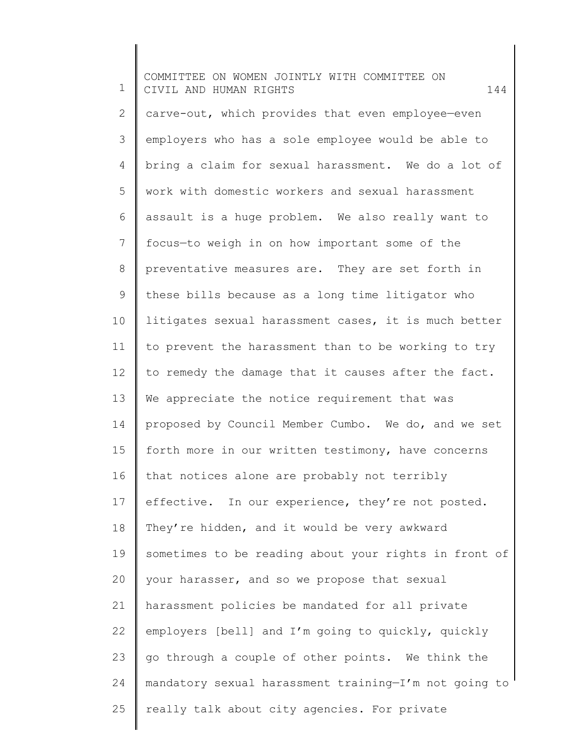carve-out, which provides that even employee—even employers who has a sole employee would be able to bring a claim for sexual harassment. We do a lot of work with domestic workers and sexual harassment assault is a huge problem. We also really want to focus—to weigh in on how important some of the preventative measures are. They are set forth in these bills because as a long time litigator who litigates sexual harassment cases, it is much better to prevent the harassment than to be working to try to remedy the damage that it causes after the fact. We appreciate the notice requirement that was proposed by Council Member Cumbo. We do, and we set forth more in our written testimony, have concerns that notices alone are probably not terribly effective. In our experience, they're not posted. They're hidden, and it would be very awkward sometimes to be reading about your rights in front of your harasser, and so we propose that sexual harassment policies be mandated for all private employers [bell] and I'm going to quickly, quickly go through a couple of other points. We think the mandatory sexual harassment training—I'm not going to really talk about city agencies. For private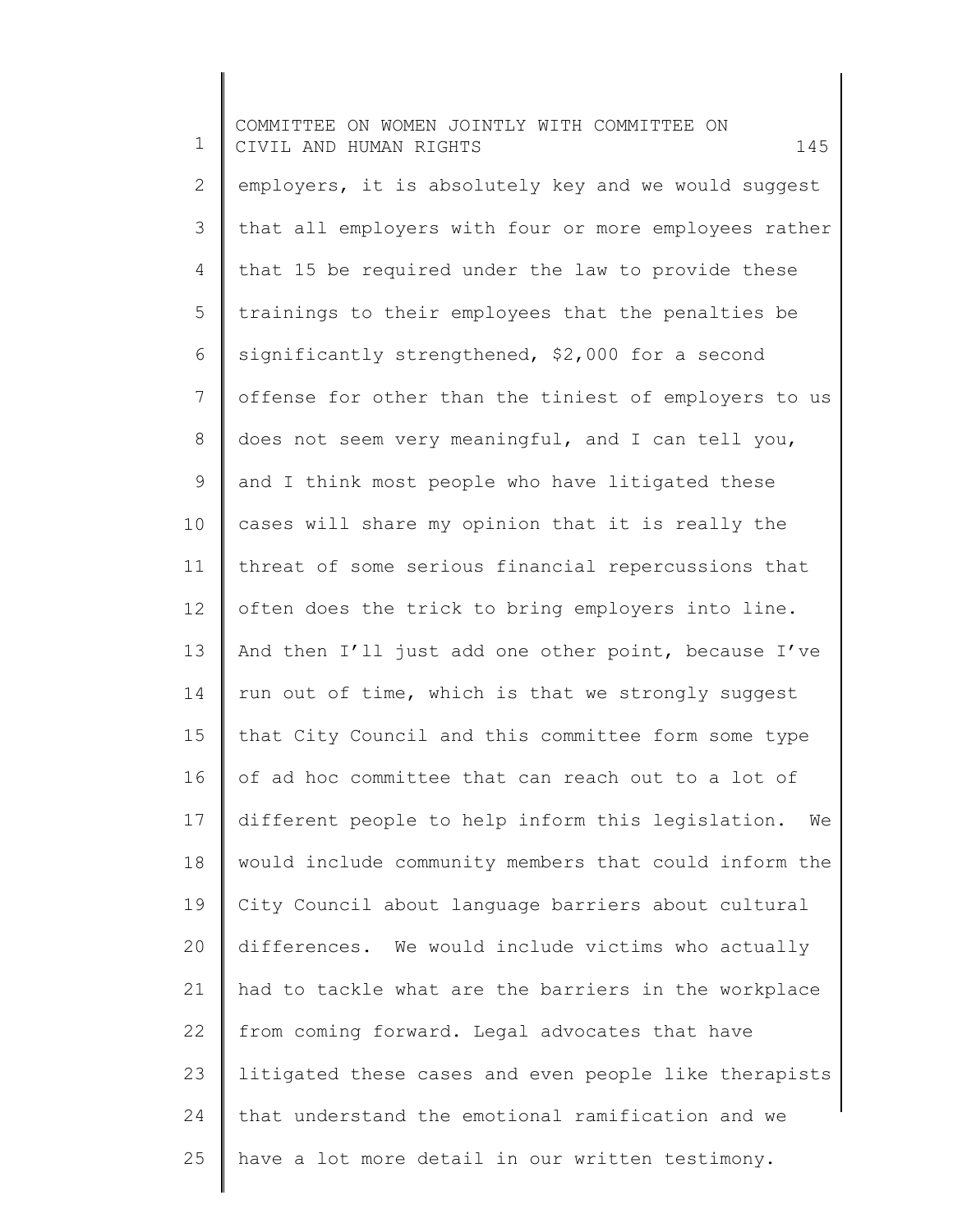employers, it is absolutely key and we would suggest that all employers with four or more employees rather that 15 be required under the law to provide these trainings to their employees that the penalties be significantly strengthened, $2,000 for a second offense for other than the tiniest of employers to us does not seem very meaningful, and I can tell you, and I think most people who have litigated these cases will share my opinion that it is really the threat of some serious financial repercussions that often does the trick to bring employers into line. And then I'll just add one other point, because I've run out of time, which is that we strongly suggest that City Council and this committee form some type of ad hoc committee that can reach out to a lot of different people to help inform this legislation. We would include community members that could inform the City Council about language barriers about cultural differences. We would include victims who actually had to tackle what are the barriers in the workplace from coming forward. Legal advocates that have litigated these cases and even people like therapists that understand the emotional ramification and we have a lot more detail in our written testimony.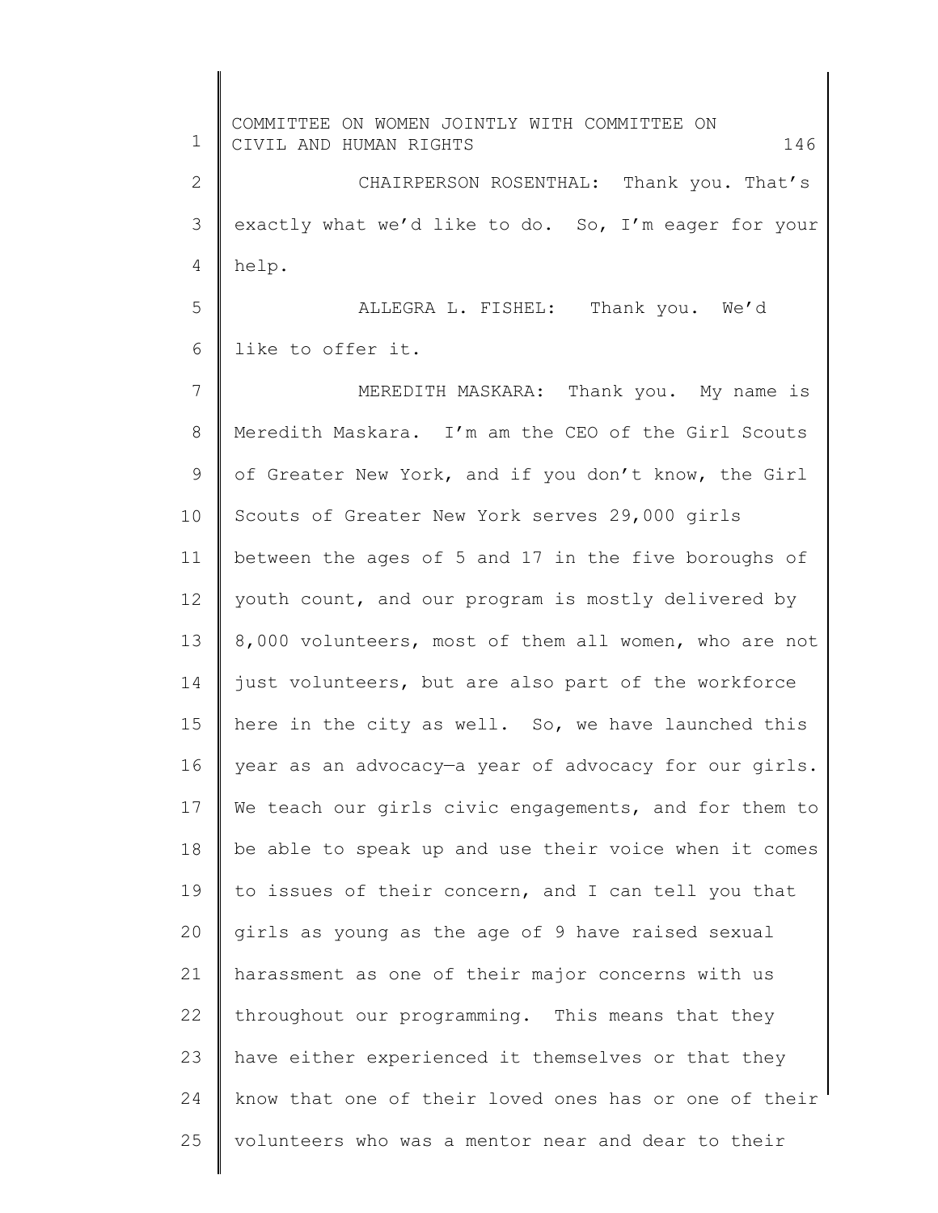CHAIRPERSON ROSENTHAL: Thank you. That's exactly what we'd like to do. So, I'm eager for your help.

ALLEGRA L. FISHEL: Thank you. We'd like to offer it.

MEREDITH MASKARA: Thank you. My name is Meredith Maskara. I'm am the CEO of the Girl Scouts of Greater New York, and if you don't know, the Girl Scouts of Greater New York serves 29,000 girls between the ages of 5 and 17 in the five boroughs of youth count, and our program is mostly delivered by 8,000 volunteers, most of them all women, who are not just volunteers, but are also part of the workforce here in the city as well. So, we have launched this year as an advocacy—a year of advocacy for our girls. We teach our girls civic engagements, and for them to be able to speak up and use their voice when it comes to issues of their concern, and I can tell you that girls as young as the age of 9 have raised sexual harassment as one of their major concerns with us throughout our programming. This means that they have either experienced it themselves or that they know that one of their loved ones has or one of their volunteers who was a mentor near and dear to their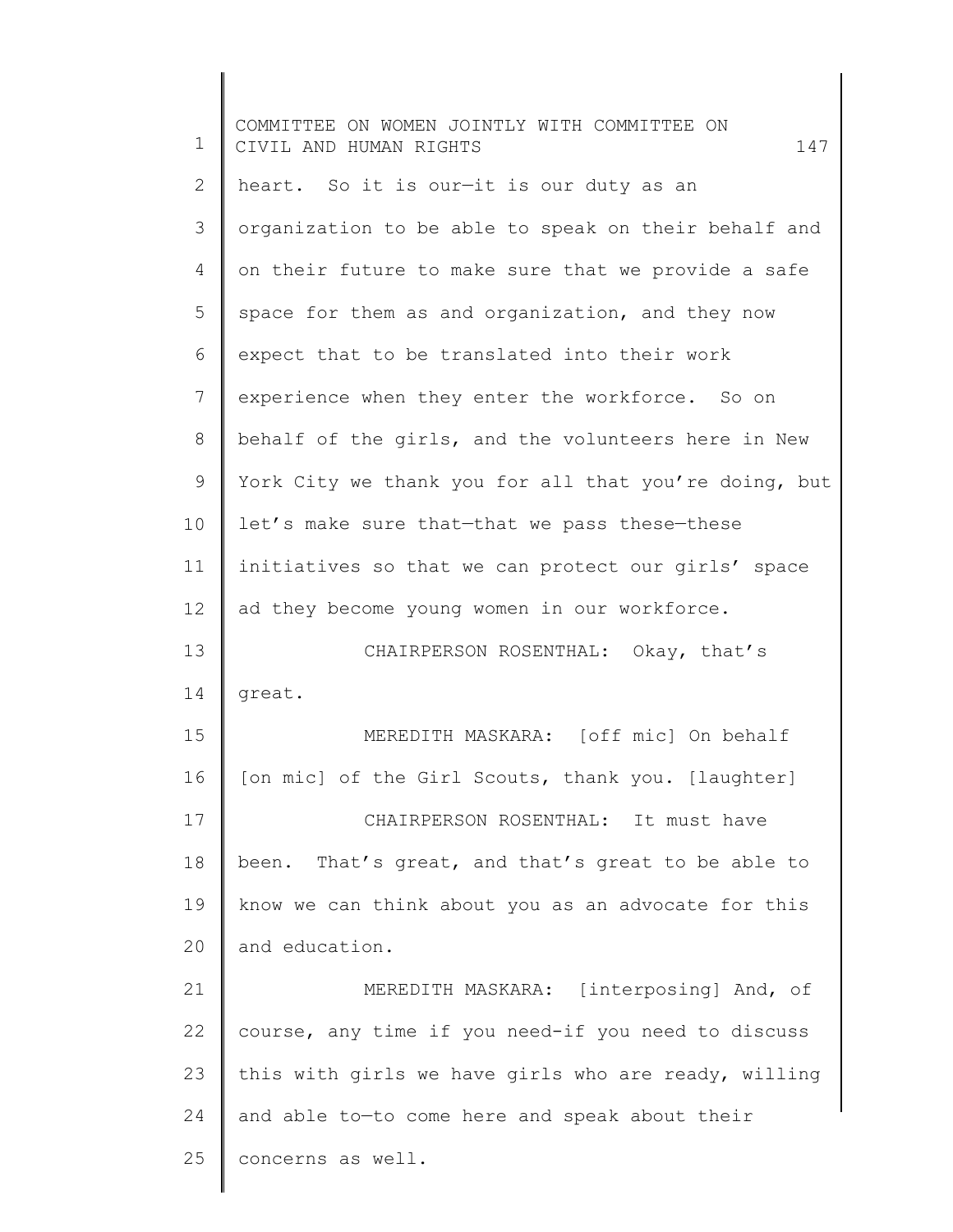heart. So it is our—it is our duty as an organization to be able to speak on their behalf and on their future to make sure that we provide a safe space for them as and organization, and they now expect that to be translated into their work experience when they enter the workforce. So on behalf of the girls, and the volunteers here in New York City we thank you for all that you're doing, but let's make sure that—that we pass these—these initiatives so that we can protect our girls' space ad they become young women in our workforce.

CHAIRPERSON ROSENTHAL: Okay, that's great.

MEREDITH MASKARA: [off mic] On behalf [on mic] of the Girl Scouts, thank you. [laughter]

CHAIRPERSON ROSENTHAL: It must have been. That's great, and that's great to be able to know we can think about you as an advocate for this and education.

MEREDITH MASKARA: [interposing] And, of course, any time if you need-if you need to discuss this with girls we have girls who are ready, willing and able to—to come here and speak about their concerns as well.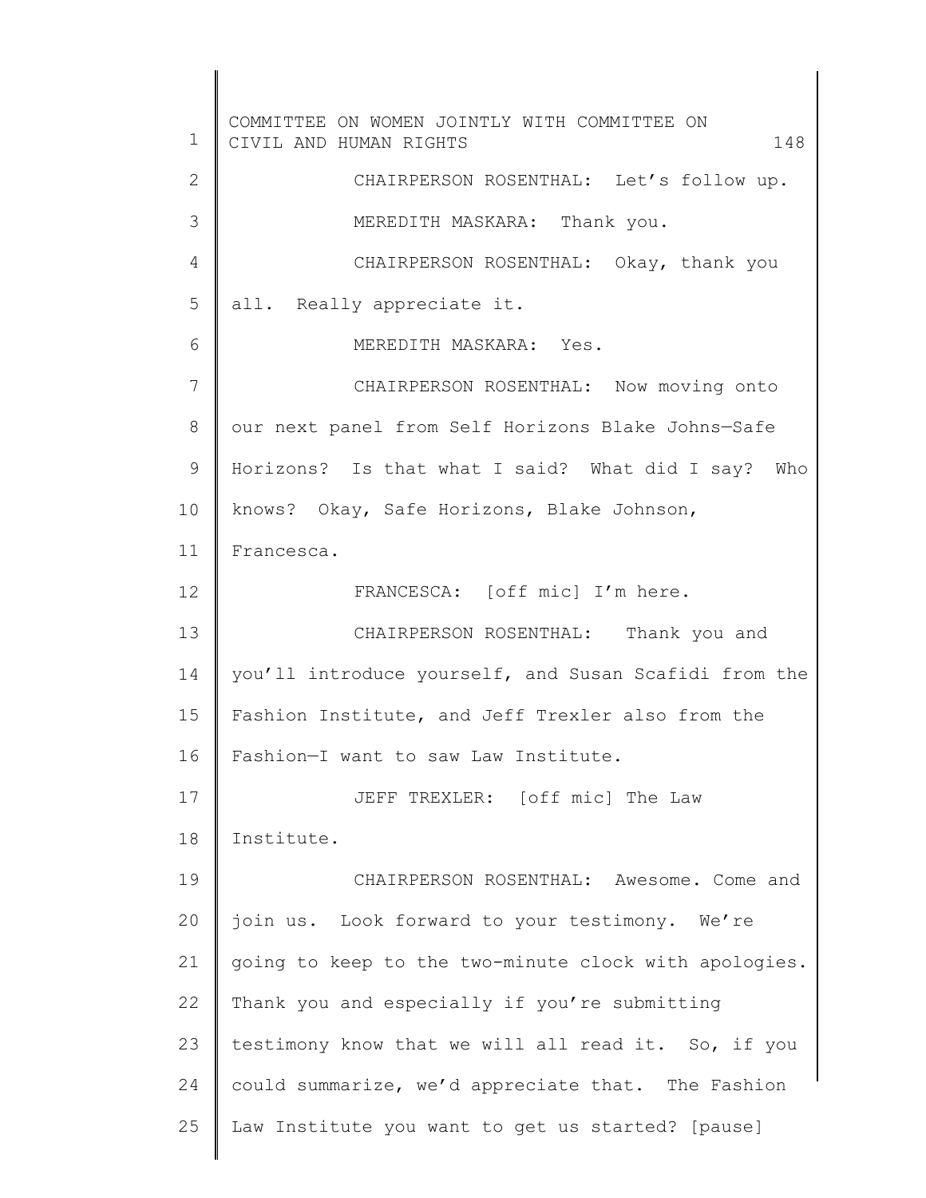CHAIRPERSON ROSENTHAL: Let's follow up.

MEREDITH MASKARA: Thank you.

CHAIRPERSON ROSENTHAL: Okay, thank you all. Really appreciate it.

MEREDITH MASKARA: Yes.

CHAIRPERSON ROSENTHAL: Now moving onto our next panel from Self Horizons Blake Johns—Safe Horizons? Is that what I said? What did I say? Who knows? Okay, Safe Horizons, Blake Johnson, Francesca.

FRANCESCA: [off mic] I'm here.

CHAIRPERSON ROSENTHAL: Thank you and you'll introduce yourself, and Susan Scafidi from the Fashion Institute, and Jeff Trexler also from the Fashion—I want to saw Law Institute.

JEFF TREXLER: [off mic] The Law Institute.

CHAIRPERSON ROSENTHAL: Awesome. Come and join us. Look forward to your testimony. We're going to keep to the two-minute clock with apologies. Thank you and especially if you're submitting testimony know that we will all read it. So, if you could summarize, we'd appreciate that. The Fashion Law Institute you want to get us started? [pause]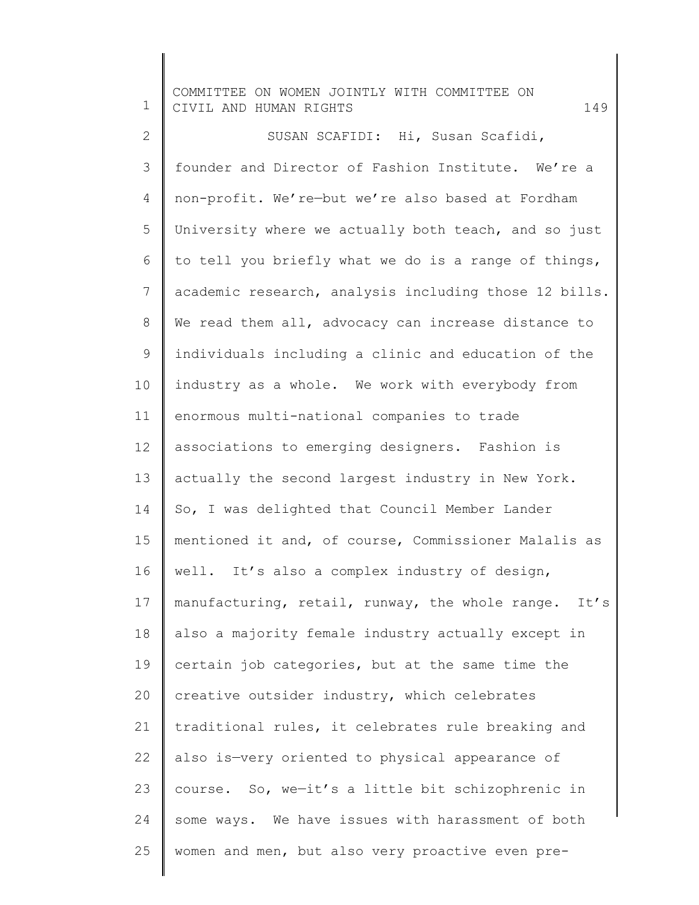SUSAN SCAFIDI: Hi, Susan Scafidi, founder and Director of Fashion Institute. We're a non-profit. We're—but we're also based at Fordham University where we actually both teach, and so just to tell you briefly what we do is a range of things, academic research, analysis including those 12 bills. We read them all, advocacy can increase distance to individuals including a clinic and education of the industry as a whole. We work with everybody from enormous multi-national companies to trade associations to emerging designers. Fashion is actually the second largest industry in New York. So, I was delighted that Council Member Lander mentioned it and, of course, Commissioner Malalis as well. It's also a complex industry of design, manufacturing, retail, runway, the whole range. It's also a majority female industry actually except in certain job categories, but at the same time the creative outsider industry, which celebrates traditional rules, it celebrates rule breaking and also is—very oriented to physical appearance of course. So, we—it's a little bit schizophrenic in some ways. We have issues with harassment of both women and men, but also very proactive even pre-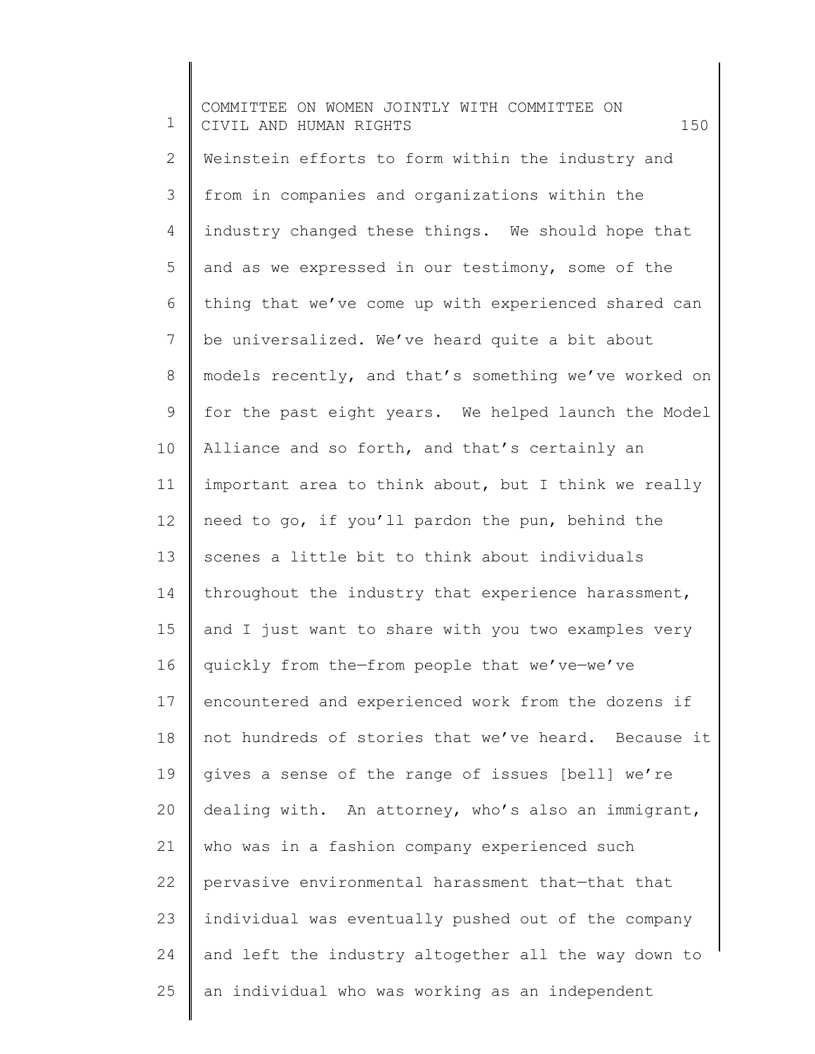Weinstein efforts to form within the industry and from in companies and organizations within the industry changed these things. We should hope that and as we expressed in our testimony, some of the thing that we've come up with experienced shared can be universalized. We've heard quite a bit about models recently, and that's something we've worked on for the past eight years. We helped launch the Model Alliance and so forth, and that's certainly an important area to think about, but I think we really need to go, if you'll pardon the pun, behind the scenes a little bit to think about individuals throughout the industry that experience harassment, and I just want to share with you two examples very quickly from the—from people that we've—we've encountered and experienced work from the dozens if not hundreds of stories that we've heard. Because it gives a sense of the range of issues [bell] we're dealing with. An attorney, who's also an immigrant, who was in a fashion company experienced such pervasive environmental harassment that—that that individual was eventually pushed out of the company and left the industry altogether all the way down to an individual who was working as an independent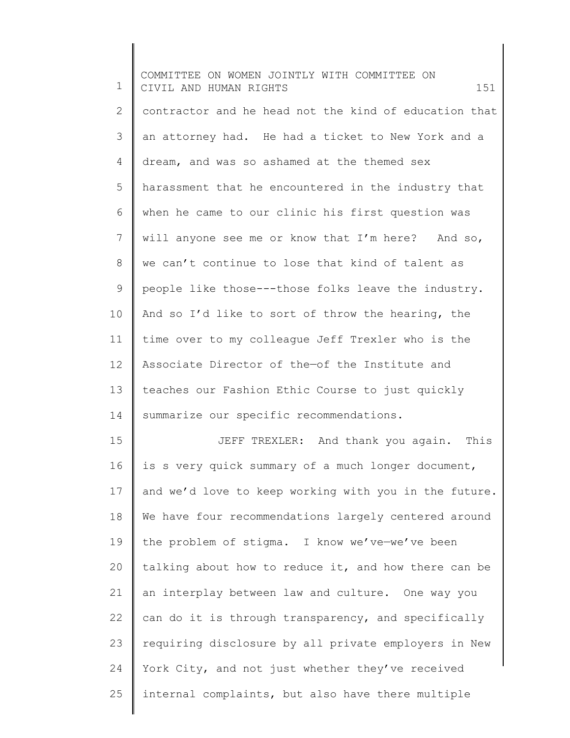contractor and he head not the kind of education that an attorney had. He had a ticket to New York and a dream, and was so ashamed at the themed sex harassment that he encountered in the industry that when he came to our clinic his first question was will anyone see me or know that I'm here? And so, we can't continue to lose that kind of talent as people like those---those folks leave the industry. And so I'd like to sort of throw the hearing, the time over to my colleague Jeff Trexler who is the Associate Director of the—of the Institute and teaches our Fashion Ethic Course to just quickly summarize our specific recommendations.

JEFF TREXLER: And thank you again. This is s very quick summary of a much longer document, and we'd love to keep working with you in the future. We have four recommendations largely centered around the problem of stigma. I know we've—we've been talking about how to reduce it, and how there can be an interplay between law and culture. One way you can do it is through transparency, and specifically requiring disclosure by all private employers in New York City, and not just whether they've received internal complaints, but also have there multiple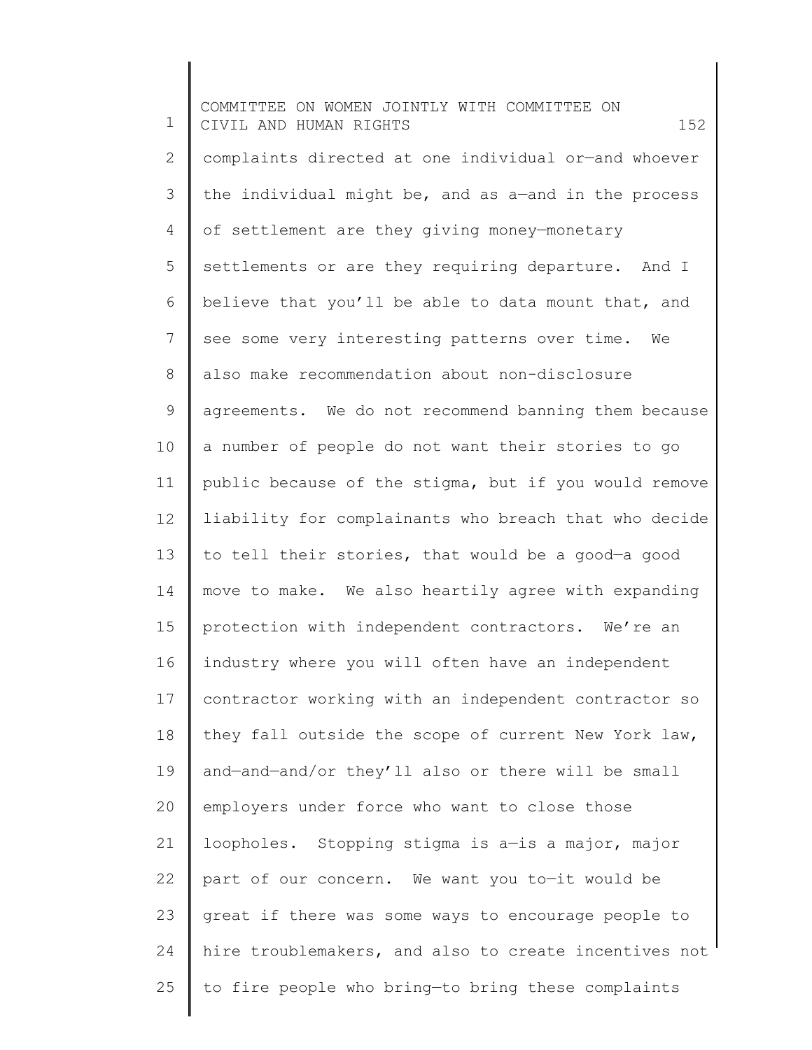complaints directed at one individual or—and whoever the individual might be, and as a—and in the process of settlement are they giving money—monetary settlements or are they requiring departure. And I believe that you'll be able to data mount that, and see some very interesting patterns over time. We also make recommendation about non-disclosure agreements. We do not recommend banning them because a number of people do not want their stories to go public because of the stigma, but if you would remove liability for complainants who breach that who decide to tell their stories, that would be a good—a good move to make. We also heartily agree with expanding protection with independent contractors. We're an industry where you will often have an independent contractor working with an independent contractor so they fall outside the scope of current New York law, and—and—and/or they'll also or there will be small employers under force who want to close those loopholes. Stopping stigma is a—is a major, major part of our concern. We want you to—it would be great if there was some ways to encourage people to hire troublemakers, and also to create incentives not to fire people who bring—to bring these complaints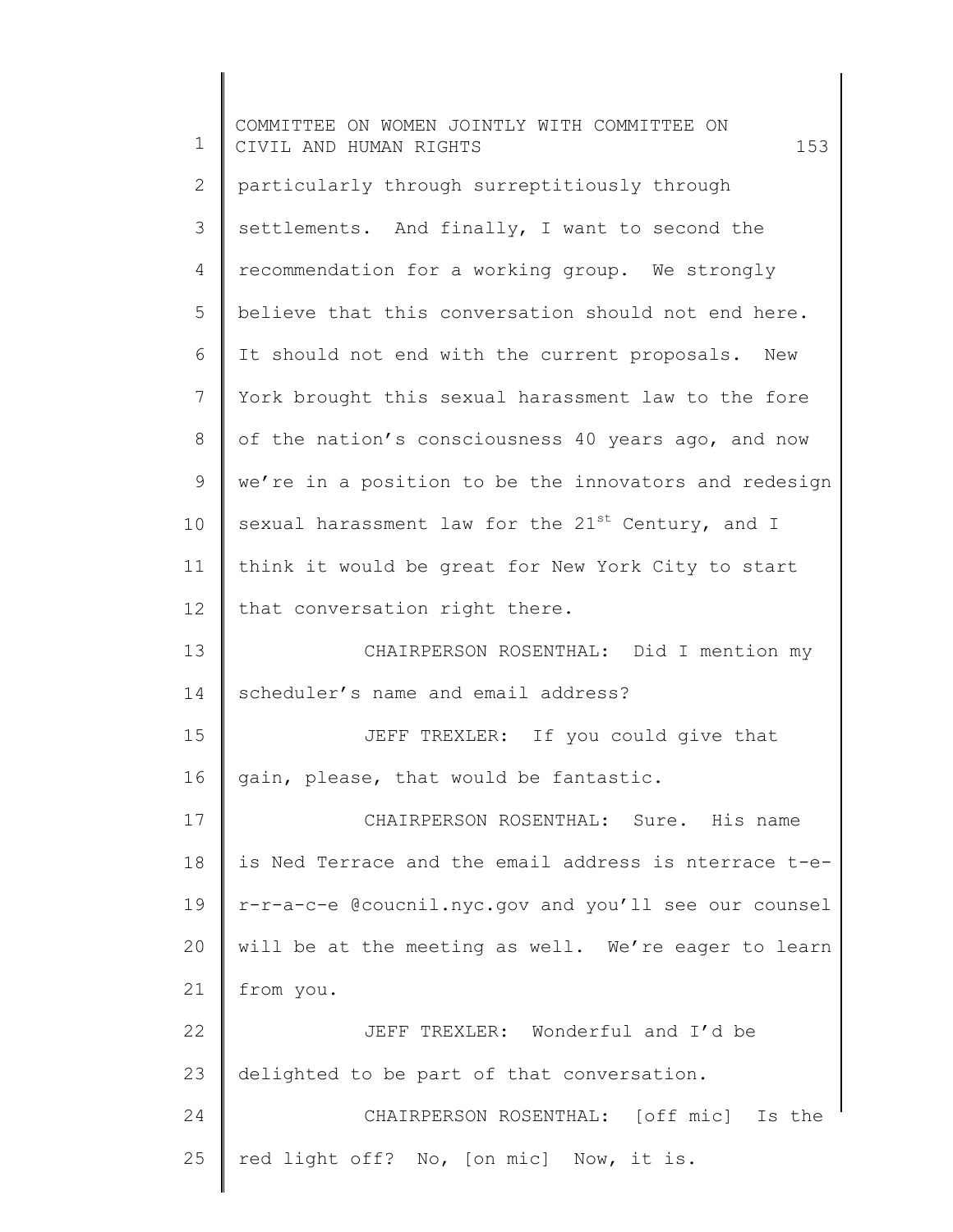particularly through surreptitiously through settlements. And finally, I want to second the recommendation for a working group. We strongly believe that this conversation should not end here. It should not end with the current proposals. New York brought this sexual harassment law to the fore of the nation's consciousness 40 years ago, and now we're in a position to be the innovators and redesign sexual harassment law for the 21st Century, and I think it would be great for New York City to start that conversation right there.

CHAIRPERSON ROSENTHAL: Did I mention my scheduler's name and email address?

JEFF TREXLER: If you could give that gain, please, that would be fantastic.

CHAIRPERSON ROSENTHAL: Sure. His name is Ned Terrace and the email address is nterrace t-e-r-r-a-c-e @coucnil.nyc.gov and you'll see our counsel will be at the meeting as well. We're eager to learn from you.

JEFF TREXLER: Wonderful and I'd be delighted to be part of that conversation.

CHAIRPERSON ROSENTHAL: [off mic] Is the red light off? No, [on mic] Now, it is.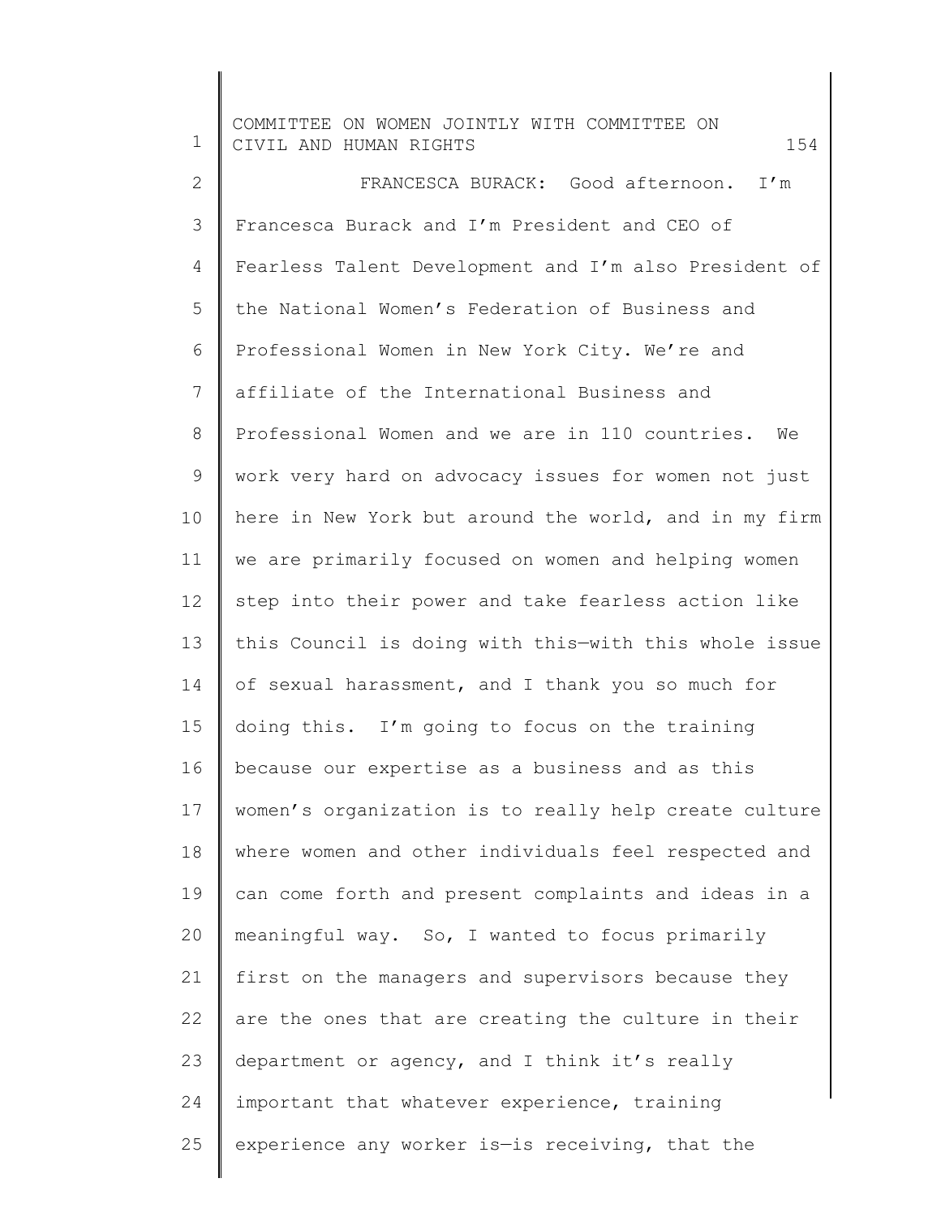FRANCESCA BURACK: Good afternoon. I'm Francesca Burack and I'm President and CEO of Fearless Talent Development and I'm also President of the National Women's Federation of Business and Professional Women in New York City. We're and affiliate of the International Business and Professional Women and we are in 110 countries. We work very hard on advocacy issues for women not just here in New York but around the world, and in my firm we are primarily focused on women and helping women step into their power and take fearless action like this Council is doing with this—with this whole issue of sexual harassment, and I thank you so much for doing this. I'm going to focus on the training because our expertise as a business and as this women's organization is to really help create culture where women and other individuals feel respected and can come forth and present complaints and ideas in a meaningful way. So, I wanted to focus primarily first on the managers and supervisors because they are the ones that are creating the culture in their department or agency, and I think it's really important that whatever experience, training experience any worker is—is receiving, that the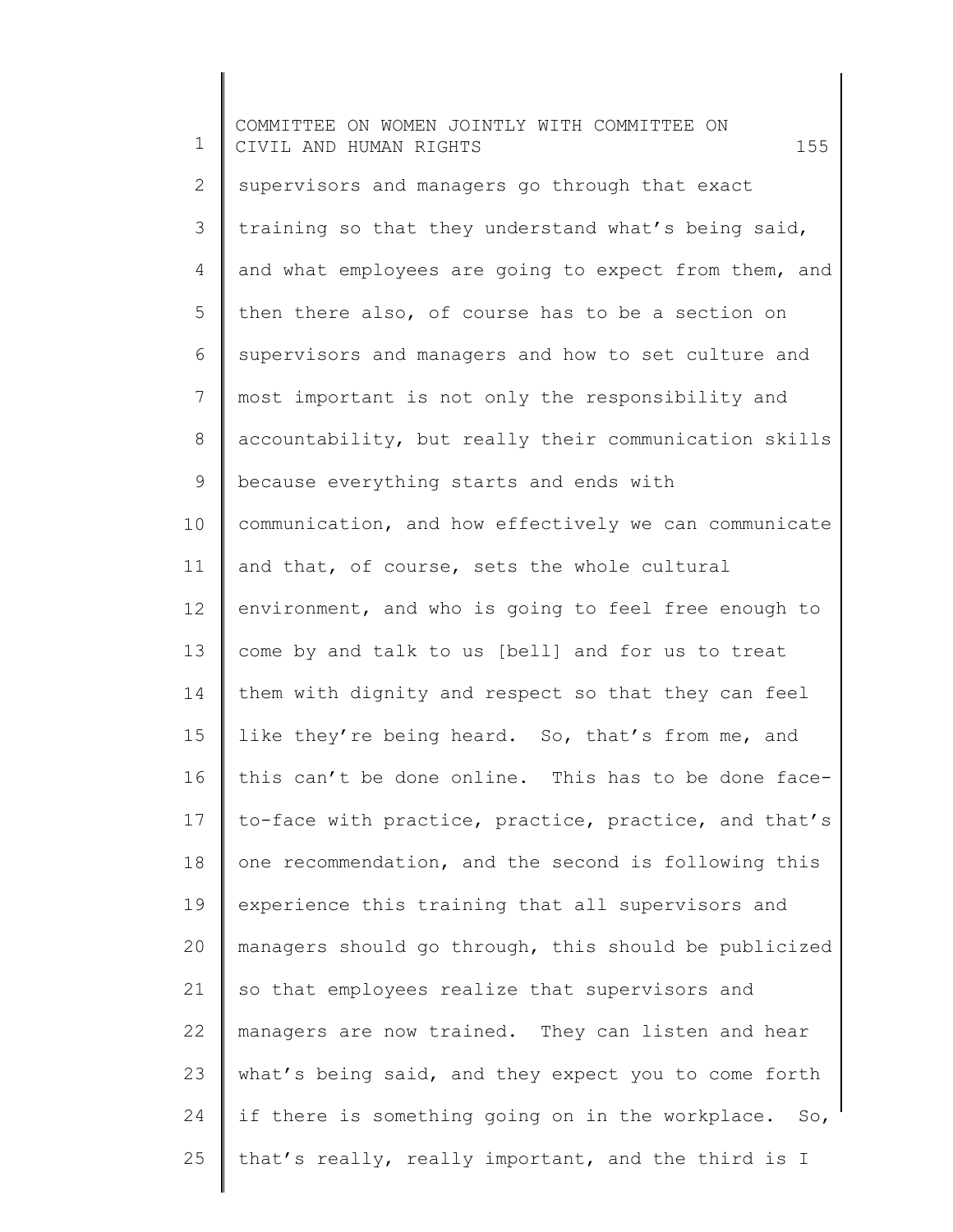supervisors and managers go through that exact training so that they understand what's being said, and what employees are going to expect from them, and then there also, of course has to be a section on supervisors and managers and how to set culture and most important is not only the responsibility and accountability, but really their communication skills because everything starts and ends with communication, and how effectively we can communicate and that, of course, sets the whole cultural environment, and who is going to feel free enough to come by and talk to us [bell] and for us to treat them with dignity and respect so that they can feel like they're being heard. So, that's from me, and this can't be done online. This has to be done face-to-face with practice, practice, practice, and that's one recommendation, and the second is following this experience this training that all supervisors and managers should go through, this should be publicized so that employees realize that supervisors and managers are now trained. They can listen and hear what's being said, and they expect you to come forth if there is something going on in the workplace. So, that's really, really important, and the third is I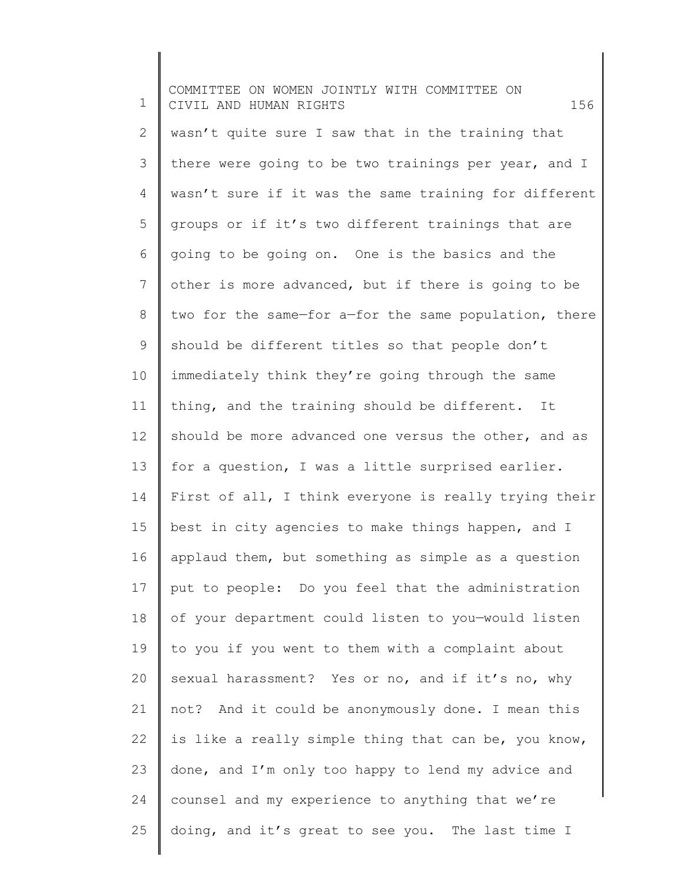wasn't quite sure I saw that in the training that there were going to be two trainings per year, and I wasn't sure if it was the same training for different groups or if it's two different trainings that are going to be going on. One is the basics and the other is more advanced, but if there is going to be two for the same—for a—for the same population, there should be different titles so that people don't immediately think they're going through the same thing, and the training should be different. It should be more advanced one versus the other, and as for a question, I was a little surprised earlier. First of all, I think everyone is really trying their best in city agencies to make things happen, and I applaud them, but something as simple as a question put to people: Do you feel that the administration of your department could listen to you—would listen to you if you went to them with a complaint about sexual harassment? Yes or no, and if it's no, why not? And it could be anonymously done. I mean this is like a really simple thing that can be, you know, done, and I'm only too happy to lend my advice and counsel and my experience to anything that we're doing, and it's great to see you. The last time I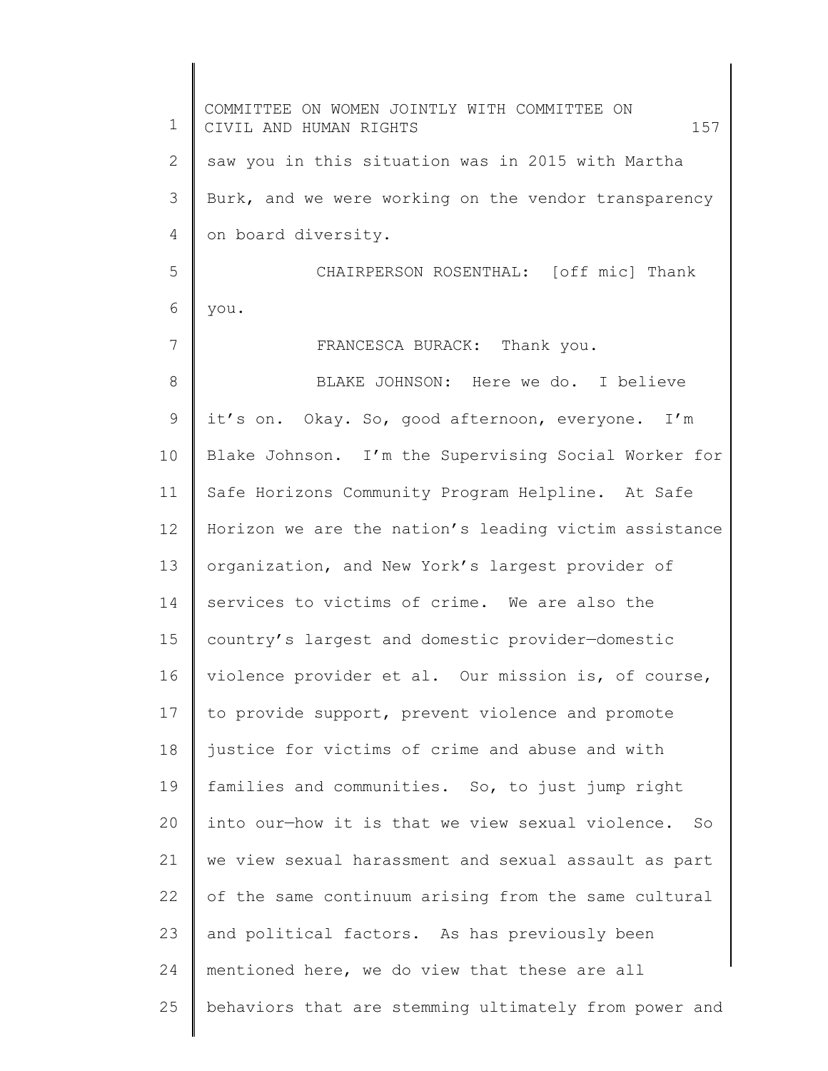saw you in this situation was in 2015 with Martha Burk, and we were working on the vendor transparency on board diversity.

CHAIRPERSON ROSENTHAL: [off mic] Thank you.

FRANCESCA BURACK: Thank you.

BLAKE JOHNSON: Here we do. I believe it's on. Okay. So, good afternoon, everyone. I'm Blake Johnson. I'm the Supervising Social Worker for Safe Horizons Community Program Helpline. At Safe Horizon we are the nation's leading victim assistance organization, and New York's largest provider of services to victims of crime. We are also the country's largest and domestic provider—domestic violence provider et al. Our mission is, of course, to provide support, prevent violence and promote justice for victims of crime and abuse and with families and communities. So, to just jump right into our—how it is that we view sexual violence. So we view sexual harassment and sexual assault as part of the same continuum arising from the same cultural and political factors. As has previously been mentioned here, we do view that these are all behaviors that are stemming ultimately from power and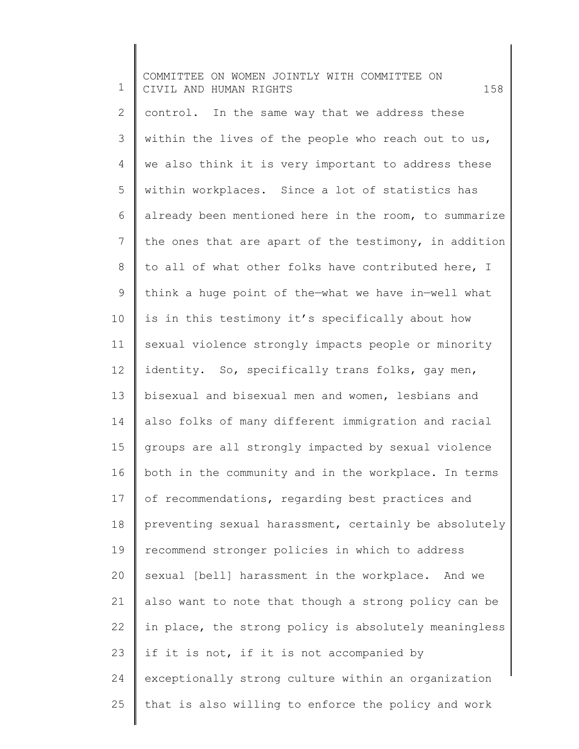control. In the same way that we address these within the lives of the people who reach out to us, we also think it is very important to address these within workplaces. Since a lot of statistics has already been mentioned here in the room, to summarize the ones that are apart of the testimony, in addition to all of what other folks have contributed here, I think a huge point of the—what we have in—well what is in this testimony it's specifically about how sexual violence strongly impacts people or minority identity. So, specifically trans folks, gay men, bisexual and bisexual men and women, lesbians and also folks of many different immigration and racial groups are all strongly impacted by sexual violence both in the community and in the workplace. In terms of recommendations, regarding best practices and preventing sexual harassment, certainly be absolutely recommend stronger policies in which to address sexual [bell] harassment in the workplace. And we also want to note that though a strong policy can be in place, the strong policy is absolutely meaningless if it is not, if it is not accompanied by exceptionally strong culture within an organization that is also willing to enforce the policy and work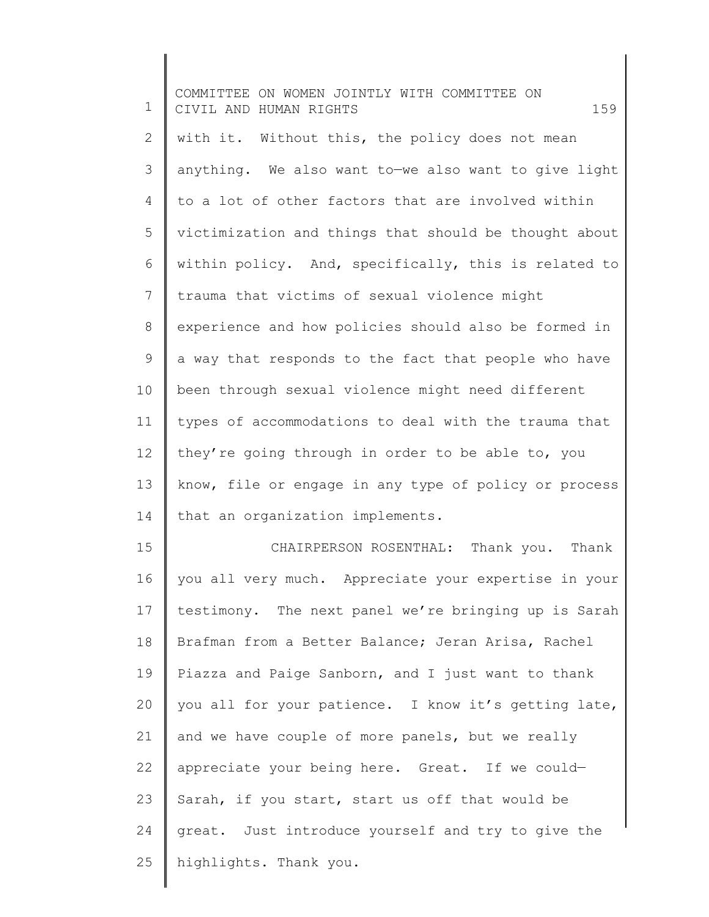with it. Without this, the policy does not mean anything. We also want to—we also want to give light to a lot of other factors that are involved within victimization and things that should be thought about within policy. And, specifically, this is related to trauma that victims of sexual violence might experience and how policies should also be formed in a way that responds to the fact that people who have been through sexual violence might need different types of accommodations to deal with the trauma that they're going through in order to be able to, you know, file or engage in any type of policy or process that an organization implements.

CHAIRPERSON ROSENTHAL: Thank you. Thank you all very much. Appreciate your expertise in your testimony. The next panel we're bringing up is Sarah Brafman from a Better Balance; Jeran Arisa, Rachel Piazza and Paige Sanborn, and I just want to thank you all for your patience. I know it's getting late, and we have couple of more panels, but we really appreciate your being here. Great. If we could—Sarah, if you start, start us off that would be great. Just introduce yourself and try to give the highlights. Thank you.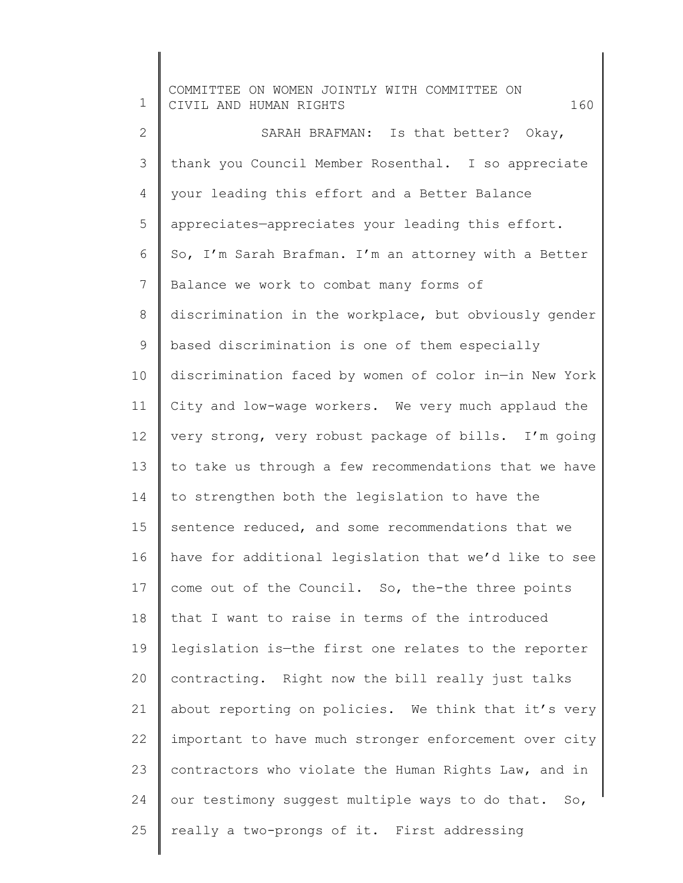SARAH BRAFMAN: Is that better? Okay, thank you Council Member Rosenthal. I so appreciate your leading this effort and a Better Balance appreciates—appreciates your leading this effort. So, I'm Sarah Brafman. I'm an attorney with a Better Balance we work to combat many forms of discrimination in the workplace, but obviously gender based discrimination is one of them especially discrimination faced by women of color in—in New York City and low-wage workers. We very much applaud the very strong, very robust package of bills. I'm going to take us through a few recommendations that we have to strengthen both the legislation to have the sentence reduced, and some recommendations that we have for additional legislation that we'd like to see come out of the Council. So, the-the three points that I want to raise in terms of the introduced legislation is—the first one relates to the reporter contracting. Right now the bill really just talks about reporting on policies. We think that it's very important to have much stronger enforcement over city contractors who violate the Human Rights Law, and in our testimony suggest multiple ways to do that. So, really a two-prongs of it. First addressing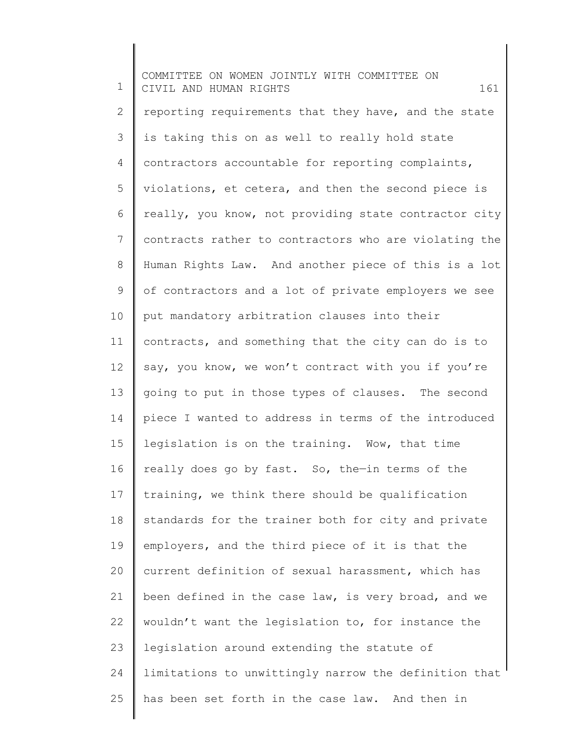reporting requirements that they have, and the state is taking this on as well to really hold state contractors accountable for reporting complaints, violations, et cetera, and then the second piece is really, you know, not providing state contractor city contracts rather to contractors who are violating the Human Rights Law. And another piece of this is a lot of contractors and a lot of private employers we see put mandatory arbitration clauses into their contracts, and something that the city can do is to say, you know, we won't contract with you if you're going to put in those types of clauses. The second piece I wanted to address in terms of the introduced legislation is on the training. Wow, that time really does go by fast. So, the—in terms of the training, we think there should be qualification standards for the trainer both for city and private employers, and the third piece of it is that the current definition of sexual harassment, which has been defined in the case law, is very broad, and we wouldn't want the legislation to, for instance the legislation around extending the statute of limitations to unwittingly narrow the definition that has been set forth in the case law. And then in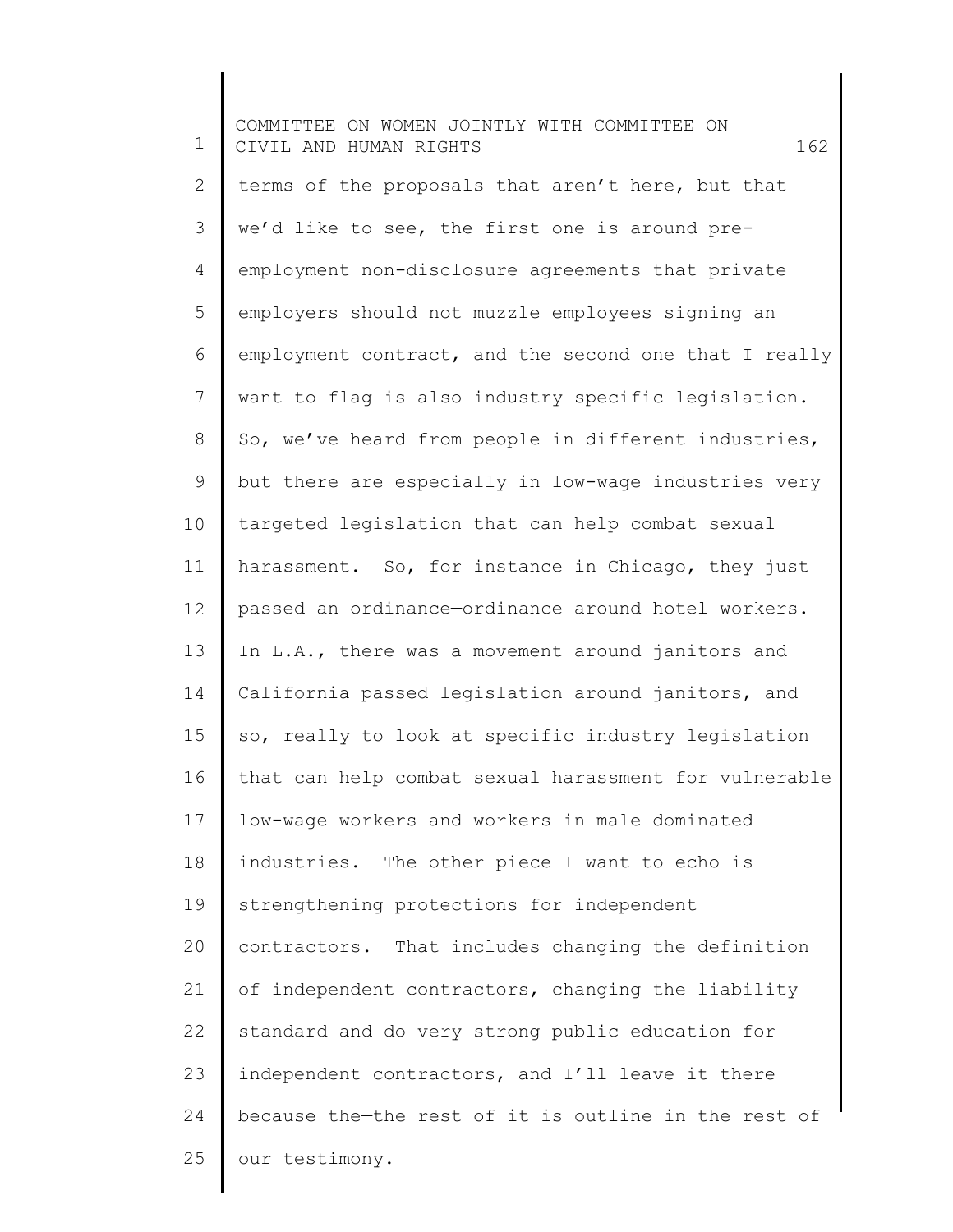terms of the proposals that aren't here, but that we'd like to see, the first one is around pre-employment non-disclosure agreements that private employers should not muzzle employees signing an employment contract, and the second one that I really want to flag is also industry specific legislation. So, we've heard from people in different industries, but there are especially in low-wage industries very targeted legislation that can help combat sexual harassment. So, for instance in Chicago, they just passed an ordinance—ordinance around hotel workers. In L.A., there was a movement around janitors and California passed legislation around janitors, and so, really to look at specific industry legislation that can help combat sexual harassment for vulnerable low-wage workers and workers in male dominated industries. The other piece I want to echo is strengthening protections for independent contractors. That includes changing the definition of independent contractors, changing the liability standard and do very strong public education for independent contractors, and I'll leave it there because the—the rest of it is outline in the rest of our testimony.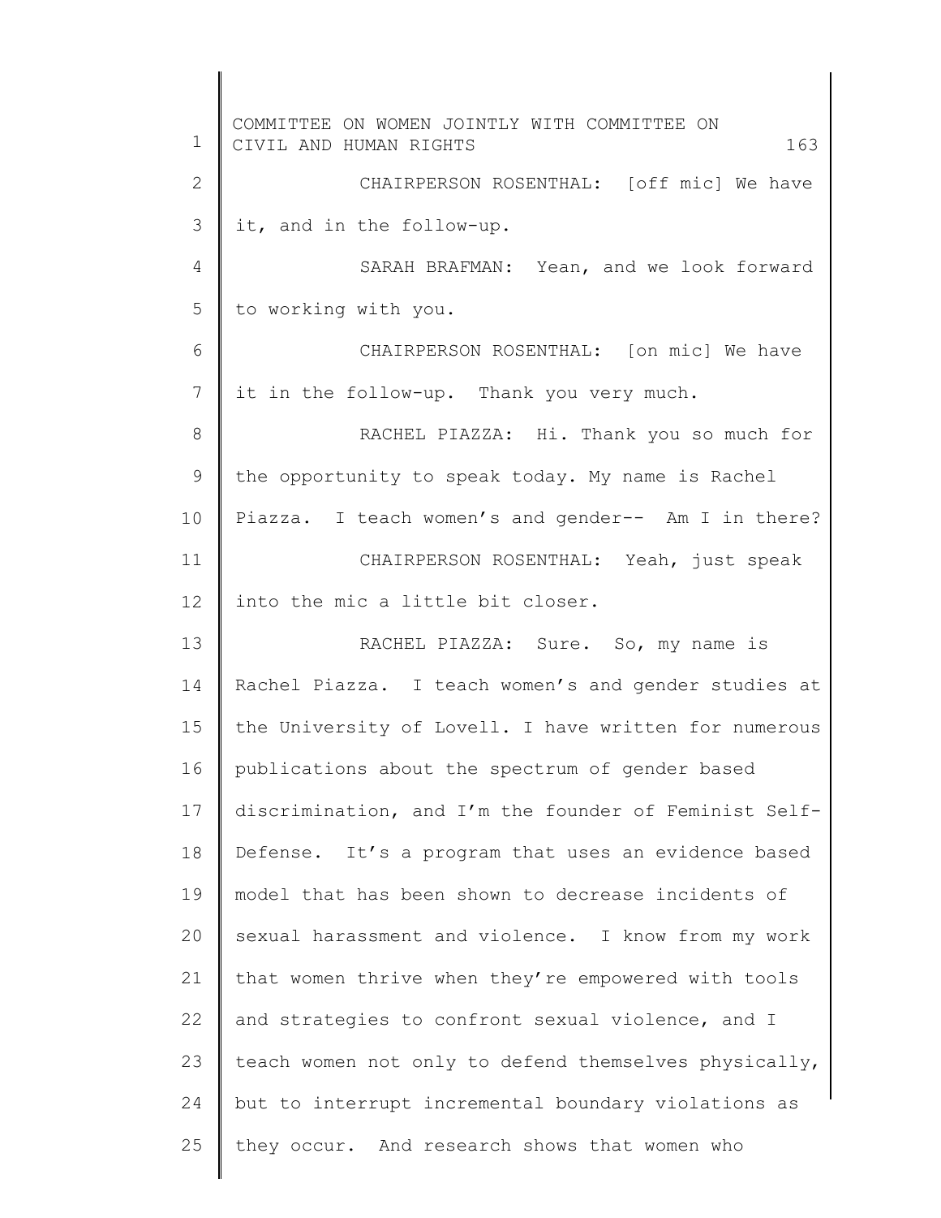CHAIRPERSON ROSENTHAL: [off mic] We have it, and in the follow-up.

SARAH BRAFMAN: Yean, and we look forward to working with you.

CHAIRPERSON ROSENTHAL: [on mic] We have it in the follow-up. Thank you very much.

RACHEL PIAZZA: Hi. Thank you so much for the opportunity to speak today. My name is Rachel Piazza. I teach women's and gender-- Am I in there?

CHAIRPERSON ROSENTHAL: Yeah, just speak into the mic a little bit closer.

RACHEL PIAZZA: Sure. So, my name is Rachel Piazza. I teach women's and gender studies at the University of Lovell. I have written for numerous publications about the spectrum of gender based discrimination, and I'm the founder of Feminist Self-Defense. It's a program that uses an evidence based model that has been shown to decrease incidents of sexual harassment and violence. I know from my work that women thrive when they're empowered with tools and strategies to confront sexual violence, and I teach women not only to defend themselves physically, but to interrupt incremental boundary violations as they occur. And research shows that women who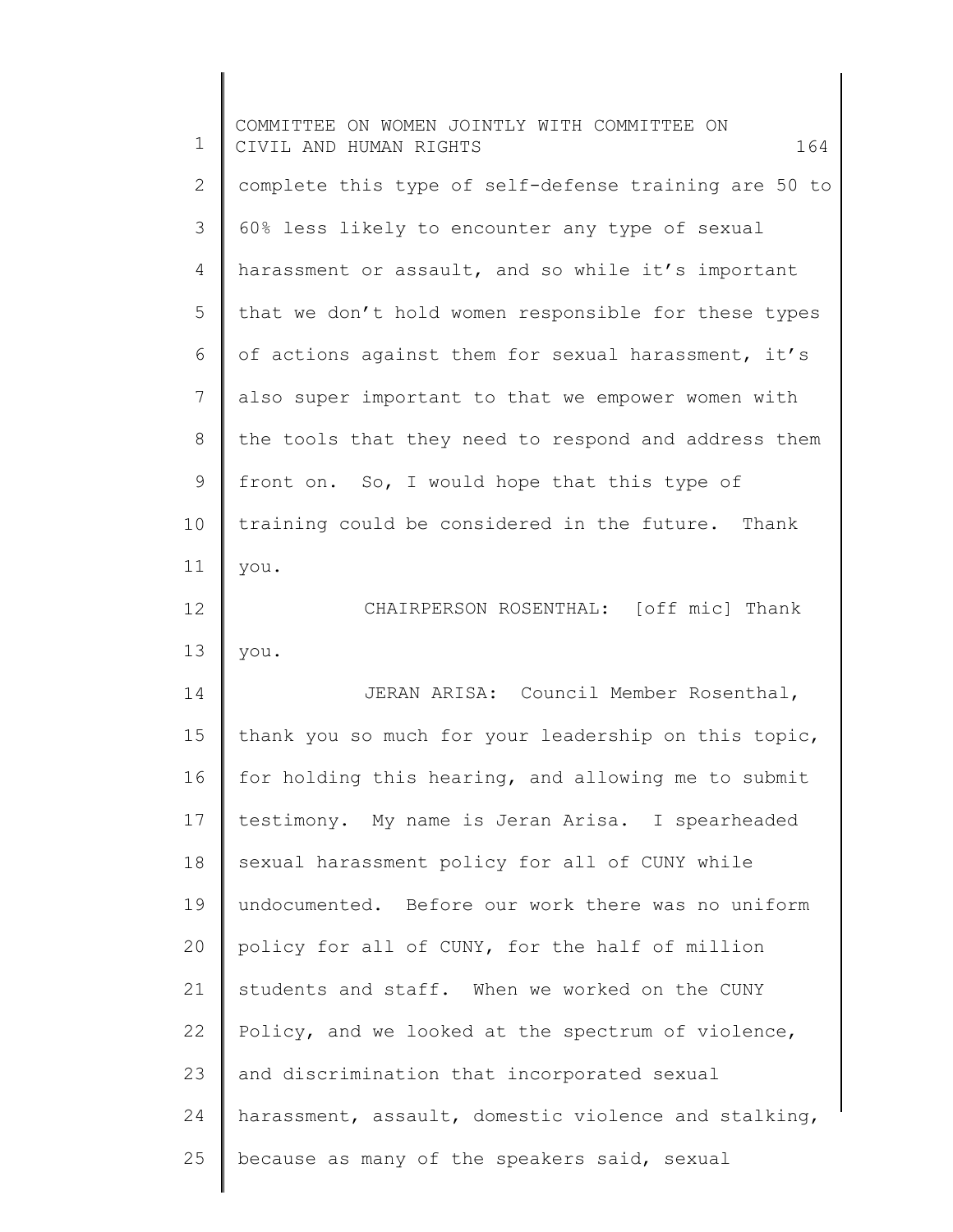complete this type of self-defense training are 50 to 60% less likely to encounter any type of sexual harassment or assault, and so while it's important that we don't hold women responsible for these types of actions against them for sexual harassment, it's also super important to that we empower women with the tools that they need to respond and address them front on. So, I would hope that this type of training could be considered in the future. Thank you.

CHAIRPERSON ROSENTHAL: [off mic] Thank you.

JERAN ARISA: Council Member Rosenthal, thank you so much for your leadership on this topic, for holding this hearing, and allowing me to submit testimony. My name is Jeran Arisa. I spearheaded sexual harassment policy for all of CUNY while undocumented. Before our work there was no uniform policy for all of CUNY, for the half of million students and staff. When we worked on the CUNY Policy, and we looked at the spectrum of violence, and discrimination that incorporated sexual harassment, assault, domestic violence and stalking, because as many of the speakers said, sexual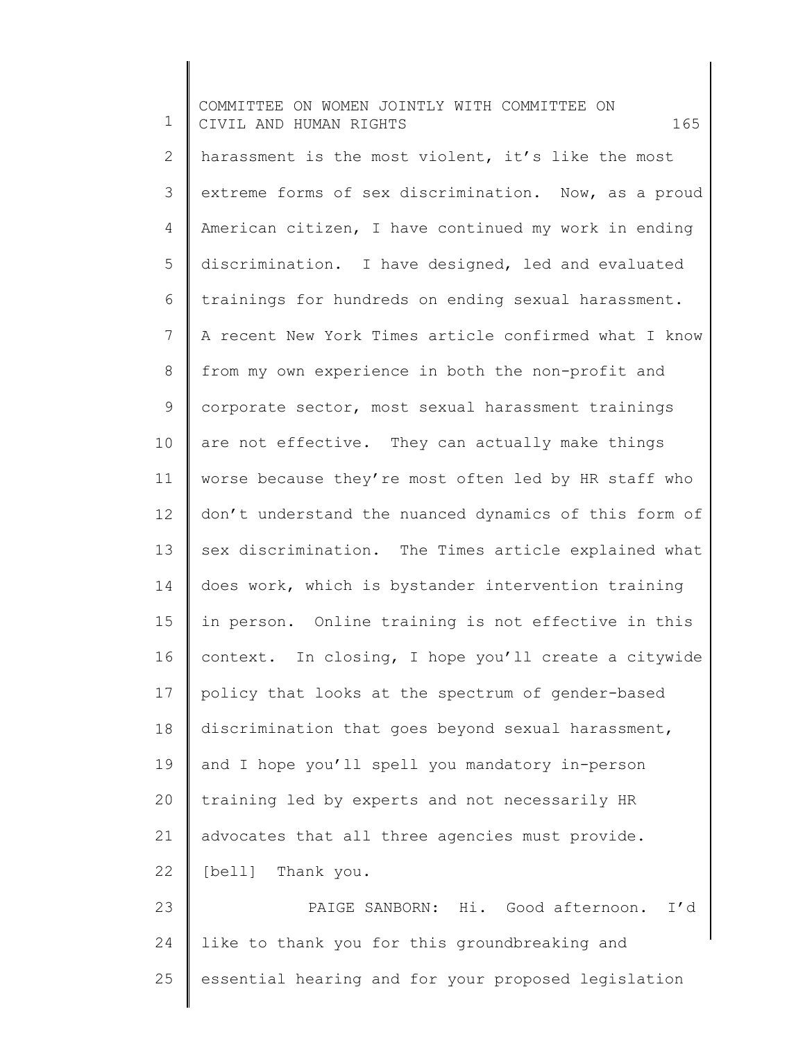harassment is the most violent, it's like the most extreme forms of sex discrimination. Now, as a proud American citizen, I have continued my work in ending discrimination. I have designed, led and evaluated trainings for hundreds on ending sexual harassment. A recent New York Times article confirmed what I know from my own experience in both the non-profit and corporate sector, most sexual harassment trainings are not effective. They can actually make things worse because they're most often led by HR staff who don't understand the nuanced dynamics of this form of sex discrimination. The Times article explained what does work, which is bystander intervention training in person. Online training is not effective in this context. In closing, I hope you'll create a citywide policy that looks at the spectrum of gender-based discrimination that goes beyond sexual harassment, and I hope you'll spell you mandatory in-person training led by experts and not necessarily HR advocates that all three agencies must provide. [bell] Thank you.

PAIGE SANBORN: Hi. Good afternoon. I'd like to thank you for this groundbreaking and essential hearing and for your proposed legislation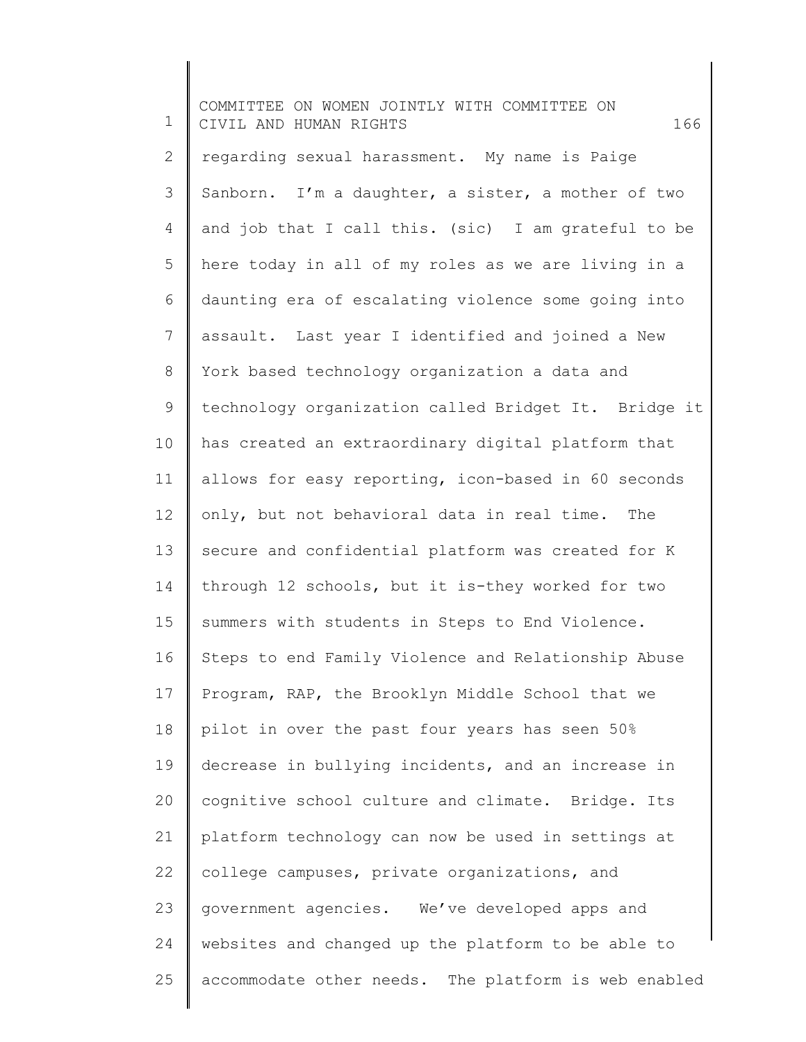regarding sexual harassment. My name is Paige Sanborn. I'm a daughter, a sister, a mother of two and job that I call this. (sic) I am grateful to be here today in all of my roles as we are living in a daunting era of escalating violence some going into assault. Last year I identified and joined a New York based technology organization a data and technology organization called Bridget It. Bridge it has created an extraordinary digital platform that allows for easy reporting, icon-based in 60 seconds only, but not behavioral data in real time. The secure and confidential platform was created for K through 12 schools, but it is-they worked for two summers with students in Steps to End Violence. Steps to end Family Violence and Relationship Abuse Program, RAP, the Brooklyn Middle School that we pilot in over the past four years has seen 50% decrease in bullying incidents, and an increase in cognitive school culture and climate. Bridge. Its platform technology can now be used in settings at college campuses, private organizations, and government agencies. We've developed apps and websites and changed up the platform to be able to accommodate other needs. The platform is web enabled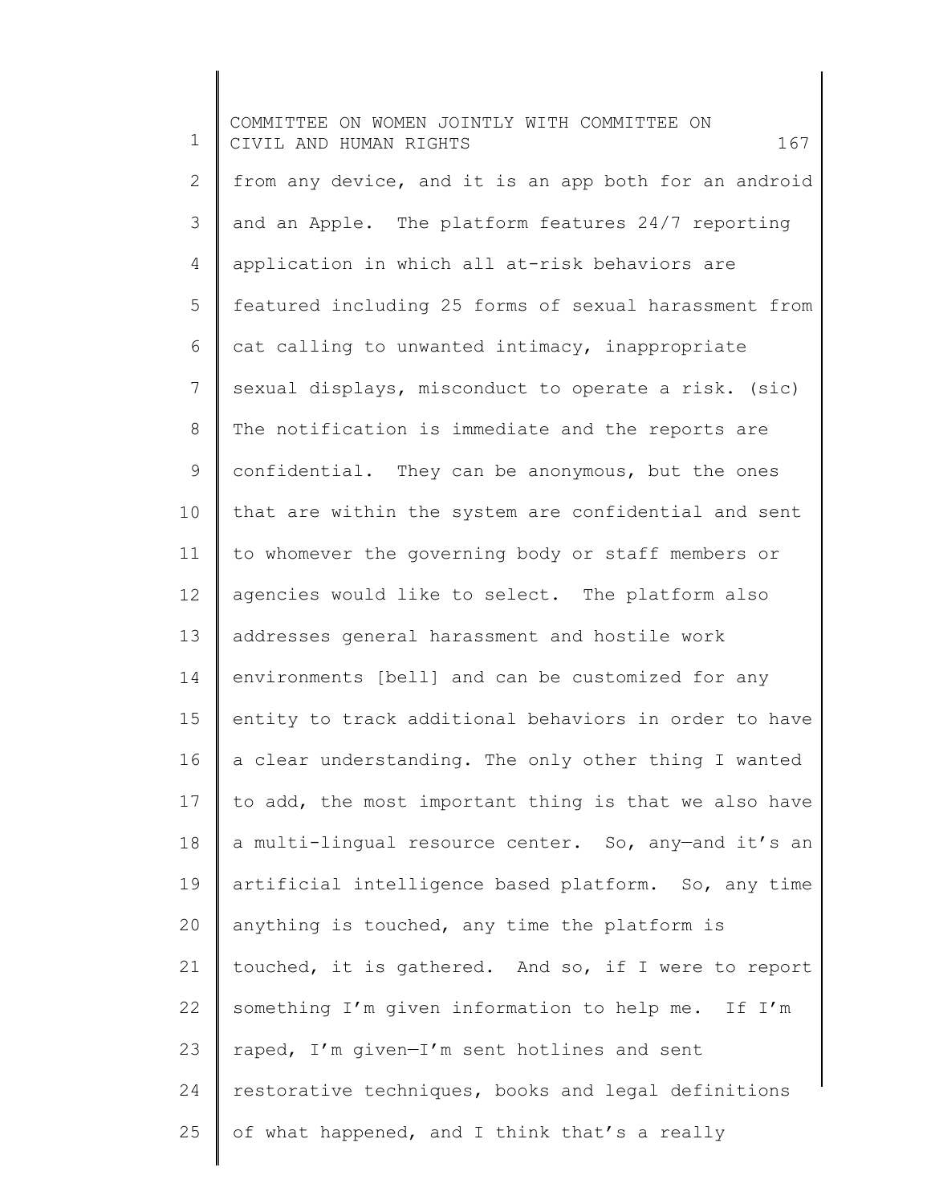from any device, and it is an app both for an android and an Apple. The platform features 24/7 reporting application in which all at-risk behaviors are featured including 25 forms of sexual harassment from cat calling to unwanted intimacy, inappropriate sexual displays, misconduct to operate a risk. (sic) The notification is immediate and the reports are confidential. They can be anonymous, but the ones that are within the system are confidential and sent to whomever the governing body or staff members or agencies would like to select. The platform also addresses general harassment and hostile work environments [bell] and can be customized for any entity to track additional behaviors in order to have a clear understanding. The only other thing I wanted to add, the most important thing is that we also have a multi-lingual resource center. So, any—and it's an artificial intelligence based platform. So, any time anything is touched, any time the platform is touched, it is gathered. And so, if I were to report something I'm given information to help me. If I'm raped, I'm given—I'm sent hotlines and sent restorative techniques, books and legal definitions of what happened, and I think that's a really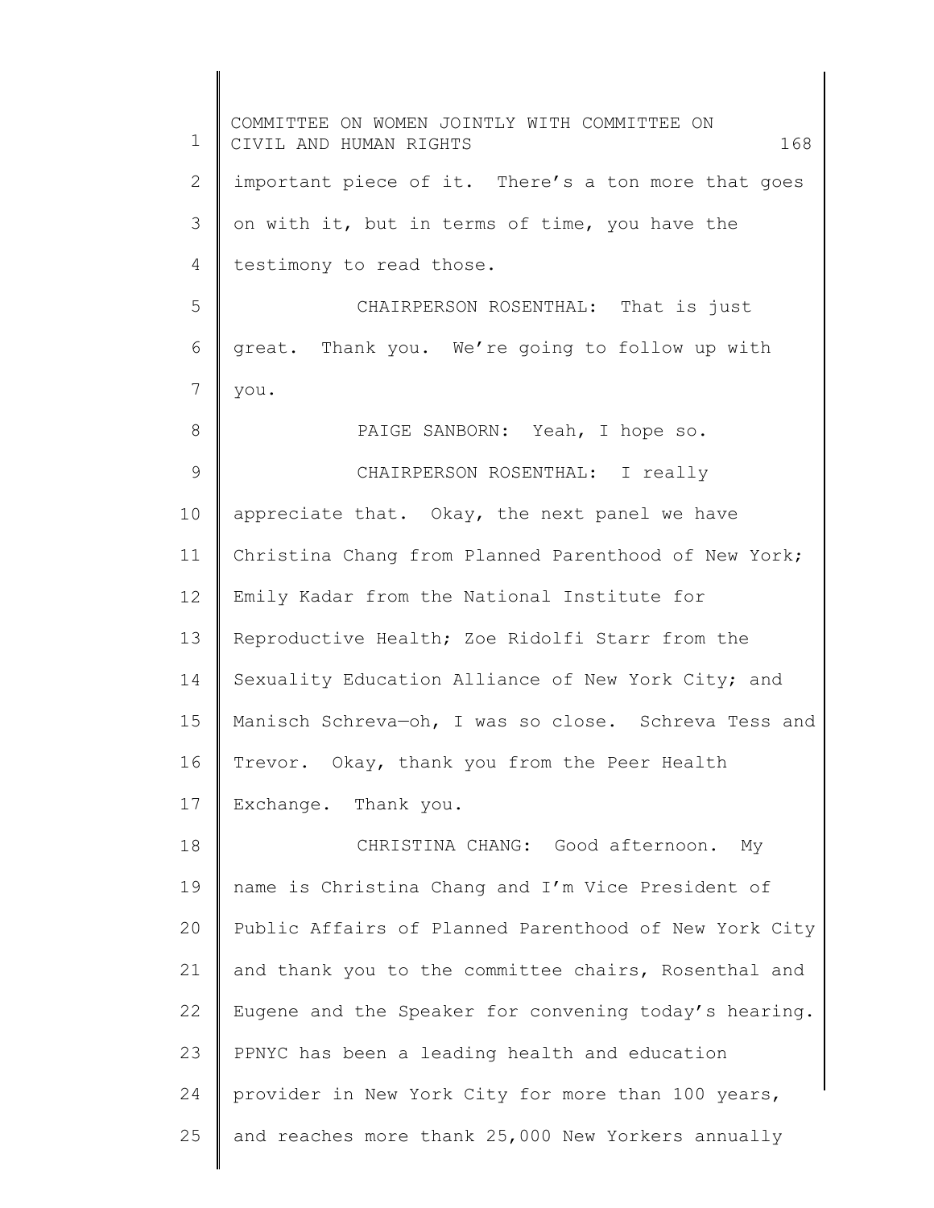important piece of it. There's a ton more that goes on with it, but in terms of time, you have the testimony to read those.

CHAIRPERSON ROSENTHAL: That is just great. Thank you. We're going to follow up with you.

PAIGE SANBORN: Yeah, I hope so.

CHAIRPERSON ROSENTHAL: I really appreciate that. Okay, the next panel we have Christina Chang from Planned Parenthood of New York; Emily Kadar from the National Institute for Reproductive Health; Zoe Ridolfi Starr from the Sexuality Education Alliance of New York City; and Manisch Schreva—oh, I was so close. Schreva Tess and Trevor. Okay, thank you from the Peer Health Exchange. Thank you.

CHRISTINA CHANG: Good afternoon. My name is Christina Chang and I'm Vice President of Public Affairs of Planned Parenthood of New York City and thank you to the committee chairs, Rosenthal and Eugene and the Speaker for convening today's hearing. PPNYC has been a leading health and education provider in New York City for more than 100 years, and reaches more thank 25,000 New Yorkers annually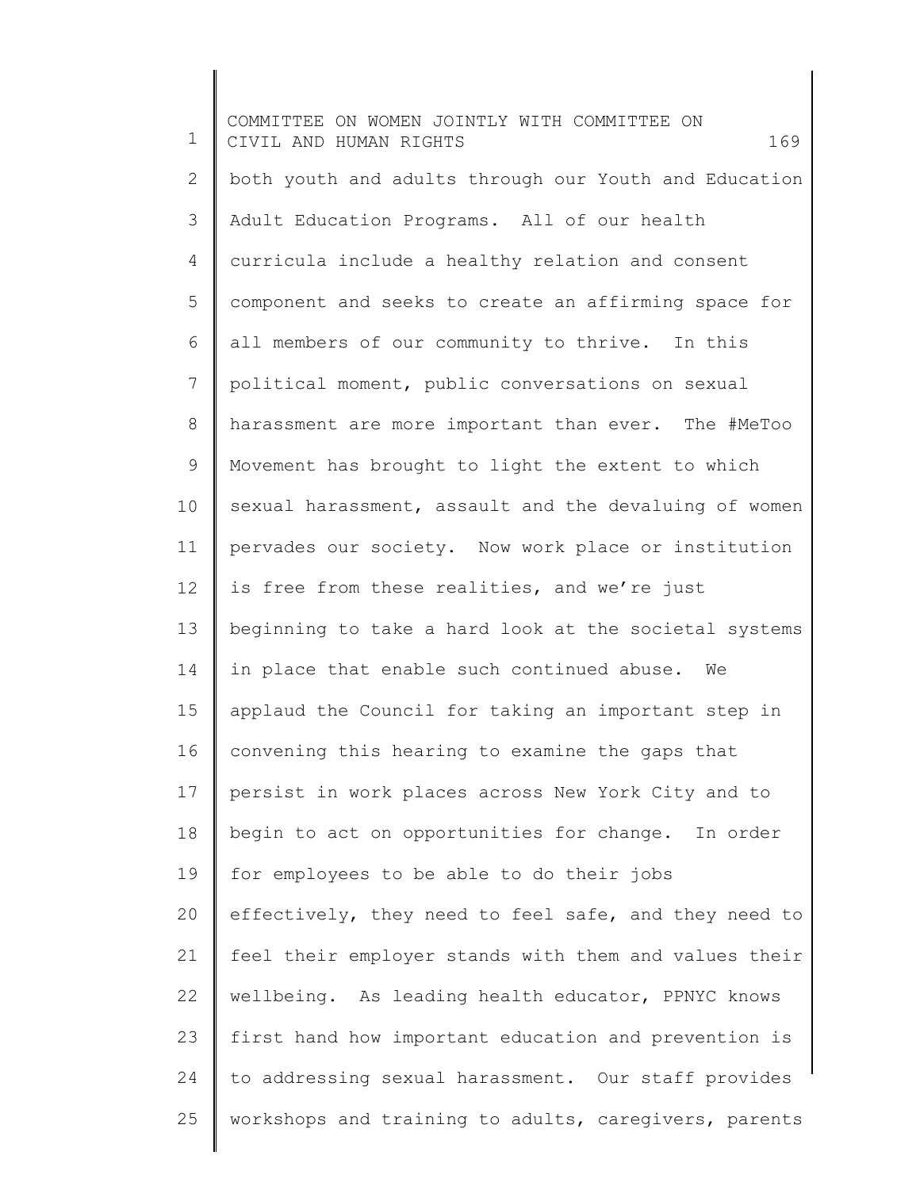both youth and adults through our Youth and Education Adult Education Programs. All of our health curricula include a healthy relation and consent component and seeks to create an affirming space for all members of our community to thrive. In this political moment, public conversations on sexual harassment are more important than ever. The #MeToo Movement has brought to light the extent to which sexual harassment, assault and the devaluing of women pervades our society. Now work place or institution is free from these realities, and we're just beginning to take a hard look at the societal systems in place that enable such continued abuse. We applaud the Council for taking an important step in convening this hearing to examine the gaps that persist in work places across New York City and to begin to act on opportunities for change. In order for employees to be able to do their jobs effectively, they need to feel safe, and they need to feel their employer stands with them and values their wellbeing. As leading health educator, PPNYC knows first hand how important education and prevention is to addressing sexual harassment. Our staff provides workshops and training to adults, caregivers, parents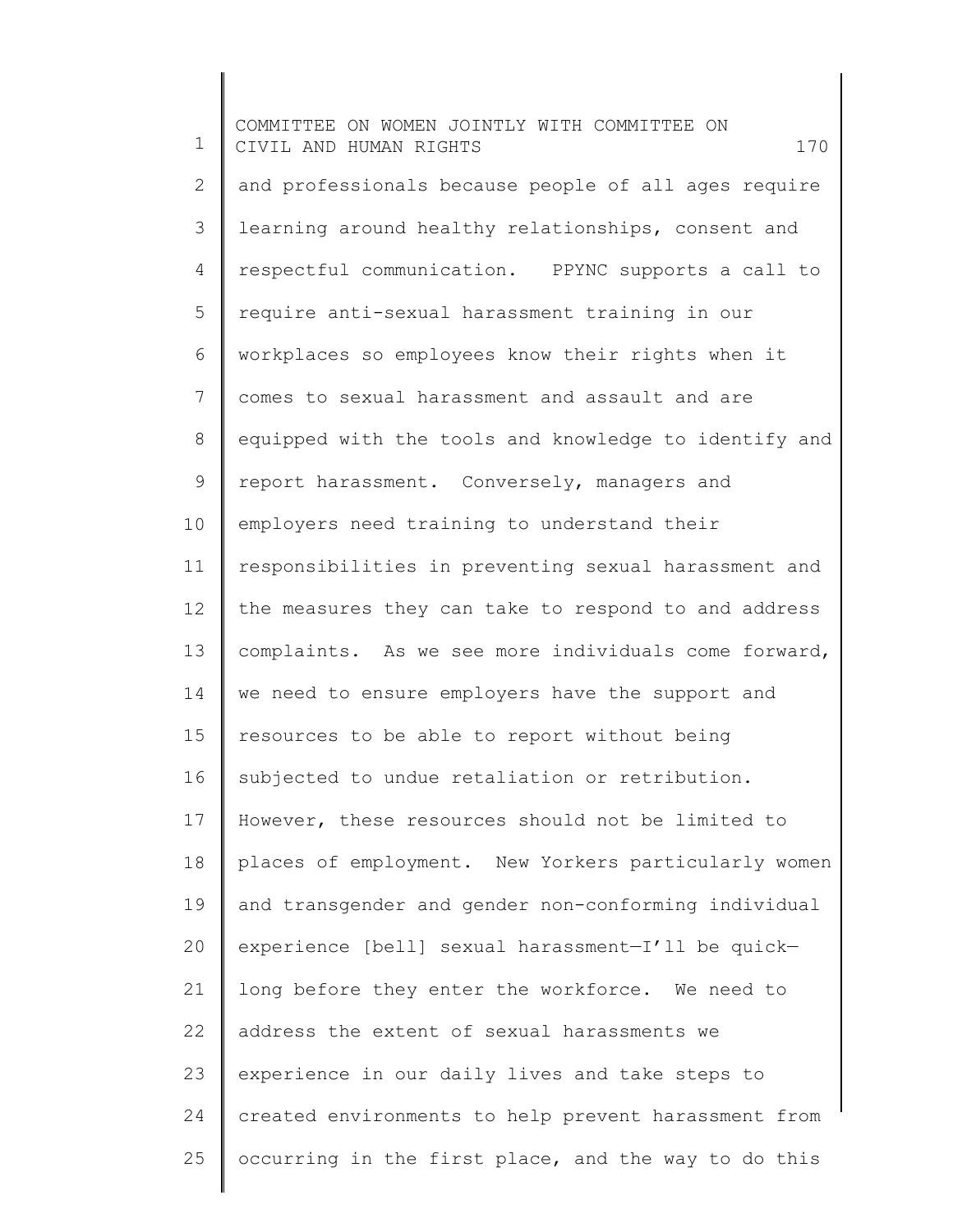and professionals because people of all ages require learning around healthy relationships, consent and respectful communication. PPYNC supports a call to require anti-sexual harassment training in our workplaces so employees know their rights when it comes to sexual harassment and assault and are equipped with the tools and knowledge to identify and report harassment. Conversely, managers and employers need training to understand their responsibilities in preventing sexual harassment and the measures they can take to respond to and address complaints. As we see more individuals come forward, we need to ensure employers have the support and resources to be able to report without being subjected to undue retaliation or retribution. However, these resources should not be limited to places of employment. New Yorkers particularly women and transgender and gender non-conforming individual experience [bell] sexual harassment—I'll be quick—long before they enter the workforce. We need to address the extent of sexual harassments we experience in our daily lives and take steps to created environments to help prevent harassment from occurring in the first place, and the way to do this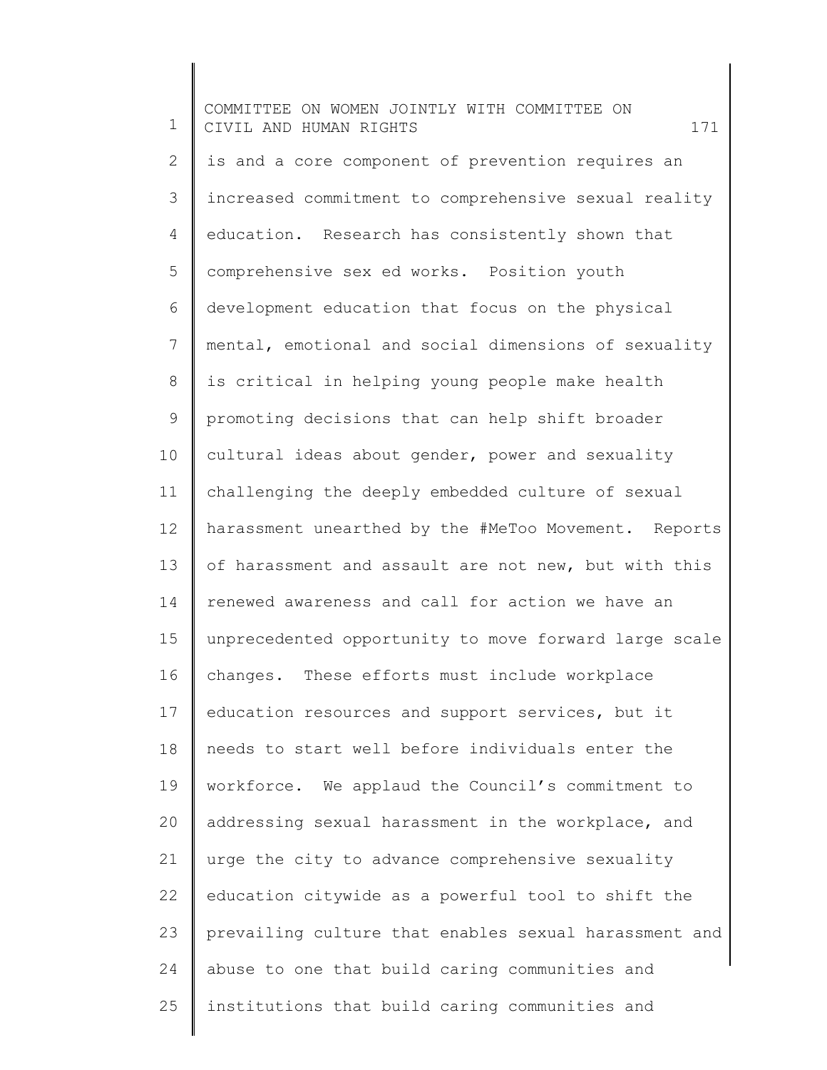is and a core component of prevention requires an increased commitment to comprehensive sexual reality education. Research has consistently shown that comprehensive sex ed works. Position youth development education that focus on the physical mental, emotional and social dimensions of sexuality is critical in helping young people make health promoting decisions that can help shift broader cultural ideas about gender, power and sexuality challenging the deeply embedded culture of sexual harassment unearthed by the #MeToo Movement. Reports of harassment and assault are not new, but with this renewed awareness and call for action we have an unprecedented opportunity to move forward large scale changes. These efforts must include workplace education resources and support services, but it needs to start well before individuals enter the workforce. We applaud the Council's commitment to addressing sexual harassment in the workplace, and urge the city to advance comprehensive sexuality education citywide as a powerful tool to shift the prevailing culture that enables sexual harassment and abuse to one that build caring communities and institutions that build caring communities and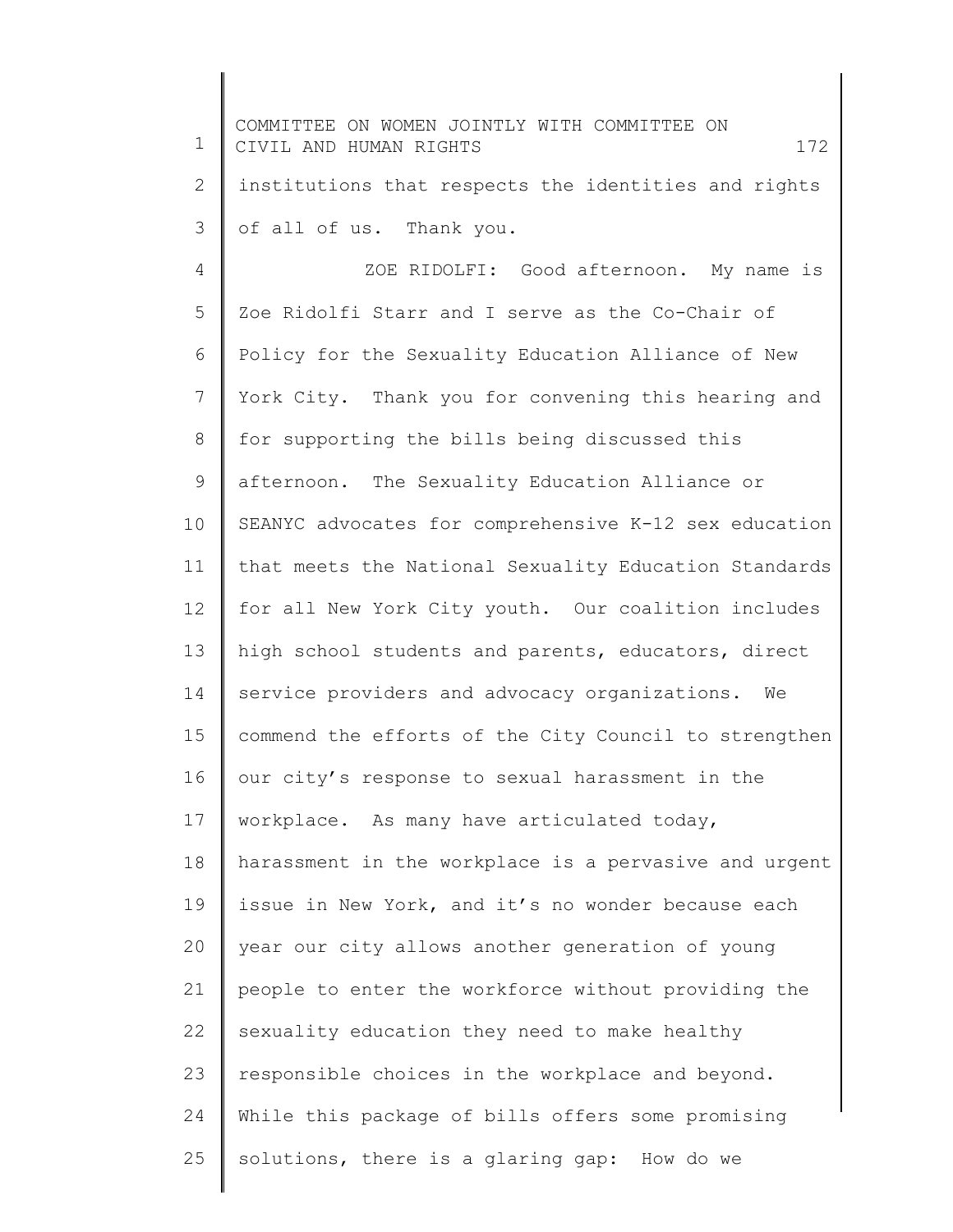institutions that respects the identities and rights of all of us. Thank you.

ZOE RIDOLFI: Good afternoon. My name is Zoe Ridolfi Starr and I serve as the Co-Chair of Policy for the Sexuality Education Alliance of New York City. Thank you for convening this hearing and for supporting the bills being discussed this afternoon. The Sexuality Education Alliance or SEANYC advocates for comprehensive K-12 sex education that meets the National Sexuality Education Standards for all New York City youth. Our coalition includes high school students and parents, educators, direct service providers and advocacy organizations. We commend the efforts of the City Council to strengthen our city's response to sexual harassment in the workplace. As many have articulated today, harassment in the workplace is a pervasive and urgent issue in New York, and it's no wonder because each year our city allows another generation of young people to enter the workforce without providing the sexuality education they need to make healthy responsible choices in the workplace and beyond. While this package of bills offers some promising solutions, there is a glaring gap: How do we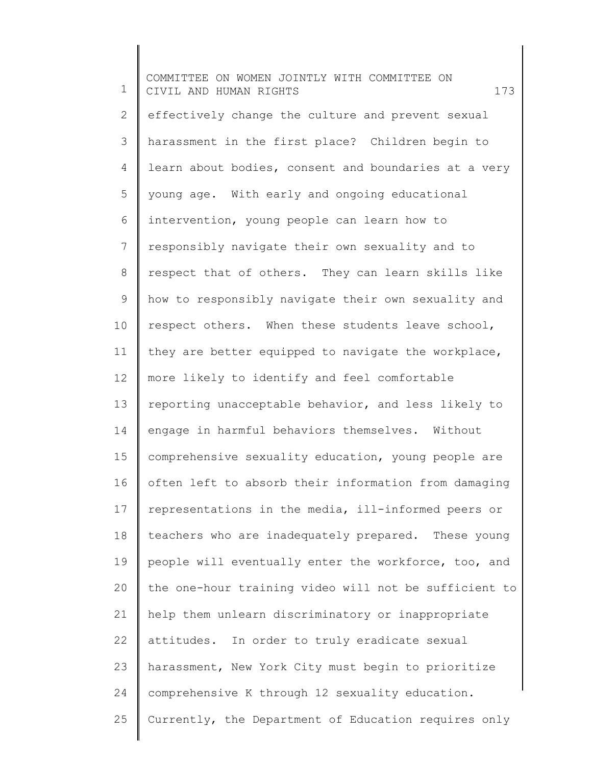effectively change the culture and prevent sexual harassment in the first place? Children begin to learn about bodies, consent and boundaries at a very young age. With early and ongoing educational intervention, young people can learn how to responsibly navigate their own sexuality and to respect that of others. They can learn skills like how to responsibly navigate their own sexuality and respect others. When these students leave school, they are better equipped to navigate the workplace, more likely to identify and feel comfortable reporting unacceptable behavior, and less likely to engage in harmful behaviors themselves. Without comprehensive sexuality education, young people are often left to absorb their information from damaging representations in the media, ill-informed peers or teachers who are inadequately prepared. These young people will eventually enter the workforce, too, and the one-hour training video will not be sufficient to help them unlearn discriminatory or inappropriate attitudes. In order to truly eradicate sexual harassment, New York City must begin to prioritize comprehensive K through 12 sexuality education. Currently, the Department of Education requires only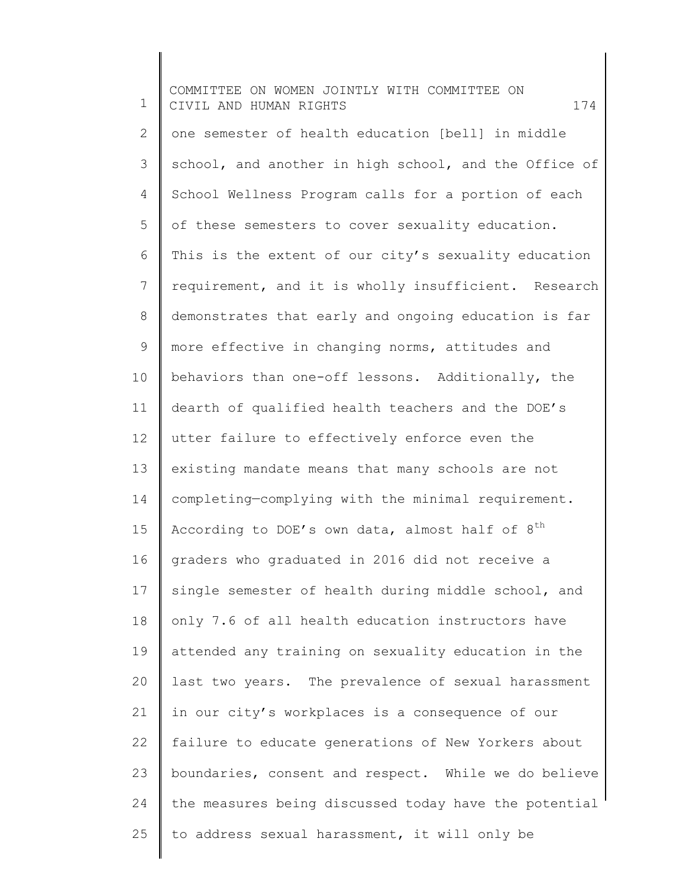one semester of health education [bell] in middle school, and another in high school, and the Office of School Wellness Program calls for a portion of each of these semesters to cover sexuality education. This is the extent of our city's sexuality education requirement, and it is wholly insufficient. Research demonstrates that early and ongoing education is far more effective in changing norms, attitudes and behaviors than one-off lessons. Additionally, the dearth of qualified health teachers and the DOE's utter failure to effectively enforce even the existing mandate means that many schools are not completing—complying with the minimal requirement. According to DOE's own data, almost half of 8th graders who graduated in 2016 did not receive a single semester of health during middle school, and only 7.6 of all health education instructors have attended any training on sexuality education in the last two years. The prevalence of sexual harassment in our city's workplaces is a consequence of our failure to educate generations of New Yorkers about boundaries, consent and respect. While we do believe the measures being discussed today have the potential to address sexual harassment, it will only be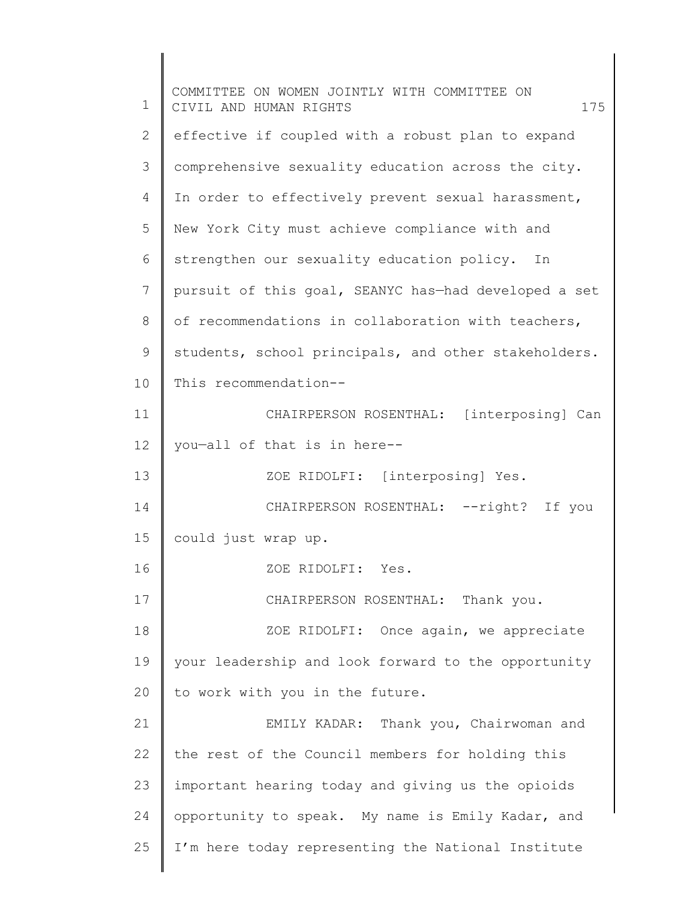effective if coupled with a robust plan to expand comprehensive sexuality education across the city. In order to effectively prevent sexual harassment, New York City must achieve compliance with and strengthen our sexuality education policy. In pursuit of this goal, SEANYC has—had developed a set of recommendations in collaboration with teachers, students, school principals, and other stakeholders. This recommendation--

CHAIRPERSON ROSENTHAL: [interposing] Can you—all of that is in here--

ZOE RIDOLFI: [interposing] Yes.

CHAIRPERSON ROSENTHAL: --right? If you could just wrap up.

ZOE RIDOLFI: Yes.

CHAIRPERSON ROSENTHAL: Thank you.

ZOE RIDOLFI: Once again, we appreciate your leadership and look forward to the opportunity to work with you in the future.

EMILY KADAR: Thank you, Chairwoman and the rest of the Council members for holding this important hearing today and giving us the opioids opportunity to speak. My name is Emily Kadar, and I'm here today representing the National Institute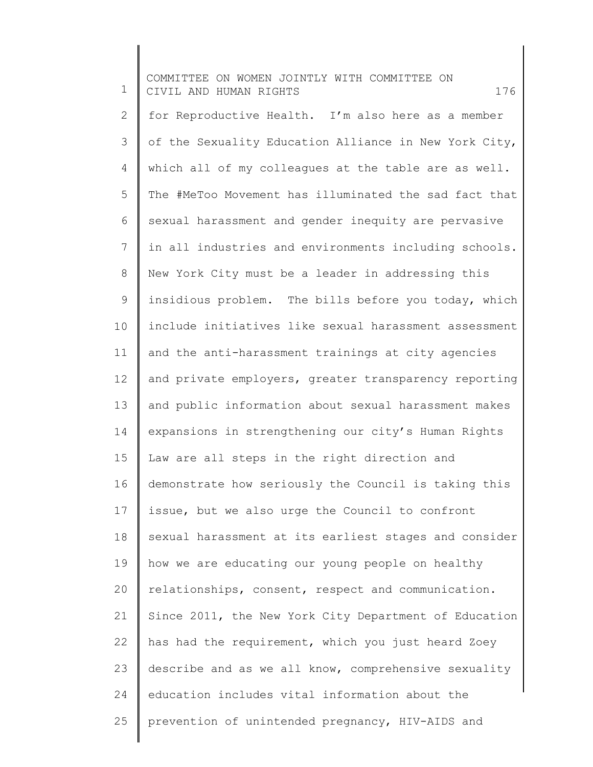for Reproductive Health. I'm also here as a member of the Sexuality Education Alliance in New York City, which all of my colleagues at the table are as well. The #MeToo Movement has illuminated the sad fact that sexual harassment and gender inequity are pervasive in all industries and environments including schools. New York City must be a leader in addressing this insidious problem. The bills before you today, which include initiatives like sexual harassment assessment and the anti-harassment trainings at city agencies and private employers, greater transparency reporting and public information about sexual harassment makes expansions in strengthening our city's Human Rights Law are all steps in the right direction and demonstrate how seriously the Council is taking this issue, but we also urge the Council to confront sexual harassment at its earliest stages and consider how we are educating our young people on healthy relationships, consent, respect and communication. Since 2011, the New York City Department of Education has had the requirement, which you just heard Zoey describe and as we all know, comprehensive sexuality education includes vital information about the prevention of unintended pregnancy, HIV-AIDS and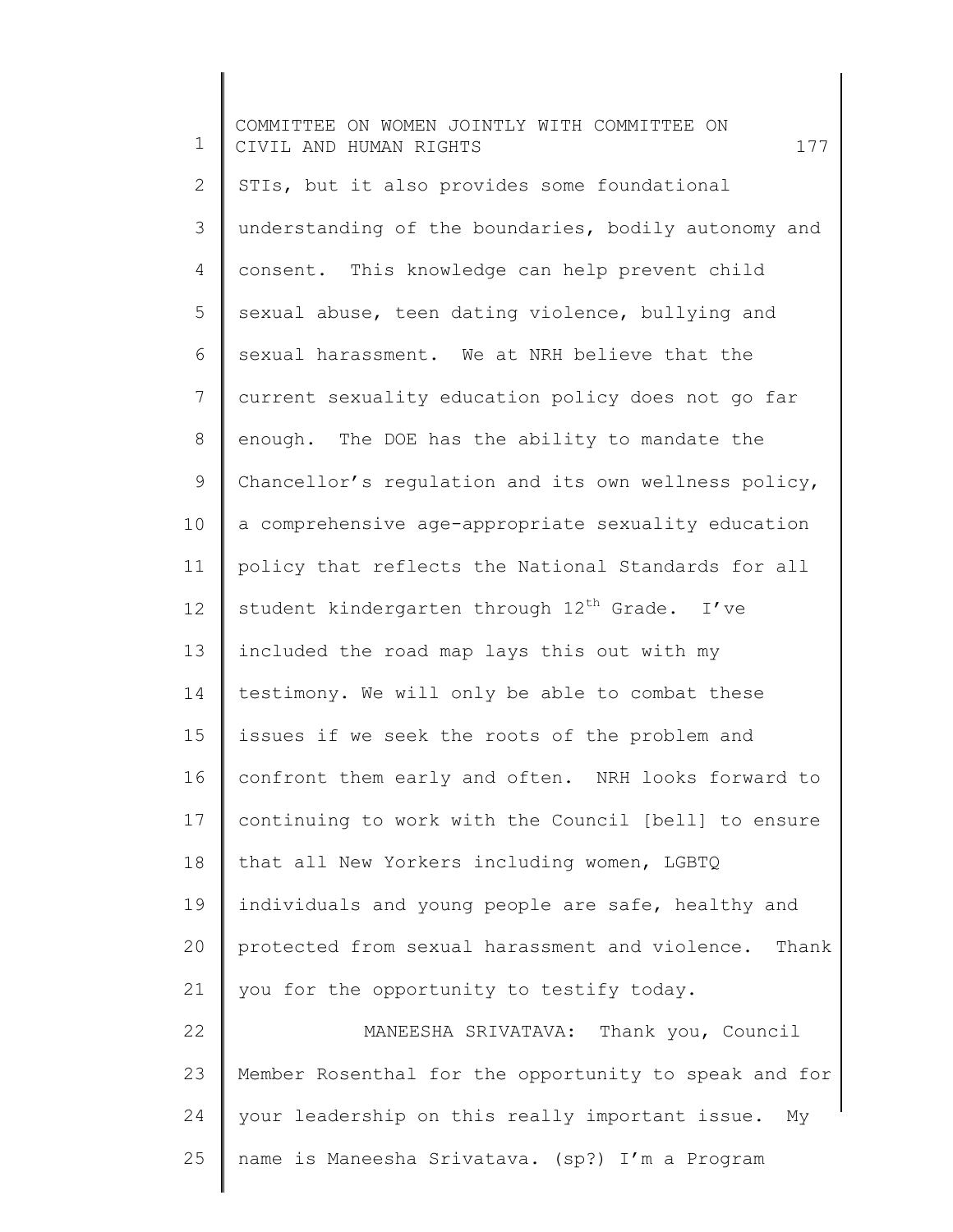STIs, but it also provides some foundational understanding of the boundaries, bodily autonomy and consent. This knowledge can help prevent child sexual abuse, teen dating violence, bullying and sexual harassment. We at NRH believe that the current sexuality education policy does not go far enough. The DOE has the ability to mandate the Chancellor's regulation and its own wellness policy, a comprehensive age-appropriate sexuality education policy that reflects the National Standards for all student kindergarten through 12th Grade. I've included the road map lays this out with my testimony. We will only be able to combat these issues if we seek the roots of the problem and confront them early and often. NRH looks forward to continuing to work with the Council [bell] to ensure that all New Yorkers including women, LGBTQ individuals and young people are safe, healthy and protected from sexual harassment and violence. Thank you for the opportunity to testify today.

MANEESHA SRIVATAVA: Thank you, Council Member Rosenthal for the opportunity to speak and for your leadership on this really important issue. My name is Maneesha Srivatava. (sp?) I'm a Program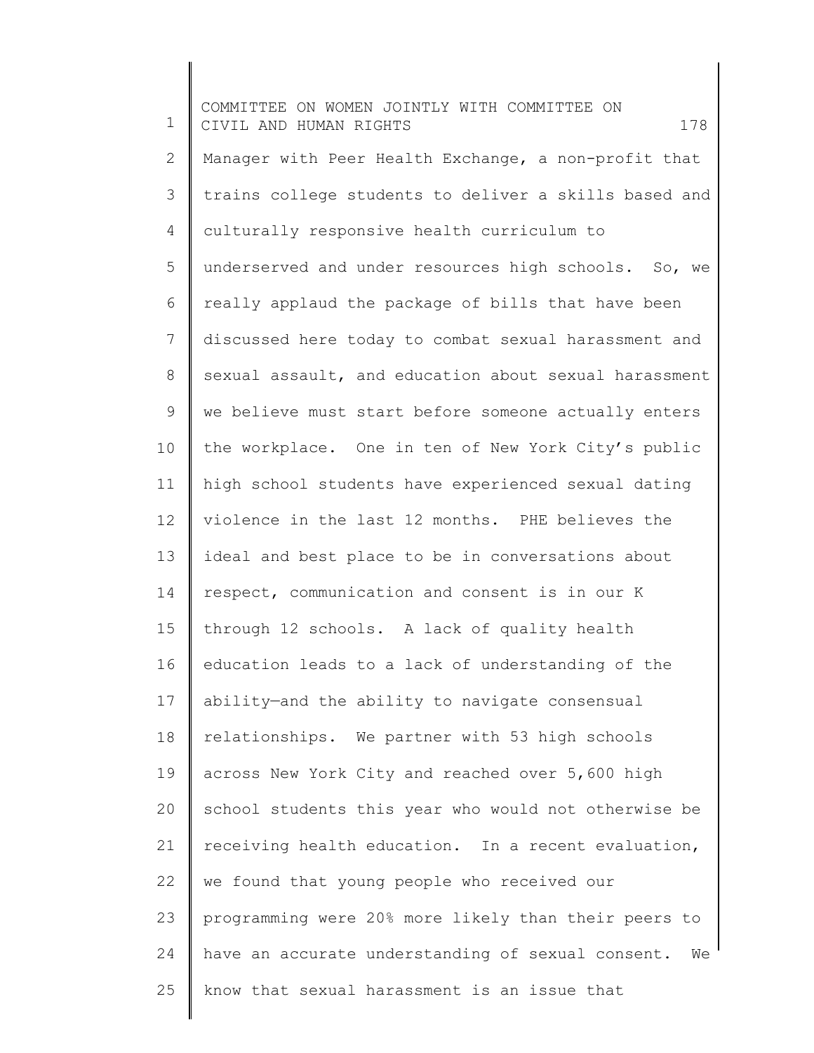Manager with Peer Health Exchange, a non-profit that trains college students to deliver a skills based and culturally responsive health curriculum to underserved and under resources high schools. So, we really applaud the package of bills that have been discussed here today to combat sexual harassment and sexual assault, and education about sexual harassment we believe must start before someone actually enters the workplace. One in ten of New York City's public high school students have experienced sexual dating violence in the last 12 months. PHE believes the ideal and best place to be in conversations about respect, communication and consent is in our K through 12 schools. A lack of quality health education leads to a lack of understanding of the ability—and the ability to navigate consensual relationships. We partner with 53 high schools across New York City and reached over 5,600 high school students this year who would not otherwise be receiving health education. In a recent evaluation, we found that young people who received our programming were 20% more likely than their peers to have an accurate understanding of sexual consent. We know that sexual harassment is an issue that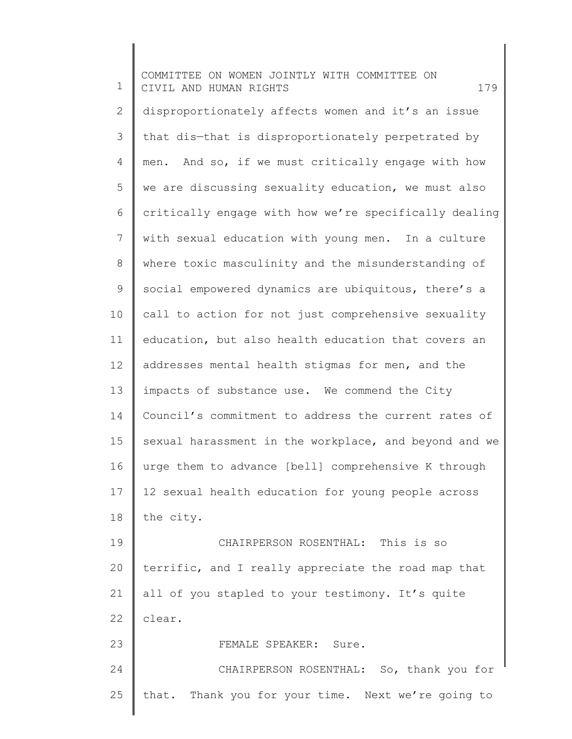disproportionately affects women and it's an issue that dis—that is disproportionately perpetrated by men. And so, if we must critically engage with how we are discussing sexuality education, we must also critically engage with how we're specifically dealing with sexual education with young men. In a culture where toxic masculinity and the misunderstanding of social empowered dynamics are ubiquitous, there's a call to action for not just comprehensive sexuality education, but also health education that covers an addresses mental health stigmas for men, and the impacts of substance use. We commend the City Council's commitment to address the current rates of sexual harassment in the workplace, and beyond and we urge them to advance [bell] comprehensive K through 12 sexual health education for young people across the city.

CHAIRPERSON ROSENTHAL: This is so terrific, and I really appreciate the road map that all of you stapled to your testimony. It's quite clear.

FEMALE SPEAKER: Sure.

CHAIRPERSON ROSENTHAL: So, thank you for that. Thank you for your time. Next we're going to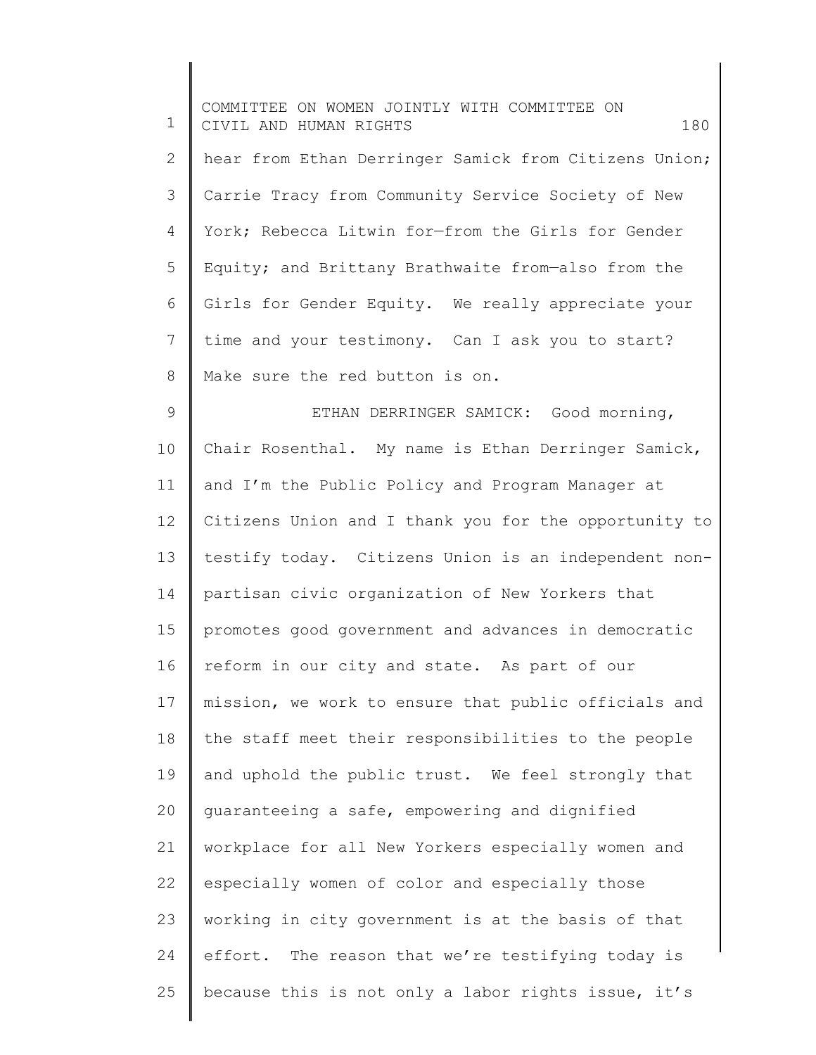hear from Ethan Derringer Samick from Citizens Union; Carrie Tracy from Community Service Society of New York; Rebecca Litwin for—from the Girls for Gender Equity; and Brittany Brathwaite from—also from the Girls for Gender Equity. We really appreciate your time and your testimony. Can I ask you to start? Make sure the red button is on.

ETHAN DERRINGER SAMICK: Good morning, Chair Rosenthal. My name is Ethan Derringer Samick, and I'm the Public Policy and Program Manager at Citizens Union and I thank you for the opportunity to testify today. Citizens Union is an independent non-partisan civic organization of New Yorkers that promotes good government and advances in democratic reform in our city and state. As part of our mission, we work to ensure that public officials and the staff meet their responsibilities to the people and uphold the public trust. We feel strongly that guaranteeing a safe, empowering and dignified workplace for all New Yorkers especially women and especially women of color and especially those working in city government is at the basis of that effort. The reason that we're testifying today is because this is not only a labor rights issue, it's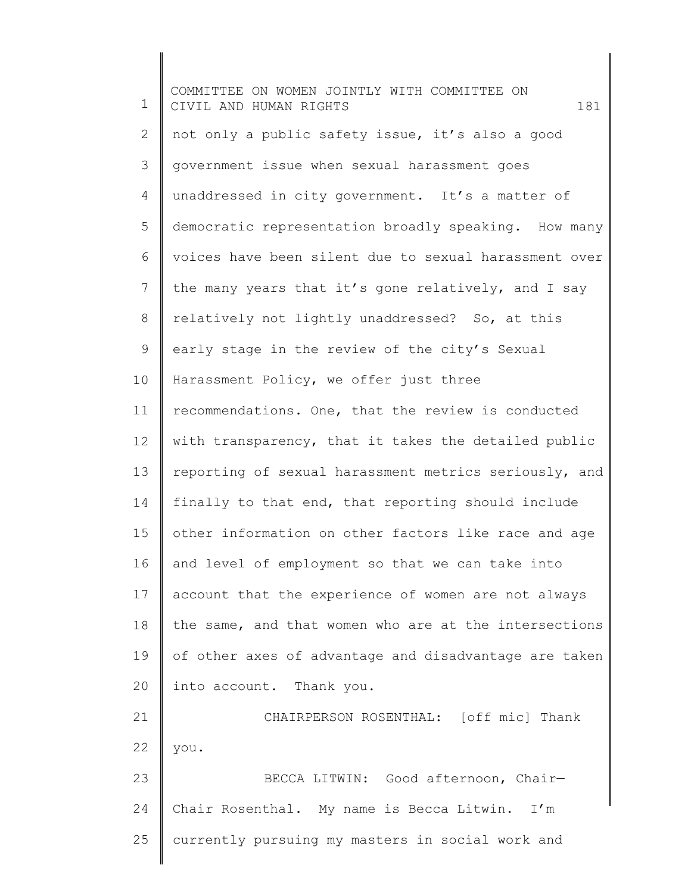not only a public safety issue, it's also a good government issue when sexual harassment goes unaddressed in city government. It's a matter of democratic representation broadly speaking. How many voices have been silent due to sexual harassment over the many years that it's gone relatively, and I say relatively not lightly unaddressed? So, at this early stage in the review of the city's Sexual Harassment Policy, we offer just three recommendations. One, that the review is conducted with transparency, that it takes the detailed public reporting of sexual harassment metrics seriously, and finally to that end, that reporting should include other information on other factors like race and age and level of employment so that we can take into account that the experience of women are not always the same, and that women who are at the intersections of other axes of advantage and disadvantage are taken into account. Thank you.

CHAIRPERSON ROSENTHAL: [off mic] Thank you.

BECCA LITWIN: Good afternoon, Chair— Chair Rosenthal. My name is Becca Litwin. I'm currently pursuing my masters in social work and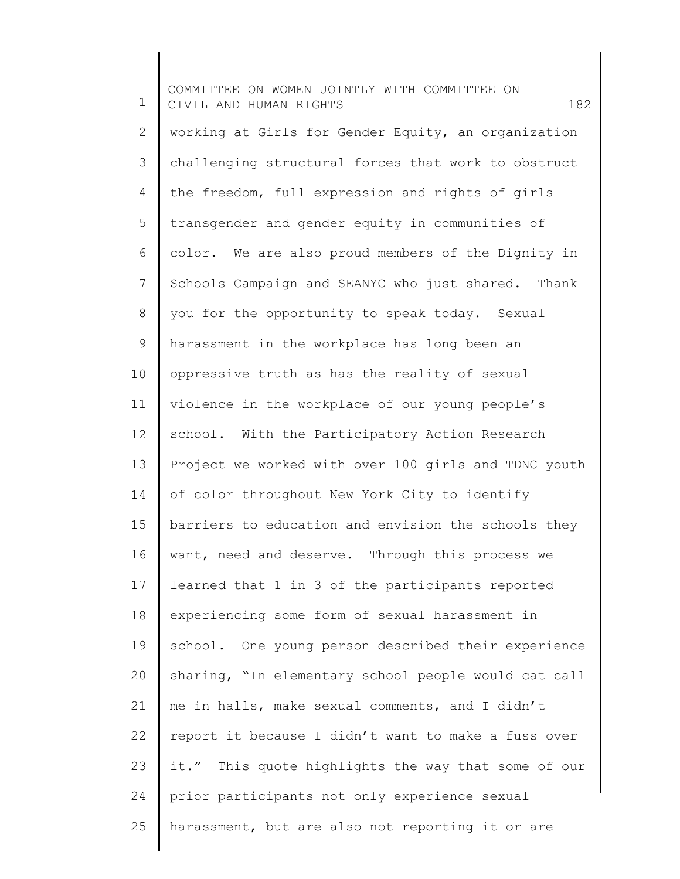working at Girls for Gender Equity, an organization challenging structural forces that work to obstruct the freedom, full expression and rights of girls transgender and gender equity in communities of color. We are also proud members of the Dignity in Schools Campaign and SEANYC who just shared. Thank you for the opportunity to speak today. Sexual harassment in the workplace has long been an oppressive truth as has the reality of sexual violence in the workplace of our young people's school. With the Participatory Action Research Project we worked with over 100 girls and TDNC youth of color throughout New York City to identify barriers to education and envision the schools they want, need and deserve. Through this process we learned that 1 in 3 of the participants reported experiencing some form of sexual harassment in school. One young person described their experience sharing, "In elementary school people would cat call me in halls, make sexual comments, and I didn't report it because I didn't want to make a fuss over it." This quote highlights the way that some of our prior participants not only experience sexual harassment, but are also not reporting it or are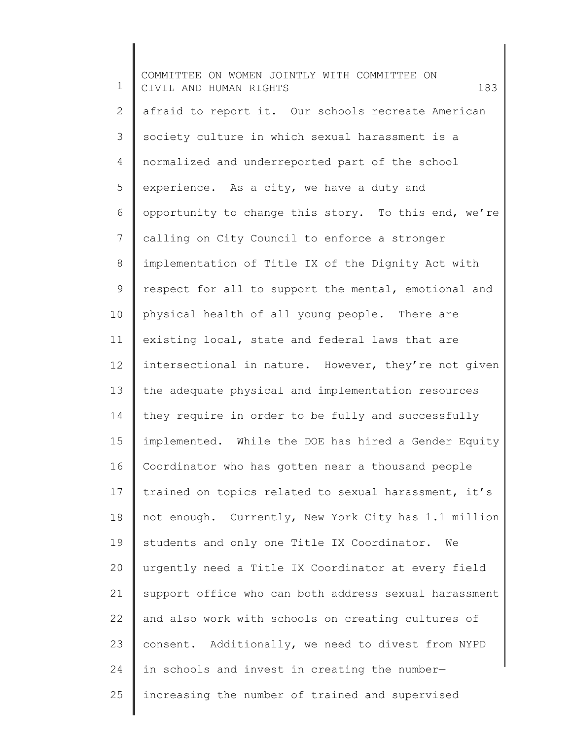afraid to report it. Our schools recreate American society culture in which sexual harassment is a normalized and underreported part of the school experience. As a city, we have a duty and opportunity to change this story. To this end, we're calling on City Council to enforce a stronger implementation of Title IX of the Dignity Act with respect for all to support the mental, emotional and physical health of all young people. There are existing local, state and federal laws that are intersectional in nature. However, they're not given the adequate physical and implementation resources they require in order to be fully and successfully implemented. While the DOE has hired a Gender Equity Coordinator who has gotten near a thousand people trained on topics related to sexual harassment, it's not enough. Currently, New York City has 1.1 million students and only one Title IX Coordinator. We urgently need a Title IX Coordinator at every field support office who can both address sexual harassment and also work with schools on creating cultures of consent. Additionally, we need to divest from NYPD in schools and invest in creating the number— increasing the number of trained and supervised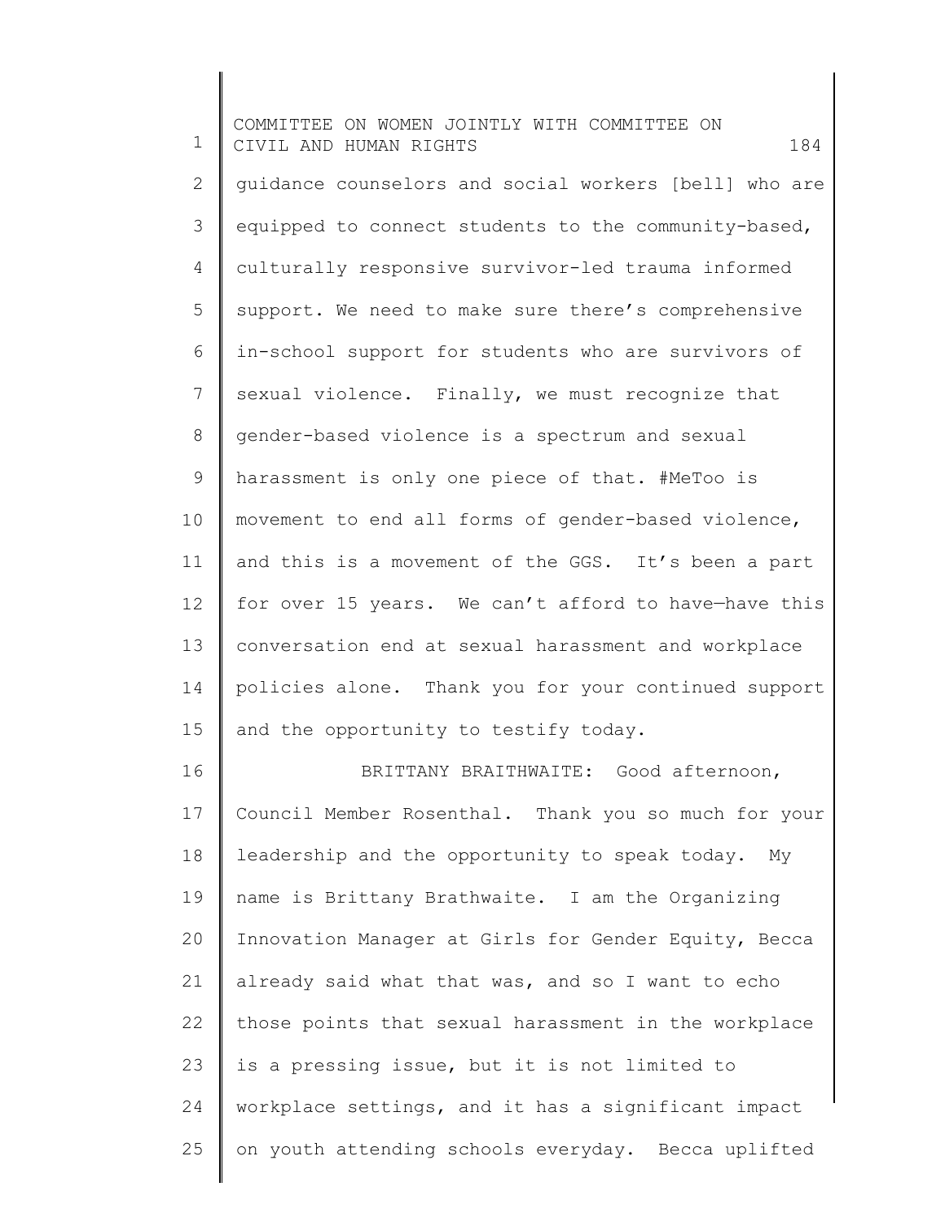guidance counselors and social workers [bell] who are equipped to connect students to the community-based, culturally responsive survivor-led trauma informed support. We need to make sure there's comprehensive in-school support for students who are survivors of sexual violence. Finally, we must recognize that gender-based violence is a spectrum and sexual harassment is only one piece of that. #MeToo is movement to end all forms of gender-based violence, and this is a movement of the GGS. It's been a part for over 15 years. We can't afford to have—have this conversation end at sexual harassment and workplace policies alone. Thank you for your continued support and the opportunity to testify today.

BRITTANY BRAITHWAITE: Good afternoon, Council Member Rosenthal. Thank you so much for your leadership and the opportunity to speak today. My name is Brittany Brathwaite. I am the Organizing Innovation Manager at Girls for Gender Equity, Becca already said what that was, and so I want to echo those points that sexual harassment in the workplace is a pressing issue, but it is not limited to workplace settings, and it has a significant impact on youth attending schools everyday. Becca uplifted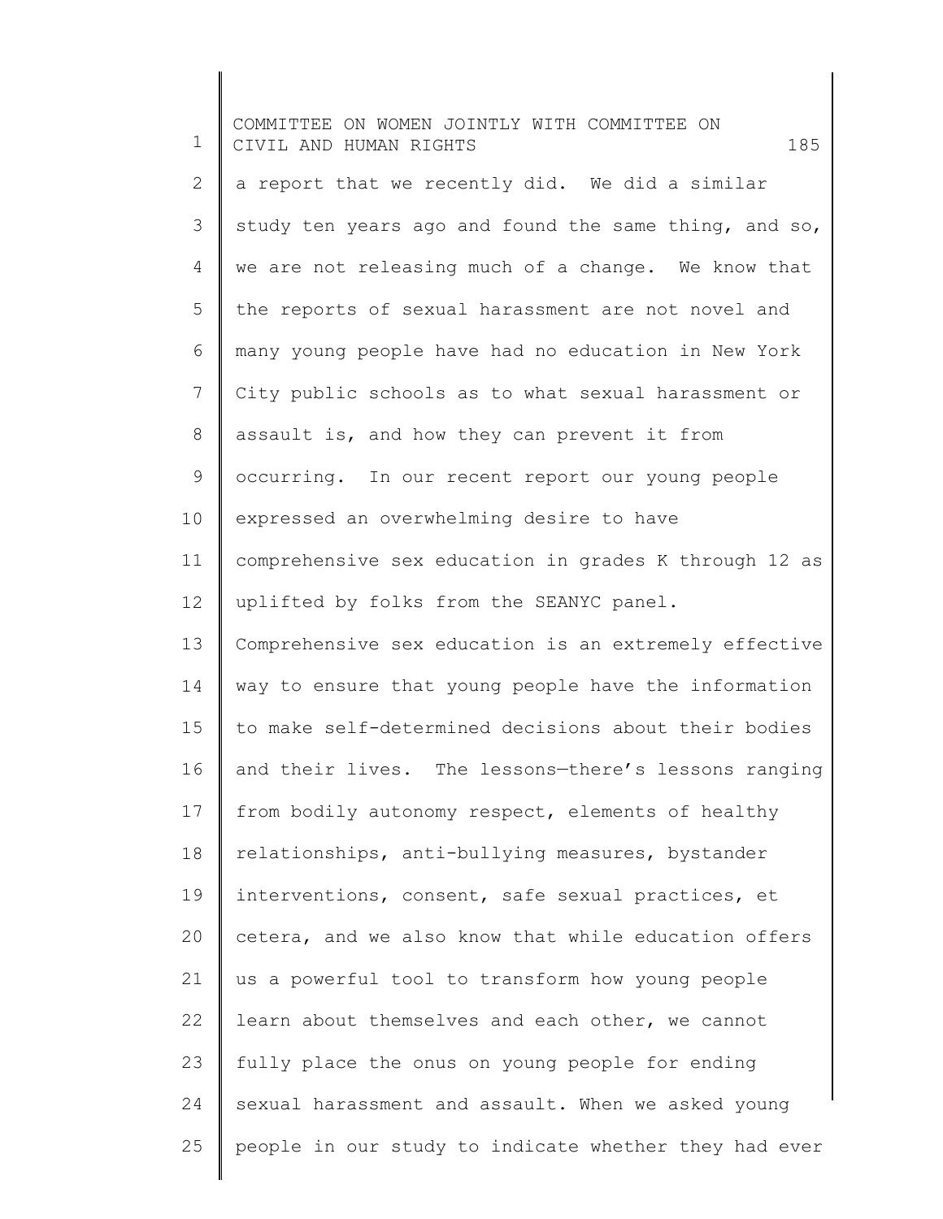a report that we recently did. We did a similar study ten years ago and found the same thing, and so, we are not releasing much of a change. We know that the reports of sexual harassment are not novel and many young people have had no education in New York City public schools as to what sexual harassment or assault is, and how they can prevent it from occurring. In our recent report our young people expressed an overwhelming desire to have comprehensive sex education in grades K through 12 as uplifted by folks from the SEANYC panel. Comprehensive sex education is an extremely effective way to ensure that young people have the information to make self-determined decisions about their bodies and their lives. The lessons—there's lessons ranging from bodily autonomy respect, elements of healthy relationships, anti-bullying measures, bystander interventions, consent, safe sexual practices, et cetera, and we also know that while education offers us a powerful tool to transform how young people learn about themselves and each other, we cannot fully place the onus on young people for ending sexual harassment and assault. When we asked young people in our study to indicate whether they had ever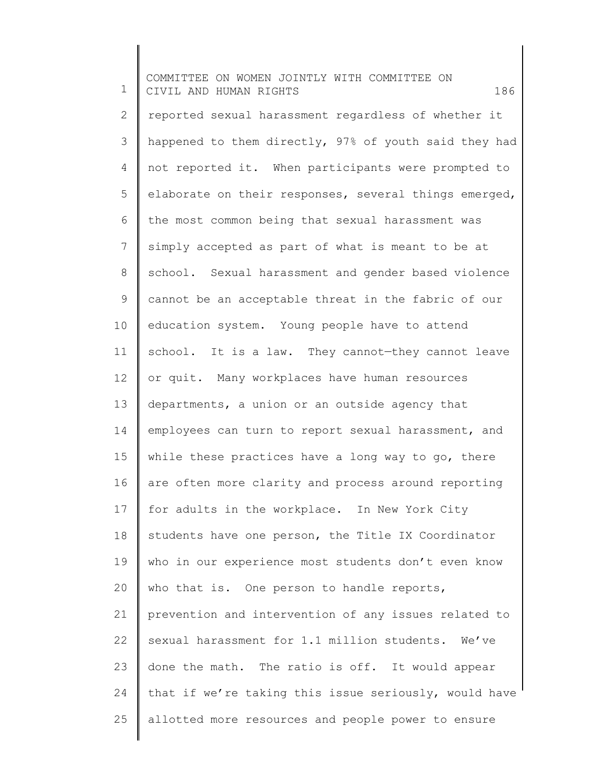reported sexual harassment regardless of whether it happened to them directly, 97% of youth said they had not reported it. When participants were prompted to elaborate on their responses, several things emerged, the most common being that sexual harassment was simply accepted as part of what is meant to be at school. Sexual harassment and gender based violence cannot be an acceptable threat in the fabric of our education system. Young people have to attend school. It is a law. They cannot—they cannot leave or quit. Many workplaces have human resources departments, a union or an outside agency that employees can turn to report sexual harassment, and while these practices have a long way to go, there are often more clarity and process around reporting for adults in the workplace. In New York City students have one person, the Title IX Coordinator who in our experience most students don't even know who that is. One person to handle reports, prevention and intervention of any issues related to sexual harassment for 1.1 million students. We've done the math. The ratio is off. It would appear that if we're taking this issue seriously, would have allotted more resources and people power to ensure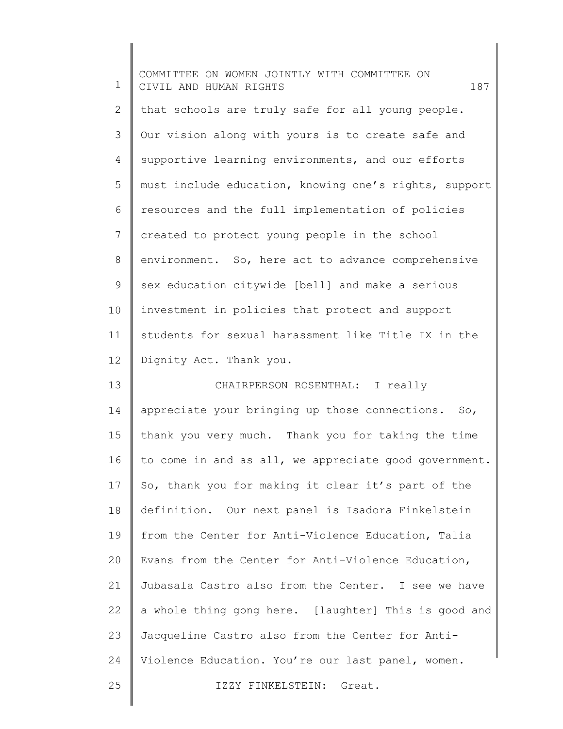that schools are truly safe for all young people. Our vision along with yours is to create safe and supportive learning environments, and our efforts must include education, knowing one's rights, support resources and the full implementation of policies created to protect young people in the school environment. So, here act to advance comprehensive sex education citywide [bell] and make a serious investment in policies that protect and support students for sexual harassment like Title IX in the Dignity Act. Thank you.

CHAIRPERSON ROSENTHAL: I really appreciate your bringing up those connections. So, thank you very much. Thank you for taking the time to come in and as all, we appreciate good government. So, thank you for making it clear it's part of the definition. Our next panel is Isadora Finkelstein from the Center for Anti-Violence Education, Talia Evans from the Center for Anti-Violence Education, Jubasala Castro also from the Center. I see we have a whole thing gong here. [laughter] This is good and Jacqueline Castro also from the Center for Anti-Violence Education. You're our last panel, women.

IZZY FINKELSTEIN: Great.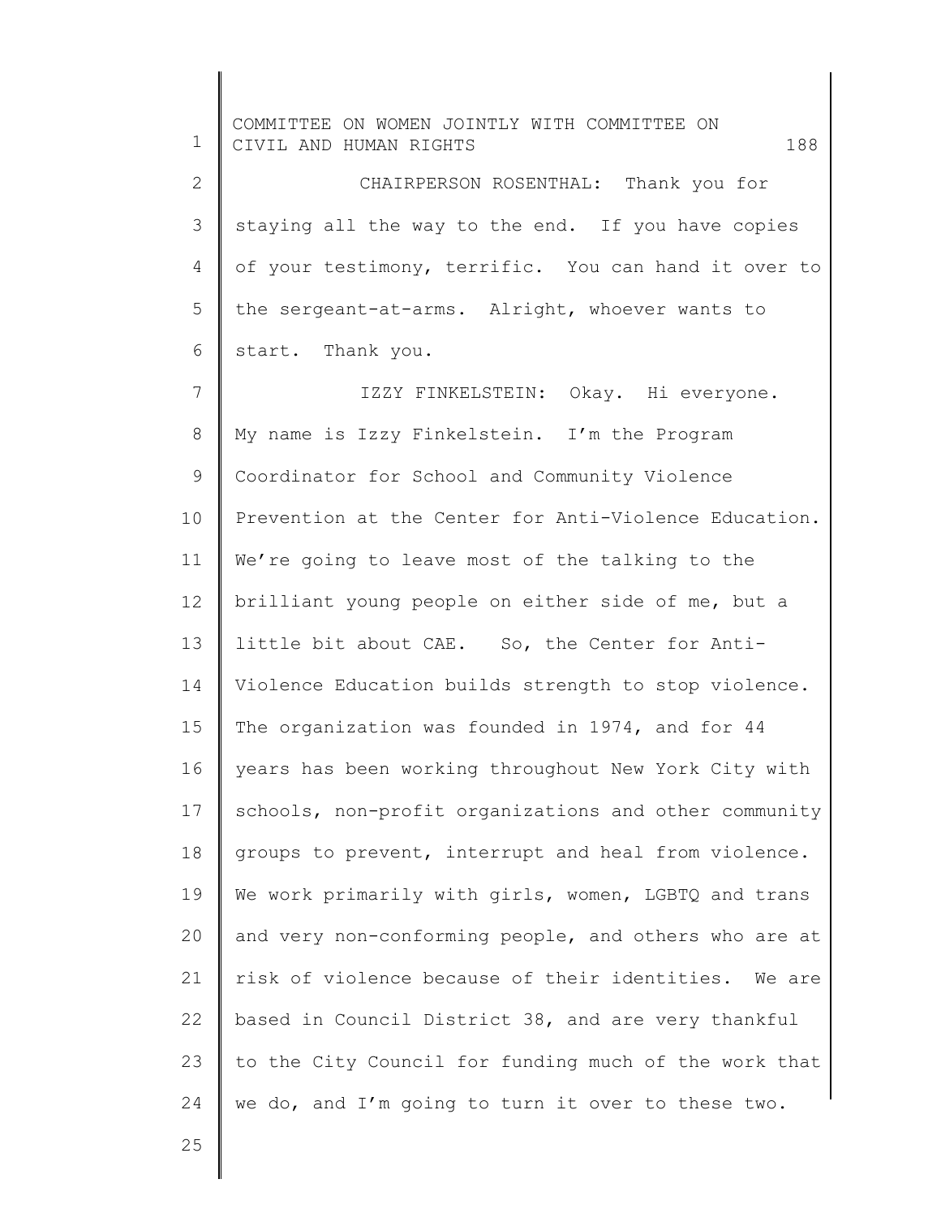CHAIRPERSON ROSENTHAL: Thank you for staying all the way to the end. If you have copies of your testimony, terrific. You can hand it over to the sergeant-at-arms. Alright, whoever wants to start. Thank you.

IZZY FINKELSTEIN: Okay. Hi everyone. My name is Izzy Finkelstein. I'm the Program Coordinator for School and Community Violence Prevention at the Center for Anti-Violence Education. We're going to leave most of the talking to the brilliant young people on either side of me, but a little bit about CAE. So, the Center for Anti-Violence Education builds strength to stop violence. The organization was founded in 1974, and for 44 years has been working throughout New York City with schools, non-profit organizations and other community groups to prevent, interrupt and heal from violence. We work primarily with girls, women, LGBTQ and trans and very non-conforming people, and others who are at risk of violence because of their identities. We are based in Council District 38, and are very thankful to the City Council for funding much of the work that we do, and I'm going to turn it over to these two.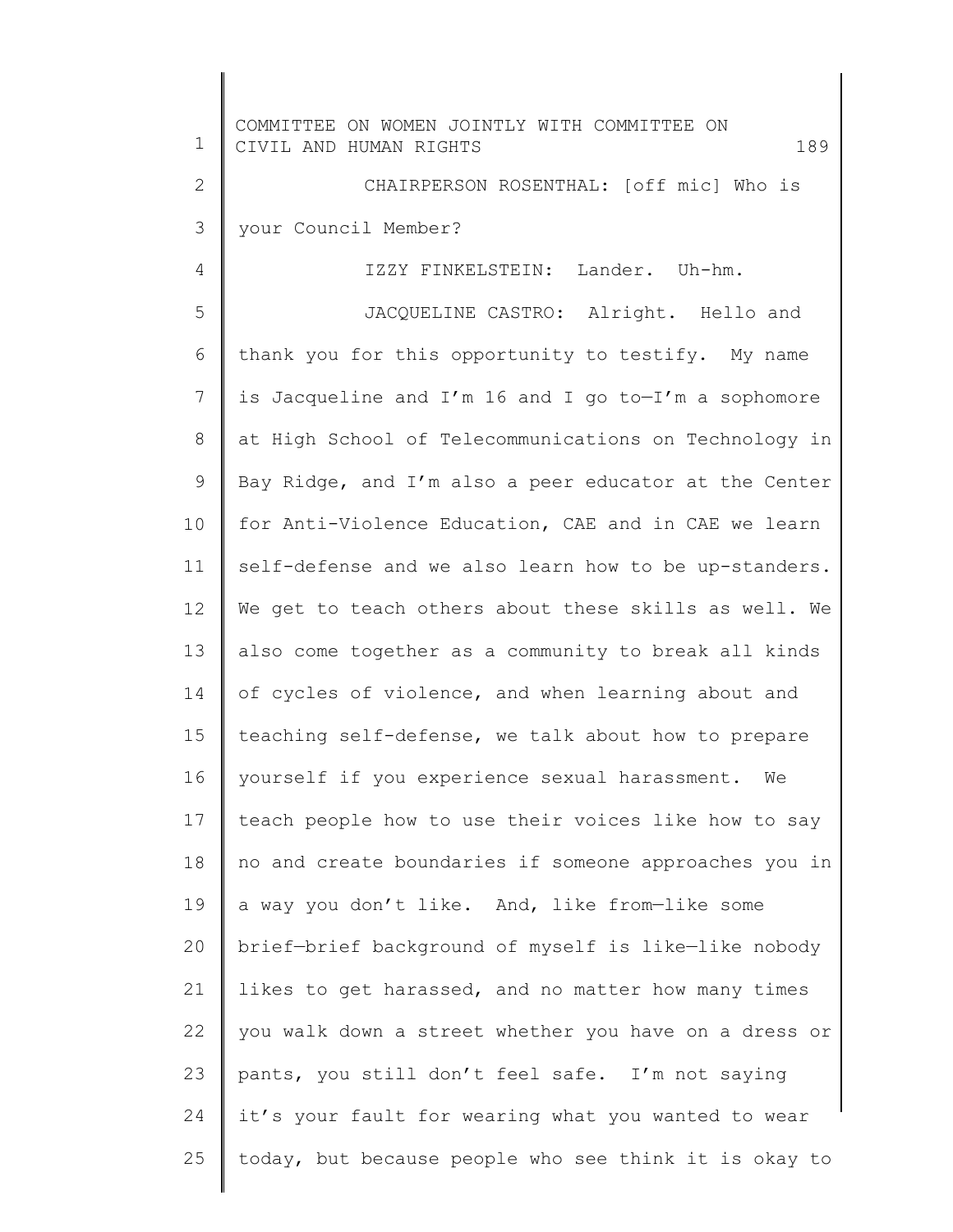CHAIRPERSON ROSENTHAL: [off mic] Who is your Council Member?

IZZY FINKELSTEIN: Lander. Uh-hm.

JACQUELINE CASTRO: Alright. Hello and thank you for this opportunity to testify. My name is Jacqueline and I'm 16 and I go to—I'm a sophomore at High School of Telecommunications on Technology in Bay Ridge, and I'm also a peer educator at the Center for Anti-Violence Education, CAE and in CAE we learn self-defense and we also learn how to be up-standers. We get to teach others about these skills as well. We also come together as a community to break all kinds of cycles of violence, and when learning about and teaching self-defense, we talk about how to prepare yourself if you experience sexual harassment. We teach people how to use their voices like how to say no and create boundaries if someone approaches you in a way you don't like. And, like from—like some brief—brief background of myself is like—like nobody likes to get harassed, and no matter how many times you walk down a street whether you have on a dress or pants, you still don't feel safe. I'm not saying it's your fault for wearing what you wanted to wear today, but because people who see think it is okay to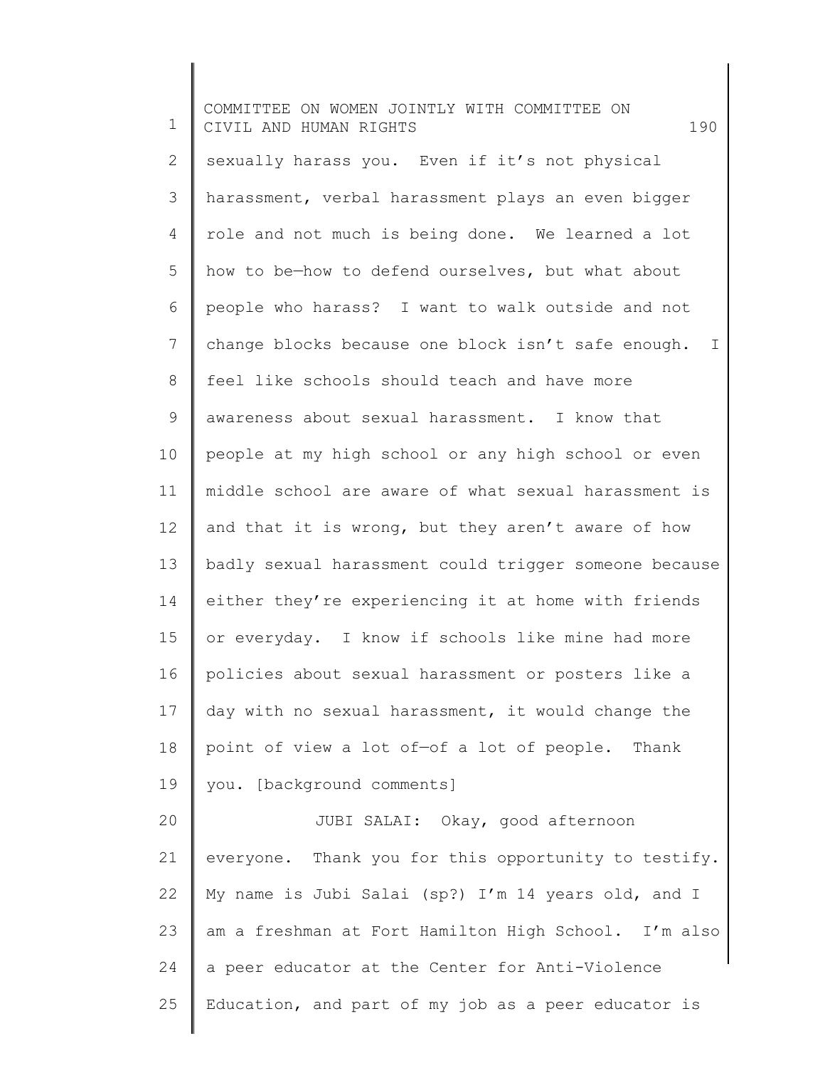sexually harass you. Even if it's not physical harassment, verbal harassment plays an even bigger role and not much is being done. We learned a lot how to be—how to defend ourselves, but what about people who harass? I want to walk outside and not change blocks because one block isn't safe enough. I feel like schools should teach and have more awareness about sexual harassment. I know that people at my high school or any high school or even middle school are aware of what sexual harassment is and that it is wrong, but they aren't aware of how badly sexual harassment could trigger someone because either they're experiencing it at home with friends or everyday. I know if schools like mine had more policies about sexual harassment or posters like a day with no sexual harassment, it would change the point of view a lot of—of a lot of people. Thank you. [background comments]

JUBI SALAI: Okay, good afternoon everyone. Thank you for this opportunity to testify. My name is Jubi Salai (sp?) I'm 14 years old, and I am a freshman at Fort Hamilton High School. I'm also a peer educator at the Center for Anti-Violence Education, and part of my job as a peer educator is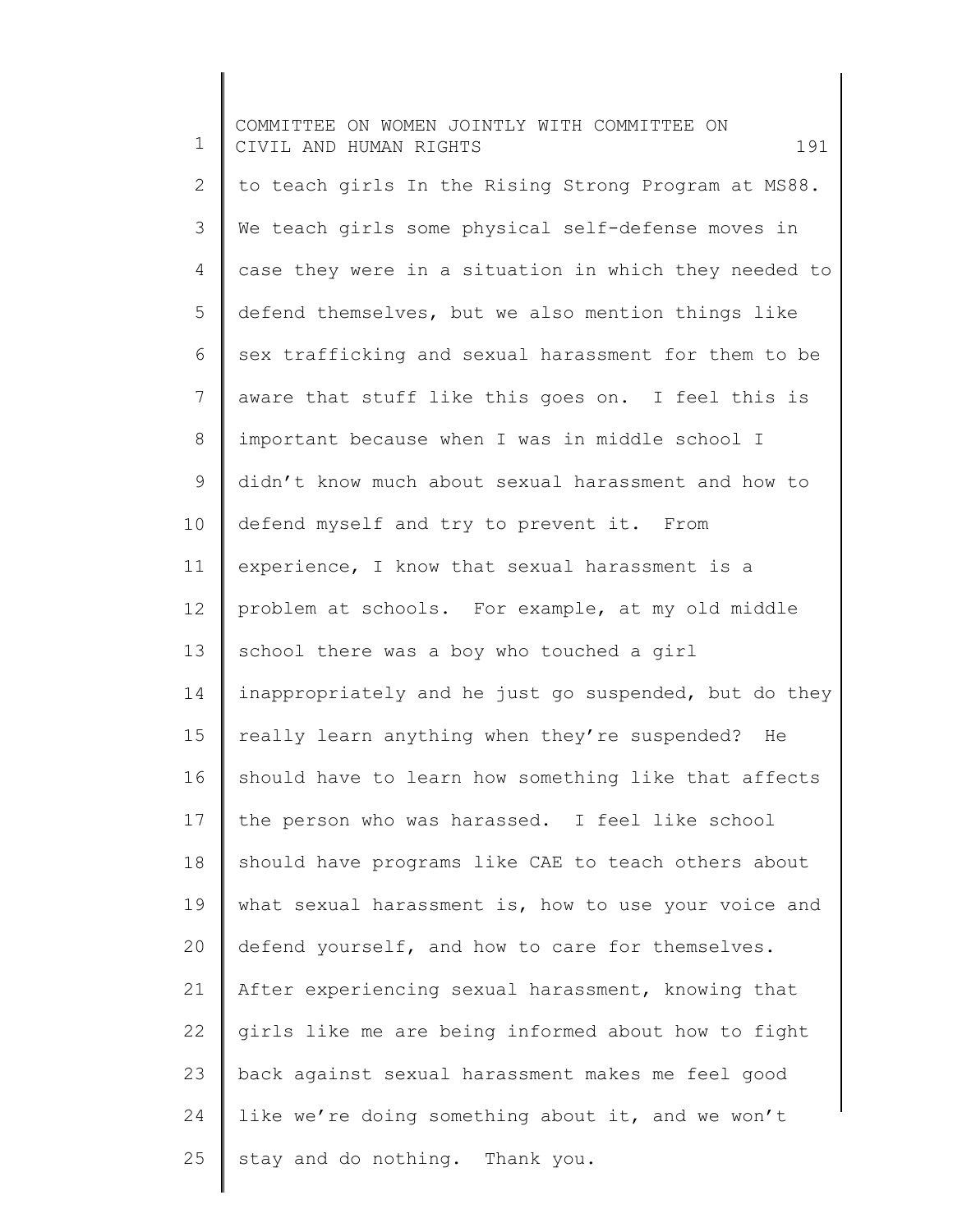to teach girls In the Rising Strong Program at MS88. We teach girls some physical self-defense moves in case they were in a situation in which they needed to defend themselves, but we also mention things like sex trafficking and sexual harassment for them to be aware that stuff like this goes on. I feel this is important because when I was in middle school I didn't know much about sexual harassment and how to defend myself and try to prevent it. From experience, I know that sexual harassment is a problem at schools. For example, at my old middle school there was a boy who touched a girl inappropriately and he just go suspended, but do they really learn anything when they're suspended? He should have to learn how something like that affects the person who was harassed. I feel like school should have programs like CAE to teach others about what sexual harassment is, how to use your voice and defend yourself, and how to care for themselves. After experiencing sexual harassment, knowing that girls like me are being informed about how to fight back against sexual harassment makes me feel good like we're doing something about it, and we won't stay and do nothing. Thank you.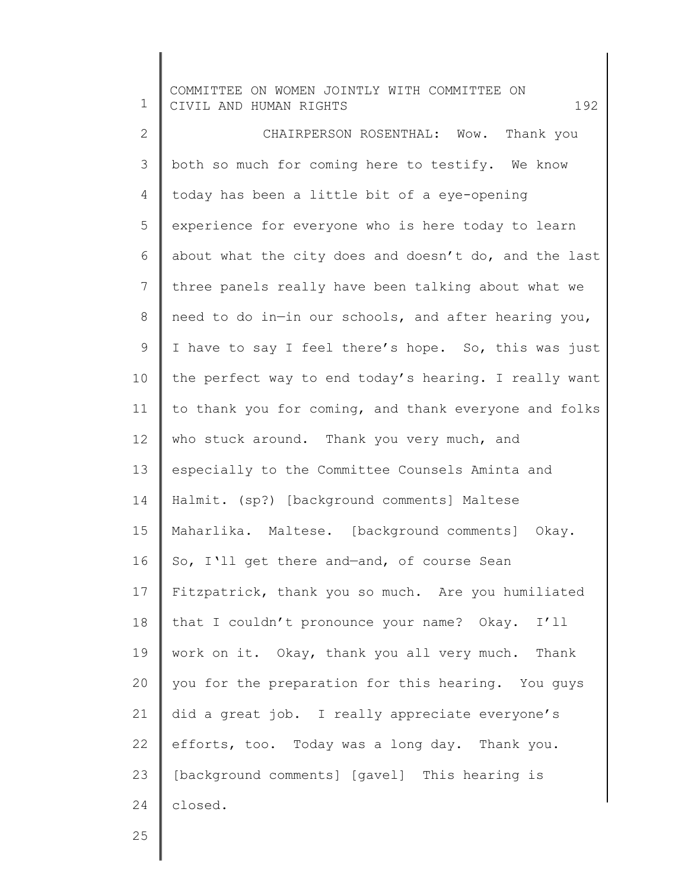CHAIRPERSON ROSENTHAL: Wow. Thank you both so much for coming here to testify. We know today has been a little bit of a eye-opening experience for everyone who is here today to learn about what the city does and doesn't do, and the last three panels really have been talking about what we need to do in—in our schools, and after hearing you, I have to say I feel there's hope. So, this was just the perfect way to end today's hearing. I really want to thank you for coming, and thank everyone and folks who stuck around. Thank you very much, and especially to the Committee Counsels Aminta and Halmit. (sp?) [background comments] Maltese Maharlika. Maltese. [background comments] Okay. So, I'll get there and—and, of course Sean Fitzpatrick, thank you so much. Are you humiliated that I couldn't pronounce your name? Okay. I'll work on it. Okay, thank you all very much. Thank you for the preparation for this hearing. You guys did a great job. I really appreciate everyone's efforts, too. Today was a long day. Thank you. [background comments] [gavel] This hearing is closed.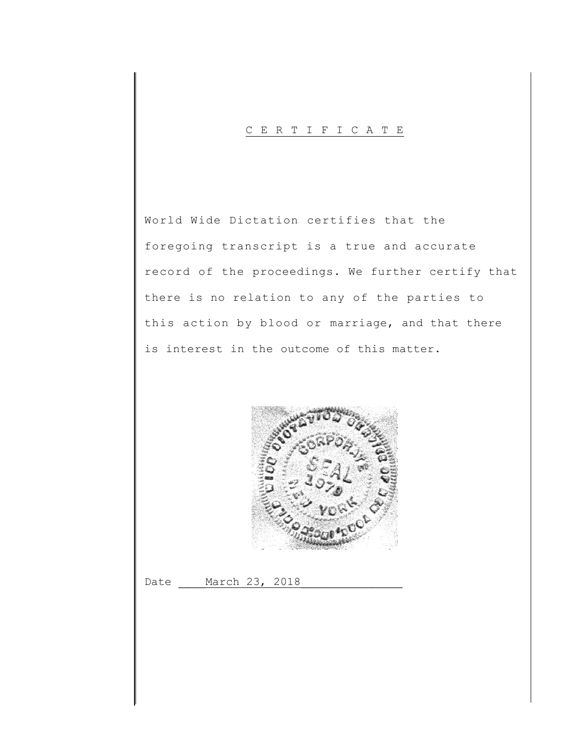C E R T I F I C A T E

World Wide Dictation certifies that the foregoing transcript is a true and accurate record of the proceedings. We further certify that there is no relation to any of the parties to this action by blood or marriage, and that there is interest in the outcome of this matter.

Date March 23, 2018